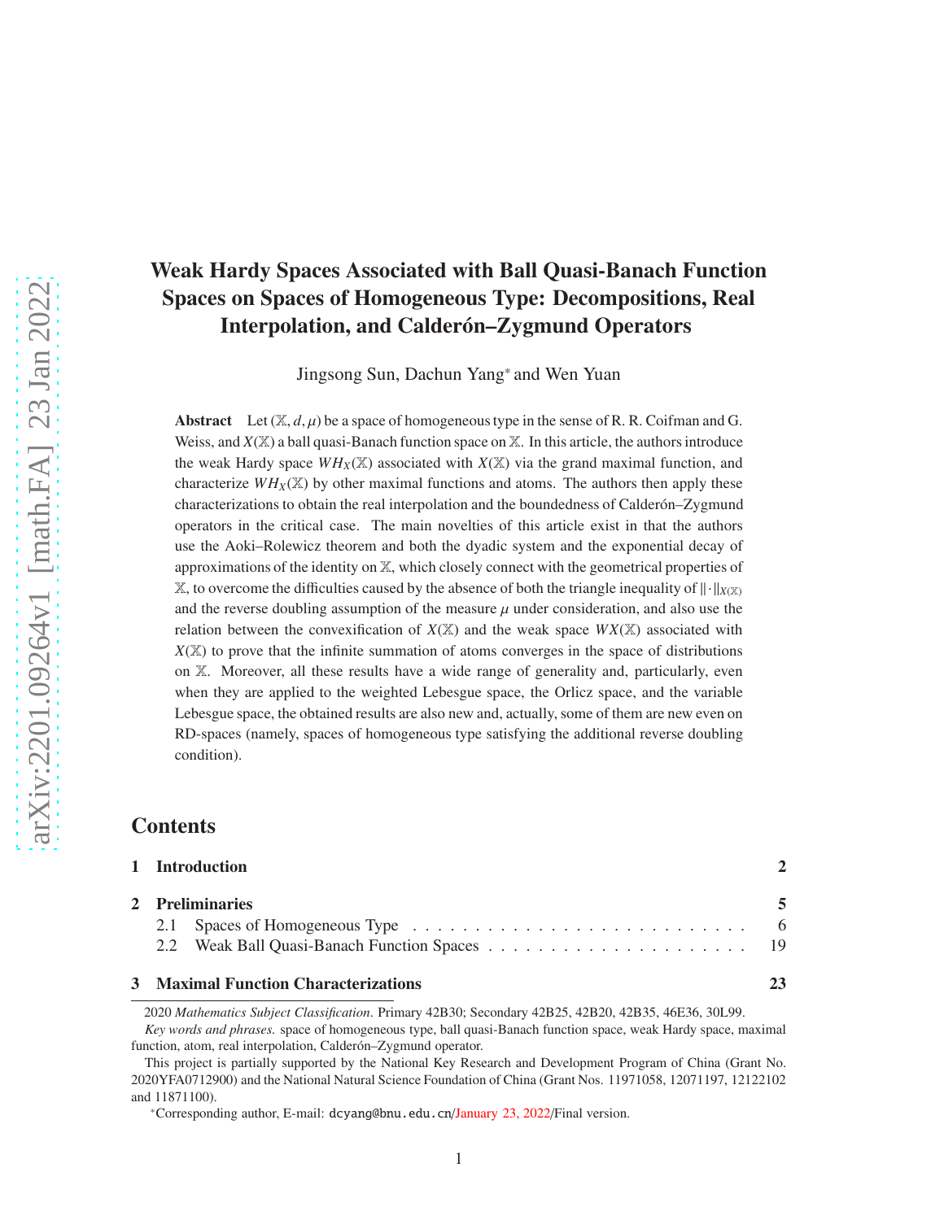# Weak Hardy Spaces Associated with Ball Quasi-Banach Function Spaces on Spaces of Homogeneous Type: Decompositions, Real Interpolation, and Calderón–Zygmund Operators

Jingsong Sun, Dachun Yang* and Wen Yuan

**Abstract** Let $(\mathbb{X}, d, \mu)$ be a space of homogeneous type in the sense of R. R. Coifman and G. Weiss, and $X(\mathbb{X})$ a ball quasi-Banach function space on $\mathbb{X}$. In this article, the authors introduce the weak Hardy space $WH_X(\mathbb{X})$ associated with $X(\mathbb{X})$ via the grand maximal function, and characterize $WH_X(\mathbb{X})$ by other maximal functions and atoms. The authors then apply these characterizations to obtain the real interpolation and the boundedness of Calderón–Zygmund operators in the critical case. The main novelties of this article exist in that the authors use the Aoki–Rolewicz theorem and both the dyadic system and the exponential decay of approximations of the identity on $\mathbb{X}$, which closely connect with the geometrical properties of $\mathbb{X}$, to overcome the difficulties caused by the absence of both the triangle inequality of $\|\cdot\|_{X(\mathbb{X})}$ and the reverse doubling assumption of the measure $\mu$ under consideration, and also use the relation between the convexification of $X(\mathbb{X})$ and the weak space $WX(\mathbb{X})$ associated with $X(\mathbb{X})$ to prove that the infinite summation of atoms converges in the space of distributions on $\mathbb{X}$. Moreover, all these results have a wide range of generality and, particularly, even when they are applied to the weighted Lebesgue space, the Orlicz space, and the variable Lebesgue space, the obtained results are also new and, actually, some of them are new even on RD-spaces (namely, spaces of homogeneous type satisfying the additional reverse doubling condition).

## Contents

**1 Introduction** 2

**2 Preliminaries** 5

2.1 Spaces of Homogeneous Type . . . . . . . . . . . . . . . . . . . . . . . . . . 6

2.2 Weak Ball Quasi-Banach Function Spaces . . . . . . . . . . . . . . . . . . . . . 19

**3 Maximal Function Characterizations** 23

---

2020 *Mathematics Subject Classification*. Primary 42B30; Secondary 42B25, 42B20, 42B35, 46E36, 30L99.

*Key words and phrases.* space of homogeneous type, ball quasi-Banach function space, weak Hardy space, maximal function, atom, real interpolation, Calderón–Zygmund operator.

This project is partially supported by the National Key Research and Development Program of China (Grant No. 2020YFA0712900) and the National Natural Science Foundation of China (Grant Nos. 11971058, 12071197, 12122102 and 11871100).

*Corresponding author, E-mail: `dcyang@bnu.edu.cn`/January 23, 2022/Final version.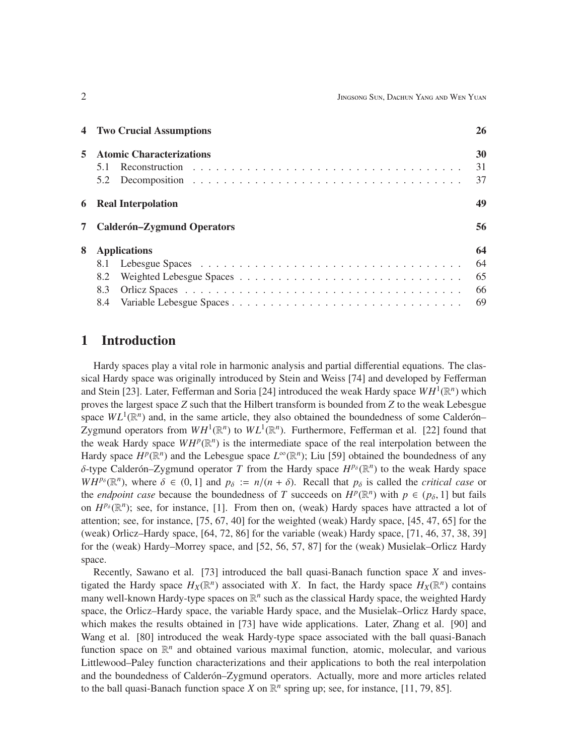| | | |
|---|---|---|
| **4** | **Two Crucial Assumptions** | **26** |
| **5** | **Atomic Characterizations** | **30** |
| | 5.1 Reconstruction | 31 |
| | 5.2 Decomposition | 37 |
| **6** | **Real Interpolation** | **49** |
| **7** | **Calderón–Zygmund Operators** | **56** |
| **8** | **Applications** | **64** |
| | 8.1 Lebesgue Spaces | 64 |
| | 8.2 Weighted Lebesgue Spaces | 65 |
| | 8.3 Orlicz Spaces | 66 |
| | 8.4 Variable Lebesgue Spaces | 69 |

# 1 Introduction

Hardy spaces play a vital role in harmonic analysis and partial differential equations. The classical Hardy space was originally introduced by Stein and Weiss [74] and developed by Fefferman and Stein [23]. Later, Fefferman and Soria [24] introduced the weak Hardy space $WH^1(\mathbb{R}^n)$ which proves the largest space $Z$ such that the Hilbert transform is bounded from $Z$ to the weak Lebesgue space $WL^1(\mathbb{R}^n)$ and, in the same article, they also obtained the boundedness of some Calderón–Zygmund operators from $WH^1(\mathbb{R}^n)$ to $WL^1(\mathbb{R}^n)$. Furthermore, Fefferman et al. [22] found that the weak Hardy space $WH^p(\mathbb{R}^n)$ is the intermediate space of the real interpolation between the Hardy space $H^p(\mathbb{R}^n)$ and the Lebesgue space $L^\infty(\mathbb{R}^n)$; Liu [59] obtained the boundedness of any $\delta$-type Calderón–Zygmund operator $T$ from the Hardy space $H^{p_\delta}(\mathbb{R}^n)$ to the weak Hardy space $WH^{p_\delta}(\mathbb{R}^n)$, where $\delta \in (0, 1]$ and $p_\delta := n/(n + \delta)$. Recall that $p_\delta$ is called the *critical case* or the *endpoint case* because the boundedness of $T$ succeeds on $H^p(\mathbb{R}^n)$ with $p \in (p_\delta, 1]$ but fails on $H^{p_\delta}(\mathbb{R}^n)$; see, for instance, [1]. From then on, (weak) Hardy spaces have attracted a lot of attention; see, for instance, [75, 67, 40] for the weighted (weak) Hardy space, [45, 47, 65] for the (weak) Orlicz–Hardy space, [64, 72, 86] for the variable (weak) Hardy space, [71, 46, 37, 38, 39] for the (weak) Hardy–Morrey space, and [52, 56, 57, 87] for the (weak) Musielak–Orlicz Hardy space.

Recently, Sawano et al. [73] introduced the ball quasi-Banach function space $X$ and investigated the Hardy space $H_X(\mathbb{R}^n)$ associated with $X$. In fact, the Hardy space $H_X(\mathbb{R}^n)$ contains many well-known Hardy-type spaces on $\mathbb{R}^n$ such as the classical Hardy space, the weighted Hardy space, the Orlicz–Hardy space, the variable Hardy space, and the Musielak–Orlicz Hardy space, which makes the results obtained in [73] have wide applications. Later, Zhang et al. [90] and Wang et al. [80] introduced the weak Hardy-type space associated with the ball quasi-Banach function space on $\mathbb{R}^n$ and obtained various maximal function, atomic, molecular, and various Littlewood–Paley function characterizations and their applications to both the real interpolation and the boundedness of Calderón–Zygmund operators. Actually, more and more articles related to the ball quasi-Banach function space $X$ on $\mathbb{R}^n$ spring up; see, for instance, [11, 79, 85].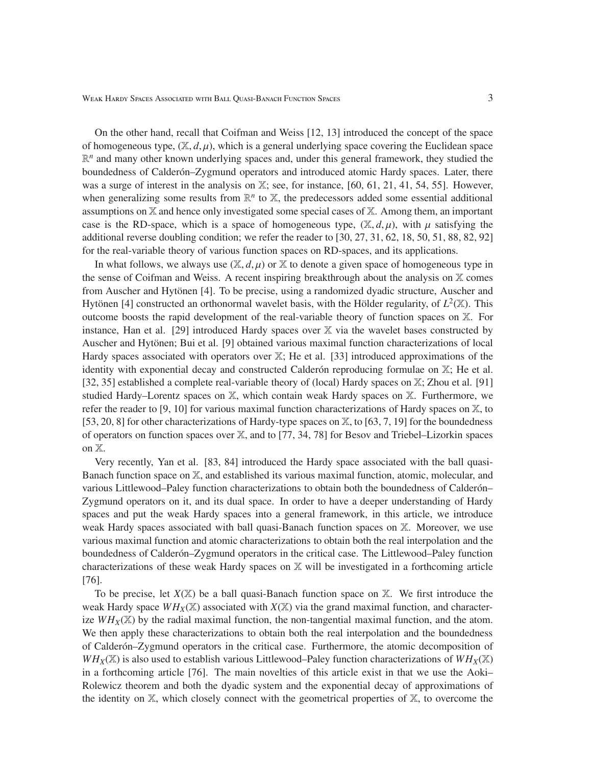On the other hand, recall that Coifman and Weiss [12, 13] introduced the concept of the space of homogeneous type, $(\mathbb{X}, d, \mu)$, which is a general underlying space covering the Euclidean space $\mathbb{R}^n$ and many other known underlying spaces and, under this general framework, they studied the boundedness of Calderón–Zygmund operators and introduced atomic Hardy spaces. Later, there was a surge of interest in the analysis on $\mathbb{X}$; see, for instance, [60, 61, 21, 41, 54, 55]. However, when generalizing some results from $\mathbb{R}^n$ to $\mathbb{X}$, the predecessors added some essential additional assumptions on $\mathbb{X}$ and hence only investigated some special cases of $\mathbb{X}$. Among them, an important case is the RD-space, which is a space of homogeneous type, $(\mathbb{X}, d, \mu)$, with $\mu$ satisfying the additional reverse doubling condition; we refer the reader to [30, 27, 31, 62, 18, 50, 51, 88, 82, 92] for the real-variable theory of various function spaces on RD-spaces, and its applications.

In what follows, we always use $(\mathbb{X}, d, \mu)$ or $\mathbb{X}$ to denote a given space of homogeneous type in the sense of Coifman and Weiss. A recent inspiring breakthrough about the analysis on $\mathbb{X}$ comes from Auscher and Hytönen [4]. To be precise, using a randomized dyadic structure, Auscher and Hytönen [4] constructed an orthonormal wavelet basis, with the Hölder regularity, of $L^2(\mathbb{X})$. This outcome boosts the rapid development of the real-variable theory of function spaces on $\mathbb{X}$. For instance, Han et al. [29] introduced Hardy spaces over $\mathbb{X}$ via the wavelet bases constructed by Auscher and Hytönen; Bui et al. [9] obtained various maximal function characterizations of local Hardy spaces associated with operators over $\mathbb{X}$; He et al. [33] introduced approximations of the identity with exponential decay and constructed Calderón reproducing formulae on $\mathbb{X}$; He et al. [32, 35] established a complete real-variable theory of (local) Hardy spaces on $\mathbb{X}$; Zhou et al. [91] studied Hardy–Lorentz spaces on $\mathbb{X}$, which contain weak Hardy spaces on $\mathbb{X}$. Furthermore, we refer the reader to [9, 10] for various maximal function characterizations of Hardy spaces on $\mathbb{X}$, to [53, 20, 8] for other characterizations of Hardy-type spaces on $\mathbb{X}$, to [63, 7, 19] for the boundedness of operators on function spaces over $\mathbb{X}$, and to [77, 34, 78] for Besov and Triebel–Lizorkin spaces on $\mathbb{X}$.

Very recently, Yan et al. [83, 84] introduced the Hardy space associated with the ball quasi-Banach function space on $\mathbb{X}$, and established its various maximal function, atomic, molecular, and various Littlewood–Paley function characterizations to obtain both the boundedness of Calderón–Zygmund operators on it, and its dual space. In order to have a deeper understanding of Hardy spaces and put the weak Hardy spaces into a general framework, in this article, we introduce weak Hardy spaces associated with ball quasi-Banach function spaces on $\mathbb{X}$. Moreover, we use various maximal function and atomic characterizations to obtain both the real interpolation and the boundedness of Calderón–Zygmund operators in the critical case. The Littlewood–Paley function characterizations of these weak Hardy spaces on $\mathbb{X}$ will be investigated in a forthcoming article [76].

To be precise, let $X(\mathbb{X})$ be a ball quasi-Banach function space on $\mathbb{X}$. We first introduce the weak Hardy space $WH_X(\mathbb{X})$ associated with $X(\mathbb{X})$ via the grand maximal function, and characterize $WH_X(\mathbb{X})$ by the radial maximal function, the non-tangential maximal function, and the atom. We then apply these characterizations to obtain both the real interpolation and the boundedness of Calderón–Zygmund operators in the critical case. Furthermore, the atomic decomposition of $WH_X(\mathbb{X})$ is also used to establish various Littlewood–Paley function characterizations of $WH_X(\mathbb{X})$ in a forthcoming article [76]. The main novelties of this article exist in that we use the Aoki–Rolewicz theorem and both the dyadic system and the exponential decay of approximations of the identity on $\mathbb{X}$, which closely connect with the geometrical properties of $\mathbb{X}$, to overcome the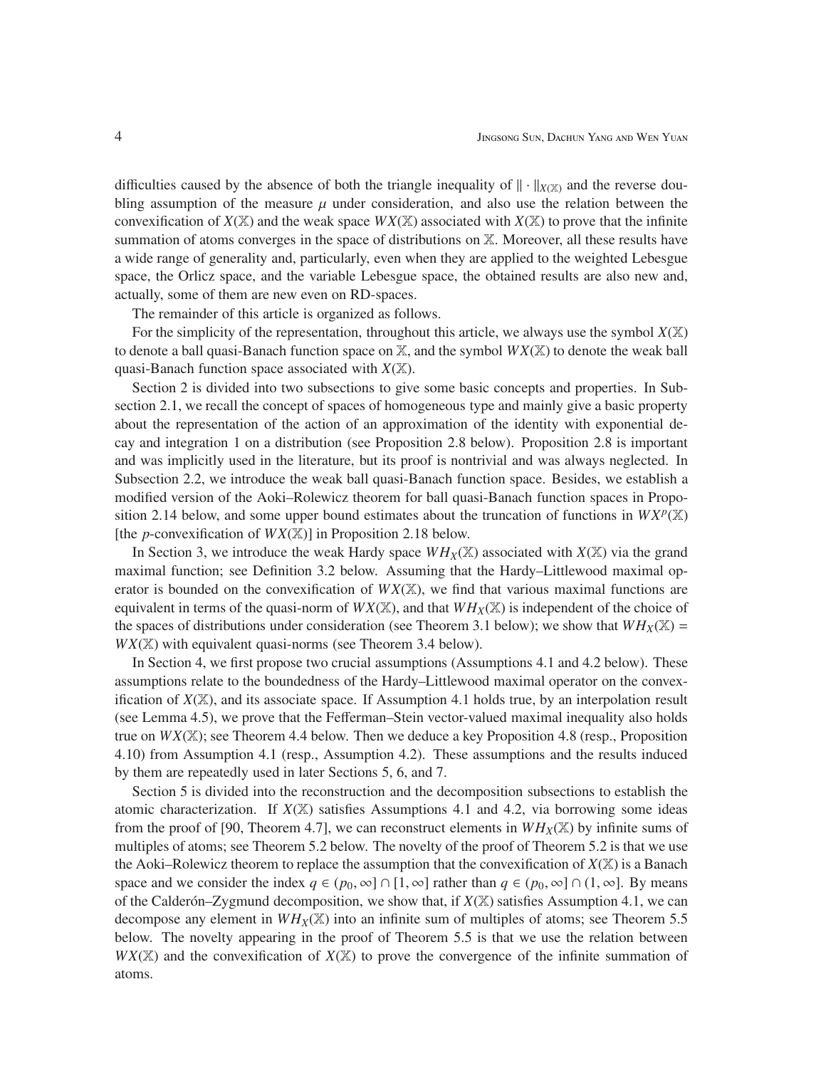difficulties caused by the absence of both the triangle inequality of $\|\cdot\|_{X(\mathbb{X})}$ and the reverse doubling assumption of the measure $\mu$ under consideration, and also use the relation between the convexification of $X(\mathbb{X})$ and the weak space $WX(\mathbb{X})$ associated with $X(\mathbb{X})$ to prove that the infinite summation of atoms converges in the space of distributions on $\mathbb{X}$. Moreover, all these results have a wide range of generality and, particularly, even when they are applied to the weighted Lebesgue space, the Orlicz space, and the variable Lebesgue space, the obtained results are also new and, actually, some of them are new even on RD-spaces.

The remainder of this article is organized as follows.

For the simplicity of the representation, throughout this article, we always use the symbol $X(\mathbb{X})$ to denote a ball quasi-Banach function space on $\mathbb{X}$, and the symbol $WX(\mathbb{X})$ to denote the weak ball quasi-Banach function space associated with $X(\mathbb{X})$.

Section 2 is divided into two subsections to give some basic concepts and properties. In Subsection 2.1, we recall the concept of spaces of homogeneous type and mainly give a basic property about the representation of the action of an approximation of the identity with exponential decay and integration 1 on a distribution (see Proposition 2.8 below). Proposition 2.8 is important and was implicitly used in the literature, but its proof is nontrivial and was always neglected. In Subsection 2.2, we introduce the weak ball quasi-Banach function space. Besides, we establish a modified version of the Aoki–Rolewicz theorem for ball quasi-Banach function spaces in Proposition 2.14 below, and some upper bound estimates about the truncation of functions in $WX^p(\mathbb{X})$ [the $p$-convexification of $WX(\mathbb{X})$] in Proposition 2.18 below.

In Section 3, we introduce the weak Hardy space $WH_X(\mathbb{X})$ associated with $X(\mathbb{X})$ via the grand maximal function; see Definition 3.2 below. Assuming that the Hardy–Littlewood maximal operator is bounded on the convexification of $WX(\mathbb{X})$, we find that various maximal functions are equivalent in terms of the quasi-norm of $WX(\mathbb{X})$, and that $WH_X(\mathbb{X})$ is independent of the choice of the spaces of distributions under consideration (see Theorem 3.1 below); we show that $WH_X(\mathbb{X}) = WX(\mathbb{X})$ with equivalent quasi-norms (see Theorem 3.4 below).

In Section 4, we first propose two crucial assumptions (Assumptions 4.1 and 4.2 below). These assumptions relate to the boundedness of the Hardy–Littlewood maximal operator on the convexification of $X(\mathbb{X})$, and its associate space. If Assumption 4.1 holds true, by an interpolation result (see Lemma 4.5), we prove that the Fefferman–Stein vector-valued maximal inequality also holds true on $WX(\mathbb{X})$; see Theorem 4.4 below. Then we deduce a key Proposition 4.8 (resp., Proposition 4.10) from Assumption 4.1 (resp., Assumption 4.2). These assumptions and the results induced by them are repeatedly used in later Sections 5, 6, and 7.

Section 5 is divided into the reconstruction and the decomposition subsections to establish the atomic characterization. If $X(\mathbb{X})$ satisfies Assumptions 4.1 and 4.2, via borrowing some ideas from the proof of [90, Theorem 4.7], we can reconstruct elements in $WH_X(\mathbb{X})$ by infinite sums of multiples of atoms; see Theorem 5.2 below. The novelty of the proof of Theorem 5.2 is that we use the Aoki–Rolewicz theorem to replace the assumption that the convexification of $X(\mathbb{X})$ is a Banach space and we consider the index $q \in (p_0, \infty] \cap [1, \infty]$ rather than $q \in (p_0, \infty] \cap (1, \infty]$. By means of the Calderón–Zygmund decomposition, we show that, if $X(\mathbb{X})$ satisfies Assumption 4.1, we can decompose any element in $WH_X(\mathbb{X})$ into an infinite sum of multiples of atoms; see Theorem 5.5 below. The novelty appearing in the proof of Theorem 5.5 is that we use the relation between $WX(\mathbb{X})$ and the convexification of $X(\mathbb{X})$ to prove the convergence of the infinite summation of atoms.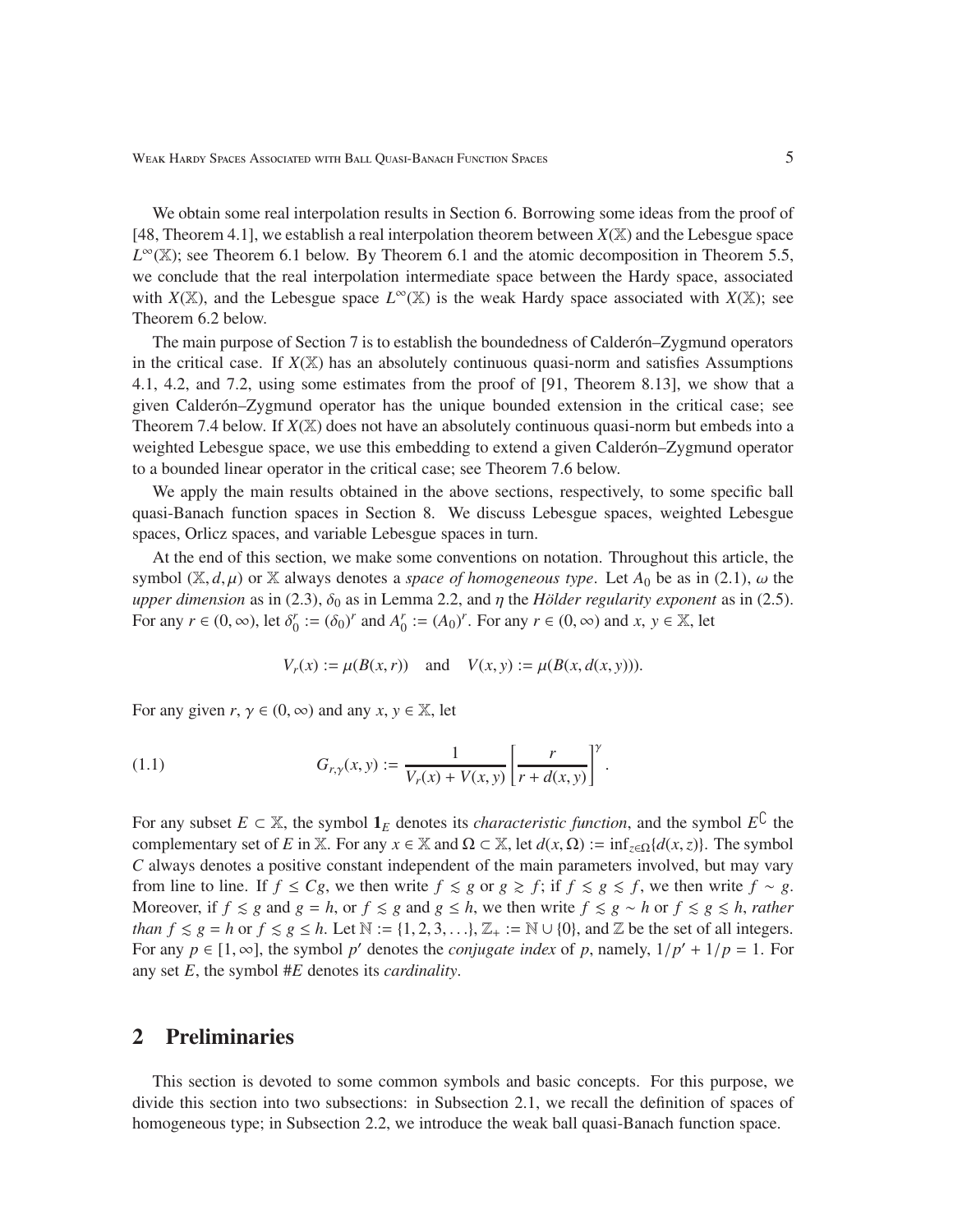We obtain some real interpolation results in Section 6. Borrowing some ideas from the proof of [48, Theorem 4.1], we establish a real interpolation theorem between $X(\mathbb{X})$ and the Lebesgue space $L^\infty(\mathbb{X})$; see Theorem 6.1 below. By Theorem 6.1 and the atomic decomposition in Theorem 5.5, we conclude that the real interpolation intermediate space between the Hardy space, associated with $X(\mathbb{X})$, and the Lebesgue space $L^\infty(\mathbb{X})$ is the weak Hardy space associated with $X(\mathbb{X})$; see Theorem 6.2 below.

The main purpose of Section 7 is to establish the boundedness of Calderón–Zygmund operators in the critical case. If $X(\mathbb{X})$ has an absolutely continuous quasi-norm and satisfies Assumptions 4.1, 4.2, and 7.2, using some estimates from the proof of [91, Theorem 8.13], we show that a given Calderón–Zygmund operator has the unique bounded extension in the critical case; see Theorem 7.4 below. If $X(\mathbb{X})$ does not have an absolutely continuous quasi-norm but embeds into a weighted Lebesgue space, we use this embedding to extend a given Calderón–Zygmund operator to a bounded linear operator in the critical case; see Theorem 7.6 below.

We apply the main results obtained in the above sections, respectively, to some specific ball quasi-Banach function spaces in Section 8. We discuss Lebesgue spaces, weighted Lebesgue spaces, Orlicz spaces, and variable Lebesgue spaces in turn.

At the end of this section, we make some conventions on notation. Throughout this article, the symbol $(\mathbb{X}, d, \mu)$ or $\mathbb{X}$ always denotes a *space of homogeneous type*. Let $A_0$ be as in (2.1), $\omega$ the *upper dimension* as in (2.3), $\delta_0$ as in Lemma 2.2, and $\eta$ the *Hölder regularity exponent* as in (2.5). For any $r \in (0, \infty)$, let $\delta_0^r := (\delta_0)^r$ and $A_0^r := (A_0)^r$. For any $r \in (0, \infty)$ and $x, y \in \mathbb{X}$, let

$$V_r(x) := \mu(B(x, r)) \quad \text{and} \quad V(x, y) := \mu(B(x, d(x, y))).$$

For any given $r, \gamma \in (0, \infty)$ and any $x, y \in \mathbb{X}$, let

$$G_{r,\gamma}(x, y) := \frac{1}{V_r(x) + V(x, y)} \left[\frac{r}{r + d(x, y)}\right]^\gamma. \tag{1.1}$$

For any subset $E \subset \mathbb{X}$, the symbol $\mathbf{1}_E$ denotes its *characteristic function*, and the symbol $E^\complement$ the complementary set of $E$ in $\mathbb{X}$. For any $x \in \mathbb{X}$ and $\Omega \subset \mathbb{X}$, let $d(x, \Omega) := \inf_{z \in \Omega}\{d(x, z)\}$. The symbol $C$ always denotes a positive constant independent of the main parameters involved, but may vary from line to line. If $f \le Cg$, we then write $f \lesssim g$ or $g \gtrsim f$; if $f \lesssim g \lesssim f$, we then write $f \sim g$. Moreover, if $f \lesssim g$ and $g = h$, or $f \lesssim g$ and $g \le h$, we then write $f \lesssim g \sim h$ or $f \lesssim g \lesssim h$, *rather than* $f \lesssim g = h$ or $f \lesssim g \le h$. Let $\mathbb{N} := \{1, 2, 3, \ldots\}$, $\mathbb{Z}_+ := \mathbb{N} \cup \{0\}$, and $\mathbb{Z}$ be the set of all integers. For any $p \in [1, \infty]$, the symbol $p'$ denotes the *conjugate index* of $p$, namely, $1/p' + 1/p = 1$. For any set $E$, the symbol $\#E$ denotes its *cardinality*.

## 2 Preliminaries

This section is devoted to some common symbols and basic concepts. For this purpose, we divide this section into two subsections: in Subsection 2.1, we recall the definition of spaces of homogeneous type; in Subsection 2.2, we introduce the weak ball quasi-Banach function space.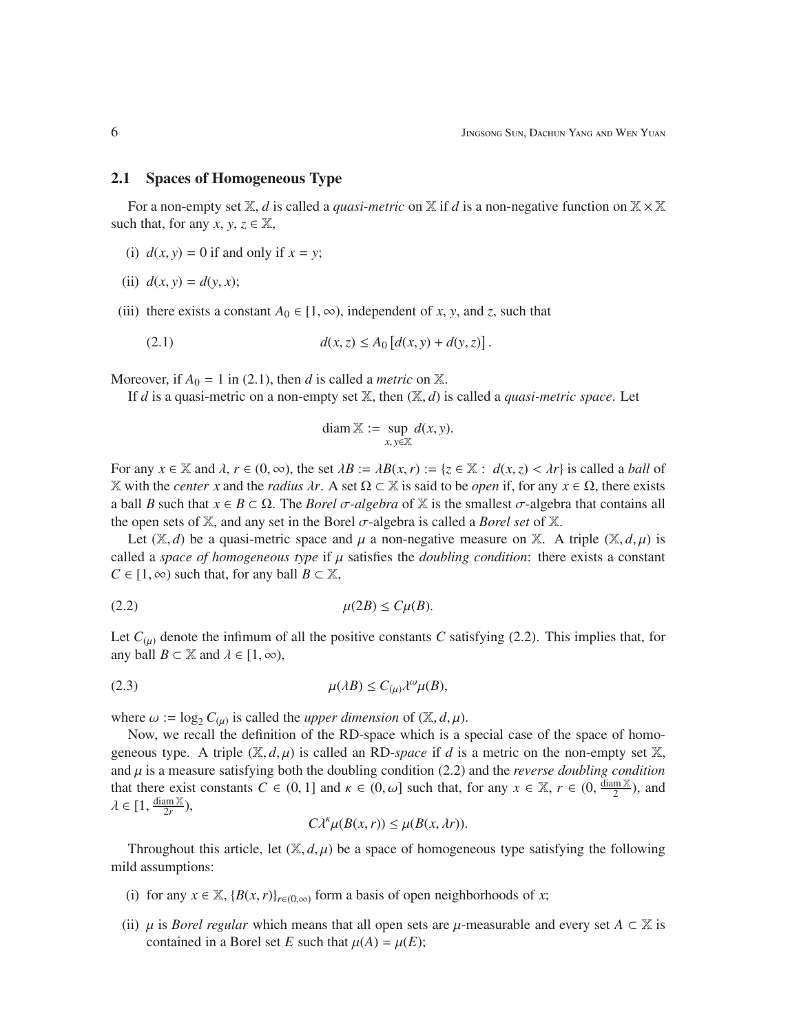## 2.1 Spaces of Homogeneous Type

For a non-empty set $\mathbb{X}$, $d$ is called a *quasi-metric* on $\mathbb{X}$ if $d$ is a non-negative function on $\mathbb{X} \times \mathbb{X}$ such that, for any $x, y, z \in \mathbb{X}$,

(i) $d(x, y) = 0$ if and only if $x = y$;

(ii) $d(x, y) = d(y, x)$;

(iii) there exists a constant $A_0 \in [1, \infty)$, independent of $x$, $y$, and $z$, such that

$$d(x, z) \leq A_0 \left[d(x, y) + d(y, z)\right]. \tag{2.1}$$

Moreover, if $A_0 = 1$ in (2.1), then $d$ is called a *metric* on $\mathbb{X}$.

If $d$ is a quasi-metric on a non-empty set $\mathbb{X}$, then $(\mathbb{X}, d)$ is called a *quasi-metric space*. Let

$$\operatorname{diam} \mathbb{X} := \sup_{x,\, y \in \mathbb{X}} d(x, y).$$

For any $x \in \mathbb{X}$ and $\lambda$, $r \in (0, \infty)$, the set $\lambda B := \lambda B(x, r) := \{z \in \mathbb{X} : \ d(x, z) < \lambda r\}$ is called a *ball* of $\mathbb{X}$ with the *center* $x$ and the *radius* $\lambda r$. A set $\Omega \subset \mathbb{X}$ is said to be *open* if, for any $x \in \Omega$, there exists a ball $B$ such that $x \in B \subset \Omega$. The *Borel $\sigma$-algebra* of $\mathbb{X}$ is the smallest $\sigma$-algebra that contains all the open sets of $\mathbb{X}$, and any set in the Borel $\sigma$-algebra is called a *Borel set* of $\mathbb{X}$.

Let $(\mathbb{X}, d)$ be a quasi-metric space and $\mu$ a non-negative measure on $\mathbb{X}$. A triple $(\mathbb{X}, d, \mu)$ is called a *space of homogeneous type* if $\mu$ satisfies the *doubling condition*: there exists a constant $C \in [1, \infty)$ such that, for any ball $B \subset \mathbb{X}$,

$$\mu(2B) \leq C\mu(B). \tag{2.2}$$

Let $C_{(\mu)}$ denote the infimum of all the positive constants $C$ satisfying (2.2). This implies that, for any ball $B \subset \mathbb{X}$ and $\lambda \in [1, \infty)$,

$$\mu(\lambda B) \leq C_{(\mu)} \lambda^{\omega} \mu(B), \tag{2.3}$$

where $\omega := \log_2 C_{(\mu)}$ is called the *upper dimension* of $(\mathbb{X}, d, \mu)$.

Now, we recall the definition of the RD-space which is a special case of the space of homogeneous type. A triple $(\mathbb{X}, d, \mu)$ is called an RD-*space* if $d$ is a metric on the non-empty set $\mathbb{X}$, and $\mu$ is a measure satisfying both the doubling condition (2.2) and the *reverse doubling condition* that there exist constants $C \in (0, 1]$ and $\kappa \in (0, \omega]$ such that, for any $x \in \mathbb{X}$, $r \in (0, \frac{\operatorname{diam} \mathbb{X}}{2})$, and $\lambda \in [1, \frac{\operatorname{diam} \mathbb{X}}{2r})$,

$$C\lambda^{\kappa} \mu(B(x, r)) \leq \mu(B(x, \lambda r)).$$

Throughout this article, let $(\mathbb{X}, d, \mu)$ be a space of homogeneous type satisfying the following mild assumptions:

(i) for any $x \in \mathbb{X}$, $\{B(x, r)\}_{r \in (0, \infty)}$ form a basis of open neighborhoods of $x$;

(ii) $\mu$ is *Borel regular* which means that all open sets are $\mu$-measurable and every set $A \subset \mathbb{X}$ is contained in a Borel set $E$ such that $\mu(A) = \mu(E)$;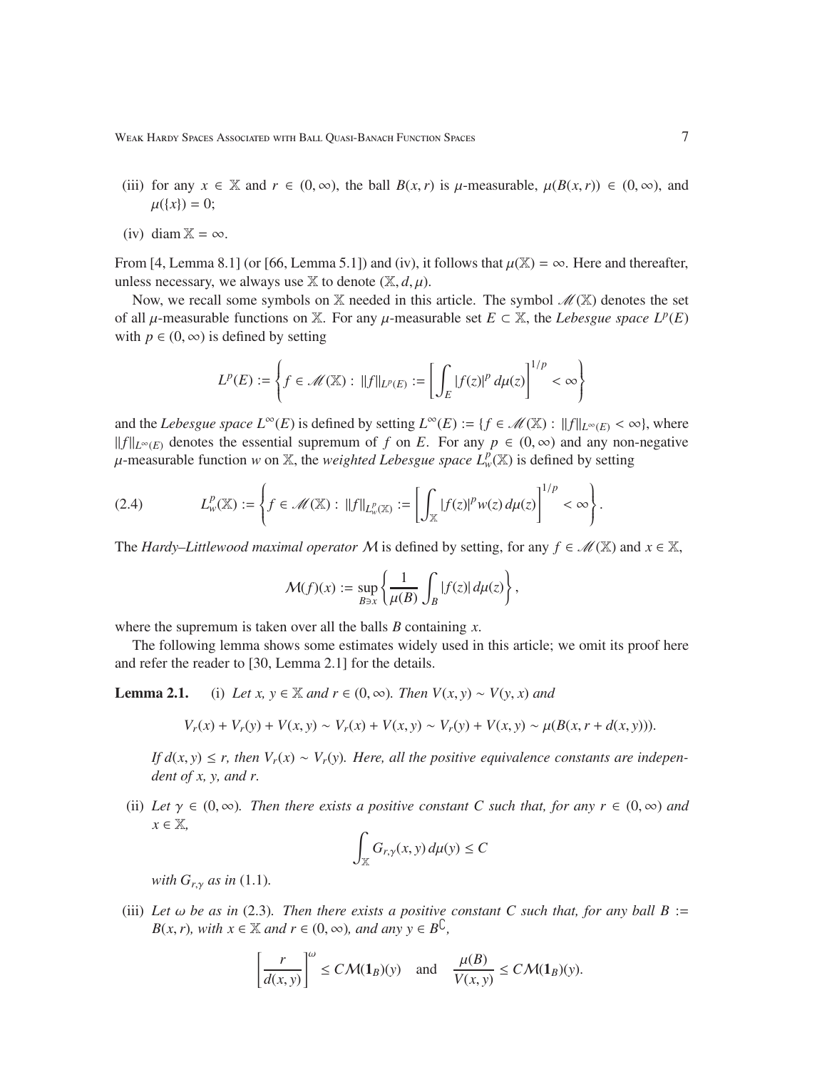(iii) for any $x \in \mathbb{X}$ and $r \in (0, \infty)$, the ball $B(x, r)$ is $\mu$-measurable, $\mu(B(x, r)) \in (0, \infty)$, and $\mu(\{x\}) = 0$;

(iv) $\operatorname{diam} \mathbb{X} = \infty$.

From [4, Lemma 8.1] (or [66, Lemma 5.1]) and (iv), it follows that $\mu(\mathbb{X}) = \infty$. Here and thereafter, unless necessary, we always use $\mathbb{X}$ to denote $(\mathbb{X}, d, \mu)$.

Now, we recall some symbols on $\mathbb{X}$ needed in this article. The symbol $\mathscr{M}(\mathbb{X})$ denotes the set of all $\mu$-measurable functions on $\mathbb{X}$. For any $\mu$-measurable set $E \subset \mathbb{X}$, the *Lebesgue space* $L^p(E)$ with $p \in (0, \infty)$ is defined by setting

$$L^p(E) := \left\{ f \in \mathscr{M}(\mathbb{X}) : \|f\|_{L^p(E)} := \left[ \int_E |f(z)|^p \, d\mu(z) \right]^{1/p} < \infty \right\}$$

and the *Lebesgue space* $L^\infty(E)$ is defined by setting $L^\infty(E) := \{f \in \mathscr{M}(\mathbb{X}) : \|f\|_{L^\infty(E)} < \infty\}$, where $\|f\|_{L^\infty(E)}$ denotes the essential supremum of $f$ on $E$. For any $p \in (0, \infty)$ and any non-negative $\mu$-measurable function $w$ on $\mathbb{X}$, the *weighted Lebesgue space* $L^p_w(\mathbb{X})$ is defined by setting

$$L^p_w(\mathbb{X}) := \left\{ f \in \mathscr{M}(\mathbb{X}) : \|f\|_{L^p_w(\mathbb{X})} := \left[ \int_{\mathbb{X}} |f(z)|^p w(z) \, d\mu(z) \right]^{1/p} < \infty \right\}. \tag{2.4}$$

The *Hardy–Littlewood maximal operator* $\mathcal{M}$ is defined by setting, for any $f \in \mathscr{M}(\mathbb{X})$ and $x \in \mathbb{X}$,

$$\mathcal{M}(f)(x) := \sup_{B \ni x} \left\{ \frac{1}{\mu(B)} \int_B |f(z)| \, d\mu(z) \right\},$$

where the supremum is taken over all the balls $B$ containing $x$.

The following lemma shows some estimates widely used in this article; we omit its proof here and refer the reader to [30, Lemma 2.1] for the details.

**Lemma 2.1.** (i) *Let $x$, $y \in \mathbb{X}$ and $r \in (0, \infty)$. Then $V(x, y) \sim V(y, x)$ and*

$$V_r(x) + V_r(y) + V(x, y) \sim V_r(x) + V(x, y) \sim V_r(y) + V(x, y) \sim \mu(B(x, r + d(x, y))).$$

*If $d(x, y) \le r$, then $V_r(x) \sim V_r(y)$. Here, all the positive equivalence constants are independent of $x$, $y$, and $r$.*

(ii) *Let $\gamma \in (0, \infty)$. Then there exists a positive constant $C$ such that, for any $r \in (0, \infty)$ and $x \in \mathbb{X}$,*

$$\int_{\mathbb{X}} G_{r,\gamma}(x, y) \, d\mu(y) \le C$$

*with $G_{r,\gamma}$ as in* (1.1).

(iii) *Let $\omega$ be as in* (2.3). *Then there exists a positive constant $C$ such that, for any ball $B := B(x, r)$, with $x \in \mathbb{X}$ and $r \in (0, \infty)$, and any $y \in B^\complement$,*

$$\left[ \frac{r}{d(x, y)} \right]^\omega \le C\mathcal{M}(\mathbf{1}_B)(y) \quad \text{and} \quad \frac{\mu(B)}{V(x, y)} \le C\mathcal{M}(\mathbf{1}_B)(y).$$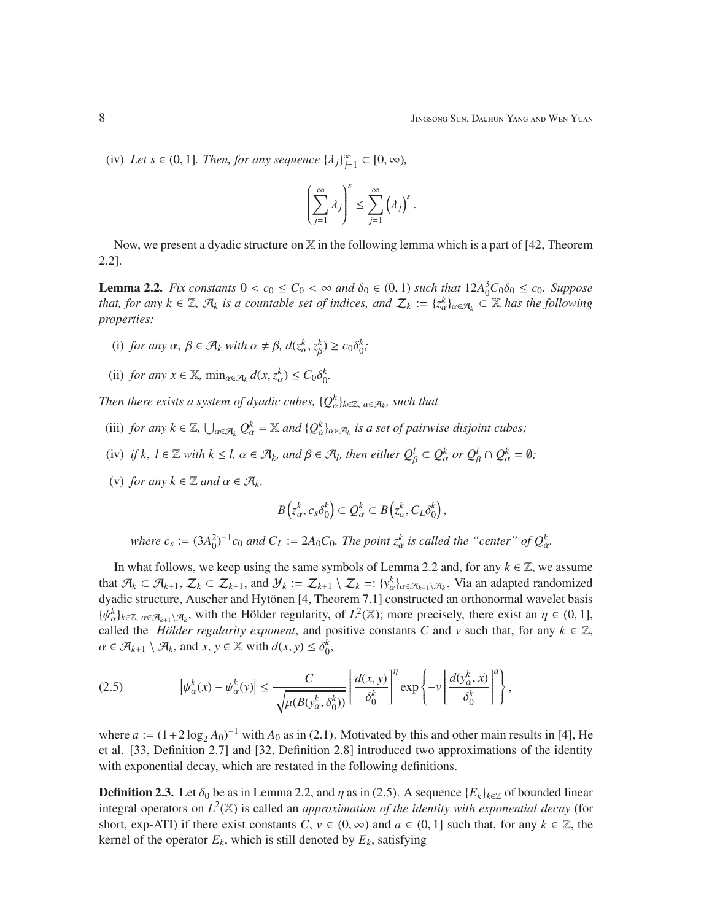(iv) *Let $s \in (0, 1]$. Then, for any sequence $\{\lambda_j\}_{j=1}^\infty \subset [0, \infty)$,*

$$\left(\sum_{j=1}^{\infty} \lambda_j\right)^s \leq \sum_{j=1}^{\infty} \left(\lambda_j\right)^s.$$

Now, we present a dyadic structure on $\mathbb{X}$ in the following lemma which is a part of [42, Theorem 2.2].

**Lemma 2.2.** *Fix constants $0 < c_0 \leq C_0 < \infty$ and $\delta_0 \in (0, 1)$ such that $12A_0^3 C_0 \delta_0 \leq c_0$. Suppose that, for any $k \in \mathbb{Z}$, $\mathcal{A}_k$ is a countable set of indices, and $\mathcal{Z}_k := \{z_\alpha^k\}_{\alpha \in \mathcal{A}_k} \subset \mathbb{X}$ has the following properties:*

(i) *for any $\alpha, \beta \in \mathcal{A}_k$ with $\alpha \neq \beta$, $d(z_\alpha^k, z_\beta^k) \geq c_0 \delta_0^k$;*

(ii) *for any $x \in \mathbb{X}$, $\min_{\alpha \in \mathcal{A}_k} d(x, z_\alpha^k) \leq C_0 \delta_0^k$.*

*Then there exists a system of dyadic cubes, $\{Q_\alpha^k\}_{k \in \mathbb{Z},\, \alpha \in \mathcal{A}_k}$, such that*

(iii) *for any $k \in \mathbb{Z}$, $\bigcup_{\alpha \in \mathcal{A}_k} Q_\alpha^k = \mathbb{X}$ and $\{Q_\alpha^k\}_{\alpha \in \mathcal{A}_k}$ is a set of pairwise disjoint cubes;*

(iv) *if $k,\ l \in \mathbb{Z}$ with $k \leq l$, $\alpha \in \mathcal{A}_k$, and $\beta \in \mathcal{A}_l$, then either $Q_\beta^l \subset Q_\alpha^k$ or $Q_\beta^l \cap Q_\alpha^k = \emptyset$;*

(v) *for any $k \in \mathbb{Z}$ and $\alpha \in \mathcal{A}_k$,*

$$B\left(z_\alpha^k, c_s \delta_0^k\right) \subset Q_\alpha^k \subset B\left(z_\alpha^k, C_L \delta_0^k\right),$$

*where $c_s := (3A_0^2)^{-1} c_0$ and $C_L := 2A_0 C_0$. The point $z_\alpha^k$ is called the "center" of $Q_\alpha^k$.*

In what follows, we keep using the same symbols of Lemma 2.2 and, for any $k \in \mathbb{Z}$, we assume that $\mathcal{A}_k \subset \mathcal{A}_{k+1}$, $\mathcal{Z}_k \subset \mathcal{Z}_{k+1}$, and $\mathcal{Y}_k := \mathcal{Z}_{k+1} \setminus \mathcal{Z}_k =: \{y_\alpha^k\}_{\alpha \in \mathcal{A}_{k+1} \setminus \mathcal{A}_k}$. Via an adapted randomized dyadic structure, Auscher and Hytönen [4, Theorem 7.1] constructed an orthonormal wavelet basis $\{\psi_\alpha^k\}_{k \in \mathbb{Z},\, \alpha \in \mathcal{A}_{k+1} \setminus \mathcal{A}_k}$, with the Hölder regularity, of $L^2(\mathbb{X})$; more precisely, there exist an $\eta \in (0, 1]$, called the *Hölder regularity exponent*, and positive constants $C$ and $\nu$ such that, for any $k \in \mathbb{Z}$, $\alpha \in \mathcal{A}_{k+1} \setminus \mathcal{A}_k$, and $x, y \in \mathbb{X}$ with $d(x, y) \leq \delta_0^k$,

$$\left|\psi_\alpha^k(x) - \psi_\alpha^k(y)\right| \leq \frac{C}{\sqrt{\mu(B(y_\alpha^k, \delta_0^k))}} \left[\frac{d(x, y)}{\delta_0^k}\right]^\eta \exp\left\{-\nu \left[\frac{d(y_\alpha^k, x)}{\delta_0^k}\right]^a\right\}, \tag{2.5}$$

where $a := (1 + 2\log_2 A_0)^{-1}$ with $A_0$ as in (2.1). Motivated by this and other main results in [4], He et al. [33, Definition 2.7] and [32, Definition 2.8] introduced two approximations of the identity with exponential decay, which are restated in the following definitions.

**Definition 2.3.** Let $\delta_0$ be as in Lemma 2.2, and $\eta$ as in (2.5). A sequence $\{E_k\}_{k \in \mathbb{Z}}$ of bounded linear integral operators on $L^2(\mathbb{X})$ is called an *approximation of the identity with exponential decay* (for short, exp-ATI) if there exist constants $C, \nu \in (0, \infty)$ and $a \in (0, 1]$ such that, for any $k \in \mathbb{Z}$, the kernel of the operator $E_k$, which is still denoted by $E_k$, satisfying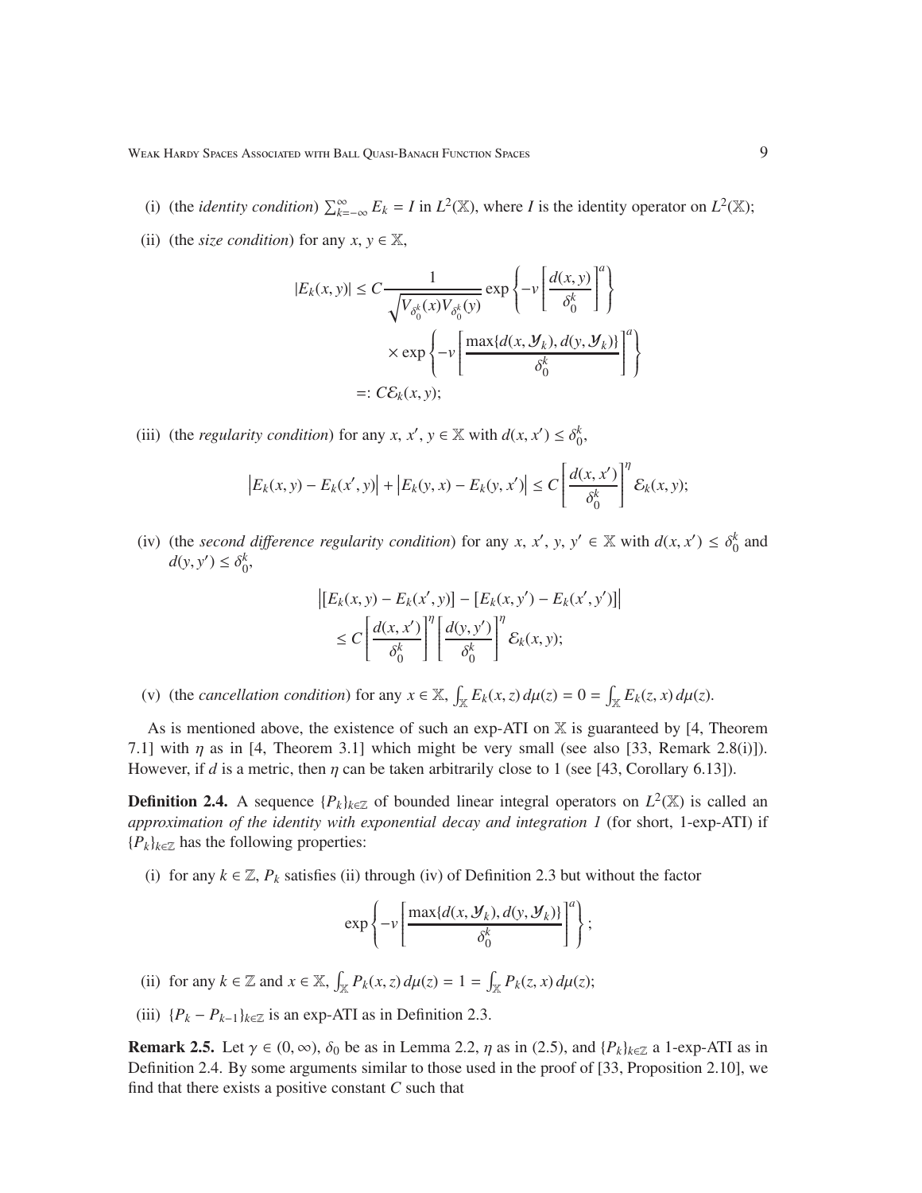(i) (the *identity condition*) $\sum_{k=-\infty}^{\infty} E_k = I$ in $L^2(\mathbb{X})$, where $I$ is the identity operator on $L^2(\mathbb{X})$;

(ii) (the *size condition*) for any $x, y \in \mathbb{X}$,

$$
\begin{aligned}
|E_k(x,y)| &\le C \frac{1}{\sqrt{V_{\delta_0^k}(x) V_{\delta_0^k}(y)}} \exp\left\{-\nu \left[\frac{d(x,y)}{\delta_0^k}\right]^a\right\} \\
&\quad \times \exp\left\{-\nu \left[\frac{\max\{d(x,\mathcal{Y}_k), d(y,\mathcal{Y}_k)\}}{\delta_0^k}\right]^a\right\} \\
&=: C\mathcal{E}_k(x,y);
\end{aligned}
$$

(iii) (the *regularity condition*) for any $x, x', y \in \mathbb{X}$ with $d(x,x') \le \delta_0^k$,

$$
\left|E_k(x,y) - E_k(x',y)\right| + \left|E_k(y,x) - E_k(y,x')\right| \le C \left[\frac{d(x,x')}{\delta_0^k}\right]^\eta \mathcal{E}_k(x,y);
$$

(iv) (the *second difference regularity condition*) for any $x, x', y, y' \in \mathbb{X}$ with $d(x,x') \le \delta_0^k$ and $d(y,y') \le \delta_0^k$,

$$
\begin{aligned}
&\left|[E_k(x,y) - E_k(x',y)] - [E_k(x,y') - E_k(x',y')]\right| \\
&\quad \le C \left[\frac{d(x,x')}{\delta_0^k}\right]^\eta \left[\frac{d(y,y')}{\delta_0^k}\right]^\eta \mathcal{E}_k(x,y);
\end{aligned}
$$

(v) (the *cancellation condition*) for any $x \in \mathbb{X}$, $\int_{\mathbb{X}} E_k(x,z)\, d\mu(z) = 0 = \int_{\mathbb{X}} E_k(z,x)\, d\mu(z)$.

As is mentioned above, the existence of such an exp-ATI on $\mathbb{X}$ is guaranteed by [4, Theorem 7.1] with $\eta$ as in [4, Theorem 3.1] which might be very small (see also [33, Remark 2.8(i)]). However, if $d$ is a metric, then $\eta$ can be taken arbitrarily close to 1 (see [43, Corollary 6.13]).

**Definition 2.4.** A sequence $\{P_k\}_{k\in\mathbb{Z}}$ of bounded linear integral operators on $L^2(\mathbb{X})$ is called an *approximation of the identity with exponential decay and integration 1* (for short, 1-exp-ATI) if $\{P_k\}_{k\in\mathbb{Z}}$ has the following properties:

(i) for any $k \in \mathbb{Z}$, $P_k$ satisfies (ii) through (iv) of Definition 2.3 but without the factor

$$
\exp\left\{-\nu \left[\frac{\max\{d(x,\mathcal{Y}_k), d(y,\mathcal{Y}_k)\}}{\delta_0^k}\right]^a\right\};
$$

(ii) for any $k \in \mathbb{Z}$ and $x \in \mathbb{X}$, $\int_{\mathbb{X}} P_k(x,z)\, d\mu(z) = 1 = \int_{\mathbb{X}} P_k(z,x)\, d\mu(z)$;

(iii) $\{P_k - P_{k-1}\}_{k\in\mathbb{Z}}$ is an exp-ATI as in Definition 2.3.

**Remark 2.5.** Let $\gamma \in (0,\infty)$, $\delta_0$ be as in Lemma 2.2, $\eta$ as in (2.5), and $\{P_k\}_{k\in\mathbb{Z}}$ a 1-exp-ATI as in Definition 2.4. By some arguments similar to those used in the proof of [33, Proposition 2.10], we find that there exists a positive constant $C$ such that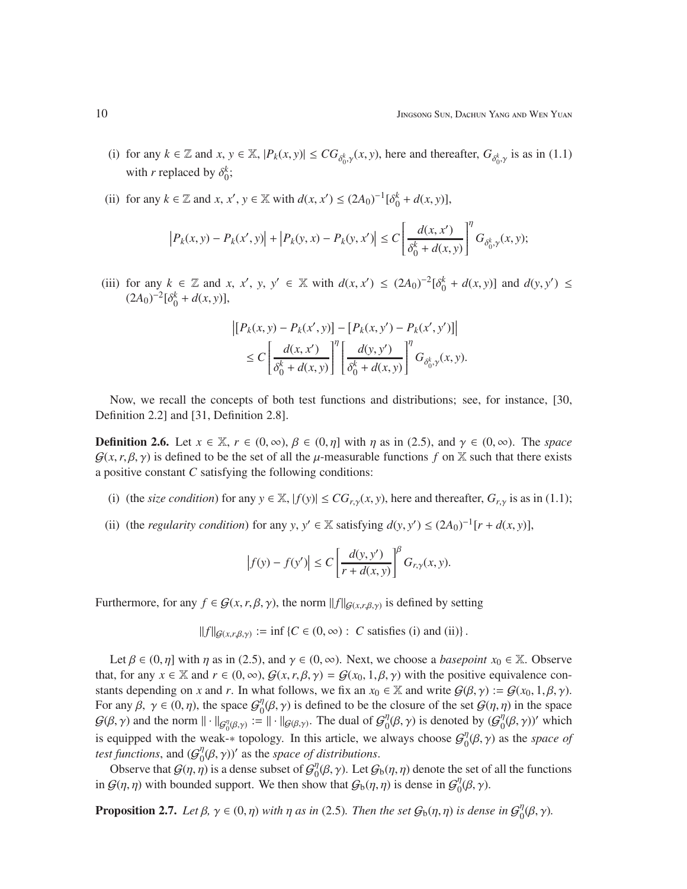(i) for any $k \in \mathbb{Z}$ and $x, y \in \mathbb{X}$, $|P_k(x, y)| \le CG_{\delta_0^k,\gamma}(x, y)$, here and thereafter, $G_{\delta_0^k,\gamma}$ is as in (1.1) with $r$ replaced by $\delta_0^k$;

(ii) for any $k \in \mathbb{Z}$ and $x, x', y \in \mathbb{X}$ with $d(x, x') \le (2A_0)^{-1}[\delta_0^k + d(x, y)]$,

$$\left|P_k(x, y) - P_k(x', y)\right| + \left|P_k(y, x) - P_k(y, x')\right| \le C\left[\frac{d(x, x')}{\delta_0^k + d(x, y)}\right]^\eta G_{\delta_0^k,\gamma}(x, y);$$

(iii) for any $k \in \mathbb{Z}$ and $x, x', y, y' \in \mathbb{X}$ with $d(x, x') \le (2A_0)^{-2}[\delta_0^k + d(x, y)]$ and $d(y, y') \le (2A_0)^{-2}[\delta_0^k + d(x, y)]$,

$$\begin{aligned}
&\left|[P_k(x, y) - P_k(x', y)] - [P_k(x, y') - P_k(x', y')]\right| \\
&\quad \le C\left[\frac{d(x, x')}{\delta_0^k + d(x, y)}\right]^\eta \left[\frac{d(y, y')}{\delta_0^k + d(x, y)}\right]^\eta G_{\delta_0^k,\gamma}(x, y).
\end{aligned}$$

Now, we recall the concepts of both test functions and distributions; see, for instance, [30, Definition 2.2] and [31, Definition 2.8].

**Definition 2.6.** Let $x \in \mathbb{X}$, $r \in (0, \infty)$, $\beta \in (0, \eta]$ with $\eta$ as in (2.5), and $\gamma \in (0, \infty)$. The *space* $\mathcal{G}(x, r, \beta, \gamma)$ is defined to be the set of all the $\mu$-measurable functions $f$ on $\mathbb{X}$ such that there exists a positive constant $C$ satisfying the following conditions:

(i) (the *size condition*) for any $y \in \mathbb{X}$, $|f(y)| \le CG_{r,\gamma}(x, y)$, here and thereafter, $G_{r,\gamma}$ is as in (1.1);

(ii) (the *regularity condition*) for any $y, y' \in \mathbb{X}$ satisfying $d(y, y') \le (2A_0)^{-1}[r + d(x, y)]$,

$$\left|f(y) - f(y')\right| \le C\left[\frac{d(y, y')}{r + d(x, y)}\right]^\beta G_{r,\gamma}(x, y).$$

Furthermore, for any $f \in \mathcal{G}(x, r, \beta, \gamma)$, the norm $\|f\|_{\mathcal{G}(x,r,\beta,\gamma)}$ is defined by setting

$$\|f\|_{\mathcal{G}(x,r,\beta,\gamma)} := \inf\{C \in (0, \infty) : C \text{ satisfies (i) and (ii)}\}.$$

Let $\beta \in (0, \eta]$ with $\eta$ as in (2.5), and $\gamma \in (0, \infty)$. Next, we choose a *basepoint* $x_0 \in \mathbb{X}$. Observe that, for any $x \in \mathbb{X}$ and $r \in (0, \infty)$, $\mathcal{G}(x, r, \beta, \gamma) = \mathcal{G}(x_0, 1, \beta, \gamma)$ with the positive equivalence constants depending on $x$ and $r$. In what follows, we fix an $x_0 \in \mathbb{X}$ and write $\mathcal{G}(\beta, \gamma) := \mathcal{G}(x_0, 1, \beta, \gamma)$. For any $\beta, \gamma \in (0, \eta)$, the space $\mathcal{G}_0^\eta(\beta, \gamma)$ is defined to be the closure of the set $\mathcal{G}(\eta, \eta)$ in the space $\mathcal{G}(\beta, \gamma)$ and the norm $\|\cdot\|_{\mathcal{G}_0^\eta(\beta,\gamma)} := \|\cdot\|_{\mathcal{G}(\beta,\gamma)}$. The dual of $\mathcal{G}_0^\eta(\beta, \gamma)$ is denoted by $(\mathcal{G}_0^\eta(\beta, \gamma))'$ which is equipped with the weak-$*$ topology. In this article, we always choose $\mathcal{G}_0^\eta(\beta, \gamma)$ as the *space of test functions*, and $(\mathcal{G}_0^\eta(\beta, \gamma))'$ as the *space of distributions*.

Observe that $\mathcal{G}(\eta, \eta)$ is a dense subset of $\mathcal{G}_0^\eta(\beta, \gamma)$. Let $\mathcal{G}_{\mathrm{b}}(\eta, \eta)$ denote the set of all the functions in $\mathcal{G}(\eta, \eta)$ with bounded support. We then show that $\mathcal{G}_{\mathrm{b}}(\eta, \eta)$ is dense in $\mathcal{G}_0^\eta(\beta, \gamma)$.

**Proposition 2.7.** *Let $\beta, \gamma \in (0, \eta)$ with $\eta$ as in* (2.5)*. Then the set $\mathcal{G}_{\mathrm{b}}(\eta, \eta)$ is dense in $\mathcal{G}_0^\eta(\beta, \gamma)$.*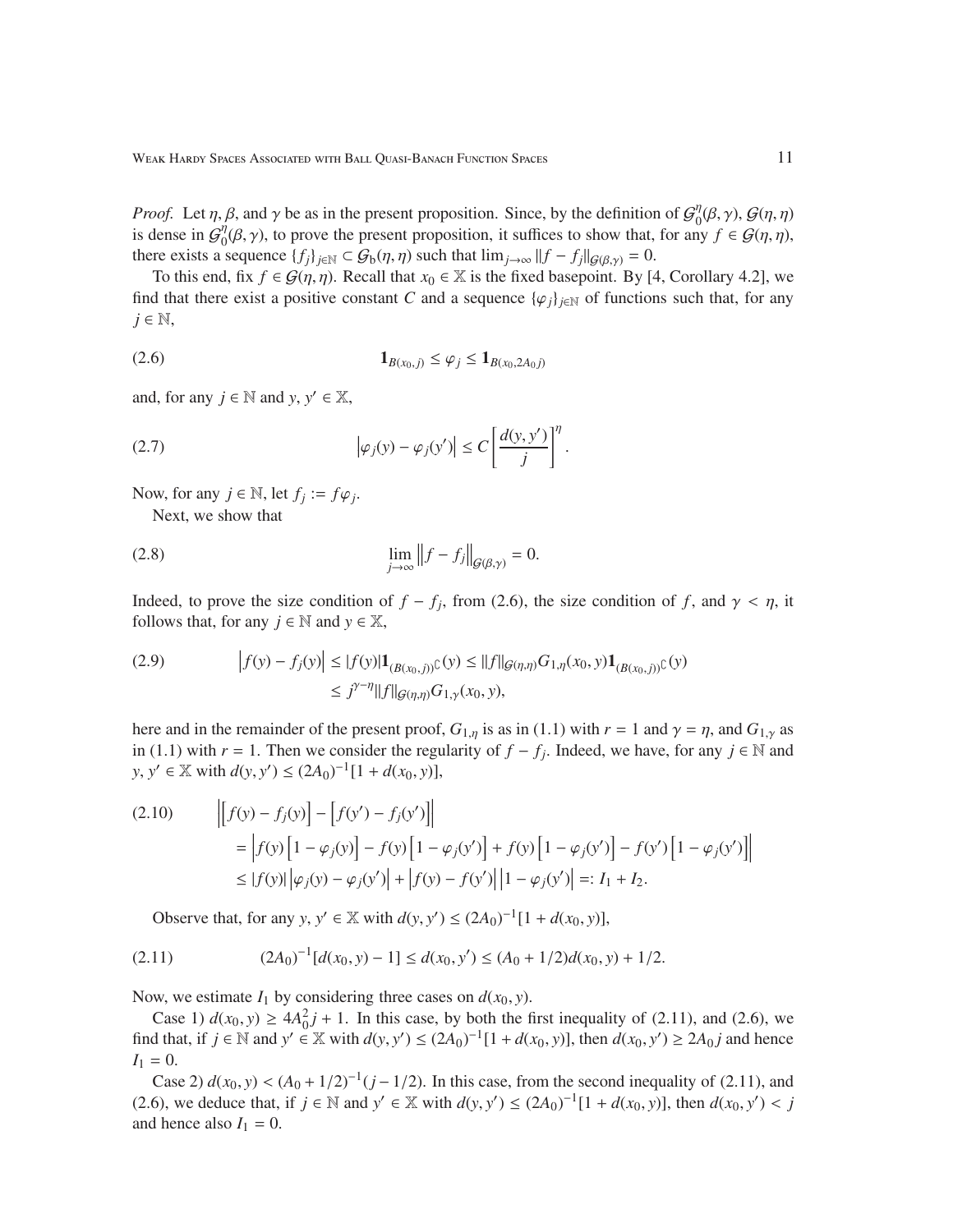*Proof.* Let $\eta, \beta$, and $\gamma$ be as in the present proposition. Since, by the definition of $\mathcal{G}_0^\eta(\beta,\gamma)$, $\mathcal{G}(\eta,\eta)$ is dense in $\mathcal{G}_0^\eta(\beta,\gamma)$, to prove the present proposition, it suffices to show that, for any $f \in \mathcal{G}(\eta,\eta)$, there exists a sequence $\{f_j\}_{j\in\mathbb{N}} \subset \mathcal{G}_{\mathrm{b}}(\eta,\eta)$ such that $\lim_{j\to\infty} \|f - f_j\|_{\mathcal{G}(\beta,\gamma)} = 0$.

To this end, fix $f \in \mathcal{G}(\eta,\eta)$. Recall that $x_0 \in \mathbb{X}$ is the fixed basepoint. By [4, Corollary 4.2], we find that there exist a positive constant $C$ and a sequence $\{\varphi_j\}_{j\in\mathbb{N}}$ of functions such that, for any $j \in \mathbb{N}$,

$$\mathbf{1}_{B(x_0,j)} \le \varphi_j \le \mathbf{1}_{B(x_0,2A_0 j)} \tag{2.6}$$

and, for any $j \in \mathbb{N}$ and $y, y' \in \mathbb{X}$,

$$\left|\varphi_j(y) - \varphi_j(y')\right| \le C\left[\frac{d(y,y')}{j}\right]^\eta. \tag{2.7}$$

Now, for any $j \in \mathbb{N}$, let $f_j := f\varphi_j$.

Next, we show that

$$\lim_{j\to\infty} \left\|f - f_j\right\|_{\mathcal{G}(\beta,\gamma)} = 0. \tag{2.8}$$

Indeed, to prove the size condition of $f - f_j$, from (2.6), the size condition of $f$, and $\gamma < \eta$, it follows that, for any $j \in \mathbb{N}$ and $y \in \mathbb{X}$,

$$\begin{aligned} \left|f(y) - f_j(y)\right| &\le |f(y)|\mathbf{1}_{(B(x_0,j))^\complement}(y) \le \|f\|_{\mathcal{G}(\eta,\eta)} G_{1,\eta}(x_0,y)\mathbf{1}_{(B(x_0,j))^\complement}(y) \\ &\le j^{\gamma-\eta}\|f\|_{\mathcal{G}(\eta,\eta)} G_{1,\gamma}(x_0,y), \end{aligned} \tag{2.9}$$

here and in the remainder of the present proof, $G_{1,\eta}$ is as in (1.1) with $r = 1$ and $\gamma = \eta$, and $G_{1,\gamma}$ as in (1.1) with $r = 1$. Then we consider the regularity of $f - f_j$. Indeed, we have, for any $j \in \mathbb{N}$ and $y, y' \in \mathbb{X}$ with $d(y,y') \le (2A_0)^{-1}[1 + d(x_0,y)]$,

$$\begin{aligned} &\left|\left[f(y) - f_j(y)\right] - \left[f(y') - f_j(y')\right]\right| \\ &\quad = \left|f(y)\left[1 - \varphi_j(y)\right] - f(y)\left[1 - \varphi_j(y')\right] + f(y)\left[1 - \varphi_j(y')\right] - f(y')\left[1 - \varphi_j(y')\right]\right| \\ &\quad \le |f(y)|\left|\varphi_j(y) - \varphi_j(y')\right| + \left|f(y) - f(y')\right|\left|1 - \varphi_j(y')\right| =: I_1 + I_2. \end{aligned} \tag{2.10}$$

Observe that, for any $y, y' \in \mathbb{X}$ with $d(y,y') \le (2A_0)^{-1}[1 + d(x_0,y)]$,

$$(2A_0)^{-1}[d(x_0,y) - 1] \le d(x_0,y') \le (A_0 + 1/2)d(x_0,y) + 1/2. \tag{2.11}$$

Now, we estimate $I_1$ by considering three cases on $d(x_0,y)$.

Case 1) $d(x_0,y) \ge 4A_0^2 j + 1$. In this case, by both the first inequality of (2.11), and (2.6), we find that, if $j \in \mathbb{N}$ and $y' \in \mathbb{X}$ with $d(y,y') \le (2A_0)^{-1}[1 + d(x_0,y)]$, then $d(x_0,y') \ge 2A_0 j$ and hence $I_1 = 0$.

Case 2) $d(x_0,y) < (A_0 + 1/2)^{-1}(j - 1/2)$. In this case, from the second inequality of (2.11), and (2.6), we deduce that, if $j \in \mathbb{N}$ and $y' \in \mathbb{X}$ with $d(y,y') \le (2A_0)^{-1}[1 + d(x_0,y)]$, then $d(x_0,y') < j$ and hence also $I_1 = 0$.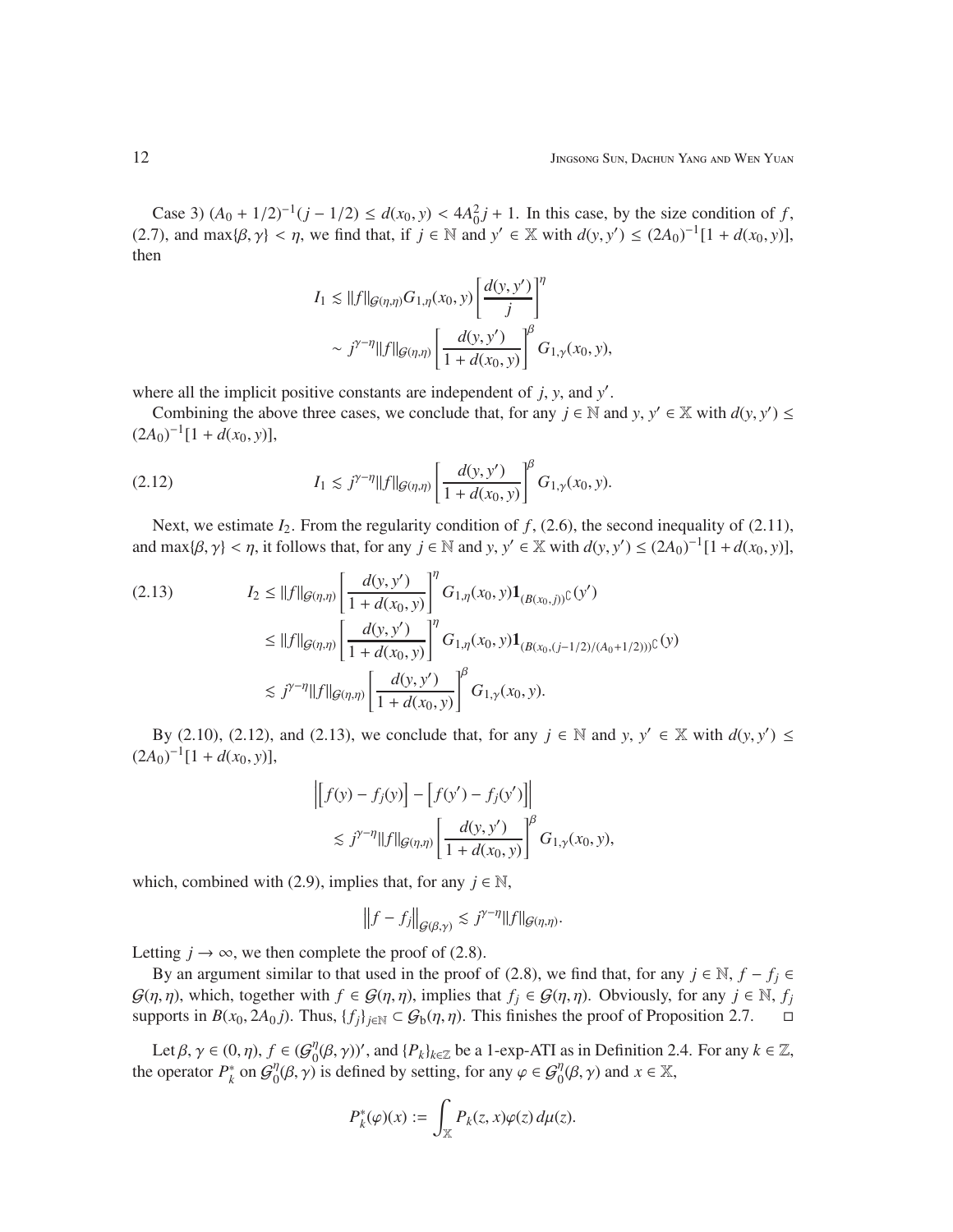Case 3) $(A_0 + 1/2)^{-1}(j - 1/2) \le d(x_0, y) < 4A_0^2 j + 1$. In this case, by the size condition of $f$, (2.7), and $\max\{\beta, \gamma\} < \eta$, we find that, if $j \in \mathbb{N}$ and $y' \in \mathbb{X}$ with $d(y, y') \le (2A_0)^{-1}[1 + d(x_0, y)]$, then

$$
\begin{aligned}
I_1 &\lesssim \|f\|_{\mathcal{G}(\eta,\eta)} G_{1,\eta}(x_0, y) \left[\frac{d(y, y')}{j}\right]^{\eta} \\
&\sim j^{\gamma-\eta} \|f\|_{\mathcal{G}(\eta,\eta)} \left[\frac{d(y, y')}{1 + d(x_0, y)}\right]^{\beta} G_{1,\gamma}(x_0, y),
\end{aligned}
$$

where all the implicit positive constants are independent of $j$, $y$, and $y'$.

Combining the above three cases, we conclude that, for any $j \in \mathbb{N}$ and $y, y' \in \mathbb{X}$ with $d(y, y') \le (2A_0)^{-1}[1 + d(x_0, y)]$,

$$
I_1 \lesssim j^{\gamma-\eta} \|f\|_{\mathcal{G}(\eta,\eta)} \left[\frac{d(y, y')}{1 + d(x_0, y)}\right]^{\beta} G_{1,\gamma}(x_0, y). \tag{2.12}
$$

Next, we estimate $I_2$. From the regularity condition of $f$, (2.6), the second inequality of (2.11), and $\max\{\beta, \gamma\} < \eta$, it follows that, for any $j \in \mathbb{N}$ and $y, y' \in \mathbb{X}$ with $d(y, y') \le (2A_0)^{-1}[1 + d(x_0, y)]$,

$$
\begin{aligned}
I_2 &\le \|f\|_{\mathcal{G}(\eta,\eta)} \left[\frac{d(y, y')}{1 + d(x_0, y)}\right]^{\eta} G_{1,\eta}(x_0, y) \mathbf{1}_{(B(x_0,j))^{\complement}}(y') \\
&\le \|f\|_{\mathcal{G}(\eta,\eta)} \left[\frac{d(y, y')}{1 + d(x_0, y)}\right]^{\eta} G_{1,\eta}(x_0, y) \mathbf{1}_{(B(x_0,(j-1/2)/(A_0+1/2)))^{\complement}}(y) \\
&\lesssim j^{\gamma-\eta} \|f\|_{\mathcal{G}(\eta,\eta)} \left[\frac{d(y, y')}{1 + d(x_0, y)}\right]^{\beta} G_{1,\gamma}(x_0, y).
\end{aligned} \tag{2.13}
$$

By (2.10), (2.12), and (2.13), we conclude that, for any $j \in \mathbb{N}$ and $y, y' \in \mathbb{X}$ with $d(y, y') \le (2A_0)^{-1}[1 + d(x_0, y)]$,

$$
\begin{aligned}
&\left| \left[f(y) - f_j(y)\right] - \left[f(y') - f_j(y')\right] \right| \\
&\quad \lesssim j^{\gamma-\eta} \|f\|_{\mathcal{G}(\eta,\eta)} \left[\frac{d(y, y')}{1 + d(x_0, y)}\right]^{\beta} G_{1,\gamma}(x_0, y),
\end{aligned}
$$

which, combined with (2.9), implies that, for any $j \in \mathbb{N}$,

$$
\left\| f - f_j \right\|_{\mathcal{G}(\beta,\gamma)} \lesssim j^{\gamma-\eta} \|f\|_{\mathcal{G}(\eta,\eta)}.
$$

Letting $j \to \infty$, we then complete the proof of (2.8).

By an argument similar to that used in the proof of (2.8), we find that, for any $j \in \mathbb{N}$, $f - f_j \in \mathcal{G}(\eta, \eta)$, which, together with $f \in \mathcal{G}(\eta, \eta)$, implies that $f_j \in \mathcal{G}(\eta, \eta)$. Obviously, for any $j \in \mathbb{N}$, $f_j$ supports in $B(x_0, 2A_0 j)$. Thus, $\{f_j\}_{j \in \mathbb{N}} \subset \mathcal{G}_{\rm b}(\eta, \eta)$. This finishes the proof of Proposition 2.7. $\square$

Let $\beta, \gamma \in (0, \eta)$, $f \in (\mathcal{G}_0^{\eta}(\beta, \gamma))'$, and $\{P_k\}_{k \in \mathbb{Z}}$ be a 1-exp-ATI as in Definition 2.4. For any $k \in \mathbb{Z}$, the operator $P_k^*$ on $\mathcal{G}_0^{\eta}(\beta, \gamma)$ is defined by setting, for any $\varphi \in \mathcal{G}_0^{\eta}(\beta, \gamma)$ and $x \in \mathbb{X}$,

$$
P_k^*(\varphi)(x) := \int_{\mathbb{X}} P_k(z, x) \varphi(z) \, d\mu(z).
$$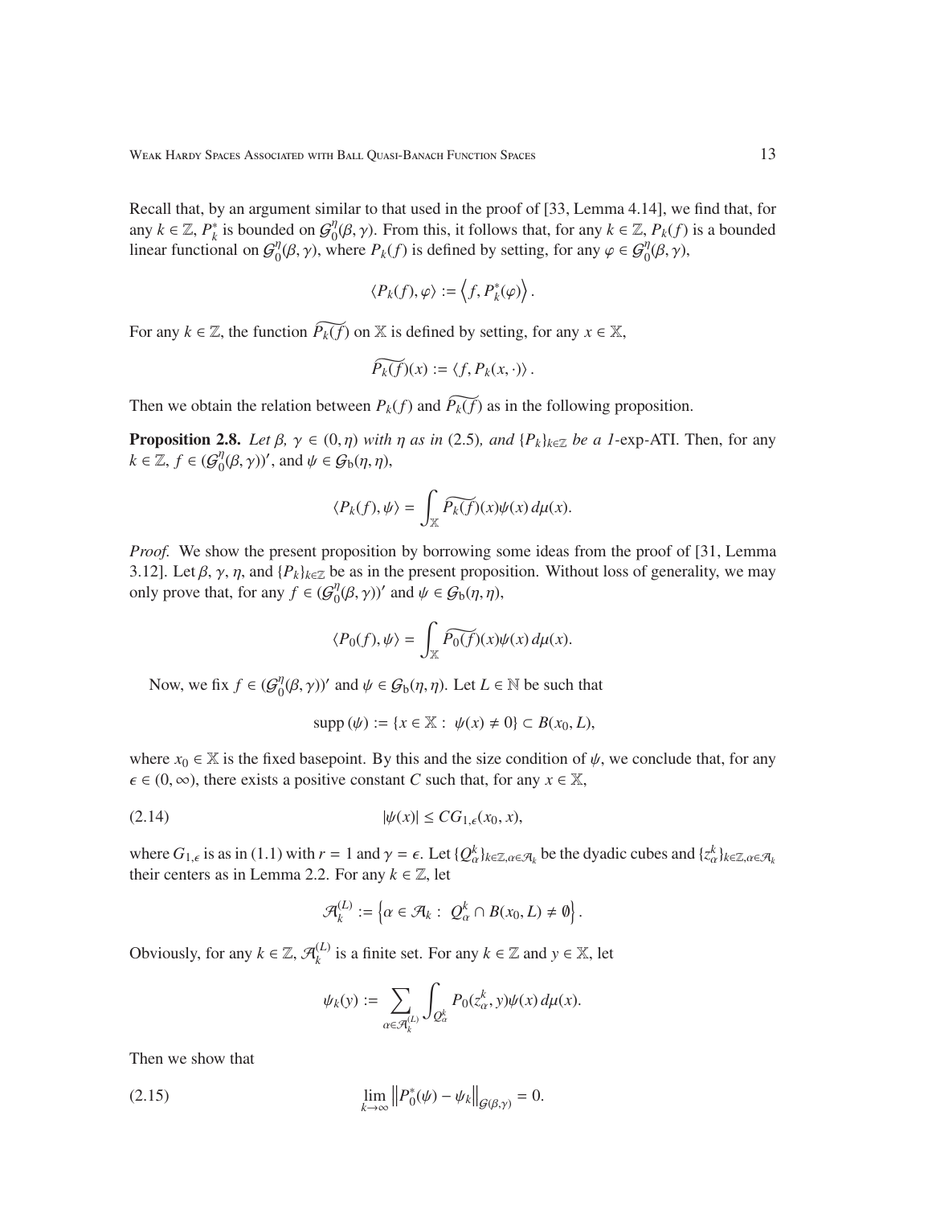Recall that, by an argument similar to that used in the proof of [33, Lemma 4.14], we find that, for any $k \in \mathbb{Z}$, $P_k^*$ is bounded on $\mathcal{G}_0^\eta(\beta, \gamma)$. From this, it follows that, for any $k \in \mathbb{Z}$, $P_k(f)$ is a bounded linear functional on $\mathcal{G}_0^\eta(\beta, \gamma)$, where $P_k(f)$ is defined by setting, for any $\varphi \in \mathcal{G}_0^\eta(\beta, \gamma)$,

$$\langle P_k(f), \varphi \rangle := \left\langle f, P_k^*(\varphi) \right\rangle.$$

For any $k \in \mathbb{Z}$, the function $\widetilde{P_k(f)}$ on $\mathbb{X}$ is defined by setting, for any $x \in \mathbb{X}$,

$$\widetilde{P_k(f)}(x) := \langle f, P_k(x, \cdot) \rangle.$$

Then we obtain the relation between $P_k(f)$ and $\widetilde{P_k(f)}$ as in the following proposition.

**Proposition 2.8.** *Let $\beta$, $\gamma \in (0, \eta)$ with $\eta$ as in* (2.5)*, and $\{P_k\}_{k\in\mathbb{Z}}$ be a 1-*exp-ATI. Then, for any $k \in \mathbb{Z}$, $f \in (\mathcal{G}_0^\eta(\beta, \gamma))'$, and $\psi \in \mathcal{G}_{\rm b}(\eta, \eta)$,

$$\langle P_k(f), \psi \rangle = \int_{\mathbb{X}} \widetilde{P_k(f)}(x)\psi(x)\, d\mu(x).$$

*Proof.* We show the present proposition by borrowing some ideas from the proof of [31, Lemma 3.12]. Let $\beta$, $\gamma$, $\eta$, and $\{P_k\}_{k\in\mathbb{Z}}$ be as in the present proposition. Without loss of generality, we may only prove that, for any $f \in (\mathcal{G}_0^\eta(\beta, \gamma))'$ and $\psi \in \mathcal{G}_{\rm b}(\eta, \eta)$,

$$\langle P_0(f), \psi \rangle = \int_{\mathbb{X}} \widetilde{P_0(f)}(x)\psi(x)\, d\mu(x).$$

Now, we fix $f \in (\mathcal{G}_0^\eta(\beta, \gamma))'$ and $\psi \in \mathcal{G}_{\rm b}(\eta, \eta)$. Let $L \in \mathbb{N}$ be such that

$$\operatorname{supp}(\psi) := \{x \in \mathbb{X} : \psi(x) \neq 0\} \subset B(x_0, L),$$

where $x_0 \in \mathbb{X}$ is the fixed basepoint. By this and the size condition of $\psi$, we conclude that, for any $\epsilon \in (0, \infty)$, there exists a positive constant $C$ such that, for any $x \in \mathbb{X}$,

$$|\psi(x)| \leq C G_{1,\epsilon}(x_0, x), \tag{2.14}$$

where $G_{1,\epsilon}$ is as in (1.1) with $r = 1$ and $\gamma = \epsilon$. Let $\{Q_\alpha^k\}_{k\in\mathbb{Z},\alpha\in\mathcal{A}_k}$ be the dyadic cubes and $\{z_\alpha^k\}_{k\in\mathbb{Z},\alpha\in\mathcal{A}_k}$ their centers as in Lemma 2.2. For any $k \in \mathbb{Z}$, let

$$\mathcal{A}_k^{(L)} := \left\{\alpha \in \mathcal{A}_k : \ Q_\alpha^k \cap B(x_0, L) \neq \emptyset\right\}.$$

Obviously, for any $k \in \mathbb{Z}$, $\mathcal{A}_k^{(L)}$ is a finite set. For any $k \in \mathbb{Z}$ and $y \in \mathbb{X}$, let

$$\psi_k(y) := \sum_{\alpha\in\mathcal{A}_k^{(L)}} \int_{Q_\alpha^k} P_0(z_\alpha^k, y)\psi(x)\, d\mu(x).$$

Then we show that

$$\lim_{k\to\infty} \left\|P_0^*(\psi) - \psi_k\right\|_{\mathcal{G}(\beta,\gamma)} = 0. \tag{2.15}$$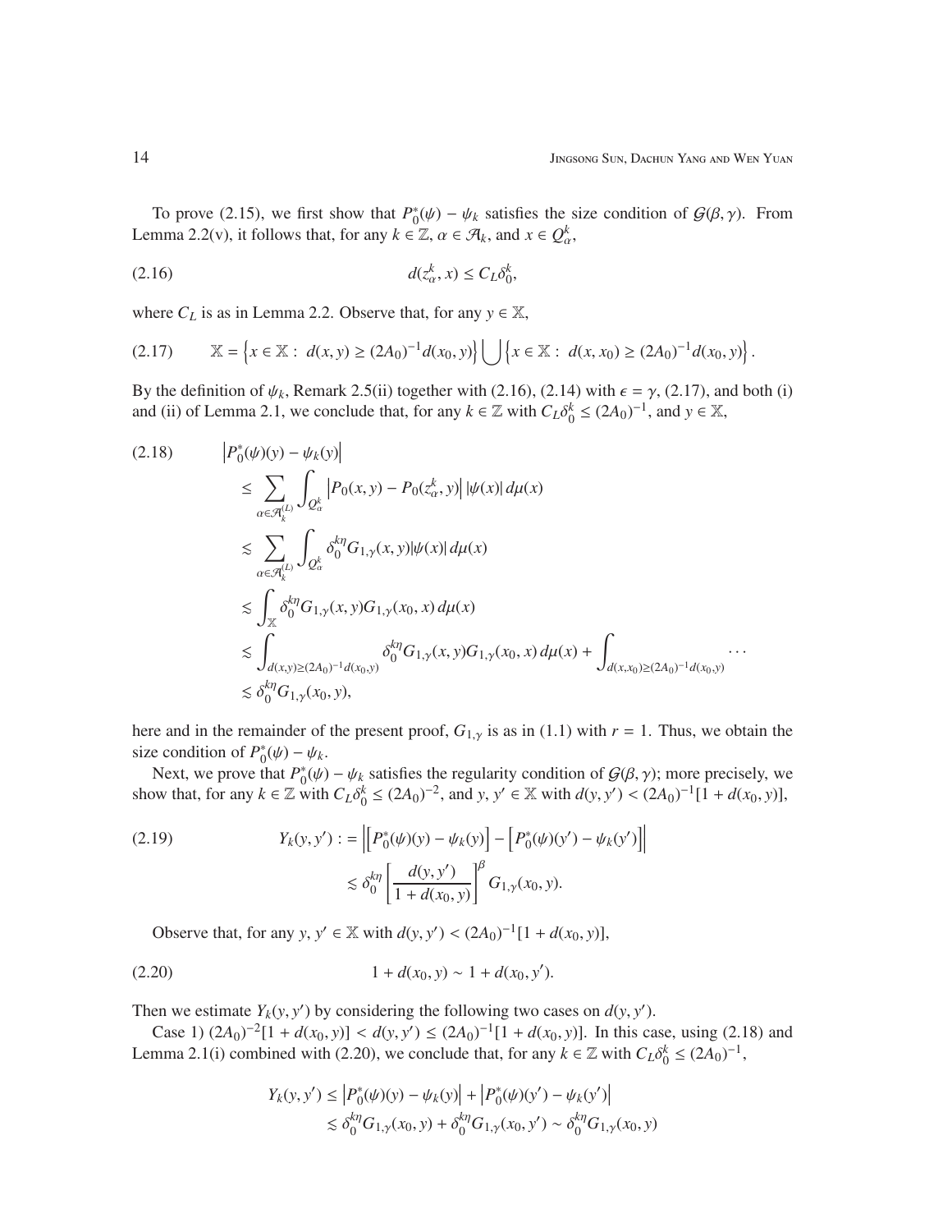To prove (2.15), we first show that $P_0^*(\psi) - \psi_k$ satisfies the size condition of $\mathcal{G}(\beta, \gamma)$. From Lemma 2.2(v), it follows that, for any $k \in \mathbb{Z}$, $\alpha \in \mathcal{A}_k$, and $x \in Q_\alpha^k$,

$$d(z_\alpha^k, x) \le C_L \delta_0^k, \tag{2.16}$$

where $C_L$ is as in Lemma 2.2. Observe that, for any $y \in \mathbb{X}$,

$$\mathbb{X} = \left\{x \in \mathbb{X} : \ d(x, y) \ge (2A_0)^{-1} d(x_0, y)\right\} \bigcup \left\{x \in \mathbb{X} : \ d(x, x_0) \ge (2A_0)^{-1} d(x_0, y)\right\}. \tag{2.17}$$

By the definition of $\psi_k$, Remark 2.5(ii) together with (2.16), (2.14) with $\epsilon = \gamma$, (2.17), and both (i) and (ii) of Lemma 2.1, we conclude that, for any $k \in \mathbb{Z}$ with $C_L \delta_0^k \le (2A_0)^{-1}$, and $y \in \mathbb{X}$,

$$\begin{aligned}
&\left|P_0^*(\psi)(y) - \psi_k(y)\right| \\
&\quad \le \sum_{\alpha \in \mathcal{A}_k^{(L)}} \int_{Q_\alpha^k} \left|P_0(x, y) - P_0(z_\alpha^k, y)\right| |\psi(x)| \, d\mu(x) \\
&\quad \lesssim \sum_{\alpha \in \mathcal{A}_k^{(L)}} \int_{Q_\alpha^k} \delta_0^{k\eta} G_{1,\gamma}(x, y) |\psi(x)| \, d\mu(x) \\
&\quad \lesssim \int_{\mathbb{X}} \delta_0^{k\eta} G_{1,\gamma}(x, y) G_{1,\gamma}(x_0, x) \, d\mu(x) \\
&\quad \lesssim \int_{d(x,y) \ge (2A_0)^{-1} d(x_0,y)} \delta_0^{k\eta} G_{1,\gamma}(x, y) G_{1,\gamma}(x_0, x) \, d\mu(x) + \int_{d(x,x_0) \ge (2A_0)^{-1} d(x_0,y)} \cdots \\
&\quad \lesssim \delta_0^{k\eta} G_{1,\gamma}(x_0, y),
\end{aligned} \tag{2.18}$$

here and in the remainder of the present proof, $G_{1,\gamma}$ is as in (1.1) with $r = 1$. Thus, we obtain the size condition of $P_0^*(\psi) - \psi_k$.

Next, we prove that $P_0^*(\psi) - \psi_k$ satisfies the regularity condition of $\mathcal{G}(\beta, \gamma)$; more precisely, we show that, for any $k \in \mathbb{Z}$ with $C_L \delta_0^k \le (2A_0)^{-2}$, and $y, y' \in \mathbb{X}$ with $d(y, y') < (2A_0)^{-1}[1 + d(x_0, y)]$,

$$\begin{aligned}
Y_k(y, y') :&= \left|\left[P_0^*(\psi)(y) - \psi_k(y)\right] - \left[P_0^*(\psi)(y') - \psi_k(y')\right]\right| \\
&\lesssim \delta_0^{k\eta} \left[\frac{d(y, y')}{1 + d(x_0, y)}\right]^\beta G_{1,\gamma}(x_0, y).
\end{aligned} \tag{2.19}$$

Observe that, for any $y, y' \in \mathbb{X}$ with $d(y, y') < (2A_0)^{-1}[1 + d(x_0, y)]$,

$$1 + d(x_0, y) \sim 1 + d(x_0, y'). \tag{2.20}$$

Then we estimate $Y_k(y, y')$ by considering the following two cases on $d(y, y')$.

Case 1) $(2A_0)^{-2}[1 + d(x_0, y)] < d(y, y') \le (2A_0)^{-1}[1 + d(x_0, y)]$. In this case, using (2.18) and Lemma 2.1(i) combined with (2.20), we conclude that, for any $k \in \mathbb{Z}$ with $C_L \delta_0^k \le (2A_0)^{-1}$,

$$\begin{aligned}
Y_k(y, y') &\le \left|P_0^*(\psi)(y) - \psi_k(y)\right| + \left|P_0^*(\psi)(y') - \psi_k(y')\right| \\
&\lesssim \delta_0^{k\eta} G_{1,\gamma}(x_0, y) + \delta_0^{k\eta} G_{1,\gamma}(x_0, y') \sim \delta_0^{k\eta} G_{1,\gamma}(x_0, y)
\end{aligned}$$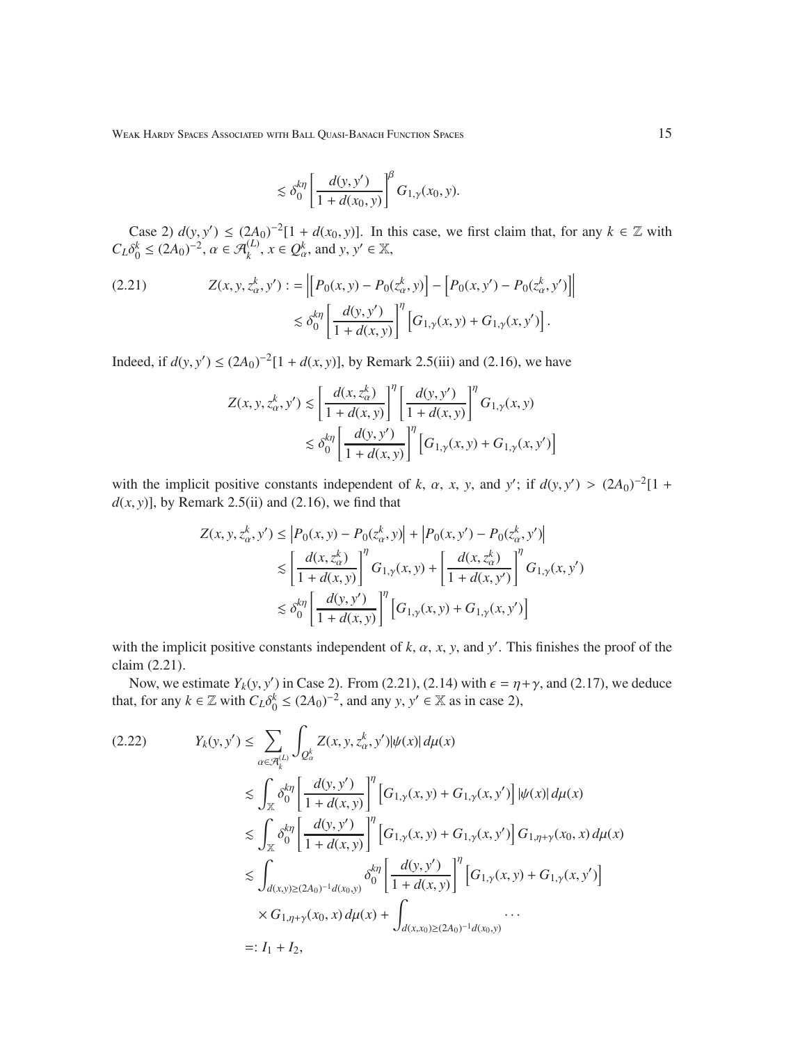$$\lesssim \delta_0^{k\eta} \left[ \frac{d(y, y')}{1 + d(x_0, y)} \right]^\beta G_{1,\gamma}(x_0, y).$$

Case 2) $d(y, y') \leq (2A_0)^{-2}[1 + d(x_0, y)]$. In this case, we first claim that, for any $k \in \mathbb{Z}$ with $C_L \delta_0^k \leq (2A_0)^{-2}$, $\alpha \in \mathcal{A}_k^{(L)}$, $x \in Q_\alpha^k$, and $y, y' \in \mathbb{X}$,

$$\begin{aligned}
(2.21) \qquad Z(x, y, z_\alpha^k, y') &:= \left| \left[ P_0(x, y) - P_0(z_\alpha^k, y) \right] - \left[ P_0(x, y') - P_0(z_\alpha^k, y') \right] \right| \\
&\lesssim \delta_0^{k\eta} \left[ \frac{d(y, y')}{1 + d(x, y)} \right]^\eta \left[ G_{1,\gamma}(x, y) + G_{1,\gamma}(x, y') \right].
\end{aligned}$$

Indeed, if $d(y, y') \leq (2A_0)^{-2}[1 + d(x, y)]$, by Remark 2.5(iii) and (2.16), we have

$$\begin{aligned}
Z(x, y, z_\alpha^k, y') &\lesssim \left[ \frac{d(x, z_\alpha^k)}{1 + d(x, y)} \right]^\eta \left[ \frac{d(y, y')}{1 + d(x, y)} \right]^\eta G_{1,\gamma}(x, y) \\
&\lesssim \delta_0^{k\eta} \left[ \frac{d(y, y')}{1 + d(x, y)} \right]^\eta \left[ G_{1,\gamma}(x, y) + G_{1,\gamma}(x, y') \right]
\end{aligned}$$

with the implicit positive constants independent of $k$, $\alpha$, $x$, $y$, and $y'$; if $d(y, y') > (2A_0)^{-2}[1 + d(x, y)]$, by Remark 2.5(ii) and (2.16), we find that

$$\begin{aligned}
Z(x, y, z_\alpha^k, y') &\leq \left| P_0(x, y) - P_0(z_\alpha^k, y) \right| + \left| P_0(x, y') - P_0(z_\alpha^k, y') \right| \\
&\lesssim \left[ \frac{d(x, z_\alpha^k)}{1 + d(x, y)} \right]^\eta G_{1,\gamma}(x, y) + \left[ \frac{d(x, z_\alpha^k)}{1 + d(x, y')} \right]^\eta G_{1,\gamma}(x, y') \\
&\lesssim \delta_0^{k\eta} \left[ \frac{d(y, y')}{1 + d(x, y)} \right]^\eta \left[ G_{1,\gamma}(x, y) + G_{1,\gamma}(x, y') \right]
\end{aligned}$$

with the implicit positive constants independent of $k$, $\alpha$, $x$, $y$, and $y'$. This finishes the proof of the claim (2.21).

Now, we estimate $Y_k(y, y')$ in Case 2). From (2.21), (2.14) with $\epsilon = \eta + \gamma$, and (2.17), we deduce that, for any $k \in \mathbb{Z}$ with $C_L \delta_0^k \leq (2A_0)^{-2}$, and any $y, y' \in \mathbb{X}$ as in case 2),

$$\begin{aligned}
(2.22) \qquad Y_k(y, y') &\leq \sum_{\alpha \in \mathcal{A}_k^{(L)}} \int_{Q_\alpha^k} Z(x, y, z_\alpha^k, y') |\psi(x)| \, d\mu(x) \\
&\lesssim \int_{\mathbb{X}} \delta_0^{k\eta} \left[ \frac{d(y, y')}{1 + d(x, y)} \right]^\eta \left[ G_{1,\gamma}(x, y) + G_{1,\gamma}(x, y') \right] |\psi(x)| \, d\mu(x) \\
&\lesssim \int_{\mathbb{X}} \delta_0^{k\eta} \left[ \frac{d(y, y')}{1 + d(x, y)} \right]^\eta \left[ G_{1,\gamma}(x, y) + G_{1,\gamma}(x, y') \right] G_{1,\eta+\gamma}(x_0, x) \, d\mu(x) \\
&\lesssim \int_{d(x,y) \geq (2A_0)^{-1} d(x_0,y)} \delta_0^{k\eta} \left[ \frac{d(y, y')}{1 + d(x, y)} \right]^\eta \left[ G_{1,\gamma}(x, y) + G_{1,\gamma}(x, y') \right] \\
&\quad \times G_{1,\eta+\gamma}(x_0, x) \, d\mu(x) + \int_{d(x,x_0) \geq (2A_0)^{-1} d(x_0,y)} \cdots \\
&=: I_1 + I_2,
\end{aligned}$$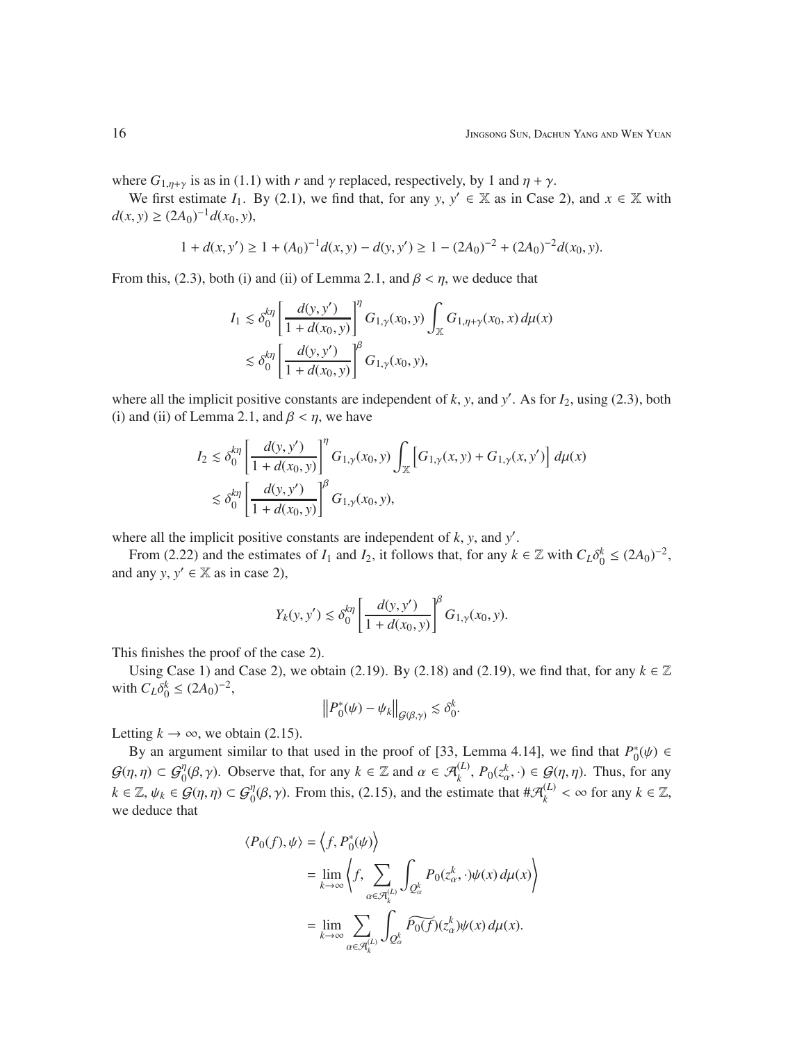where $G_{1,\eta+\gamma}$ is as in (1.1) with $r$ and $\gamma$ replaced, respectively, by 1 and $\eta + \gamma$.

We first estimate $I_1$. By (2.1), we find that, for any $y,\, y' \in \mathbb{X}$ as in Case 2), and $x \in \mathbb{X}$ with $d(x, y) \ge (2A_0)^{-1} d(x_0, y)$,

$$1 + d(x, y') \ge 1 + (A_0)^{-1} d(x, y) - d(y, y') \ge 1 - (2A_0)^{-2} + (2A_0)^{-2} d(x_0, y).$$

From this, (2.3), both (i) and (ii) of Lemma 2.1, and $\beta < \eta$, we deduce that

$$\begin{aligned}
I_1 &\lesssim \delta_0^{k\eta} \left[\frac{d(y, y')}{1 + d(x_0, y)}\right]^{\eta} G_{1,\gamma}(x_0, y) \int_{\mathbb{X}} G_{1,\eta+\gamma}(x_0, x)\, d\mu(x) \\
&\lesssim \delta_0^{k\eta} \left[\frac{d(y, y')}{1 + d(x_0, y)}\right]^{\beta} G_{1,\gamma}(x_0, y),
\end{aligned}$$

where all the implicit positive constants are independent of $k$, $y$, and $y'$. As for $I_2$, using (2.3), both (i) and (ii) of Lemma 2.1, and $\beta < \eta$, we have

$$\begin{aligned}
I_2 &\lesssim \delta_0^{k\eta} \left[\frac{d(y, y')}{1 + d(x_0, y)}\right]^{\eta} G_{1,\gamma}(x_0, y) \int_{\mathbb{X}} \left[G_{1,\gamma}(x, y) + G_{1,\gamma}(x, y')\right] d\mu(x) \\
&\lesssim \delta_0^{k\eta} \left[\frac{d(y, y')}{1 + d(x_0, y)}\right]^{\beta} G_{1,\gamma}(x_0, y),
\end{aligned}$$

where all the implicit positive constants are independent of $k$, $y$, and $y'$.

From (2.22) and the estimates of $I_1$ and $I_2$, it follows that, for any $k \in \mathbb{Z}$ with $C_L \delta_0^k \le (2A_0)^{-2}$, and any $y,\, y' \in \mathbb{X}$ as in case 2),

$$Y_k(y, y') \lesssim \delta_0^{k\eta} \left[\frac{d(y, y')}{1 + d(x_0, y)}\right]^{\beta} G_{1,\gamma}(x_0, y).$$

This finishes the proof of the case 2).

Using Case 1) and Case 2), we obtain (2.19). By (2.18) and (2.19), we find that, for any $k \in \mathbb{Z}$ with $C_L \delta_0^k \le (2A_0)^{-2}$,

$$\left\|P_0^*(\psi) - \psi_k\right\|_{\mathcal{G}(\beta,\gamma)} \lesssim \delta_0^k.$$

Letting $k \to \infty$, we obtain (2.15).

By an argument similar to that used in the proof of [33, Lemma 4.14], we find that $P_0^*(\psi) \in \mathcal{G}(\eta, \eta) \subset \mathcal{G}_0^{\eta}(\beta, \gamma)$. Observe that, for any $k \in \mathbb{Z}$ and $\alpha \in \mathcal{A}_k^{(L)}$, $P_0(z_\alpha^k, \cdot) \in \mathcal{G}(\eta, \eta)$. Thus, for any $k \in \mathbb{Z}$, $\psi_k \in \mathcal{G}(\eta, \eta) \subset \mathcal{G}_0^{\eta}(\beta, \gamma)$. From this, (2.15), and the estimate that $\#\mathcal{A}_k^{(L)} < \infty$ for any $k \in \mathbb{Z}$, we deduce that

$$\begin{aligned}
\langle P_0(f), \psi\rangle &= \left\langle f, P_0^*(\psi)\right\rangle \\
&= \lim_{k\to\infty} \left\langle f, \sum_{\alpha \in \mathcal{A}_k^{(L)}} \int_{Q_\alpha^k} P_0(z_\alpha^k, \cdot)\psi(x)\, d\mu(x)\right\rangle \\
&= \lim_{k\to\infty} \sum_{\alpha \in \mathcal{A}_k^{(L)}} \int_{Q_\alpha^k} \widetilde{P_0(f)}(z_\alpha^k)\psi(x)\, d\mu(x).
\end{aligned}$$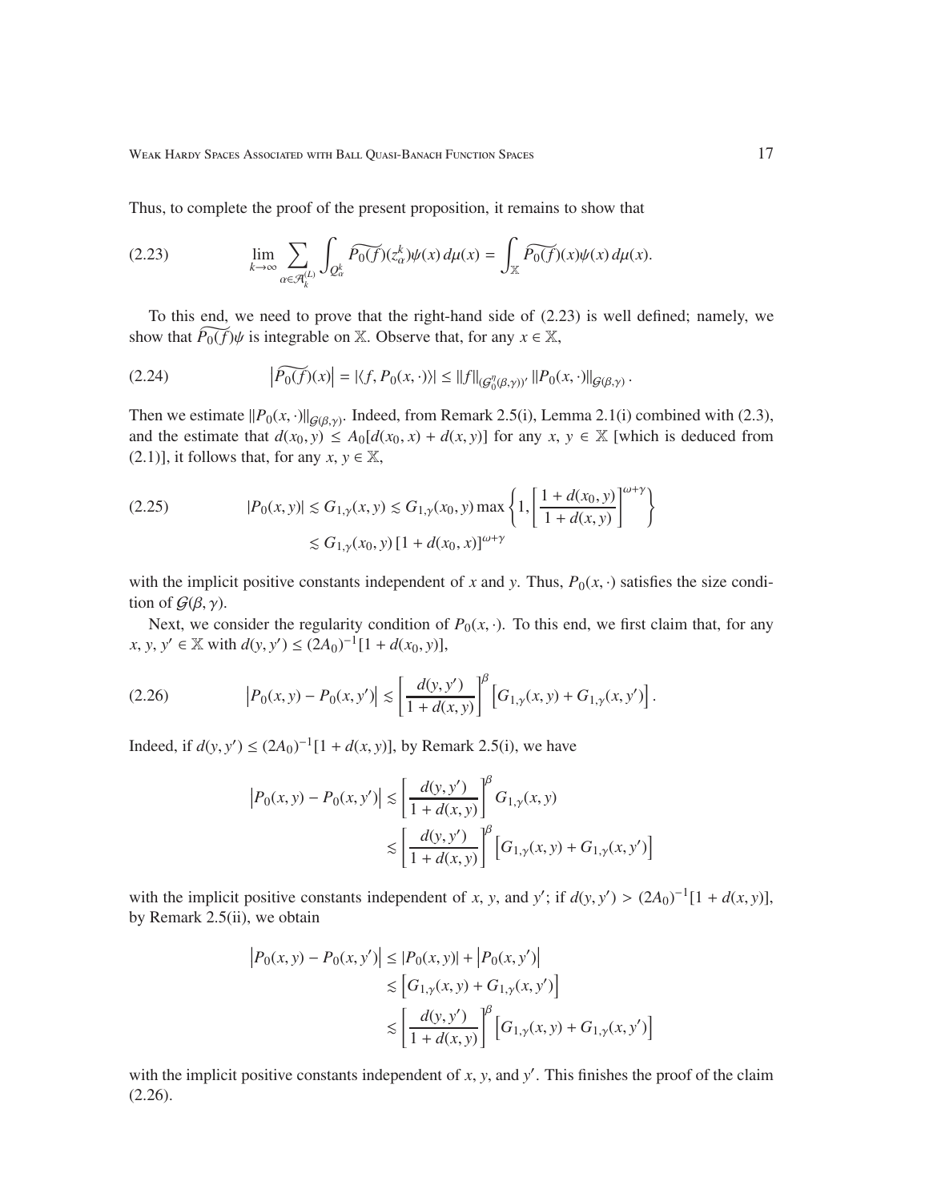Thus, to complete the proof of the present proposition, it remains to show that

$$
\lim_{k\to\infty} \sum_{\alpha\in\mathcal{A}_k^{(L)}} \int_{Q_\alpha^k} \widetilde{P_0(f)}(z_\alpha^k)\psi(x)\,d\mu(x) = \int_{\mathbb{X}} \widetilde{P_0(f)}(x)\psi(x)\,d\mu(x). \tag{2.23}
$$

To this end, we need to prove that the right-hand side of (2.23) is well defined; namely, we show that $\widetilde{P_0(f)}\psi$ is integrable on $\mathbb{X}$. Observe that, for any $x \in \mathbb{X}$,

$$
\left|\widetilde{P_0(f)}(x)\right| = |\langle f, P_0(x,\cdot)\rangle| \le \|f\|_{(\mathcal{G}_0^\eta(\beta,\gamma))'} \|P_0(x,\cdot)\|_{\mathcal{G}(\beta,\gamma)}. \tag{2.24}
$$

Then we estimate $\|P_0(x,\cdot)\|_{\mathcal{G}(\beta,\gamma)}$. Indeed, from Remark 2.5(i), Lemma 2.1(i) combined with (2.3), and the estimate that $d(x_0, y) \le A_0[d(x_0, x) + d(x, y)]$ for any $x, y \in \mathbb{X}$ [which is deduced from (2.1)], it follows that, for any $x, y \in \mathbb{X}$,

$$
\begin{aligned}
|P_0(x,y)| &\lesssim G_{1,\gamma}(x,y) \lesssim G_{1,\gamma}(x_0,y)\max\left\{1, \left[\frac{1+d(x_0,y)}{1+d(x,y)}\right]^{\omega+\gamma}\right\} \\
&\lesssim G_{1,\gamma}(x_0,y)\,[1+d(x_0,x)]^{\omega+\gamma}
\end{aligned} \tag{2.25}
$$

with the implicit positive constants independent of $x$ and $y$. Thus, $P_0(x,\cdot)$ satisfies the size condition of $\mathcal{G}(\beta,\gamma)$.

Next, we consider the regularity condition of $P_0(x,\cdot)$. To this end, we first claim that, for any $x, y, y' \in \mathbb{X}$ with $d(y, y') \le (2A_0)^{-1}[1 + d(x_0, y)]$,

$$
\left|P_0(x,y) - P_0(x,y')\right| \lesssim \left[\frac{d(y,y')}{1+d(x,y)}\right]^\beta \left[G_{1,\gamma}(x,y) + G_{1,\gamma}(x,y')\right]. \tag{2.26}
$$

Indeed, if $d(y, y') \le (2A_0)^{-1}[1 + d(x, y)]$, by Remark 2.5(i), we have

$$
\begin{aligned}
\left|P_0(x,y) - P_0(x,y')\right| &\lesssim \left[\frac{d(y,y')}{1+d(x,y)}\right]^\beta G_{1,\gamma}(x,y) \\
&\lesssim \left[\frac{d(y,y')}{1+d(x,y)}\right]^\beta \left[G_{1,\gamma}(x,y) + G_{1,\gamma}(x,y')\right]
\end{aligned}
$$

with the implicit positive constants independent of $x$, $y$, and $y'$; if $d(y, y') > (2A_0)^{-1}[1 + d(x, y)]$, by Remark 2.5(ii), we obtain

$$
\begin{aligned}
\left|P_0(x,y) - P_0(x,y')\right| &\le |P_0(x,y)| + \left|P_0(x,y')\right| \\
&\lesssim \left[G_{1,\gamma}(x,y) + G_{1,\gamma}(x,y')\right] \\
&\lesssim \left[\frac{d(y,y')}{1+d(x,y)}\right]^\beta \left[G_{1,\gamma}(x,y) + G_{1,\gamma}(x,y')\right]
\end{aligned}
$$

with the implicit positive constants independent of $x$, $y$, and $y'$. This finishes the proof of the claim (2.26).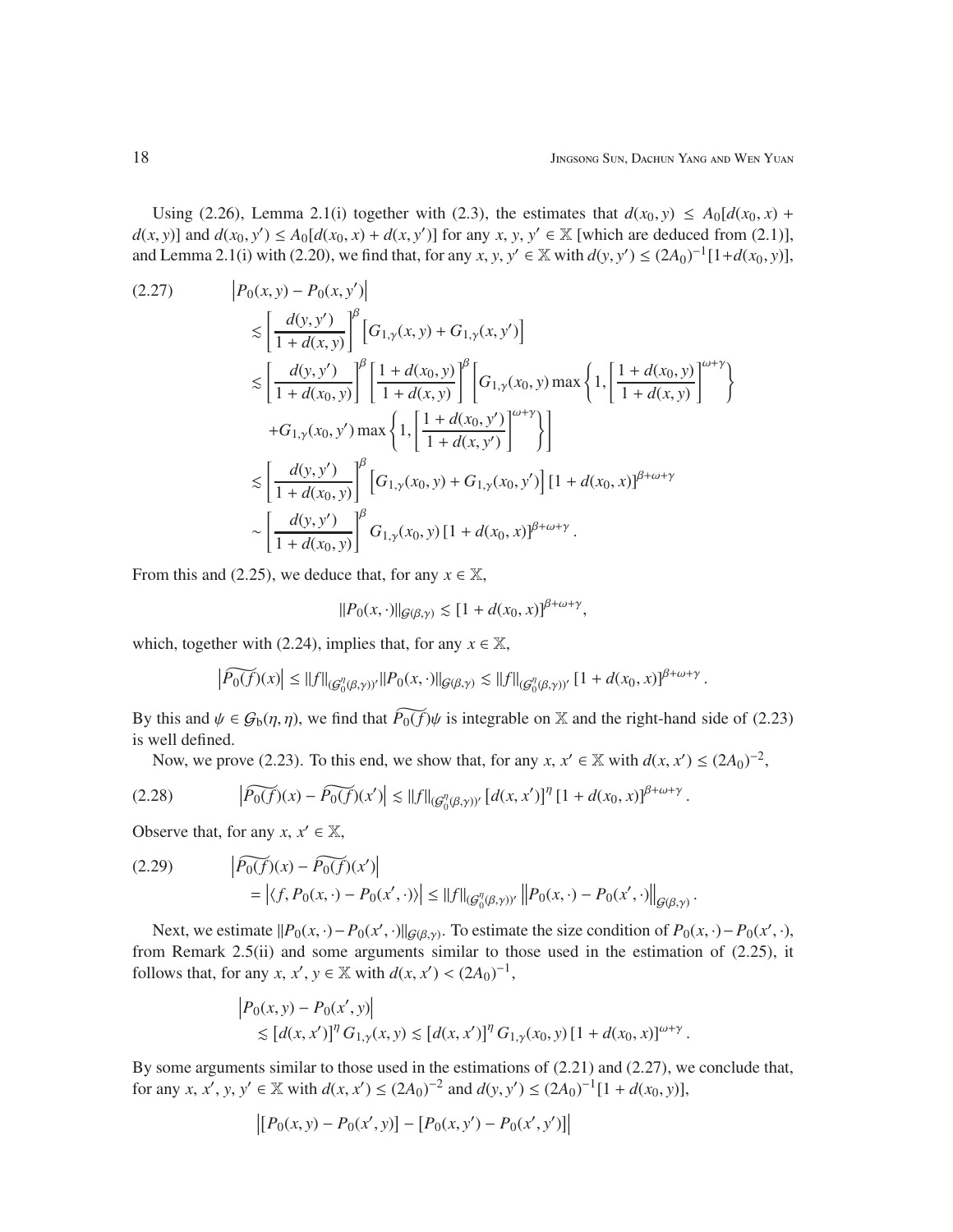Using (2.26), Lemma 2.1(i) together with (2.3), the estimates that $d(x_0, y) \le A_0[d(x_0, x) + d(x, y)]$ and $d(x_0, y') \le A_0[d(x_0, x) + d(x, y')]$ for any $x, y, y' \in \mathbb{X}$ [which are deduced from (2.1)], and Lemma 2.1(i) with (2.20), we find that, for any $x, y, y' \in \mathbb{X}$ with $d(y, y') \le (2A_0)^{-1}[1+d(x_0, y)]$,

$$
\begin{aligned}
(2.27) \qquad & \left|P_0(x, y) - P_0(x, y')\right| \\
&\lesssim \left[\frac{d(y, y')}{1 + d(x, y)}\right]^{\beta} \left[G_{1,\gamma}(x, y) + G_{1,\gamma}(x, y')\right] \\
&\lesssim \left[\frac{d(y, y')}{1 + d(x_0, y)}\right]^{\beta} \left[\frac{1 + d(x_0, y)}{1 + d(x, y)}\right]^{\beta} \left[G_{1,\gamma}(x_0, y) \max\left\{1, \left[\frac{1 + d(x_0, y)}{1 + d(x, y)}\right]^{\omega+\gamma}\right\}\right. \\
&\quad \left. + G_{1,\gamma}(x_0, y') \max\left\{1, \left[\frac{1 + d(x_0, y')}{1 + d(x, y')}\right]^{\omega+\gamma}\right\}\right] \\
&\lesssim \left[\frac{d(y, y')}{1 + d(x_0, y)}\right]^{\beta} \left[G_{1,\gamma}(x_0, y) + G_{1,\gamma}(x_0, y')\right] [1 + d(x_0, x)]^{\beta+\omega+\gamma} \\
&\sim \left[\frac{d(y, y')}{1 + d(x_0, y)}\right]^{\beta} G_{1,\gamma}(x_0, y) \, [1 + d(x_0, x)]^{\beta+\omega+\gamma}.
\end{aligned}
$$

From this and (2.25), we deduce that, for any $x \in \mathbb{X}$,

$$
\|P_0(x, \cdot)\|_{\mathcal{G}(\beta,\gamma)} \lesssim [1 + d(x_0, x)]^{\beta+\omega+\gamma},
$$

which, together with (2.24), implies that, for any $x \in \mathbb{X}$,

$$
\left|\widetilde{P_0(f)}(x)\right| \le \|f\|_{(\mathcal{G}_0^{\eta}(\beta,\gamma))'} \|P_0(x, \cdot)\|_{\mathcal{G}(\beta,\gamma)} \lesssim \|f\|_{(\mathcal{G}_0^{\eta}(\beta,\gamma))'} \, [1 + d(x_0, x)]^{\beta+\omega+\gamma}.
$$

By this and $\psi \in \mathcal{G}_{\mathrm{b}}(\eta, \eta)$, we find that $\widetilde{P_0(f)}\psi$ is integrable on $\mathbb{X}$ and the right-hand side of (2.23) is well defined.

Now, we prove (2.23). To this end, we show that, for any $x, x' \in \mathbb{X}$ with $d(x, x') \le (2A_0)^{-2}$,

$$
(2.28) \qquad \left|\widetilde{P_0(f)}(x) - \widetilde{P_0(f)}(x')\right| \lesssim \|f\|_{(\mathcal{G}_0^{\eta}(\beta,\gamma))'} \, [d(x, x')]^{\eta} \, [1 + d(x_0, x)]^{\beta+\omega+\gamma}.
$$

Observe that, for any $x, x' \in \mathbb{X}$,

$$
\begin{aligned}
(2.29) \qquad & \left|\widetilde{P_0(f)}(x) - \widetilde{P_0(f)}(x')\right| \\
&= \left|\langle f, P_0(x, \cdot) - P_0(x', \cdot)\rangle\right| \le \|f\|_{(\mathcal{G}_0^{\eta}(\beta,\gamma))'} \left\|P_0(x, \cdot) - P_0(x', \cdot)\right\|_{\mathcal{G}(\beta,\gamma)}.
\end{aligned}
$$

Next, we estimate $\|P_0(x, \cdot) - P_0(x', \cdot)\|_{\mathcal{G}(\beta,\gamma)}$. To estimate the size condition of $P_0(x, \cdot) - P_0(x', \cdot)$, from Remark 2.5(ii) and some arguments similar to those used in the estimation of (2.25), it follows that, for any $x, x', y \in \mathbb{X}$ with $d(x, x') < (2A_0)^{-1}$,

$$
\begin{aligned}
& \left|P_0(x, y) - P_0(x', y)\right| \\
&\quad \lesssim [d(x, x')]^{\eta} \, G_{1,\gamma}(x, y) \lesssim [d(x, x')]^{\eta} \, G_{1,\gamma}(x_0, y) \, [1 + d(x_0, x)]^{\omega+\gamma}.
\end{aligned}
$$

By some arguments similar to those used in the estimations of (2.21) and (2.27), we conclude that, for any $x, x', y, y' \in \mathbb{X}$ with $d(x, x') \le (2A_0)^{-2}$ and $d(y, y') \le (2A_0)^{-1}[1 + d(x_0, y)]$,

$$
\left|[P_0(x, y) - P_0(x', y)] - [P_0(x, y') - P_0(x', y')]\right|
$$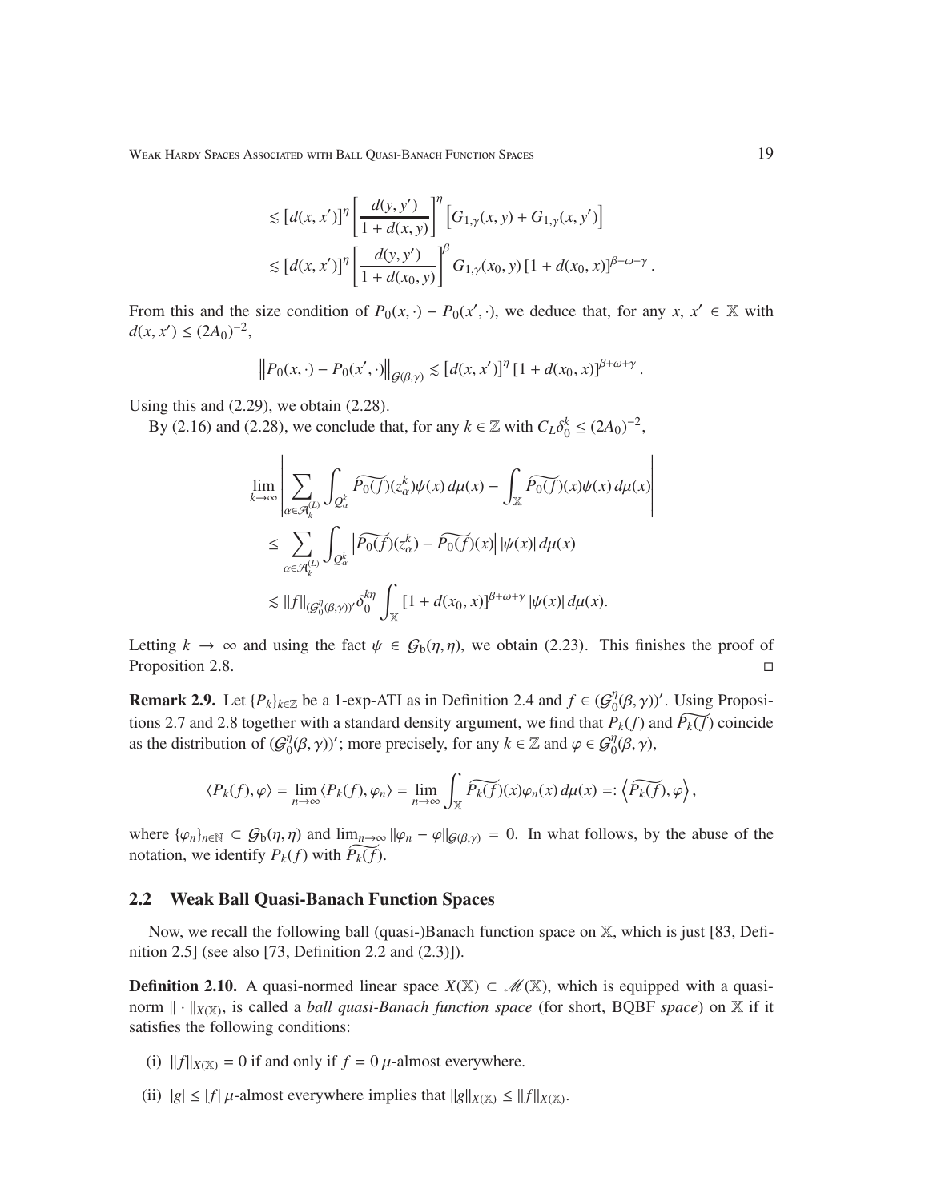$$
\begin{aligned}
&\lesssim [d(x,x')]^\eta \left[\frac{d(y,y')}{1+d(x,y)}\right]^\eta \left[G_{1,\gamma}(x,y)+G_{1,\gamma}(x,y')\right] \\
&\lesssim [d(x,x')]^\eta \left[\frac{d(y,y')}{1+d(x_0,y)}\right]^\beta G_{1,\gamma}(x_0,y)\,[1+d(x_0,x)]^{\beta+\omega+\gamma}.
\end{aligned}
$$

From this and the size condition of $P_0(x,\cdot)-P_0(x',\cdot)$, we deduce that, for any $x,\ x'\in\mathbb{X}$ with $d(x,x')\le(2A_0)^{-2}$,

$$
\left\|P_0(x,\cdot)-P_0(x',\cdot)\right\|_{\mathcal{G}(\beta,\gamma)} \lesssim [d(x,x')]^\eta\,[1+d(x_0,x)]^{\beta+\omega+\gamma}.
$$

Using this and (2.29), we obtain (2.28).

By (2.16) and (2.28), we conclude that, for any $k\in\mathbb{Z}$ with $C_L\delta_0^k\le(2A_0)^{-2}$,

$$
\begin{aligned}
&\lim_{k\to\infty}\left|\sum_{\alpha\in\mathcal{A}_k^{(L)}}\int_{Q_\alpha^k}\widetilde{P_0(f)}(z_\alpha^k)\psi(x)\,d\mu(x)-\int_{\mathbb{X}}\widetilde{P_0(f)}(x)\psi(x)\,d\mu(x)\right| \\
&\quad\le \sum_{\alpha\in\mathcal{A}_k^{(L)}}\int_{Q_\alpha^k}\left|\widetilde{P_0(f)}(z_\alpha^k)-\widetilde{P_0(f)}(x)\right||\psi(x)|\,d\mu(x) \\
&\quad\lesssim \|f\|_{(\mathcal{G}_0^\eta(\beta,\gamma))'}\delta_0^{k\eta}\int_{\mathbb{X}}[1+d(x_0,x)]^{\beta+\omega+\gamma}|\psi(x)|\,d\mu(x).
\end{aligned}
$$

Letting $k\to\infty$ and using the fact $\psi\in\mathcal{G}_{\rm b}(\eta,\eta)$, we obtain (2.23). This finishes the proof of Proposition 2.8. $\square$

**Remark 2.9.** Let $\{P_k\}_{k\in\mathbb{Z}}$ be a 1-exp-ATI as in Definition 2.4 and $f\in(\mathcal{G}_0^\eta(\beta,\gamma))'$. Using Propositions 2.7 and 2.8 together with a standard density argument, we find that $P_k(f)$ and $\widetilde{P_k(f)}$ coincide as the distribution of $(\mathcal{G}_0^\eta(\beta,\gamma))'$; more precisely, for any $k\in\mathbb{Z}$ and $\varphi\in\mathcal{G}_0^\eta(\beta,\gamma)$,

$$
\langle P_k(f),\varphi\rangle=\lim_{n\to\infty}\langle P_k(f),\varphi_n\rangle=\lim_{n\to\infty}\int_{\mathbb{X}}\widetilde{P_k(f)}(x)\varphi_n(x)\,d\mu(x)=:\left\langle\widetilde{P_k(f)},\varphi\right\rangle,
$$

where $\{\varphi_n\}_{n\in\mathbb{N}}\subset\mathcal{G}_{\rm b}(\eta,\eta)$ and $\lim_{n\to\infty}\|\varphi_n-\varphi\|_{\mathcal{G}(\beta,\gamma)}=0$. In what follows, by the abuse of the notation, we identify $P_k(f)$ with $\widetilde{P_k(f)}$.

## 2.2 Weak Ball Quasi-Banach Function Spaces

Now, we recall the following ball (quasi-)Banach function space on $\mathbb{X}$, which is just [83, Definition 2.5] (see also [73, Definition 2.2 and (2.3)]).

**Definition 2.10.** A quasi-normed linear space $X(\mathbb{X})\subset\mathscr{M}(\mathbb{X})$, which is equipped with a quasi-norm $\|\cdot\|_{X(\mathbb{X})}$, is called a *ball quasi-Banach function space* (for short, BQBF *space*) on $\mathbb{X}$ if it satisfies the following conditions:

(i) $\|f\|_{X(\mathbb{X})}=0$ if and only if $f=0$ $\mu$-almost everywhere.

(ii) $|g|\le|f|$ $\mu$-almost everywhere implies that $\|g\|_{X(\mathbb{X})}\le\|f\|_{X(\mathbb{X})}$.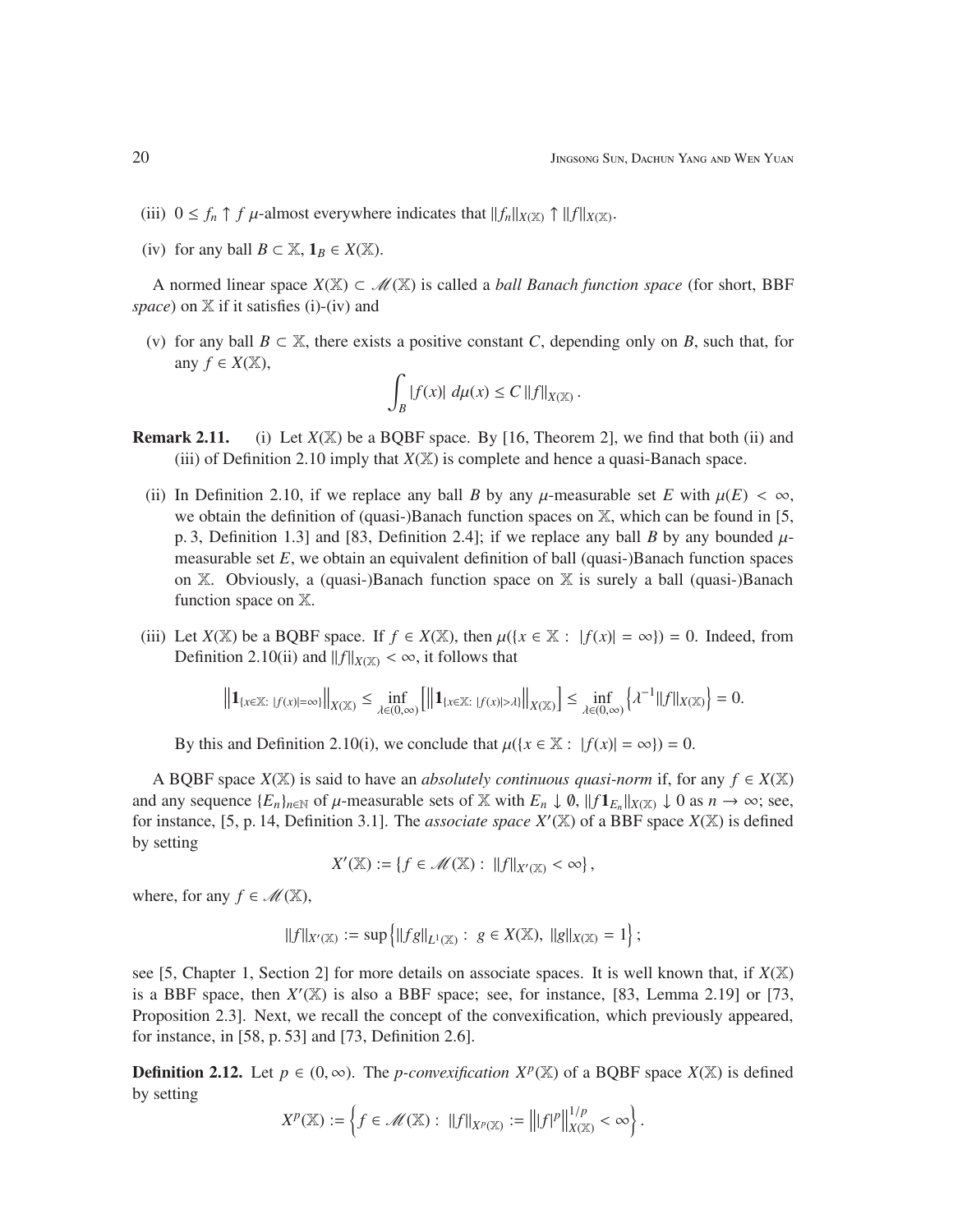(iii) $0 \le f_n \uparrow f$ $\mu$-almost everywhere indicates that $\|f_n\|_{X(\mathbb{X})} \uparrow \|f\|_{X(\mathbb{X})}$.

(iv) for any ball $B \subset \mathbb{X}$, $\mathbf{1}_B \in X(\mathbb{X})$.

A normed linear space $X(\mathbb{X}) \subset \mathscr{M}(\mathbb{X})$ is called a *ball Banach function space* (for short, BBF *space*) on $\mathbb{X}$ if it satisfies (i)-(iv) and

(v) for any ball $B \subset \mathbb{X}$, there exists a positive constant $C$, depending only on $B$, such that, for any $f \in X(\mathbb{X})$,

$$\int_B |f(x)|\, d\mu(x) \le C \|f\|_{X(\mathbb{X})}.$$

**Remark 2.11.** (i) Let $X(\mathbb{X})$ be a BQBF space. By [16, Theorem 2], we find that both (ii) and (iii) of Definition 2.10 imply that $X(\mathbb{X})$ is complete and hence a quasi-Banach space.

(ii) In Definition 2.10, if we replace any ball $B$ by any $\mu$-measurable set $E$ with $\mu(E) < \infty$, we obtain the definition of (quasi-)Banach function spaces on $\mathbb{X}$, which can be found in [5, p. 3, Definition 1.3] and [83, Definition 2.4]; if we replace any ball $B$ by any bounded $\mu$-measurable set $E$, we obtain an equivalent definition of ball (quasi-)Banach function spaces on $\mathbb{X}$. Obviously, a (quasi-)Banach function space on $\mathbb{X}$ is surely a ball (quasi-)Banach function space on $\mathbb{X}$.

(iii) Let $X(\mathbb{X})$ be a BQBF space. If $f \in X(\mathbb{X})$, then $\mu(\{x \in \mathbb{X} : |f(x)| = \infty\}) = 0$. Indeed, from Definition 2.10(ii) and $\|f\|_{X(\mathbb{X})} < \infty$, it follows that

$$\left\|\mathbf{1}_{\{x\in\mathbb{X}:\,|f(x)|=\infty\}}\right\|_{X(\mathbb{X})} \le \inf_{\lambda\in(0,\infty)} \left[\left\|\mathbf{1}_{\{x\in\mathbb{X}:\,|f(x)|>\lambda\}}\right\|_{X(\mathbb{X})}\right] \le \inf_{\lambda\in(0,\infty)} \left\{\lambda^{-1}\|f\|_{X(\mathbb{X})}\right\} = 0.$$

By this and Definition 2.10(i), we conclude that $\mu(\{x \in \mathbb{X} : |f(x)| = \infty\}) = 0$.

A BQBF space $X(\mathbb{X})$ is said to have an *absolutely continuous quasi-norm* if, for any $f \in X(\mathbb{X})$ and any sequence $\{E_n\}_{n\in\mathbb{N}}$ of $\mu$-measurable sets of $\mathbb{X}$ with $E_n \downarrow \emptyset$, $\|f\mathbf{1}_{E_n}\|_{X(\mathbb{X})} \downarrow 0$ as $n \to \infty$; see, for instance, [5, p. 14, Definition 3.1]. The *associate space* $X'(\mathbb{X})$ of a BBF space $X(\mathbb{X})$ is defined by setting

$$X'(\mathbb{X}) := \{f \in \mathscr{M}(\mathbb{X}) : \|f\|_{X'(\mathbb{X})} < \infty\},$$

where, for any $f \in \mathscr{M}(\mathbb{X})$,

$$\|f\|_{X'(\mathbb{X})} := \sup\left\{\|fg\|_{L^1(\mathbb{X})} : g \in X(\mathbb{X}),\ \|g\|_{X(\mathbb{X})} = 1\right\};$$

see [5, Chapter 1, Section 2] for more details on associate spaces. It is well known that, if $X(\mathbb{X})$ is a BBF space, then $X'(\mathbb{X})$ is also a BBF space; see, for instance, [83, Lemma 2.19] or [73, Proposition 2.3]. Next, we recall the concept of the convexification, which previously appeared, for instance, in [58, p. 53] and [73, Definition 2.6].

**Definition 2.12.** Let $p \in (0, \infty)$. The *p-convexification* $X^p(\mathbb{X})$ of a BQBF space $X(\mathbb{X})$ is defined by setting

$$X^p(\mathbb{X}) := \left\{f \in \mathscr{M}(\mathbb{X}) : \|f\|_{X^p(\mathbb{X})} := \left\||f|^p\right\|_{X(\mathbb{X})}^{1/p} < \infty\right\}.$$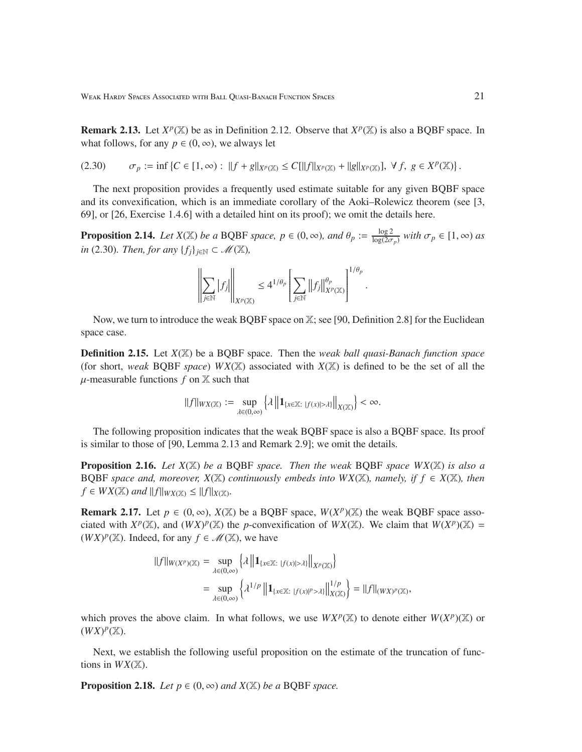**Remark 2.13.** Let $X^p(\mathbb{X})$ be as in Definition 2.12. Observe that $X^p(\mathbb{X})$ is also a BQBF space. In what follows, for any $p \in (0,\infty)$, we always let

$$\sigma_p := \inf\left\{C \in [1,\infty) : \|f+g\|_{X^p(\mathbb{X})} \le C[\|f\|_{X^p(\mathbb{X})} + \|g\|_{X^p(\mathbb{X})}],\ \forall\, f,\ g \in X^p(\mathbb{X})\right\}. \tag{2.30}$$

The next proposition provides a frequently used estimate suitable for any given BQBF space and its convexification, which is an immediate corollary of the Aoki–Rolewicz theorem (see [3, 69], or [26, Exercise 1.4.6] with a detailed hint on its proof); we omit the details here.

**Proposition 2.14.** *Let $X(\mathbb{X})$ be a* BQBF *space, $p \in (0,\infty)$, and $\theta_p := \frac{\log 2}{\log(2\sigma_p)}$ with $\sigma_p \in [1,\infty)$ as in* (2.30). *Then, for any $\{f_j\}_{j\in\mathbb{N}} \subset \mathscr{M}(\mathbb{X})$,*

$$\left\|\sum_{j\in\mathbb{N}} |f_j|\right\|_{X^p(\mathbb{X})} \le 4^{1/\theta_p}\left[\sum_{j\in\mathbb{N}} \|f_j\|_{X^p(\mathbb{X})}^{\theta_p}\right]^{1/\theta_p}.$$

Now, we turn to introduce the weak BQBF space on $\mathbb{X}$; see [90, Definition 2.8] for the Euclidean space case.

**Definition 2.15.** Let $X(\mathbb{X})$ be a BQBF space. Then the *weak ball quasi-Banach function space* (for short, *weak* BQBF *space*) $WX(\mathbb{X})$ associated with $X(\mathbb{X})$ is defined to be the set of all the $\mu$-measurable functions $f$ on $\mathbb{X}$ such that

$$\|f\|_{WX(\mathbb{X})} := \sup_{\lambda\in(0,\infty)}\left\{\lambda\left\|\mathbf{1}_{\{x\in\mathbb{X}:\ |f(x)|>\lambda\}}\right\|_{X(\mathbb{X})}\right\} < \infty.$$

The following proposition indicates that the weak BQBF space is also a BQBF space. Its proof is similar to those of [90, Lemma 2.13 and Remark 2.9]; we omit the details.

**Proposition 2.16.** *Let $X(\mathbb{X})$ be a* BQBF *space. Then the weak* BQBF *space $WX(\mathbb{X})$ is also a* BQBF *space and, moreover, $X(\mathbb{X})$ continuously embeds into $WX(\mathbb{X})$, namely, if $f \in X(\mathbb{X})$, then $f \in WX(\mathbb{X})$ and $\|f\|_{WX(\mathbb{X})} \le \|f\|_{X(\mathbb{X})}$.*

**Remark 2.17.** Let $p \in (0,\infty)$, $X(\mathbb{X})$ be a BQBF space, $W(X^p)(\mathbb{X})$ the weak BQBF space associated with $X^p(\mathbb{X})$, and $(WX)^p(\mathbb{X})$ the $p$-convexification of $WX(\mathbb{X})$. We claim that $W(X^p)(\mathbb{X}) = (WX)^p(\mathbb{X})$. Indeed, for any $f \in \mathscr{M}(\mathbb{X})$, we have

$$\begin{aligned}
\|f\|_{W(X^p)(\mathbb{X})} &= \sup_{\lambda\in(0,\infty)}\left\{\lambda\left\|\mathbf{1}_{\{x\in\mathbb{X}:\ |f(x)|>\lambda\}}\right\|_{X^p(\mathbb{X})}\right\} \\
&= \sup_{\lambda\in(0,\infty)}\left\{\lambda^{1/p}\left\|\mathbf{1}_{\{x\in\mathbb{X}:\ |f(x)|^p>\lambda\}}\right\|_{X(\mathbb{X})}^{1/p}\right\} = \|f\|_{(WX)^p(\mathbb{X})},
\end{aligned}$$

which proves the above claim. In what follows, we use $WX^p(\mathbb{X})$ to denote either $W(X^p)(\mathbb{X})$ or $(WX)^p(\mathbb{X})$.

Next, we establish the following useful proposition on the estimate of the truncation of functions in $WX(\mathbb{X})$.

**Proposition 2.18.** *Let $p \in (0,\infty)$ and $X(\mathbb{X})$ be a* BQBF *space.*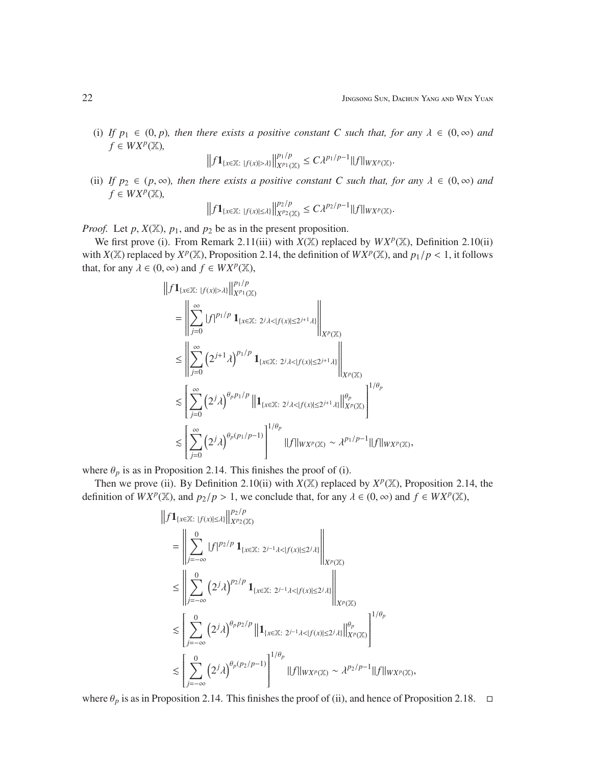(i) *If $p_1 \in (0,p)$, then there exists a positive constant $C$ such that, for any $\lambda \in (0,\infty)$ and $f \in WX^p(\mathbb{X})$,*

$$\left\| f \mathbf{1}_{\{x\in\mathbb{X}:\ |f(x)|>\lambda\}} \right\|_{X^{p_1}(\mathbb{X})}^{p_1/p} \leq C\lambda^{p_1/p-1} \|f\|_{WX^p(\mathbb{X})}.$$

(ii) *If $p_2 \in (p,\infty)$, then there exists a positive constant $C$ such that, for any $\lambda \in (0,\infty)$ and $f \in WX^p(\mathbb{X})$,*

$$\left\| f \mathbf{1}_{\{x\in\mathbb{X}:\ |f(x)|\leq\lambda\}} \right\|_{X^{p_2}(\mathbb{X})}^{p_2/p} \leq C\lambda^{p_2/p-1} \|f\|_{WX^p(\mathbb{X})}.$$

*Proof.* Let $p$, $X(\mathbb{X})$, $p_1$, and $p_2$ be as in the present proposition.

We first prove (i). From Remark 2.11(iii) with $X(\mathbb{X})$ replaced by $WX^p(\mathbb{X})$, Definition 2.10(ii) with $X(\mathbb{X})$ replaced by $X^p(\mathbb{X})$, Proposition 2.14, the definition of $WX^p(\mathbb{X})$, and $p_1/p < 1$, it follows that, for any $\lambda \in (0,\infty)$ and $f \in WX^p(\mathbb{X})$,

$$\begin{aligned}
&\left\| f \mathbf{1}_{\{x\in\mathbb{X}:\ |f(x)|>\lambda\}} \right\|_{X^{p_1}(\mathbb{X})}^{p_1/p} \\
&\quad = \left\| \sum_{j=0}^{\infty} |f|^{p_1/p}\, \mathbf{1}_{\{x\in\mathbb{X}:\ 2^j\lambda<|f(x)|\leq 2^{j+1}\lambda\}} \right\|_{X^p(\mathbb{X})} \\
&\quad \leq \left\| \sum_{j=0}^{\infty} \left(2^{j+1}\lambda\right)^{p_1/p} \mathbf{1}_{\{x\in\mathbb{X}:\ 2^j\lambda<|f(x)|\leq 2^{j+1}\lambda\}} \right\|_{X^p(\mathbb{X})} \\
&\quad \lesssim \left[ \sum_{j=0}^{\infty} \left(2^j\lambda\right)^{\theta_p p_1/p} \left\| \mathbf{1}_{\{x\in\mathbb{X}:\ 2^j\lambda<|f(x)|\leq 2^{j+1}\lambda\}} \right\|_{X^p(\mathbb{X})}^{\theta_p} \right]^{1/\theta_p} \\
&\quad \lesssim \left[ \sum_{j=0}^{\infty} \left(2^j\lambda\right)^{\theta_p(p_1/p-1)} \right]^{1/\theta_p} \|f\|_{WX^p(\mathbb{X})} \sim \lambda^{p_1/p-1}\|f\|_{WX^p(\mathbb{X})},
\end{aligned}$$

where $\theta_p$ is as in Proposition 2.14. This finishes the proof of (i).

Then we prove (ii). By Definition 2.10(ii) with $X(\mathbb{X})$ replaced by $X^p(\mathbb{X})$, Proposition 2.14, the definition of $WX^p(\mathbb{X})$, and $p_2/p > 1$, we conclude that, for any $\lambda \in (0,\infty)$ and $f \in WX^p(\mathbb{X})$,

$$\begin{aligned}
&\left\| f \mathbf{1}_{\{x\in\mathbb{X}:\ |f(x)|\leq\lambda\}} \right\|_{X^{p_2}(\mathbb{X})}^{p_2/p} \\
&\quad = \left\| \sum_{j=-\infty}^{0} |f|^{p_2/p}\, \mathbf{1}_{\{x\in\mathbb{X}:\ 2^{j-1}\lambda<|f(x)|\leq 2^{j}\lambda\}} \right\|_{X^p(\mathbb{X})} \\
&\quad \leq \left\| \sum_{j=-\infty}^{0} \left(2^{j}\lambda\right)^{p_2/p} \mathbf{1}_{\{x\in\mathbb{X}:\ 2^{j-1}\lambda<|f(x)|\leq 2^{j}\lambda\}} \right\|_{X^p(\mathbb{X})} \\
&\quad \lesssim \left[ \sum_{j=-\infty}^{0} \left(2^j\lambda\right)^{\theta_p p_2/p} \left\| \mathbf{1}_{\{x\in\mathbb{X}:\ 2^{j-1}\lambda<|f(x)|\leq 2^{j}\lambda\}} \right\|_{X^p(\mathbb{X})}^{\theta_p} \right]^{1/\theta_p} \\
&\quad \lesssim \left[ \sum_{j=-\infty}^{0} \left(2^j\lambda\right)^{\theta_p(p_2/p-1)} \right]^{1/\theta_p} \|f\|_{WX^p(\mathbb{X})} \sim \lambda^{p_2/p-1}\|f\|_{WX^p(\mathbb{X})},
\end{aligned}$$

where $\theta_p$ is as in Proposition 2.14. This finishes the proof of (ii), and hence of Proposition 2.18. $\square$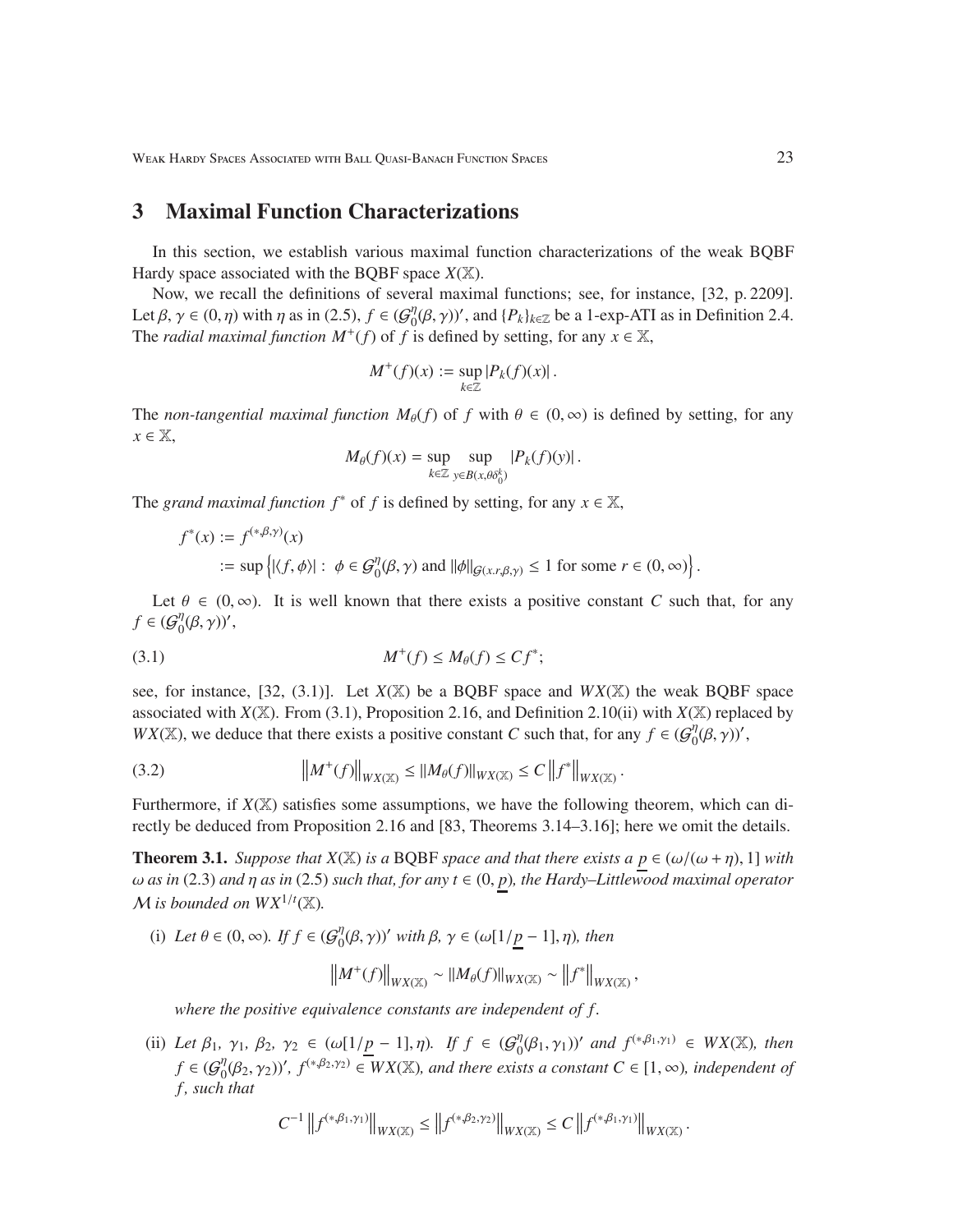## 3 Maximal Function Characterizations

In this section, we establish various maximal function characterizations of the weak BQBF Hardy space associated with the BQBF space $X(\mathbb{X})$.

Now, we recall the definitions of several maximal functions; see, for instance, [32, p. 2209]. Let $\beta, \gamma \in (0, \eta)$ with $\eta$ as in (2.5), $f \in (\mathcal{G}_0^\eta(\beta, \gamma))'$, and $\{P_k\}_{k\in\mathbb{Z}}$ be a 1-exp-ATI as in Definition 2.4. The *radial maximal function* $M^+(f)$ of $f$ is defined by setting, for any $x \in \mathbb{X}$,

$$M^+(f)(x) := \sup_{k\in\mathbb{Z}} |P_k(f)(x)|.$$

The *non-tangential maximal function* $M_\theta(f)$ of $f$ with $\theta \in (0, \infty)$ is defined by setting, for any $x \in \mathbb{X}$,

$$M_\theta(f)(x) = \sup_{k\in\mathbb{Z}} \sup_{y\in B(x,\theta\delta_0^k)} |P_k(f)(y)|.$$

The *grand maximal function* $f^*$ of $f$ is defined by setting, for any $x \in \mathbb{X}$,

$$\begin{aligned} f^*(x) &:= f^{(*,\beta,\gamma)}(x) \\ &:= \sup\left\{|\langle f, \phi\rangle| : \ \phi \in \mathcal{G}_0^\eta(\beta, \gamma) \text{ and } \|\phi\|_{\mathcal{G}(x,r,\beta,\gamma)} \le 1 \text{ for some } r \in (0, \infty)\right\}. \end{aligned}$$

Let $\theta \in (0, \infty)$. It is well known that there exists a positive constant $C$ such that, for any $f \in (\mathcal{G}_0^\eta(\beta, \gamma))'$,

$$M^+(f) \le M_\theta(f) \le Cf^*; \tag{3.1}$$

see, for instance, [32, (3.1)]. Let $X(\mathbb{X})$ be a BQBF space and $WX(\mathbb{X})$ the weak BQBF space associated with $X(\mathbb{X})$. From (3.1), Proposition 2.16, and Definition 2.10(ii) with $X(\mathbb{X})$ replaced by $WX(\mathbb{X})$, we deduce that there exists a positive constant $C$ such that, for any $f \in (\mathcal{G}_0^\eta(\beta, \gamma))'$,

$$\left\|M^+(f)\right\|_{WX(\mathbb{X})} \le \|M_\theta(f)\|_{WX(\mathbb{X})} \le C\left\|f^*\right\|_{WX(\mathbb{X})}. \tag{3.2}$$

Furthermore, if $X(\mathbb{X})$ satisfies some assumptions, we have the following theorem, which can directly be deduced from Proposition 2.16 and [83, Theorems 3.14–3.16]; here we omit the details.

**Theorem 3.1.** *Suppose that $X(\mathbb{X})$ is a* BQBF *space and that there exists a $\underline{p} \in (\omega/(\omega + \eta), 1]$ with $\omega$ as in* (2.3) *and $\eta$ as in* (2.5) *such that, for any $t \in (0, \underline{p})$, the Hardy–Littlewood maximal operator $\mathcal{M}$ is bounded on $WX^{1/t}(\mathbb{X})$.*

(i) *Let $\theta \in (0, \infty)$. If $f \in (\mathcal{G}_0^\eta(\beta, \gamma))'$ with $\beta, \gamma \in (\omega[1/\underline{p} - 1], \eta)$, then*

$$\left\|M^+(f)\right\|_{WX(\mathbb{X})} \sim \|M_\theta(f)\|_{WX(\mathbb{X})} \sim \left\|f^*\right\|_{WX(\mathbb{X})},$$

*where the positive equivalence constants are independent of $f$.*

(ii) *Let $\beta_1, \gamma_1, \beta_2, \gamma_2 \in (\omega[1/\underline{p} - 1], \eta)$. If $f \in (\mathcal{G}_0^\eta(\beta_1, \gamma_1))'$ and $f^{(*,\beta_1,\gamma_1)} \in WX(\mathbb{X})$, then $f \in (\mathcal{G}_0^\eta(\beta_2, \gamma_2))'$, $f^{(*,\beta_2,\gamma_2)} \in WX(\mathbb{X})$, and there exists a constant $C \in [1, \infty)$, independent of $f$, such that*

$$C^{-1}\left\|f^{(*,\beta_1,\gamma_1)}\right\|_{WX(\mathbb{X})} \le \left\|f^{(*,\beta_2,\gamma_2)}\right\|_{WX(\mathbb{X})} \le C\left\|f^{(*,\beta_1,\gamma_1)}\right\|_{WX(\mathbb{X})}.$$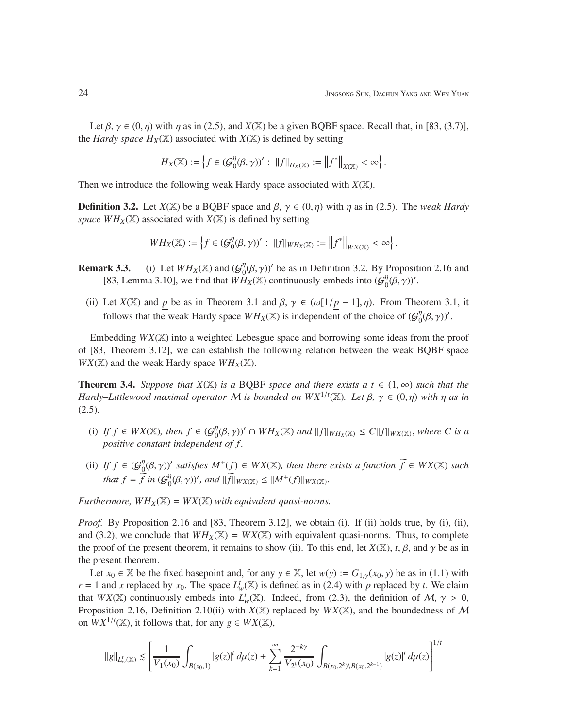Let $\beta, \gamma \in (0, \eta)$ with $\eta$ as in (2.5), and $X(\mathbb{X})$ be a given BQBF space. Recall that, in [83, (3.7)], the *Hardy space* $H_X(\mathbb{X})$ associated with $X(\mathbb{X})$ is defined by setting

$$H_X(\mathbb{X}) := \left\{ f \in (\mathcal{G}_0^\eta(\beta, \gamma))' : \|f\|_{H_X(\mathbb{X})} := \left\| f^* \right\|_{X(\mathbb{X})} < \infty \right\}.$$

Then we introduce the following weak Hardy space associated with $X(\mathbb{X})$.

**Definition 3.2.** Let $X(\mathbb{X})$ be a BQBF space and $\beta, \gamma \in (0, \eta)$ with $\eta$ as in (2.5). The *weak Hardy space* $WH_X(\mathbb{X})$ associated with $X(\mathbb{X})$ is defined by setting

$$WH_X(\mathbb{X}) := \left\{ f \in (\mathcal{G}_0^\eta(\beta, \gamma))' : \|f\|_{WH_X(\mathbb{X})} := \left\| f^* \right\|_{WX(\mathbb{X})} < \infty \right\}.$$

**Remark 3.3.** (i) Let $WH_X(\mathbb{X})$ and $(\mathcal{G}_0^\eta(\beta, \gamma))'$ be as in Definition 3.2. By Proposition 2.16 and [83, Lemma 3.10], we find that $WH_X(\mathbb{X})$ continuously embeds into $(\mathcal{G}_0^\eta(\beta, \gamma))'$.

(ii) Let $X(\mathbb{X})$ and $\underline{p}$ be as in Theorem 3.1 and $\beta, \gamma \in (\omega[1/\underline{p} - 1], \eta)$. From Theorem 3.1, it follows that the weak Hardy space $WH_X(\mathbb{X})$ is independent of the choice of $(\mathcal{G}_0^\eta(\beta, \gamma))'$.

Embedding $WX(\mathbb{X})$ into a weighted Lebesgue space and borrowing some ideas from the proof of [83, Theorem 3.12], we can establish the following relation between the weak BQBF space $WX(\mathbb{X})$ and the weak Hardy space $WH_X(\mathbb{X})$.

**Theorem 3.4.** *Suppose that $X(\mathbb{X})$ is a* BQBF *space and there exists a $t \in (1, \infty)$ such that the Hardy–Littlewood maximal operator $\mathcal{M}$ is bounded on $WX^{1/t}(\mathbb{X})$. Let $\beta, \gamma \in (0, \eta)$ with $\eta$ as in* (2.5)*.*

(i) *If $f \in WX(\mathbb{X})$, then $f \in (\mathcal{G}_0^\eta(\beta, \gamma))' \cap WH_X(\mathbb{X})$ and $\|f\|_{WH_X(\mathbb{X})} \le C\|f\|_{WX(\mathbb{X})}$, where $C$ is a positive constant independent of $f$.*

(ii) *If $f \in (\mathcal{G}_0^\eta(\beta, \gamma))'$ satisfies $M^+(f) \in WX(\mathbb{X})$, then there exists a function $\widetilde{f} \in WX(\mathbb{X})$ such that $f = \widetilde{f}$ in $(\mathcal{G}_0^\eta(\beta, \gamma))'$, and $\|\widetilde{f}\|_{WX(\mathbb{X})} \le \|M^+(f)\|_{WX(\mathbb{X})}$.*

*Furthermore, $WH_X(\mathbb{X}) = WX(\mathbb{X})$ with equivalent quasi-norms.*

*Proof.* By Proposition 2.16 and [83, Theorem 3.12], we obtain (i). If (ii) holds true, by (i), (ii), and (3.2), we conclude that $WH_X(\mathbb{X}) = WX(\mathbb{X})$ with equivalent quasi-norms. Thus, to complete the proof of the present theorem, it remains to show (ii). To this end, let $X(\mathbb{X})$, $t$, $\beta$, and $\gamma$ be as in the present theorem.

Let $x_0 \in \mathbb{X}$ be the fixed basepoint and, for any $y \in \mathbb{X}$, let $w(y) := G_{1,\gamma}(x_0, y)$ be as in (1.1) with $r = 1$ and $x$ replaced by $x_0$. The space $L_w^t(\mathbb{X})$ is defined as in (2.4) with $p$ replaced by $t$. We claim that $WX(\mathbb{X})$ continuously embeds into $L_w^t(\mathbb{X})$. Indeed, from (2.3), the definition of $\mathcal{M}$, $\gamma > 0$, Proposition 2.16, Definition 2.10(ii) with $X(\mathbb{X})$ replaced by $WX(\mathbb{X})$, and the boundedness of $\mathcal{M}$ on $WX^{1/t}(\mathbb{X})$, it follows that, for any $g \in WX(\mathbb{X})$,

$$\|g\|_{L_w^t(\mathbb{X})} \lesssim \left[ \frac{1}{V_1(x_0)} \int_{B(x_0,1)} |g(z)|^t \, d\mu(z) + \sum_{k=1}^\infty \frac{2^{-k\gamma}}{V_{2^k}(x_0)} \int_{B(x_0,2^k) \setminus B(x_0,2^{k-1})} |g(z)|^t \, d\mu(z) \right]^{1/t}$$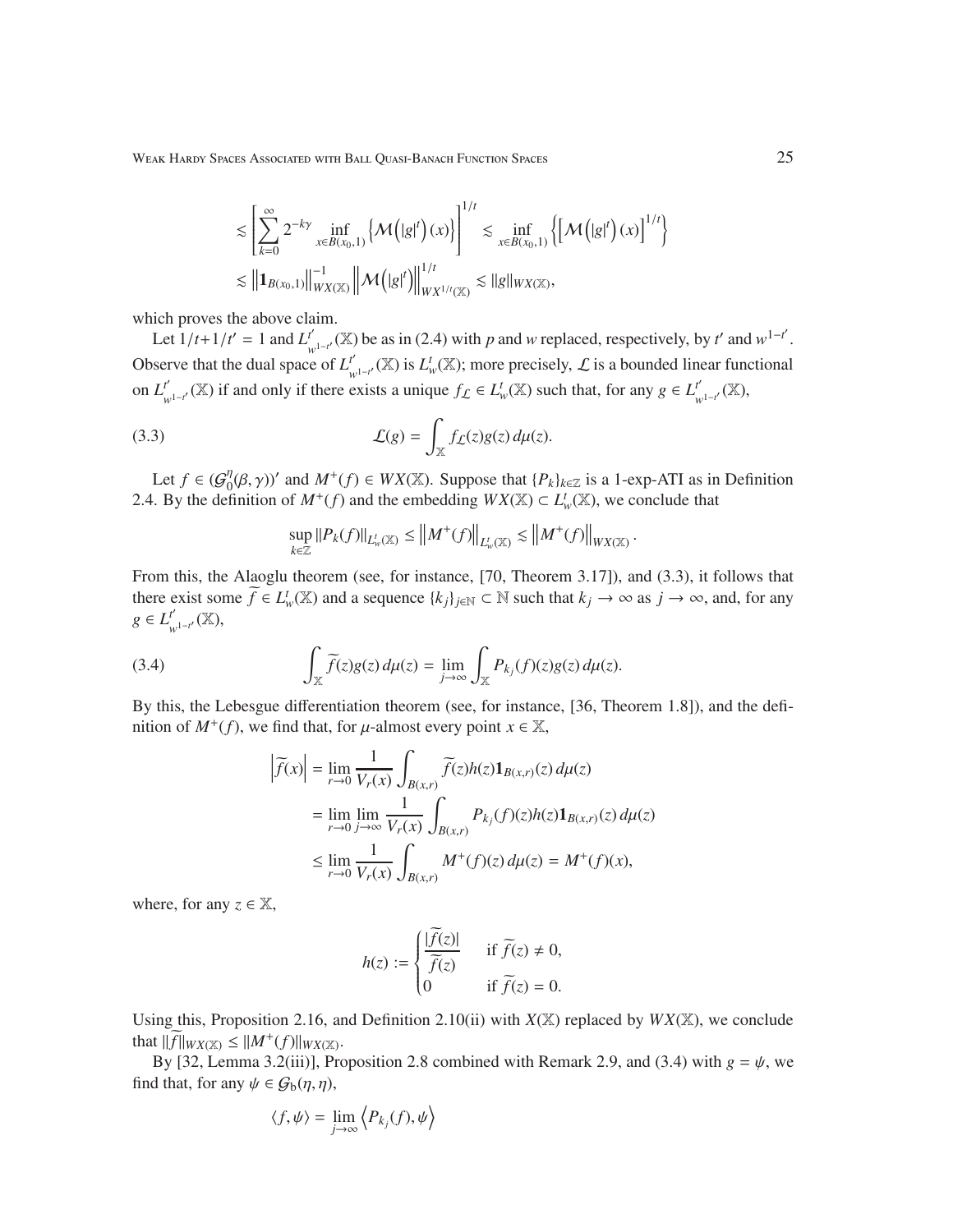$$
\begin{aligned}
&\lesssim \left[\sum_{k=0}^{\infty} 2^{-k\gamma} \inf_{x\in B(x_0,1)} \left\{\mathcal{M}\left(|g|^t\right)(x)\right\}\right]^{1/t} \lesssim \inf_{x\in B(x_0,1)} \left\{\left[\mathcal{M}\left(|g|^t\right)(x)\right]^{1/t}\right\} \\
&\lesssim \left\|\mathbf{1}_{B(x_0,1)}\right\|_{WX(\mathbb{X})}^{-1} \left\|\mathcal{M}\left(|g|^t\right)\right\|_{WX^{1/t}(\mathbb{X})}^{1/t} \lesssim \|g\|_{WX(\mathbb{X})},
\end{aligned}
$$

which proves the above claim.

Let $1/t+1/t'=1$ and $L^{t'}_{w^{1-t'}}(\mathbb{X})$ be as in (2.4) with $p$ and $w$ replaced, respectively, by $t'$ and $w^{1-t'}$. Observe that the dual space of $L^{t'}_{w^{1-t'}}(\mathbb{X})$ is $L^t_w(\mathbb{X})$; more precisely, $\mathcal{L}$ is a bounded linear functional on $L^{t'}_{w^{1-t'}}(\mathbb{X})$ if and only if there exists a unique $f_{\mathcal{L}} \in L^t_w(\mathbb{X})$ such that, for any $g \in L^{t'}_{w^{1-t'}}(\mathbb{X})$,

$$
\mathcal{L}(g) = \int_{\mathbb{X}} f_{\mathcal{L}}(z) g(z)\, d\mu(z). \tag{3.3}
$$

Let $f \in (\mathcal{G}^\eta_0(\beta,\gamma))'$ and $M^+(f) \in WX(\mathbb{X})$. Suppose that $\{P_k\}_{k\in\mathbb{Z}}$ is a 1-exp-ATI as in Definition 2.4. By the definition of $M^+(f)$ and the embedding $WX(\mathbb{X}) \subset L^t_w(\mathbb{X})$, we conclude that

$$
\sup_{k\in\mathbb{Z}} \|P_k(f)\|_{L^t_w(\mathbb{X})} \le \left\|M^+(f)\right\|_{L^t_w(\mathbb{X})} \lesssim \left\|M^+(f)\right\|_{WX(\mathbb{X})}.
$$

From this, the Alaoglu theorem (see, for instance, [70, Theorem 3.17]), and (3.3), it follows that there exist some $\widetilde{f} \in L^t_w(\mathbb{X})$ and a sequence $\{k_j\}_{j\in\mathbb{N}} \subset \mathbb{N}$ such that $k_j \to \infty$ as $j \to \infty$, and, for any $g \in L^{t'}_{w^{1-t'}}(\mathbb{X})$,

$$
\int_{\mathbb{X}} \widetilde{f}(z) g(z)\, d\mu(z) = \lim_{j\to\infty} \int_{\mathbb{X}} P_{k_j}(f)(z) g(z)\, d\mu(z). \tag{3.4}
$$

By this, the Lebesgue differentiation theorem (see, for instance, [36, Theorem 1.8]), and the definition of $M^+(f)$, we find that, for $\mu$-almost every point $x \in \mathbb{X}$,

$$
\begin{aligned}
\left|\widetilde{f}(x)\right| &= \lim_{r\to 0} \frac{1}{V_r(x)} \int_{B(x,r)} \widetilde{f}(z) h(z) \mathbf{1}_{B(x,r)}(z)\, d\mu(z) \\
&= \lim_{r\to 0} \lim_{j\to\infty} \frac{1}{V_r(x)} \int_{B(x,r)} P_{k_j}(f)(z) h(z) \mathbf{1}_{B(x,r)}(z)\, d\mu(z) \\
&\le \lim_{r\to 0} \frac{1}{V_r(x)} \int_{B(x,r)} M^+(f)(z)\, d\mu(z) = M^+(f)(x),
\end{aligned}
$$

where, for any $z \in \mathbb{X}$,

$$
h(z) := \begin{cases} \dfrac{|\widetilde{f}(z)|}{\widetilde{f}(z)} & \text{if } \widetilde{f}(z) \neq 0, \\ 0 & \text{if } \widetilde{f}(z) = 0. \end{cases}
$$

Using this, Proposition 2.16, and Definition 2.10(ii) with $X(\mathbb{X})$ replaced by $WX(\mathbb{X})$, we conclude that $\|\widetilde{f}\|_{WX(\mathbb{X})} \le \|M^+(f)\|_{WX(\mathbb{X})}$.

By [32, Lemma 3.2(iii)], Proposition 2.8 combined with Remark 2.9, and (3.4) with $g = \psi$, we find that, for any $\psi \in \mathcal{G}_{\mathrm{b}}(\eta,\eta)$,

$$
\langle f, \psi\rangle = \lim_{j\to\infty} \left\langle P_{k_j}(f), \psi\right\rangle
$$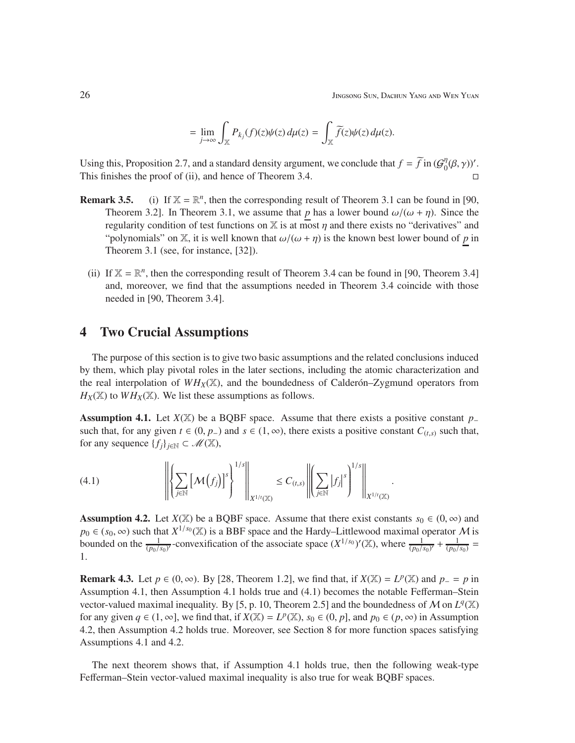$$= \lim_{j\to\infty} \int_{\mathbb{X}} P_{k_j}(f)(z)\psi(z)\,d\mu(z) = \int_{\mathbb{X}} \widetilde{f}(z)\psi(z)\,d\mu(z).$$

Using this, Proposition 2.7, and a standard density argument, we conclude that $f = \widetilde{f}$ in $(\mathcal{G}_0^\eta(\beta,\gamma))'$. This finishes the proof of (ii), and hence of Theorem 3.4. □

**Remark 3.5.** (i) If $\mathbb{X} = \mathbb{R}^n$, then the corresponding result of Theorem 3.1 can be found in [90, Theorem 3.2]. In Theorem 3.1, we assume that $\underline{p}$ has a lower bound $\omega/(\omega+\eta)$. Since the regularity condition of test functions on $\mathbb{X}$ is at most $\eta$ and there exists no "derivatives" and "polynomials" on $\mathbb{X}$, it is well known that $\omega/(\omega+\eta)$ is the known best lower bound of $\underline{p}$ in Theorem 3.1 (see, for instance, [32]).

(ii) If $\mathbb{X} = \mathbb{R}^n$, then the corresponding result of Theorem 3.4 can be found in [90, Theorem 3.4] and, moreover, we find that the assumptions needed in Theorem 3.4 coincide with those needed in [90, Theorem 3.4].

## 4 Two Crucial Assumptions

The purpose of this section is to give two basic assumptions and the related conclusions induced by them, which play pivotal roles in the later sections, including the atomic characterization and the real interpolation of $WH_X(\mathbb{X})$, and the boundedness of Calderón–Zygmund operators from $H_X(\mathbb{X})$ to $WH_X(\mathbb{X})$. We list these assumptions as follows.

**Assumption 4.1.** Let $X(\mathbb{X})$ be a BQBF space. Assume that there exists a positive constant $p_-$ such that, for any given $t \in (0, p_-)$ and $s \in (1,\infty)$, there exists a positive constant $C_{(t,s)}$ such that, for any sequence $\{f_j\}_{j\in\mathbb{N}} \subset \mathscr{M}(\mathbb{X})$,

$$\left\| \left\{ \sum_{j\in\mathbb{N}} \left[\mathcal{M}\left(f_j\right)\right]^s \right\}^{1/s} \right\|_{X^{1/t}(\mathbb{X})} \le C_{(t,s)} \left\| \left( \sum_{j\in\mathbb{N}} \left|f_j\right|^s \right)^{1/s} \right\|_{X^{1/t}(\mathbb{X})}. \tag{4.1}$$

**Assumption 4.2.** Let $X(\mathbb{X})$ be a BQBF space. Assume that there exist constants $s_0 \in (0,\infty)$ and $p_0 \in (s_0,\infty)$ such that $X^{1/s_0}(\mathbb{X})$ is a BBF space and the Hardy–Littlewood maximal operator $\mathcal{M}$ is bounded on the $\frac{1}{(p_0/s_0)'}$-convexification of the associate space $(X^{1/s_0})'(\mathbb{X})$, where $\frac{1}{(p_0/s_0)'} + \frac{1}{(p_0/s_0)} = 1$.

**Remark 4.3.** Let $p \in (0,\infty)$. By [28, Theorem 1.2], we find that, if $X(\mathbb{X}) = L^p(\mathbb{X})$ and $p_- = p$ in Assumption 4.1, then Assumption 4.1 holds true and (4.1) becomes the notable Fefferman–Stein vector-valued maximal inequality. By [5, p. 10, Theorem 2.5] and the boundedness of $\mathcal{M}$ on $L^q(\mathbb{X})$ for any given $q \in (1,\infty]$, we find that, if $X(\mathbb{X}) = L^p(\mathbb{X})$, $s_0 \in (0,p]$, and $p_0 \in (p,\infty)$ in Assumption 4.2, then Assumption 4.2 holds true. Moreover, see Section 8 for more function spaces satisfying Assumptions 4.1 and 4.2.

The next theorem shows that, if Assumption 4.1 holds true, then the following weak-type Fefferman–Stein vector-valued maximal inequality is also true for weak BQBF spaces.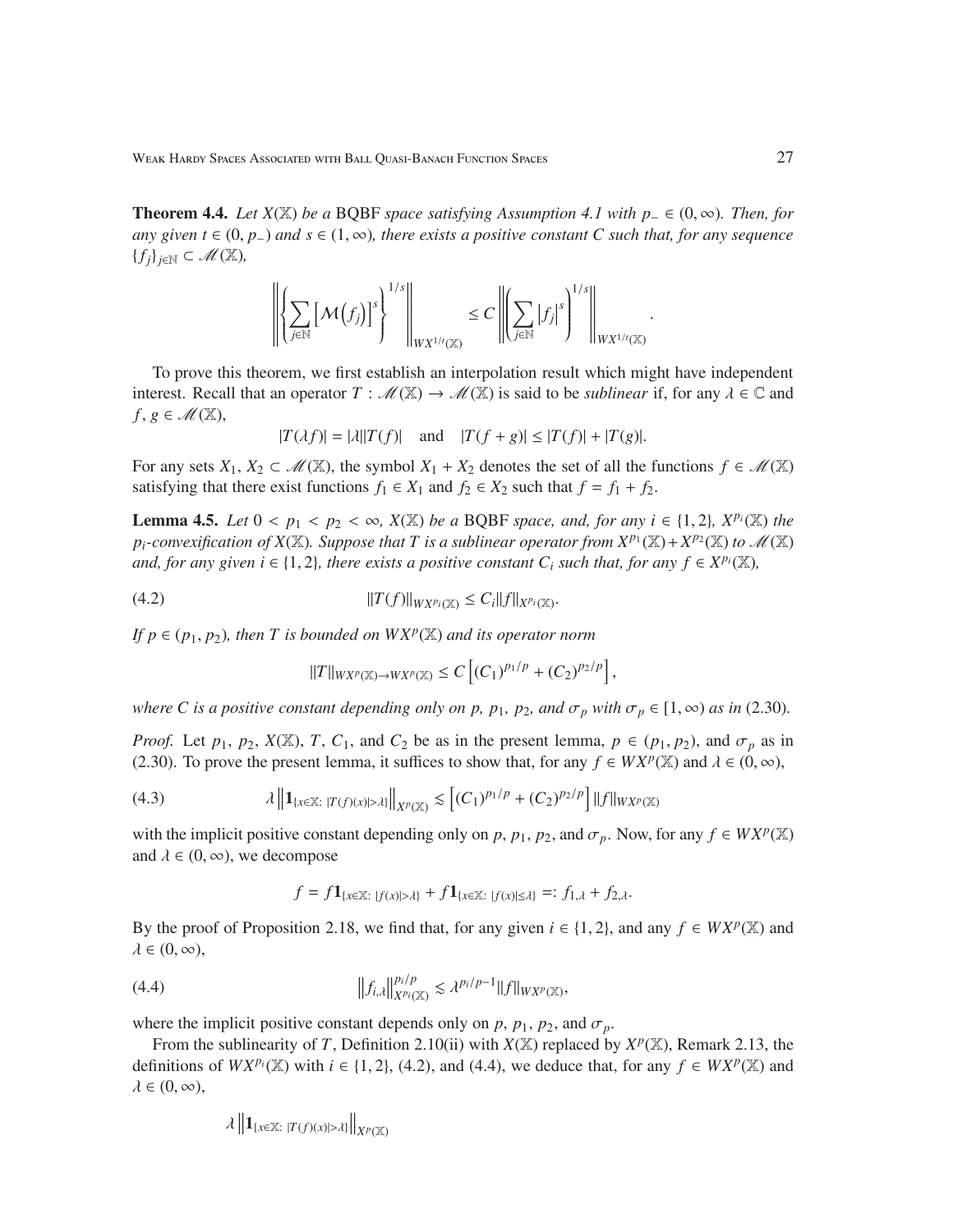**Theorem 4.4.** *Let $X(\mathbb{X})$ be a* BQBF *space satisfying Assumption 4.1 with $p_- \in (0,\infty)$. Then, for any given $t \in (0, p_-)$ and $s \in (1,\infty)$, there exists a positive constant $C$ such that, for any sequence $\{f_j\}_{j\in\mathbb{N}} \subset \mathscr{M}(\mathbb{X})$,*

$$\left\| \left\{ \sum_{j\in\mathbb{N}} \left[ \mathcal{M}\left(f_j\right) \right]^s \right\}^{1/s} \right\|_{WX^{1/t}(\mathbb{X})} \le C \left\| \left( \sum_{j\in\mathbb{N}} \left| f_j \right|^s \right)^{1/s} \right\|_{WX^{1/t}(\mathbb{X})}.$$

To prove this theorem, we first establish an interpolation result which might have independent interest. Recall that an operator $T : \mathscr{M}(\mathbb{X}) \to \mathscr{M}(\mathbb{X})$ is said to be *sublinear* if, for any $\lambda \in \mathbb{C}$ and $f, g \in \mathscr{M}(\mathbb{X})$,

$$|T(\lambda f)| = |\lambda||T(f)| \quad \text{and} \quad |T(f+g)| \le |T(f)| + |T(g)|.$$

For any sets $X_1, X_2 \subset \mathscr{M}(\mathbb{X})$, the symbol $X_1 + X_2$ denotes the set of all the functions $f \in \mathscr{M}(\mathbb{X})$ satisfying that there exist functions $f_1 \in X_1$ and $f_2 \in X_2$ such that $f = f_1 + f_2$.

**Lemma 4.5.** *Let $0 < p_1 < p_2 < \infty$, $X(\mathbb{X})$ be a* BQBF *space, and, for any $i \in \{1,2\}$, $X^{p_i}(\mathbb{X})$ the $p_i$-convexification of $X(\mathbb{X})$. Suppose that $T$ is a sublinear operator from $X^{p_1}(\mathbb{X}) + X^{p_2}(\mathbb{X})$ to $\mathscr{M}(\mathbb{X})$ and, for any given $i \in \{1,2\}$, there exists a positive constant $C_i$ such that, for any $f \in X^{p_i}(\mathbb{X})$,*

$$\|T(f)\|_{WX^{p_i}(\mathbb{X})} \le C_i \|f\|_{X^{p_i}(\mathbb{X})}. \tag{4.2}$$

*If $p \in (p_1, p_2)$, then $T$ is bounded on $WX^p(\mathbb{X})$ and its operator norm*

$$\|T\|_{WX^p(\mathbb{X}) \to WX^p(\mathbb{X})} \le C \left[ (C_1)^{p_1/p} + (C_2)^{p_2/p} \right],$$

*where $C$ is a positive constant depending only on $p$, $p_1$, $p_2$, and $\sigma_p$ with $\sigma_p \in [1,\infty)$ as in* (2.30).

*Proof.* Let $p_1$, $p_2$, $X(\mathbb{X})$, $T$, $C_1$, and $C_2$ be as in the present lemma, $p \in (p_1, p_2)$, and $\sigma_p$ as in (2.30). To prove the present lemma, it suffices to show that, for any $f \in WX^p(\mathbb{X})$ and $\lambda \in (0,\infty)$,

$$\lambda \left\| \mathbf{1}_{\{x\in\mathbb{X}:\ |T(f)(x)|>\lambda\}} \right\|_{X^p(\mathbb{X})} \lesssim \left[ (C_1)^{p_1/p} + (C_2)^{p_2/p} \right] \|f\|_{WX^p(\mathbb{X})} \tag{4.3}$$

with the implicit positive constant depending only on $p$, $p_1$, $p_2$, and $\sigma_p$. Now, for any $f \in WX^p(\mathbb{X})$ and $\lambda \in (0,\infty)$, we decompose

$$f = f\mathbf{1}_{\{x\in\mathbb{X}:\ |f(x)|>\lambda\}} + f\mathbf{1}_{\{x\in\mathbb{X}:\ |f(x)|\le\lambda\}} =: f_{1,\lambda} + f_{2,\lambda}.$$

By the proof of Proposition 2.18, we find that, for any given $i \in \{1,2\}$, and any $f \in WX^p(\mathbb{X})$ and $\lambda \in (0,\infty)$,

$$\left\| f_{i,\lambda} \right\|_{X^{p_i}(\mathbb{X})}^{p_i/p} \lesssim \lambda^{p_i/p-1} \|f\|_{WX^p(\mathbb{X})}, \tag{4.4}$$

where the implicit positive constant depends only on $p$, $p_1$, $p_2$, and $\sigma_p$.

From the sublinearity of $T$, Definition 2.10(ii) with $X(\mathbb{X})$ replaced by $X^p(\mathbb{X})$, Remark 2.13, the definitions of $WX^{p_i}(\mathbb{X})$ with $i \in \{1,2\}$, (4.2), and (4.4), we deduce that, for any $f \in WX^p(\mathbb{X})$ and $\lambda \in (0,\infty)$,

$$\lambda \left\| \mathbf{1}_{\{x\in\mathbb{X}:\ |T(f)(x)|>\lambda\}} \right\|_{X^p(\mathbb{X})}$$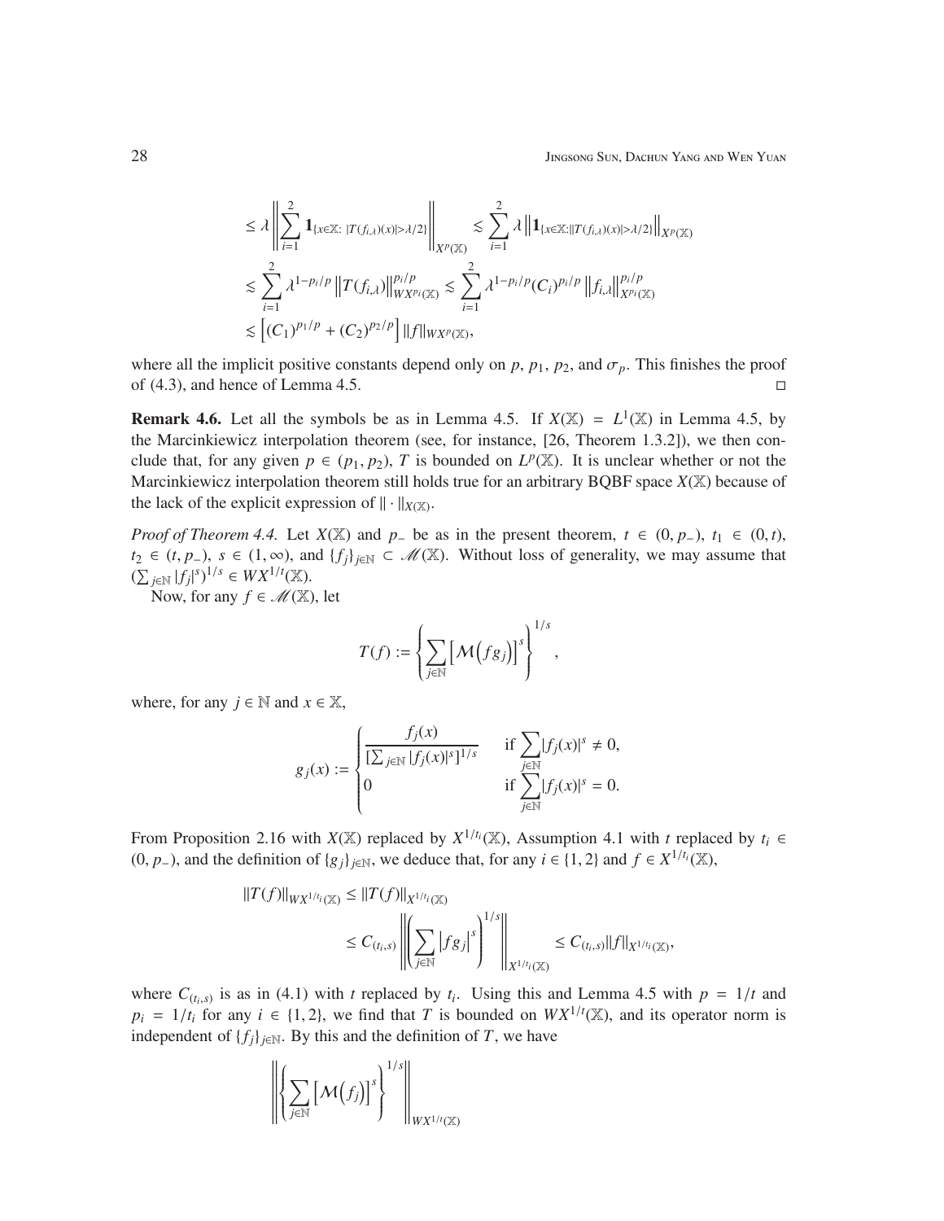$$
\begin{aligned}
&\le \lambda \left\| \sum_{i=1}^{2} \mathbf{1}_{\{x\in\mathbb{X}:\ |T(f_{i,\lambda})(x)|>\lambda/2\}} \right\|_{X^p(\mathbb{X})} \lesssim \sum_{i=1}^{2} \lambda \left\| \mathbf{1}_{\{x\in\mathbb{X}:|T(f_{i,\lambda})(x)|>\lambda/2\}} \right\|_{X^p(\mathbb{X})} \\
&\lesssim \sum_{i=1}^{2} \lambda^{1-p_i/p} \left\| T(f_{i,\lambda}) \right\|_{WX^{p_i}(\mathbb{X})}^{p_i/p} \lesssim \sum_{i=1}^{2} \lambda^{1-p_i/p} (C_i)^{p_i/p} \left\| f_{i,\lambda} \right\|_{X^{p_i}(\mathbb{X})}^{p_i/p} \\
&\lesssim \left[ (C_1)^{p_1/p} + (C_2)^{p_2/p} \right] \|f\|_{WX^p(\mathbb{X})},
\end{aligned}
$$

where all the implicit positive constants depend only on $p$, $p_1$, $p_2$, and $\sigma_p$. This finishes the proof of (4.3), and hence of Lemma 4.5. $\square$

**Remark 4.6.** Let all the symbols be as in Lemma 4.5. If $X(\mathbb{X}) = L^1(\mathbb{X})$ in Lemma 4.5, by the Marcinkiewicz interpolation theorem (see, for instance, [26, Theorem 1.3.2]), we then conclude that, for any given $p \in (p_1, p_2)$, $T$ is bounded on $L^p(\mathbb{X})$. It is unclear whether or not the Marcinkiewicz interpolation theorem still holds true for an arbitrary BQBF space $X(\mathbb{X})$ because of the lack of the explicit expression of $\|\cdot\|_{X(\mathbb{X})}$.

*Proof of Theorem 4.4.* Let $X(\mathbb{X})$ and $p_-$ be as in the present theorem, $t \in (0, p_-)$, $t_1 \in (0, t)$, $t_2 \in (t, p_-)$, $s \in (1, \infty)$, and $\{f_j\}_{j\in\mathbb{N}} \subset \mathscr{M}(\mathbb{X})$. Without loss of generality, we may assume that $(\sum_{j\in\mathbb{N}} |f_j|^s)^{1/s} \in WX^{1/t}(\mathbb{X})$.

Now, for any $f \in \mathscr{M}(\mathbb{X})$, let

$$
T(f) := \left\{ \sum_{j\in\mathbb{N}} \left[ \mathcal{M}\big(fg_j\big) \right]^s \right\}^{1/s},
$$

where, for any $j \in \mathbb{N}$ and $x \in \mathbb{X}$,

$$
g_j(x) := \begin{cases} \dfrac{f_j(x)}{[\sum_{j\in\mathbb{N}} |f_j(x)|^s]^{1/s}} & \text{if } \displaystyle\sum_{j\in\mathbb{N}} |f_j(x)|^s \neq 0, \\ 0 & \text{if } \displaystyle\sum_{j\in\mathbb{N}} |f_j(x)|^s = 0. \end{cases}
$$

From Proposition 2.16 with $X(\mathbb{X})$ replaced by $X^{1/t_i}(\mathbb{X})$, Assumption 4.1 with $t$ replaced by $t_i \in (0, p_-)$, and the definition of $\{g_j\}_{j\in\mathbb{N}}$, we deduce that, for any $i \in \{1, 2\}$ and $f \in X^{1/t_i}(\mathbb{X})$,

$$
\begin{aligned}
\|T(f)\|_{WX^{1/t_i}(\mathbb{X})} &\le \|T(f)\|_{X^{1/t_i}(\mathbb{X})} \\
&\le C_{(t_i,s)} \left\| \left( \sum_{j\in\mathbb{N}} \left| fg_j \right|^s \right)^{1/s} \right\|_{X^{1/t_i}(\mathbb{X})} \le C_{(t_i,s)} \|f\|_{X^{1/t_i}(\mathbb{X})},
\end{aligned}
$$

where $C_{(t_i,s)}$ is as in (4.1) with $t$ replaced by $t_i$. Using this and Lemma 4.5 with $p = 1/t$ and $p_i = 1/t_i$ for any $i \in \{1, 2\}$, we find that $T$ is bounded on $WX^{1/t}(\mathbb{X})$, and its operator norm is independent of $\{f_j\}_{j\in\mathbb{N}}$. By this and the definition of $T$, we have

$$
\left\| \left\{ \sum_{j\in\mathbb{N}} \left[ \mathcal{M}\big(f_j\big) \right]^s \right\}^{1/s} \right\|_{WX^{1/t}(\mathbb{X})}
$$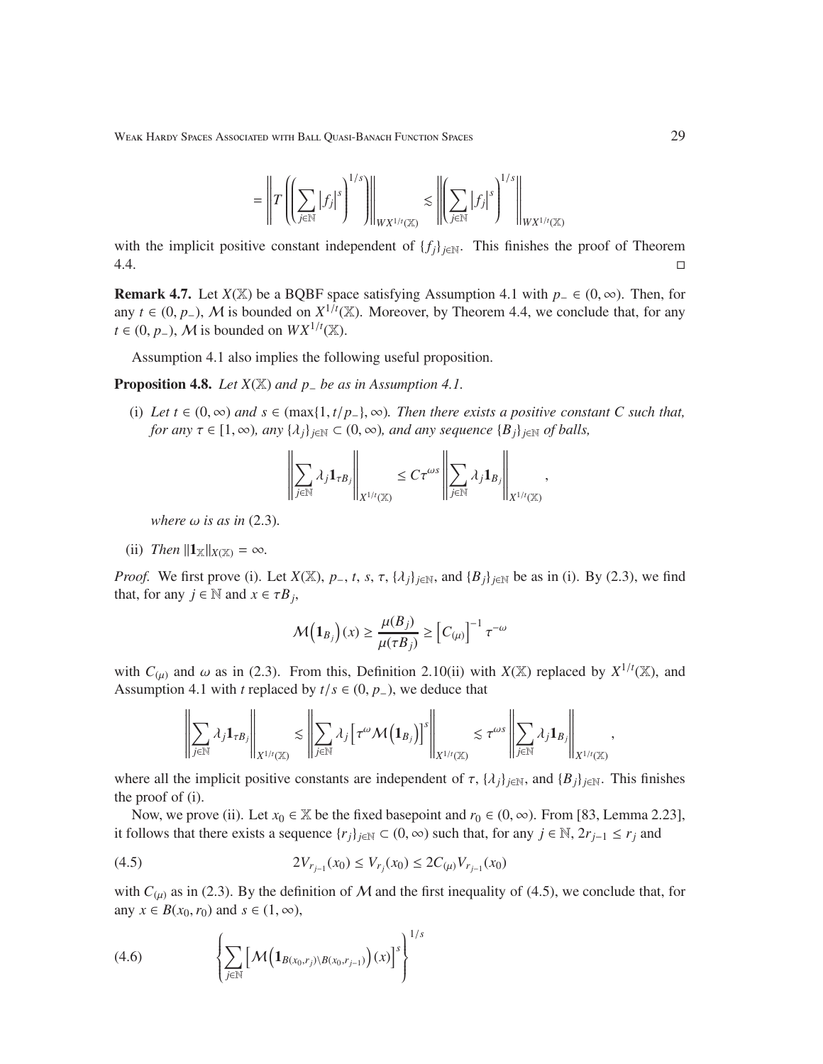$$= \left\| T\left( \left( \sum_{j\in\mathbb{N}} \left|f_j\right|^s \right)^{1/s} \right) \right\|_{WX^{1/t}(\mathbb{X})} \lesssim \left\| \left( \sum_{j\in\mathbb{N}} \left|f_j\right|^s \right)^{1/s} \right\|_{WX^{1/t}(\mathbb{X})}$$

with the implicit positive constant independent of $\{f_j\}_{j\in\mathbb{N}}$. This finishes the proof of Theorem 4.4. □

**Remark 4.7.** Let $X(\mathbb{X})$ be a BQBF space satisfying Assumption 4.1 with $p_- \in (0,\infty)$. Then, for any $t \in (0, p_-)$, $\mathcal{M}$ is bounded on $X^{1/t}(\mathbb{X})$. Moreover, by Theorem 4.4, we conclude that, for any $t \in (0, p_-)$, $\mathcal{M}$ is bounded on $WX^{1/t}(\mathbb{X})$.

Assumption 4.1 also implies the following useful proposition.

**Proposition 4.8.** *Let $X(\mathbb{X})$ and $p_-$ be as in Assumption 4.1.*

(i) *Let $t \in (0,\infty)$ and $s \in (\max\{1, t/p_-\}, \infty)$. Then there exists a positive constant $C$ such that, for any $\tau \in [1,\infty)$, any $\{\lambda_j\}_{j\in\mathbb{N}} \subset (0,\infty)$, and any sequence $\{B_j\}_{j\in\mathbb{N}}$ of balls,*

$$\left\| \sum_{j\in\mathbb{N}} \lambda_j \mathbf{1}_{\tau B_j} \right\|_{X^{1/t}(\mathbb{X})} \leq C\tau^{\omega s} \left\| \sum_{j\in\mathbb{N}} \lambda_j \mathbf{1}_{B_j} \right\|_{X^{1/t}(\mathbb{X})},$$

*where $\omega$ is as in* (2.3).

(ii) *Then $\|\mathbf{1}_{\mathbb{X}}\|_{X(\mathbb{X})} = \infty$.*

*Proof.* We first prove (i). Let $X(\mathbb{X})$, $p_-$, $t$, $s$, $\tau$, $\{\lambda_j\}_{j\in\mathbb{N}}$, and $\{B_j\}_{j\in\mathbb{N}}$ be as in (i). By (2.3), we find that, for any $j \in \mathbb{N}$ and $x \in \tau B_j$,

$$\mathcal{M}\left(\mathbf{1}_{B_j}\right)(x) \geq \frac{\mu(B_j)}{\mu(\tau B_j)} \geq \left[C_{(\mu)}\right]^{-1} \tau^{-\omega}$$

with $C_{(\mu)}$ and $\omega$ as in (2.3). From this, Definition 2.10(ii) with $X(\mathbb{X})$ replaced by $X^{1/t}(\mathbb{X})$, and Assumption 4.1 with $t$ replaced by $t/s \in (0, p_-)$, we deduce that

$$\left\| \sum_{j\in\mathbb{N}} \lambda_j \mathbf{1}_{\tau B_j} \right\|_{X^{1/t}(\mathbb{X})} \lesssim \left\| \sum_{j\in\mathbb{N}} \lambda_j \left[\tau^{\omega} \mathcal{M}\left(\mathbf{1}_{B_j}\right)\right]^s \right\|_{X^{1/t}(\mathbb{X})} \lesssim \tau^{\omega s} \left\| \sum_{j\in\mathbb{N}} \lambda_j \mathbf{1}_{B_j} \right\|_{X^{1/t}(\mathbb{X})},$$

where all the implicit positive constants are independent of $\tau$, $\{\lambda_j\}_{j\in\mathbb{N}}$, and $\{B_j\}_{j\in\mathbb{N}}$. This finishes the proof of (i).

Now, we prove (ii). Let $x_0 \in \mathbb{X}$ be the fixed basepoint and $r_0 \in (0,\infty)$. From [83, Lemma 2.23], it follows that there exists a sequence $\{r_j\}_{j\in\mathbb{N}} \subset (0,\infty)$ such that, for any $j \in \mathbb{N}$, $2r_{j-1} \leq r_j$ and

$$2V_{r_{j-1}}(x_0) \leq V_{r_j}(x_0) \leq 2C_{(\mu)} V_{r_{j-1}}(x_0) \tag{4.5}$$

with $C_{(\mu)}$ as in (2.3). By the definition of $\mathcal{M}$ and the first inequality of (4.5), we conclude that, for any $x \in B(x_0, r_0)$ and $s \in (1,\infty)$,

$$\left\{ \sum_{j\in\mathbb{N}} \left[ \mathcal{M}\left(\mathbf{1}_{B(x_0,r_j)\setminus B(x_0,r_{j-1})}\right)(x) \right]^s \right\}^{1/s} \tag{4.6}$$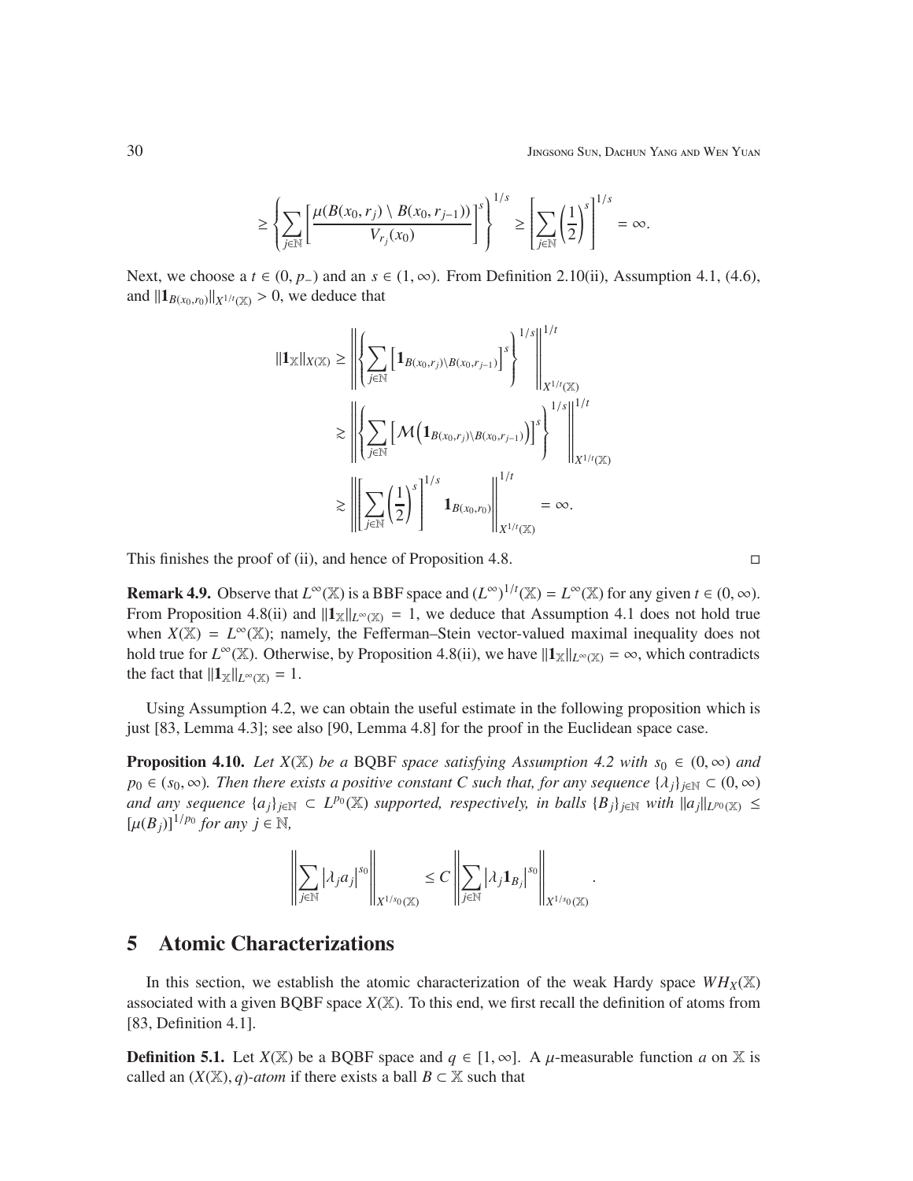$$\geq \left\{\sum_{j\in\mathbb{N}}\left[\frac{\mu(B(x_0,r_j)\setminus B(x_0,r_{j-1}))}{V_{r_j}(x_0)}\right]^s\right\}^{1/s} \geq \left[\sum_{j\in\mathbb{N}}\left(\frac{1}{2}\right)^s\right]^{1/s} = \infty.$$

Next, we choose a $t \in (0, p_-)$ and an $s \in (1, \infty)$. From Definition 2.10(ii), Assumption 4.1, (4.6), and $\|\mathbf{1}_{B(x_0,r_0)}\|_{X^{1/t}(\mathbb{X})} > 0$, we deduce that

$$\begin{aligned}
\|\mathbf{1}_{\mathbb{X}}\|_{X(\mathbb{X})} &\geq \left\|\left\{\sum_{j\in\mathbb{N}}\left[\mathbf{1}_{B(x_0,r_j)\setminus B(x_0,r_{j-1})}\right]^s\right\}^{1/s}\right\|_{X^{1/t}(\mathbb{X})}^{1/t} \\
&\gtrsim \left\|\left\{\sum_{j\in\mathbb{N}}\left[\mathcal{M}\left(\mathbf{1}_{B(x_0,r_j)\setminus B(x_0,r_{j-1})}\right)\right]^s\right\}^{1/s}\right\|_{X^{1/t}(\mathbb{X})}^{1/t} \\
&\gtrsim \left\|\left[\sum_{j\in\mathbb{N}}\left(\frac{1}{2}\right)^s\right]^{1/s}\mathbf{1}_{B(x_0,r_0)}\right\|_{X^{1/t}(\mathbb{X})}^{1/t} = \infty.
\end{aligned}$$

This finishes the proof of (ii), and hence of Proposition 4.8. $\square$

**Remark 4.9.** Observe that $L^\infty(\mathbb{X})$ is a BBF space and $(L^\infty)^{1/t}(\mathbb{X}) = L^\infty(\mathbb{X})$ for any given $t \in (0, \infty)$. From Proposition 4.8(ii) and $\|\mathbf{1}_{\mathbb{X}}\|_{L^\infty(\mathbb{X})} = 1$, we deduce that Assumption 4.1 does not hold true when $X(\mathbb{X}) = L^\infty(\mathbb{X})$; namely, the Fefferman–Stein vector-valued maximal inequality does not hold true for $L^\infty(\mathbb{X})$. Otherwise, by Proposition 4.8(ii), we have $\|\mathbf{1}_{\mathbb{X}}\|_{L^\infty(\mathbb{X})} = \infty$, which contradicts the fact that $\|\mathbf{1}_{\mathbb{X}}\|_{L^\infty(\mathbb{X})} = 1$.

Using Assumption 4.2, we can obtain the useful estimate in the following proposition which is just [83, Lemma 4.3]; see also [90, Lemma 4.8] for the proof in the Euclidean space case.

**Proposition 4.10.** *Let $X(\mathbb{X})$ be a* BQBF *space satisfying Assumption 4.2 with $s_0 \in (0, \infty)$ and $p_0 \in (s_0, \infty)$. Then there exists a positive constant $C$ such that, for any sequence $\{\lambda_j\}_{j\in\mathbb{N}} \subset (0, \infty)$ and any sequence $\{a_j\}_{j\in\mathbb{N}} \subset L^{p_0}(\mathbb{X})$ supported, respectively, in balls $\{B_j\}_{j\in\mathbb{N}}$ with $\|a_j\|_{L^{p_0}(\mathbb{X})} \leq [\mu(B_j)]^{1/p_0}$ for any $j \in \mathbb{N}$,*

$$\left\|\sum_{j\in\mathbb{N}}\left|\lambda_j a_j\right|^{s_0}\right\|_{X^{1/s_0}(\mathbb{X})} \leq C\left\|\sum_{j\in\mathbb{N}}\left|\lambda_j \mathbf{1}_{B_j}\right|^{s_0}\right\|_{X^{1/s_0}(\mathbb{X})}.$$

# 5 Atomic Characterizations

In this section, we establish the atomic characterization of the weak Hardy space $WH_X(\mathbb{X})$ associated with a given BQBF space $X(\mathbb{X})$. To this end, we first recall the definition of atoms from [83, Definition 4.1].

**Definition 5.1.** Let $X(\mathbb{X})$ be a BQBF space and $q \in [1, \infty]$. A $\mu$-measurable function $a$ on $\mathbb{X}$ is called an *$(X(\mathbb{X}), q)$-atom* if there exists a ball $B \subset \mathbb{X}$ such that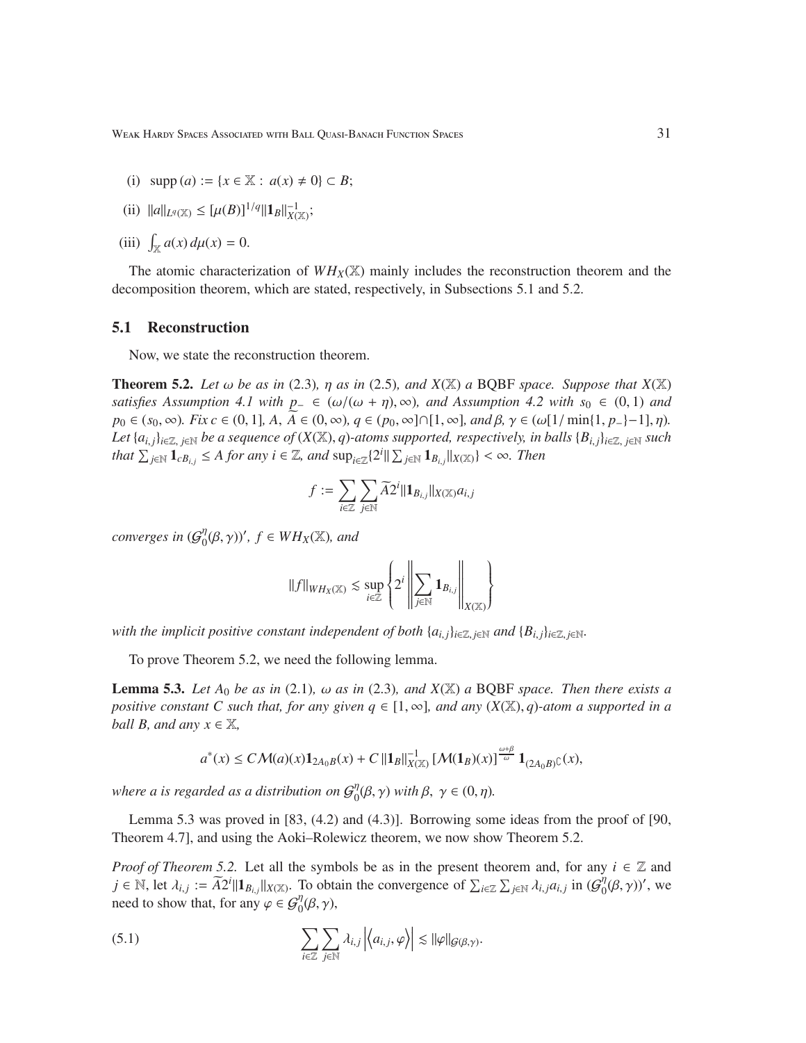(i) $\operatorname{supp}(a) := \{x \in \mathbb{X} : a(x) \neq 0\} \subset B$;

(ii) $\|a\|_{L^q(\mathbb{X})} \leq [\mu(B)]^{1/q} \|\mathbf{1}_B\|_{X(\mathbb{X})}^{-1}$;

(iii) $\int_{\mathbb{X}} a(x)\, d\mu(x) = 0$.

The atomic characterization of $WH_X(\mathbb{X})$ mainly includes the reconstruction theorem and the decomposition theorem, which are stated, respectively, in Subsections 5.1 and 5.2.

## 5.1 Reconstruction

Now, we state the reconstruction theorem.

**Theorem 5.2.** *Let $\omega$ be as in* (2.3)*, $\eta$ as in* (2.5)*, and $X(\mathbb{X})$ a* BQBF *space. Suppose that $X(\mathbb{X})$ satisfies Assumption 4.1 with $\underset{\sim}{p_-} \in (\omega/(\omega+\eta), \infty)$, and Assumption 4.2 with $s_0 \in (0,1)$ and $p_0 \in (s_0, \infty)$. Fix $c \in (0,1]$, $A$, $\widetilde{A} \in (0,\infty)$, $q \in (p_0,\infty] \cap [1,\infty]$, and $\beta, \gamma \in (\omega[1/\min\{1,p_-\}-1], \eta)$. Let $\{a_{i,j}\}_{i\in\mathbb{Z},\, j\in\mathbb{N}}$ be a sequence of $(X(\mathbb{X}), q)$-atoms supported, respectively, in balls $\{B_{i,j}\}_{i\in\mathbb{Z},\, j\in\mathbb{N}}$ such that $\sum_{j\in\mathbb{N}} \mathbf{1}_{cB_{i,j}} \leq A$ for any $i \in \mathbb{Z}$, and $\sup_{i\in\mathbb{Z}}\{2^i \|\sum_{j\in\mathbb{N}} \mathbf{1}_{B_{i,j}}\|_{X(\mathbb{X})}\} < \infty$. Then*

$$f := \sum_{i\in\mathbb{Z}} \sum_{j\in\mathbb{N}} \widetilde{A} 2^i \|\mathbf{1}_{B_{i,j}}\|_{X(\mathbb{X})} a_{i,j}$$

*converges in $(\mathcal{G}_0^\eta(\beta,\gamma))'$, $f \in WH_X(\mathbb{X})$, and*

$$\|f\|_{WH_X(\mathbb{X})} \lesssim \sup_{i\in\mathbb{Z}} \left\{ 2^i \left\| \sum_{j\in\mathbb{N}} \mathbf{1}_{B_{i,j}} \right\|_{X(\mathbb{X})} \right\}$$

*with the implicit positive constant independent of both $\{a_{i,j}\}_{i\in\mathbb{Z},\, j\in\mathbb{N}}$ and $\{B_{i,j}\}_{i\in\mathbb{Z},\, j\in\mathbb{N}}$.*

To prove Theorem 5.2, we need the following lemma.

**Lemma 5.3.** *Let $A_0$ be as in* (2.1)*, $\omega$ as in* (2.3)*, and $X(\mathbb{X})$ a* BQBF *space. Then there exists a positive constant $C$ such that, for any given $q \in [1,\infty]$, and any $(X(\mathbb{X}), q)$-atom $a$ supported in a ball $B$, and any $x \in \mathbb{X}$,*

$$a^*(x) \leq C\mathcal{M}(a)(x)\mathbf{1}_{2A_0B}(x) + C\, \|\mathbf{1}_B\|_{X(\mathbb{X})}^{-1} \left[\mathcal{M}(\mathbf{1}_B)(x)\right]^{\frac{\omega+\beta}{\omega}} \mathbf{1}_{(2A_0B)^\complement}(x),$$

*where $a$ is regarded as a distribution on $\mathcal{G}_0^\eta(\beta,\gamma)$ with $\beta,\ \gamma \in (0,\eta)$.*

Lemma 5.3 was proved in [83, (4.2) and (4.3)]. Borrowing some ideas from the proof of [90, Theorem 4.7], and using the Aoki–Rolewicz theorem, we now show Theorem 5.2.

*Proof of Theorem 5.2.* Let all the symbols be as in the present theorem and, for any $i \in \mathbb{Z}$ and $j \in \mathbb{N}$, let $\lambda_{i,j} := \widetilde{A} 2^i \|\mathbf{1}_{B_{i,j}}\|_{X(\mathbb{X})}$. To obtain the convergence of $\sum_{i\in\mathbb{Z}} \sum_{j\in\mathbb{N}} \lambda_{i,j} a_{i,j}$ in $(\mathcal{G}_0^\eta(\beta,\gamma))'$, we need to show that, for any $\varphi \in \mathcal{G}_0^\eta(\beta,\gamma)$,

$$\sum_{i\in\mathbb{Z}} \sum_{j\in\mathbb{N}} \lambda_{i,j} \left| \left\langle a_{i,j}, \varphi \right\rangle \right| \lesssim \|\varphi\|_{\mathcal{G}(\beta,\gamma)}. \tag{5.1}$$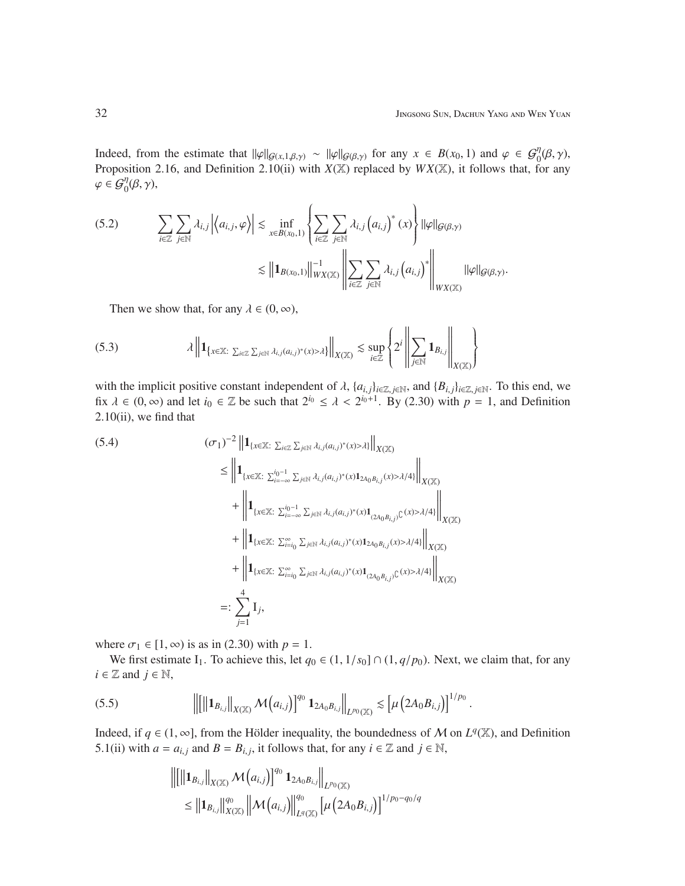Indeed, from the estimate that $\|\varphi\|_{\mathcal{G}(x,1,\beta,\gamma)} \sim \|\varphi\|_{\mathcal{G}(\beta,\gamma)}$ for any $x \in B(x_0, 1)$ and $\varphi \in \mathcal{G}_0^\eta(\beta,\gamma)$, Proposition 2.16, and Definition 2.10(ii) with $X(\mathbb{X})$ replaced by $WX(\mathbb{X})$, it follows that, for any $\varphi \in \mathcal{G}_0^\eta(\beta,\gamma)$,

$$
\begin{aligned}
(5.2)\qquad \sum_{i\in\mathbb{Z}}\sum_{j\in\mathbb{N}} \lambda_{i,j}\left|\left\langle a_{i,j},\varphi\right\rangle\right| &\lesssim \inf_{x\in B(x_0,1)}\left\{\sum_{i\in\mathbb{Z}}\sum_{j\in\mathbb{N}}\lambda_{i,j}\left(a_{i,j}\right)^*(x)\right\}\|\varphi\|_{\mathcal{G}(\beta,\gamma)} \\
&\lesssim \left\|\mathbf{1}_{B(x_0,1)}\right\|_{WX(\mathbb{X})}^{-1}\left\|\sum_{i\in\mathbb{Z}}\sum_{j\in\mathbb{N}}\lambda_{i,j}\left(a_{i,j}\right)^*\right\|_{WX(\mathbb{X})}\|\varphi\|_{\mathcal{G}(\beta,\gamma)}.
\end{aligned}
$$

Then we show that, for any $\lambda \in (0,\infty)$,

$$
(5.3)\qquad \lambda\left\|\mathbf{1}_{\{x\in\mathbb{X}:\ \sum_{i\in\mathbb{Z}}\sum_{j\in\mathbb{N}}\lambda_{i,j}(a_{i,j})^*(x)>\lambda\}}\right\|_{X(\mathbb{X})} \lesssim \sup_{i\in\mathbb{Z}}\left\{2^i\left\|\sum_{j\in\mathbb{N}}\mathbf{1}_{B_{i,j}}\right\|_{X(\mathbb{X})}\right\}
$$

with the implicit positive constant independent of $\lambda$, $\{a_{i,j}\}_{i\in\mathbb{Z},j\in\mathbb{N}}$, and $\{B_{i,j}\}_{i\in\mathbb{Z},j\in\mathbb{N}}$. To this end, we fix $\lambda \in (0,\infty)$ and let $i_0 \in \mathbb{Z}$ be such that $2^{i_0} \le \lambda < 2^{i_0+1}$. By (2.30) with $p = 1$, and Definition 2.10(ii), we find that

$$
\begin{aligned}
(5.4)\qquad &(\sigma_1)^{-2}\left\|\mathbf{1}_{\{x\in\mathbb{X}:\ \sum_{i\in\mathbb{Z}}\sum_{j\in\mathbb{N}}\lambda_{i,j}(a_{i,j})^*(x)>\lambda\}}\right\|_{X(\mathbb{X})} \\
&\quad\le \left\|\mathbf{1}_{\{x\in\mathbb{X}:\ \sum_{i=-\infty}^{i_0-1}\sum_{j\in\mathbb{N}}\lambda_{i,j}(a_{i,j})^*(x)\mathbf{1}_{2A_0B_{i,j}}(x)>\lambda/4\}}\right\|_{X(\mathbb{X})} \\
&\quad\quad + \left\|\mathbf{1}_{\{x\in\mathbb{X}:\ \sum_{i=-\infty}^{i_0-1}\sum_{j\in\mathbb{N}}\lambda_{i,j}(a_{i,j})^*(x)\mathbf{1}_{(2A_0B_{i,j})^\complement}(x)>\lambda/4\}}\right\|_{X(\mathbb{X})} \\
&\quad\quad + \left\|\mathbf{1}_{\{x\in\mathbb{X}:\ \sum_{i=i_0}^{\infty}\sum_{j\in\mathbb{N}}\lambda_{i,j}(a_{i,j})^*(x)\mathbf{1}_{2A_0B_{i,j}}(x)>\lambda/4\}}\right\|_{X(\mathbb{X})} \\
&\quad\quad + \left\|\mathbf{1}_{\{x\in\mathbb{X}:\ \sum_{i=i_0}^{\infty}\sum_{j\in\mathbb{N}}\lambda_{i,j}(a_{i,j})^*(x)\mathbf{1}_{(2A_0B_{i,j})^\complement}(x)>\lambda/4\}}\right\|_{X(\mathbb{X})} \\
&\quad=: \sum_{j=1}^4 \mathrm{I}_j,
\end{aligned}
$$

where $\sigma_1 \in [1,\infty)$ is as in (2.30) with $p = 1$.

We first estimate $\mathrm{I}_1$. To achieve this, let $q_0 \in (1, 1/s_0] \cap (1, q/p_0)$. Next, we claim that, for any $i \in \mathbb{Z}$ and $j \in \mathbb{N}$,

$$
(5.5)\qquad \left\|\left[\left\|\mathbf{1}_{B_{i,j}}\right\|_{X(\mathbb{X})}\mathcal{M}\left(a_{i,j}\right)\right]^{q_0}\mathbf{1}_{2A_0B_{i,j}}\right\|_{L^{p_0}(\mathbb{X})} \lesssim \left[\mu\left(2A_0B_{i,j}\right)\right]^{1/p_0}.
$$

Indeed, if $q \in (1,\infty]$, from the Hölder inequality, the boundedness of $\mathcal{M}$ on $L^q(\mathbb{X})$, and Definition 5.1(ii) with $a = a_{i,j}$ and $B = B_{i,j}$, it follows that, for any $i \in \mathbb{Z}$ and $j \in \mathbb{N}$,

$$
\begin{aligned}
&\left\|\left[\left\|\mathbf{1}_{B_{i,j}}\right\|_{X(\mathbb{X})}\mathcal{M}\left(a_{i,j}\right)\right]^{q_0}\mathbf{1}_{2A_0B_{i,j}}\right\|_{L^{p_0}(\mathbb{X})} \\
&\quad\le \left\|\mathbf{1}_{B_{i,j}}\right\|_{X(\mathbb{X})}^{q_0}\left\|\mathcal{M}\left(a_{i,j}\right)\right\|_{L^q(\mathbb{X})}^{q_0}\left[\mu\left(2A_0B_{i,j}\right)\right]^{1/p_0-q_0/q}
\end{aligned}
$$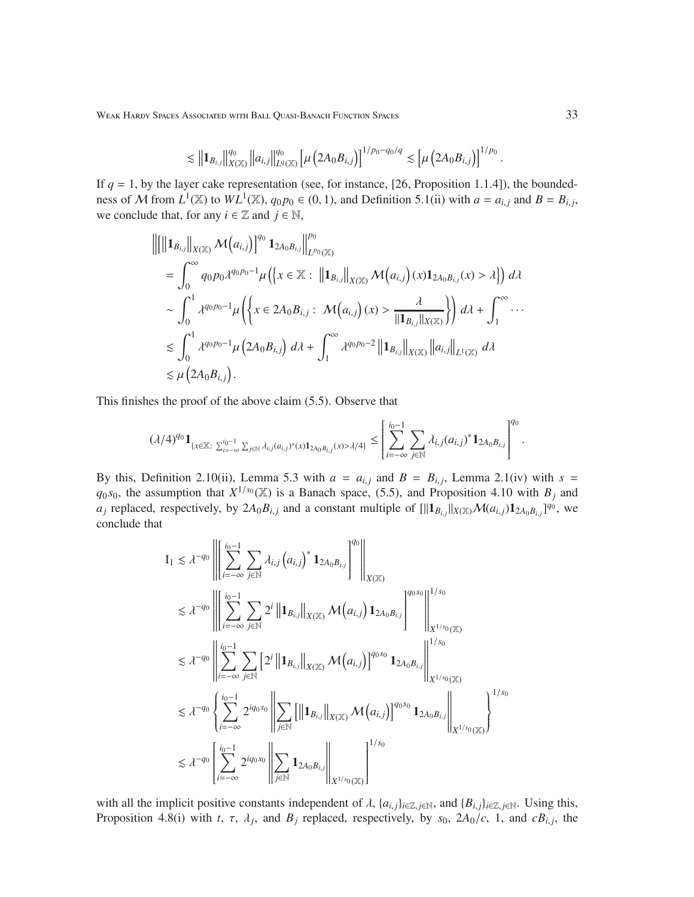$$\lesssim \left\|\mathbf{1}_{B_{i,j}}\right\|_{X(\mathbb{X})}^{q_0} \left\|a_{i,j}\right\|_{L^q(\mathbb{X})}^{q_0} \left[\mu\left(2A_0B_{i,j}\right)\right]^{1/p_0-q_0/q} \lesssim \left[\mu\left(2A_0B_{i,j}\right)\right]^{1/p_0}.$$

If $q = 1$, by the layer cake representation (see, for instance, [26, Proposition 1.1.4]), the boundedness of $\mathcal{M}$ from $L^1(\mathbb{X})$ to $WL^1(\mathbb{X})$, $q_0p_0 \in (0,1)$, and Definition 5.1(ii) with $a = a_{i,j}$ and $B = B_{i,j}$, we conclude that, for any $i \in \mathbb{Z}$ and $j \in \mathbb{N}$,

$$\begin{aligned}
&\left\|\left[\left\|\mathbf{1}_{B_{i,j}}\right\|_{X(\mathbb{X})} \mathcal{M}\left(a_{i,j}\right)\right]^{q_0} \mathbf{1}_{2A_0B_{i,j}}\right\|_{L^{p_0}(\mathbb{X})}^{p_0} \\
&= \int_0^\infty q_0p_0\lambda^{q_0p_0-1}\mu\left(\left\{x \in \mathbb{X} : \left\|\mathbf{1}_{B_{i,j}}\right\|_{X(\mathbb{X})} \mathcal{M}\left(a_{i,j}\right)(x)\mathbf{1}_{2A_0B_{i,j}}(x) > \lambda\right\}\right) d\lambda \\
&\sim \int_0^1 \lambda^{q_0p_0-1}\mu\left(\left\{x \in 2A_0B_{i,j} : \mathcal{M}\left(a_{i,j}\right)(x) > \frac{\lambda}{\|\mathbf{1}_{B_{i,j}}\|_{X(\mathbb{X})}}\right\}\right) d\lambda + \int_1^\infty \cdots \\
&\lesssim \int_0^1 \lambda^{q_0p_0-1}\mu\left(2A_0B_{i,j}\right) d\lambda + \int_1^\infty \lambda^{q_0p_0-2}\left\|\mathbf{1}_{B_{i,j}}\right\|_{X(\mathbb{X})}\left\|a_{i,j}\right\|_{L^1(\mathbb{X})} d\lambda \\
&\lesssim \mu\left(2A_0B_{i,j}\right).
\end{aligned}$$

This finishes the proof of the above claim (5.5). Observe that

$$(\lambda/4)^{q_0}\mathbf{1}_{\{x\in\mathbb{X}:\ \sum_{i=-\infty}^{i_0-1}\sum_{j\in\mathbb{N}}\lambda_{i,j}(a_{i,j})^*(x)\mathbf{1}_{2A_0B_{i,j}}(x)>\lambda/4\}} \leq \left[\sum_{i=-\infty}^{i_0-1}\sum_{j\in\mathbb{N}}\lambda_{i,j}(a_{i,j})^*\mathbf{1}_{2A_0B_{i,j}}\right]^{q_0}.$$

By this, Definition 2.10(ii), Lemma 5.3 with $a = a_{i,j}$ and $B = B_{i,j}$, Lemma 2.1(iv) with $s = q_0s_0$, the assumption that $X^{1/s_0}(\mathbb{X})$ is a Banach space, (5.5), and Proposition 4.10 with $B_j$ and $a_j$ replaced, respectively, by $2A_0B_{i,j}$ and a constant multiple of $[\|\mathbf{1}_{B_{i,j}}\|_{X(\mathbb{X})}\mathcal{M}(a_{i,j})\mathbf{1}_{2A_0B_{i,j}}]^{q_0}$, we conclude that

$$\begin{aligned}
\mathrm{I}_1 &\lesssim \lambda^{-q_0}\left\|\left[\sum_{i=-\infty}^{i_0-1}\sum_{j\in\mathbb{N}}\lambda_{i,j}\left(a_{i,j}\right)^*\mathbf{1}_{2A_0B_{i,j}}\right]^{q_0}\right\|_{X(\mathbb{X})} \\
&\lesssim \lambda^{-q_0}\left\|\left[\sum_{i=-\infty}^{i_0-1}\sum_{j\in\mathbb{N}}2^i\left\|\mathbf{1}_{B_{i,j}}\right\|_{X(\mathbb{X})}\mathcal{M}\left(a_{i,j}\right)\mathbf{1}_{2A_0B_{i,j}}\right]^{q_0s_0}\right\|_{X^{1/s_0}(\mathbb{X})}^{1/s_0} \\
&\lesssim \lambda^{-q_0}\left\|\sum_{i=-\infty}^{i_0-1}\sum_{j\in\mathbb{N}}\left[2^i\left\|\mathbf{1}_{B_{i,j}}\right\|_{X(\mathbb{X})}\mathcal{M}\left(a_{i,j}\right)\right]^{q_0s_0}\mathbf{1}_{2A_0B_{i,j}}\right\|_{X^{1/s_0}(\mathbb{X})}^{1/s_0} \\
&\lesssim \lambda^{-q_0}\left\{\sum_{i=-\infty}^{i_0-1}2^{iq_0s_0}\left\|\sum_{j\in\mathbb{N}}\left[\left\|\mathbf{1}_{B_{i,j}}\right\|_{X(\mathbb{X})}\mathcal{M}\left(a_{i,j}\right)\right]^{q_0s_0}\mathbf{1}_{2A_0B_{i,j}}\right\|_{X^{1/s_0}(\mathbb{X})}\right\}^{1/s_0} \\
&\lesssim \lambda^{-q_0}\left[\sum_{i=-\infty}^{i_0-1}2^{iq_0s_0}\left\|\sum_{j\in\mathbb{N}}\mathbf{1}_{2A_0B_{i,j}}\right\|_{X^{1/s_0}(\mathbb{X})}\right]^{1/s_0}
\end{aligned}$$

with all the implicit positive constants independent of $\lambda$, $\{a_{i,j}\}_{i\in\mathbb{Z},j\in\mathbb{N}}$, and $\{B_{i,j}\}_{i\in\mathbb{Z},j\in\mathbb{N}}$. Using this, Proposition 4.8(i) with $t$, $\tau$, $\lambda_j$, and $B_j$ replaced, respectively, by $s_0$, $2A_0/c$, $1$, and $cB_{i,j}$, the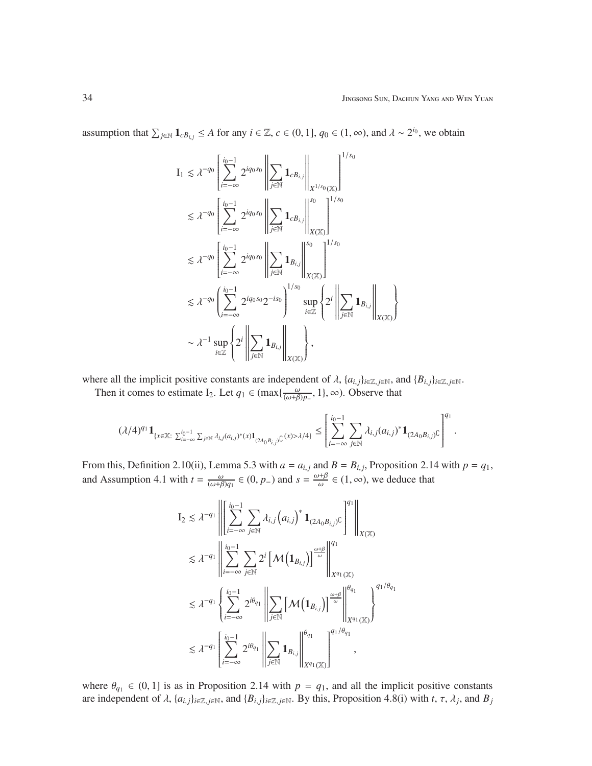assumption that $\sum_{j\in\mathbb{N}} \mathbf{1}_{cB_{i,j}} \le A$ for any $i \in \mathbb{Z}$, $c \in (0, 1]$, $q_0 \in (1, \infty)$, and $\lambda \sim 2^{i_0}$, we obtain

$$
\begin{aligned}
\mathrm{I}_1 &\lesssim \lambda^{-q_0} \left[ \sum_{i=-\infty}^{i_0-1} 2^{iq_0 s_0} \left\| \sum_{j\in\mathbb{N}} \mathbf{1}_{cB_{i,j}} \right\|_{X^{1/s_0}(\mathbb{X})} \right]^{1/s_0} \\
&\lesssim \lambda^{-q_0} \left[ \sum_{i=-\infty}^{i_0-1} 2^{iq_0 s_0} \left\| \sum_{j\in\mathbb{N}} \mathbf{1}_{cB_{i,j}} \right\|_{X(\mathbb{X})}^{s_0} \right]^{1/s_0} \\
&\lesssim \lambda^{-q_0} \left[ \sum_{i=-\infty}^{i_0-1} 2^{iq_0 s_0} \left\| \sum_{j\in\mathbb{N}} \mathbf{1}_{B_{i,j}} \right\|_{X(\mathbb{X})}^{s_0} \right]^{1/s_0} \\
&\lesssim \lambda^{-q_0} \left( \sum_{i=-\infty}^{i_0-1} 2^{iq_0 s_0} 2^{-is_0} \right)^{1/s_0} \sup_{i\in\mathbb{Z}} \left\{ 2^i \left\| \sum_{j\in\mathbb{N}} \mathbf{1}_{B_{i,j}} \right\|_{X(\mathbb{X})} \right\} \\
&\sim \lambda^{-1} \sup_{i\in\mathbb{Z}} \left\{ 2^i \left\| \sum_{j\in\mathbb{N}} \mathbf{1}_{B_{i,j}} \right\|_{X(\mathbb{X})} \right\},
\end{aligned}
$$

where all the implicit positive constants are independent of $\lambda$, $\{a_{i,j}\}_{i\in\mathbb{Z},j\in\mathbb{N}}$, and $\{B_{i,j}\}_{i\in\mathbb{Z},j\in\mathbb{N}}$.

Then it comes to estimate $\mathrm{I}_2$. Let $q_1 \in (\max\{\frac{\omega}{(\omega+\beta)p_-}, 1\}, \infty)$. Observe that

$$
(\lambda/4)^{q_1} \mathbf{1}_{\{x\in\mathbb{X}:\ \sum_{i=-\infty}^{i_0-1} \sum_{j\in\mathbb{N}} \lambda_{i,j}(a_{i,j})^*(x) \mathbf{1}_{(2A_0B_{i,j})^\complement}(x) > \lambda/4\}} \le \left[ \sum_{i=-\infty}^{i_0-1} \sum_{j\in\mathbb{N}} \lambda_{i,j}(a_{i,j})^* \mathbf{1}_{(2A_0B_{i,j})^\complement} \right]^{q_1}.
$$

From this, Definition 2.10(ii), Lemma 5.3 with $a = a_{i,j}$ and $B = B_{i,j}$, Proposition 2.14 with $p = q_1$, and Assumption 4.1 with $t = \frac{\omega}{(\omega+\beta)q_1} \in (0, p_-)$ and $s = \frac{\omega+\beta}{\omega} \in (1, \infty)$, we deduce that

$$
\begin{aligned}
\mathrm{I}_2 &\lesssim \lambda^{-q_1} \left\| \left[ \sum_{i=-\infty}^{i_0-1} \sum_{j\in\mathbb{N}} \lambda_{i,j} \left(a_{i,j}\right)^* \mathbf{1}_{(2A_0B_{i,j})^\complement} \right]^{q_1} \right\|_{X(\mathbb{X})} \\
&\lesssim \lambda^{-q_1} \left\| \sum_{i=-\infty}^{i_0-1} \sum_{j\in\mathbb{N}} 2^i \left[ \mathcal{M}\left(\mathbf{1}_{B_{i,j}}\right) \right]^{\frac{\omega+\beta}{\omega}} \right\|_{X^{q_1}(\mathbb{X})}^{q_1} \\
&\lesssim \lambda^{-q_1} \left\{ \sum_{i=-\infty}^{i_0-1} 2^{i\theta_{q_1}} \left\| \sum_{j\in\mathbb{N}} \left[ \mathcal{M}\left(\mathbf{1}_{B_{i,j}}\right) \right]^{\frac{\omega+\beta}{\omega}} \right\|_{X^{q_1}(\mathbb{X})}^{\theta_{q_1}} \right\}^{q_1/\theta_{q_1}} \\
&\lesssim \lambda^{-q_1} \left[ \sum_{i=-\infty}^{i_0-1} 2^{i\theta_{q_1}} \left\| \sum_{j\in\mathbb{N}} \mathbf{1}_{B_{i,j}} \right\|_{X^{q_1}(\mathbb{X})}^{\theta_{q_1}} \right]^{q_1/\theta_{q_1}},
\end{aligned}
$$

where $\theta_{q_1} \in (0, 1]$ is as in Proposition 2.14 with $p = q_1$, and all the implicit positive constants are independent of $\lambda$, $\{a_{i,j}\}_{i\in\mathbb{Z},j\in\mathbb{N}}$, and $\{B_{i,j}\}_{i\in\mathbb{Z},j\in\mathbb{N}}$. By this, Proposition 4.8(i) with $t$, $\tau$, $\lambda_j$, and $B_j$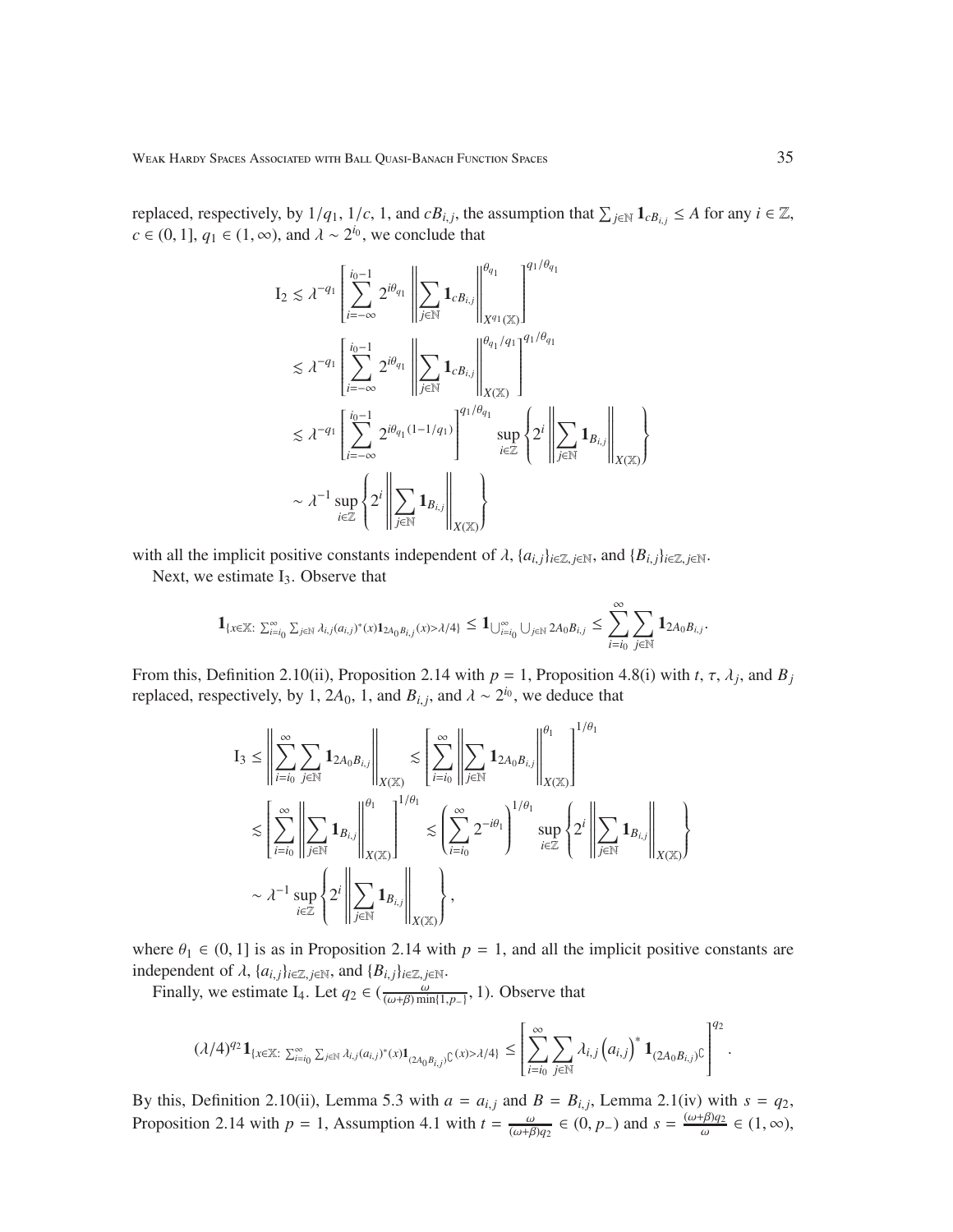replaced, respectively, by $1/q_1$, $1/c$, 1, and $cB_{i,j}$, the assumption that $\sum_{j\in\mathbb{N}} \mathbf{1}_{cB_{i,j}} \le A$ for any $i \in \mathbb{Z}$, $c \in (0,1]$, $q_1 \in (1,\infty)$, and $\lambda \sim 2^{i_0}$, we conclude that

$$
\begin{aligned}
\mathrm{I}_2 &\lesssim \lambda^{-q_1} \left[ \sum_{i=-\infty}^{i_0-1} 2^{i\theta_{q_1}} \left\| \sum_{j\in\mathbb{N}} \mathbf{1}_{cB_{i,j}} \right\|_{X^{q_1}(\mathbb{X})}^{\theta_{q_1}} \right]^{q_1/\theta_{q_1}} \\
&\lesssim \lambda^{-q_1} \left[ \sum_{i=-\infty}^{i_0-1} 2^{i\theta_{q_1}} \left\| \sum_{j\in\mathbb{N}} \mathbf{1}_{cB_{i,j}} \right\|_{X(\mathbb{X})}^{\theta_{q_1}/q_1} \right]^{q_1/\theta_{q_1}} \\
&\lesssim \lambda^{-q_1} \left[ \sum_{i=-\infty}^{i_0-1} 2^{i\theta_{q_1}(1-1/q_1)} \right]^{q_1/\theta_{q_1}} \sup_{i\in\mathbb{Z}} \left\{ 2^i \left\| \sum_{j\in\mathbb{N}} \mathbf{1}_{B_{i,j}} \right\|_{X(\mathbb{X})} \right\} \\
&\sim \lambda^{-1} \sup_{i\in\mathbb{Z}} \left\{ 2^i \left\| \sum_{j\in\mathbb{N}} \mathbf{1}_{B_{i,j}} \right\|_{X(\mathbb{X})} \right\}
\end{aligned}
$$

with all the implicit positive constants independent of $\lambda$, $\{a_{i,j}\}_{i\in\mathbb{Z}, j\in\mathbb{N}}$, and $\{B_{i,j}\}_{i\in\mathbb{Z}, j\in\mathbb{N}}$.

Next, we estimate $\mathrm{I}_3$. Observe that

$$
\mathbf{1}_{\{x\in\mathbb{X}:\ \sum_{i=i_0}^{\infty}\sum_{j\in\mathbb{N}} \lambda_{i,j}(a_{i,j})^*(x)\mathbf{1}_{2A_0B_{i,j}}(x)>\lambda/4\}} \le \mathbf{1}_{\bigcup_{i=i_0}^{\infty}\bigcup_{j\in\mathbb{N}} 2A_0B_{i,j}} \le \sum_{i=i_0}^{\infty}\sum_{j\in\mathbb{N}} \mathbf{1}_{2A_0B_{i,j}}.
$$

From this, Definition 2.10(ii), Proposition 2.14 with $p = 1$, Proposition 4.8(i) with $t$, $\tau$, $\lambda_j$, and $B_j$ replaced, respectively, by 1, $2A_0$, 1, and $B_{i,j}$, and $\lambda \sim 2^{i_0}$, we deduce that

$$
\begin{aligned}
\mathrm{I}_3 &\le \left\| \sum_{i=i_0}^{\infty}\sum_{j\in\mathbb{N}} \mathbf{1}_{2A_0B_{i,j}} \right\|_{X(\mathbb{X})} \lesssim \left[ \sum_{i=i_0}^{\infty} \left\| \sum_{j\in\mathbb{N}} \mathbf{1}_{2A_0B_{i,j}} \right\|_{X(\mathbb{X})}^{\theta_1} \right]^{1/\theta_1} \\
&\lesssim \left[ \sum_{i=i_0}^{\infty} \left\| \sum_{j\in\mathbb{N}} \mathbf{1}_{B_{i,j}} \right\|_{X(\mathbb{X})}^{\theta_1} \right]^{1/\theta_1} \lesssim \left( \sum_{i=i_0}^{\infty} 2^{-i\theta_1} \right)^{1/\theta_1} \sup_{i\in\mathbb{Z}} \left\{ 2^i \left\| \sum_{j\in\mathbb{N}} \mathbf{1}_{B_{i,j}} \right\|_{X(\mathbb{X})} \right\} \\
&\sim \lambda^{-1} \sup_{i\in\mathbb{Z}} \left\{ 2^i \left\| \sum_{j\in\mathbb{N}} \mathbf{1}_{B_{i,j}} \right\|_{X(\mathbb{X})} \right\},
\end{aligned}
$$

where $\theta_1 \in (0,1]$ is as in Proposition 2.14 with $p = 1$, and all the implicit positive constants are independent of $\lambda$, $\{a_{i,j}\}_{i\in\mathbb{Z}, j\in\mathbb{N}}$, and $\{B_{i,j}\}_{i\in\mathbb{Z}, j\in\mathbb{N}}$.

Finally, we estimate $\mathrm{I}_4$. Let $q_2 \in (\frac{\omega}{(\omega+\beta)\min\{1,p_-\}}, 1)$. Observe that

$$
(\lambda/4)^{q_2} \mathbf{1}_{\{x\in\mathbb{X}:\ \sum_{i=i_0}^{\infty}\sum_{j\in\mathbb{N}} \lambda_{i,j}(a_{i,j})^*(x)\mathbf{1}_{(2A_0B_{i,j})^\complement}(x)>\lambda/4\}} \le \left[ \sum_{i=i_0}^{\infty}\sum_{j\in\mathbb{N}} \lambda_{i,j}\left(a_{i,j}\right)^* \mathbf{1}_{(2A_0B_{i,j})^\complement} \right]^{q_2}.
$$

By this, Definition 2.10(ii), Lemma 5.3 with $a = a_{i,j}$ and $B = B_{i,j}$, Lemma 2.1(iv) with $s = q_2$, Proposition 2.14 with $p = 1$, Assumption 4.1 with $t = \frac{\omega}{(\omega+\beta)q_2} \in (0, p_-)$ and $s = \frac{(\omega+\beta)q_2}{\omega} \in (1,\infty)$,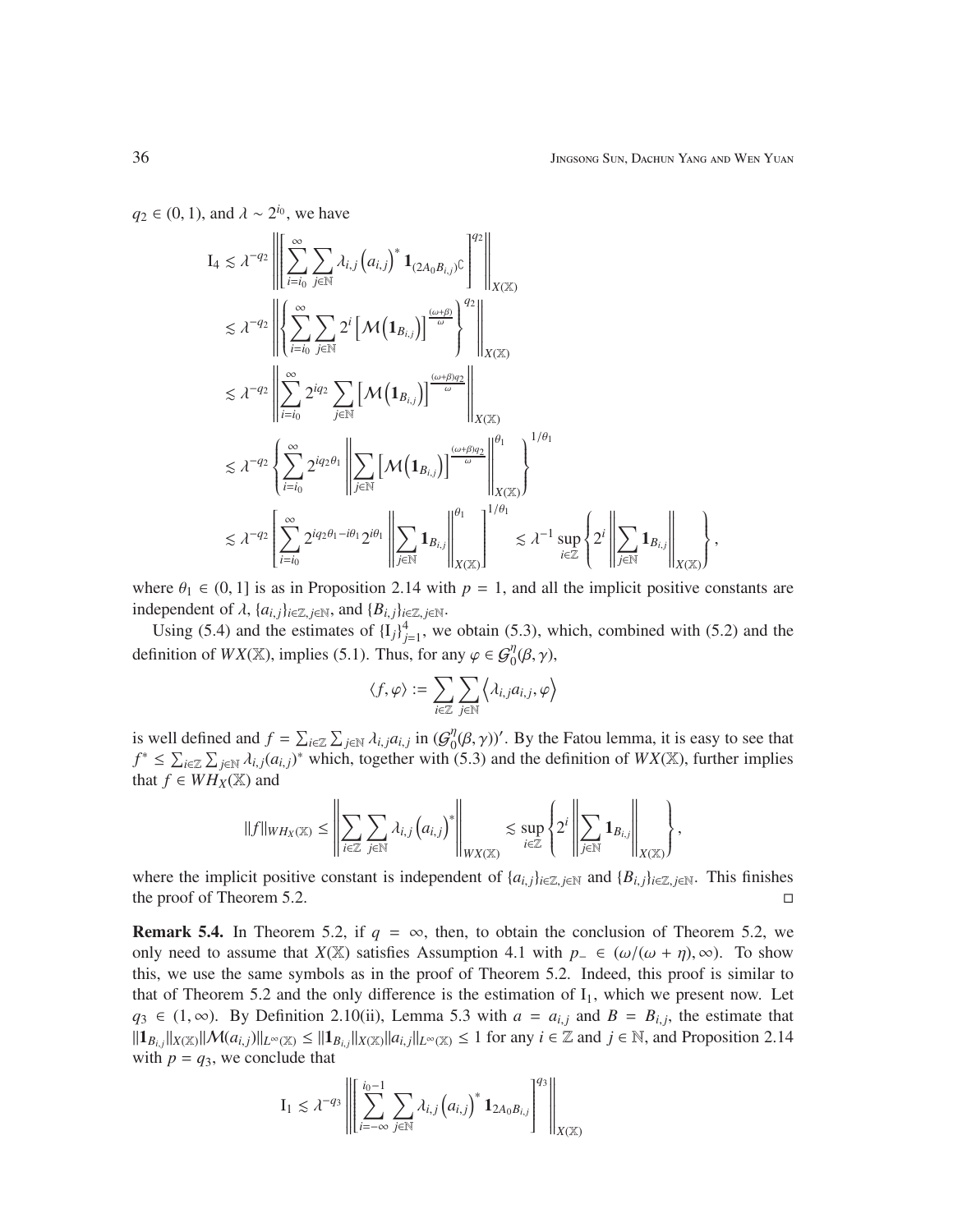$q_2 \in (0,1)$, and $\lambda \sim 2^{i_0}$, we have

$$
\begin{aligned}
\mathrm{I}_4 &\lesssim \lambda^{-q_2} \left\| \left[ \sum_{i=i_0}^{\infty} \sum_{j\in\mathbb{N}} \lambda_{i,j} \left(a_{i,j}\right)^* \mathbf{1}_{(2A_0B_{i,j})^{\complement}} \right]^{q_2} \right\|_{X(\mathbb{X})} \\
&\lesssim \lambda^{-q_2} \left\| \left\{ \sum_{i=i_0}^{\infty} \sum_{j\in\mathbb{N}} 2^i \left[\mathcal{M}\left(\mathbf{1}_{B_{i,j}}\right)\right]^{\frac{(\omega+\beta)}{\omega}} \right\}^{q_2} \right\|_{X(\mathbb{X})} \\
&\lesssim \lambda^{-q_2} \left\| \sum_{i=i_0}^{\infty} 2^{iq_2} \sum_{j\in\mathbb{N}} \left[\mathcal{M}\left(\mathbf{1}_{B_{i,j}}\right)\right]^{\frac{(\omega+\beta)q_2}{\omega}} \right\|_{X(\mathbb{X})} \\
&\lesssim \lambda^{-q_2} \left\{ \sum_{i=i_0}^{\infty} 2^{iq_2\theta_1} \left\| \sum_{j\in\mathbb{N}} \left[\mathcal{M}\left(\mathbf{1}_{B_{i,j}}\right)\right]^{\frac{(\omega+\beta)q_2}{\omega}} \right\|_{X(\mathbb{X})}^{\theta_1} \right\}^{1/\theta_1} \\
&\lesssim \lambda^{-q_2} \left[ \sum_{i=i_0}^{\infty} 2^{iq_2\theta_1 - i\theta_1} 2^{i\theta_1} \left\| \sum_{j\in\mathbb{N}} \mathbf{1}_{B_{i,j}} \right\|_{X(\mathbb{X})}^{\theta_1} \right]^{1/\theta_1} \lesssim \lambda^{-1} \sup_{i\in\mathbb{Z}} \left\{ 2^i \left\| \sum_{j\in\mathbb{N}} \mathbf{1}_{B_{i,j}} \right\|_{X(\mathbb{X})} \right\},
\end{aligned}
$$

where $\theta_1 \in (0,1]$ is as in Proposition 2.14 with $p = 1$, and all the implicit positive constants are independent of $\lambda$, $\{a_{i,j}\}_{i\in\mathbb{Z},j\in\mathbb{N}}$, and $\{B_{i,j}\}_{i\in\mathbb{Z},j\in\mathbb{N}}$.

Using (5.4) and the estimates of $\{\mathrm{I}_j\}_{j=1}^4$, we obtain (5.3), which, combined with (5.2) and the definition of $WX(\mathbb{X})$, implies (5.1). Thus, for any $\varphi \in \mathcal{G}_0^\eta(\beta,\gamma)$,

$$
\langle f, \varphi \rangle := \sum_{i\in\mathbb{Z}} \sum_{j\in\mathbb{N}} \left\langle \lambda_{i,j} a_{i,j}, \varphi \right\rangle
$$

is well defined and $f = \sum_{i\in\mathbb{Z}} \sum_{j\in\mathbb{N}} \lambda_{i,j} a_{i,j}$ in $(\mathcal{G}_0^\eta(\beta,\gamma))'$. By the Fatou lemma, it is easy to see that $f^* \le \sum_{i\in\mathbb{Z}} \sum_{j\in\mathbb{N}} \lambda_{i,j} (a_{i,j})^*$ which, together with (5.3) and the definition of $WX(\mathbb{X})$, further implies that $f \in WH_X(\mathbb{X})$ and

$$
\|f\|_{WH_X(\mathbb{X})} \le \left\| \sum_{i\in\mathbb{Z}} \sum_{j\in\mathbb{N}} \lambda_{i,j} \left(a_{i,j}\right)^* \right\|_{WX(\mathbb{X})} \lesssim \sup_{i\in\mathbb{Z}} \left\{ 2^i \left\| \sum_{j\in\mathbb{N}} \mathbf{1}_{B_{i,j}} \right\|_{X(\mathbb{X})} \right\},
$$

where the implicit positive constant is independent of $\{a_{i,j}\}_{i\in\mathbb{Z},j\in\mathbb{N}}$ and $\{B_{i,j}\}_{i\in\mathbb{Z},j\in\mathbb{N}}$. This finishes the proof of Theorem 5.2. □

**Remark 5.4.** In Theorem 5.2, if $q = \infty$, then, to obtain the conclusion of Theorem 5.2, we only need to assume that $X(\mathbb{X})$ satisfies Assumption 4.1 with $p_- \in (\omega/(\omega+\eta), \infty)$. To show this, we use the same symbols as in the proof of Theorem 5.2. Indeed, this proof is similar to that of Theorem 5.2 and the only difference is the estimation of $\mathrm{I}_1$, which we present now. Let $q_3 \in (1,\infty)$. By Definition 2.10(ii), Lemma 5.3 with $a = a_{i,j}$ and $B = B_{i,j}$, the estimate that $\|\mathbf{1}_{B_{i,j}}\|_{X(\mathbb{X})} \|\mathcal{M}(a_{i,j})\|_{L^\infty(\mathbb{X})} \le \|\mathbf{1}_{B_{i,j}}\|_{X(\mathbb{X})} \|a_{i,j}\|_{L^\infty(\mathbb{X})} \le 1$ for any $i \in \mathbb{Z}$ and $j \in \mathbb{N}$, and Proposition 2.14 with $p = q_3$, we conclude that

$$
\mathrm{I}_1 \lesssim \lambda^{-q_3} \left\| \left[ \sum_{i=-\infty}^{i_0-1} \sum_{j\in\mathbb{N}} \lambda_{i,j} \left(a_{i,j}\right)^* \mathbf{1}_{2A_0B_{i,j}} \right]^{q_3} \right\|_{X(\mathbb{X})}
$$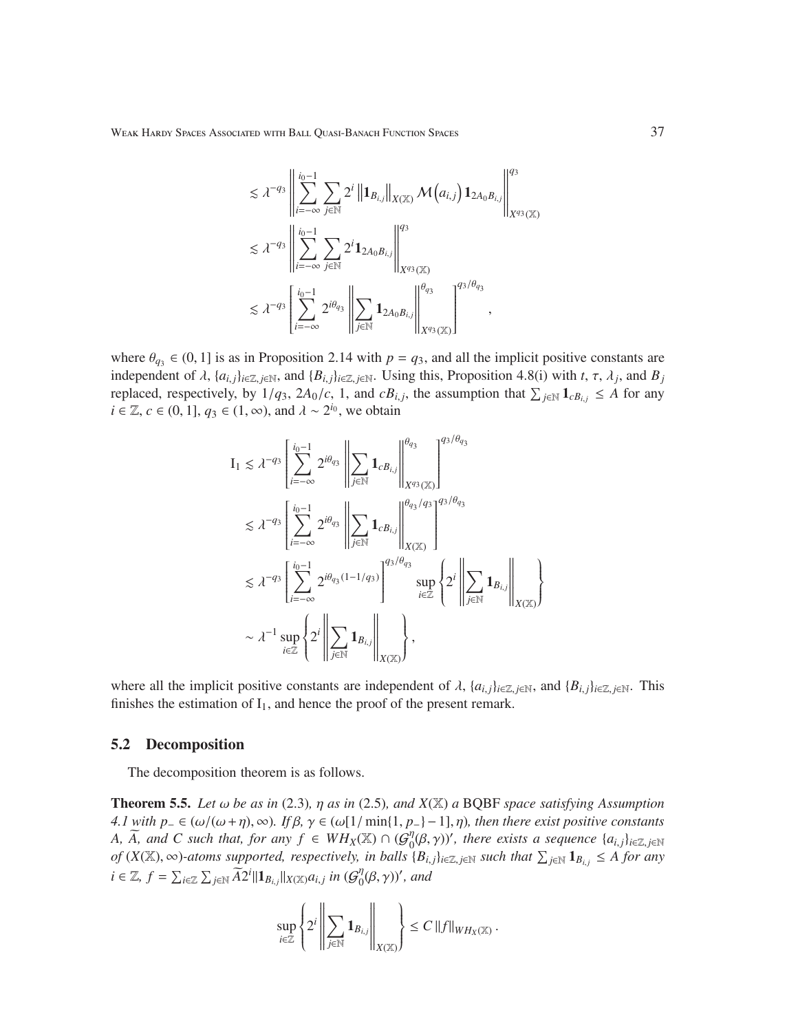$$
\begin{aligned}
&\lesssim \lambda^{-q_3} \left\| \sum_{i=-\infty}^{i_0-1} \sum_{j\in\mathbb{N}} 2^i \left\|\mathbf{1}_{B_{i,j}}\right\|_{X(\mathbb{X})} \mathcal{M}\left(a_{i,j}\right) \mathbf{1}_{2A_0B_{i,j}} \right\|_{X^{q_3}(\mathbb{X})}^{q_3} \\
&\lesssim \lambda^{-q_3} \left\| \sum_{i=-\infty}^{i_0-1} \sum_{j\in\mathbb{N}} 2^i \mathbf{1}_{2A_0B_{i,j}} \right\|_{X^{q_3}(\mathbb{X})}^{q_3} \\
&\lesssim \lambda^{-q_3} \left[ \sum_{i=-\infty}^{i_0-1} 2^{i\theta_{q_3}} \left\| \sum_{j\in\mathbb{N}} \mathbf{1}_{2A_0B_{i,j}} \right\|_{X^{q_3}(\mathbb{X})}^{\theta_{q_3}} \right]^{q_3/\theta_{q_3}},
\end{aligned}
$$

where $\theta_{q_3} \in (0,1]$ is as in Proposition 2.14 with $p = q_3$, and all the implicit positive constants are independent of $\lambda$, $\{a_{i,j}\}_{i\in\mathbb{Z},j\in\mathbb{N}}$, and $\{B_{i,j}\}_{i\in\mathbb{Z},j\in\mathbb{N}}$. Using this, Proposition 4.8(i) with $t$, $\tau$, $\lambda_j$, and $B_j$ replaced, respectively, by $1/q_3$, $2A_0/c$, 1, and $cB_{i,j}$, the assumption that $\sum_{j\in\mathbb{N}} \mathbf{1}_{cB_{i,j}} \le A$ for any $i \in \mathbb{Z}$, $c \in (0,1]$, $q_3 \in (1,\infty)$, and $\lambda \sim 2^{i_0}$, we obtain

$$
\begin{aligned}
\mathrm{I}_1 &\lesssim \lambda^{-q_3} \left[ \sum_{i=-\infty}^{i_0-1} 2^{i\theta_{q_3}} \left\| \sum_{j\in\mathbb{N}} \mathbf{1}_{cB_{i,j}} \right\|_{X^{q_3}(\mathbb{X})}^{\theta_{q_3}} \right]^{q_3/\theta_{q_3}} \\
&\lesssim \lambda^{-q_3} \left[ \sum_{i=-\infty}^{i_0-1} 2^{i\theta_{q_3}} \left\| \sum_{j\in\mathbb{N}} \mathbf{1}_{cB_{i,j}} \right\|_{X(\mathbb{X})}^{\theta_{q_3}/q_3} \right]^{q_3/\theta_{q_3}} \\
&\lesssim \lambda^{-q_3} \left[ \sum_{i=-\infty}^{i_0-1} 2^{i\theta_{q_3}(1-1/q_3)} \right]^{q_3/\theta_{q_3}} \sup_{i\in\mathbb{Z}} \left\{ 2^i \left\| \sum_{j\in\mathbb{N}} \mathbf{1}_{B_{i,j}} \right\|_{X(\mathbb{X})} \right\} \\
&\sim \lambda^{-1} \sup_{i\in\mathbb{Z}} \left\{ 2^i \left\| \sum_{j\in\mathbb{N}} \mathbf{1}_{B_{i,j}} \right\|_{X(\mathbb{X})} \right\},
\end{aligned}
$$

where all the implicit positive constants are independent of $\lambda$, $\{a_{i,j}\}_{i\in\mathbb{Z},j\in\mathbb{N}}$, and $\{B_{i,j}\}_{i\in\mathbb{Z},j\in\mathbb{N}}$. This finishes the estimation of $\mathrm{I}_1$, and hence the proof of the present remark.

## 5.2 Decomposition

The decomposition theorem is as follows.

**Theorem 5.5.** *Let $\omega$ be as in (2.3), $\eta$ as in (2.5), and $X(\mathbb{X})$ a* BQBF *space satisfying Assumption 4.1 with $p_- \in (\omega/(\omega+\eta),\infty)$. If $\beta$, $\gamma \in (\omega[1/\min\{1,p_-\}-1],\eta)$, then there exist positive constants $A$, $\widetilde{A}$, and $C$ such that, for any $f \in WH_X(\mathbb{X}) \cap (\mathcal{G}_0^\eta(\beta,\gamma))'$, there exists a sequence $\{a_{i,j}\}_{i\in\mathbb{Z},j\in\mathbb{N}}$ of $(X(\mathbb{X}),\infty)$-atoms supported, respectively, in balls $\{B_{i,j}\}_{i\in\mathbb{Z},j\in\mathbb{N}}$ such that $\sum_{j\in\mathbb{N}} \mathbf{1}_{B_{i,j}} \le A$ for any $i \in \mathbb{Z}$, $f = \sum_{i\in\mathbb{Z}}\sum_{j\in\mathbb{N}} \widetilde{A}2^i\|\mathbf{1}_{B_{i,j}}\|_{X(\mathbb{X})} a_{i,j}$ in $(\mathcal{G}_0^\eta(\beta,\gamma))'$, and*

$$
\sup_{i\in\mathbb{Z}} \left\{ 2^i \left\| \sum_{j\in\mathbb{N}} \mathbf{1}_{B_{i,j}} \right\|_{X(\mathbb{X})} \right\} \le C \|f\|_{WH_X(\mathbb{X})}.
$$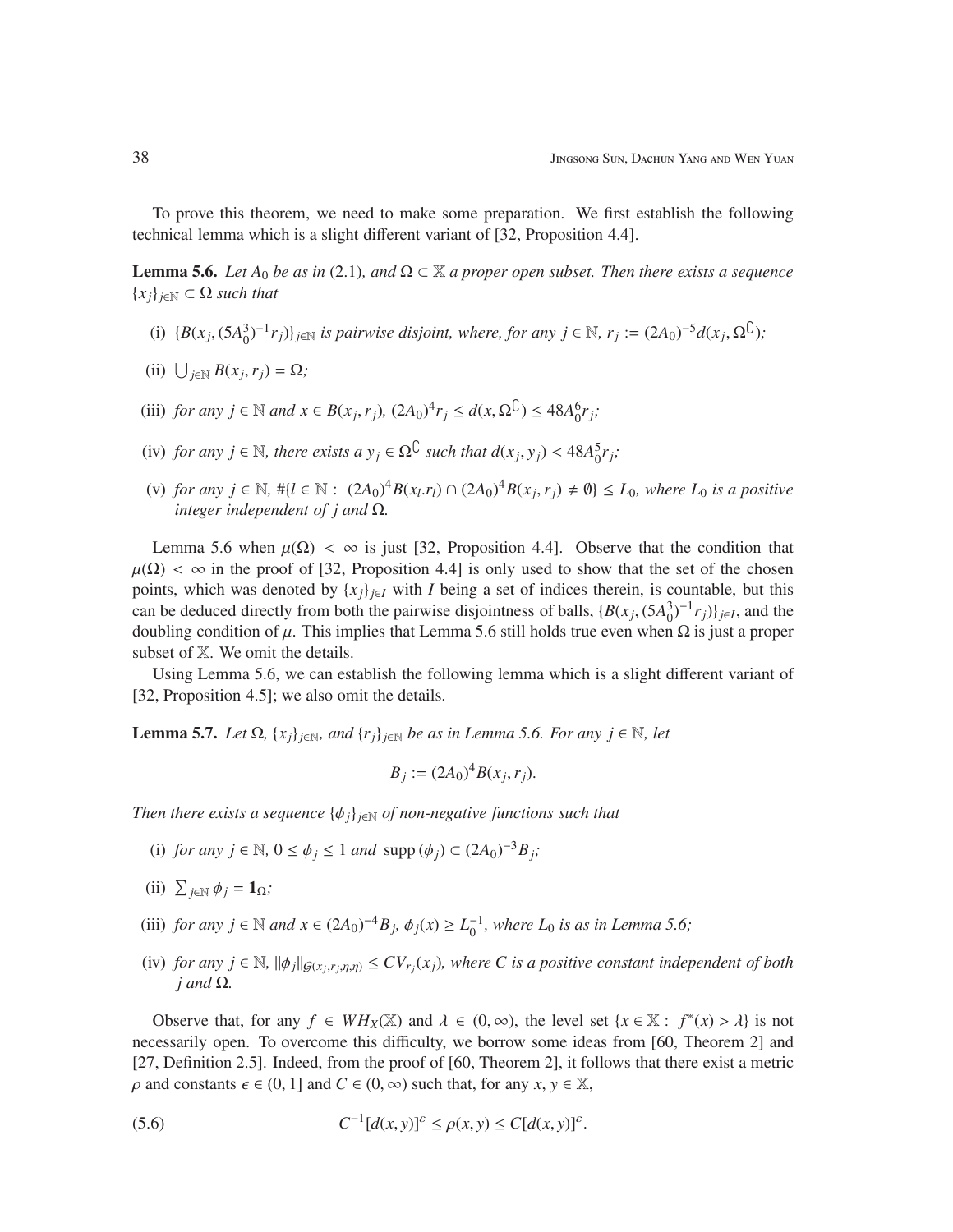To prove this theorem, we need to make some preparation. We first establish the following technical lemma which is a slight different variant of [32, Proposition 4.4].

**Lemma 5.6.** *Let $A_0$ be as in* (2.1)*, and $\Omega \subset \mathbb{X}$ a proper open subset. Then there exists a sequence $\{x_j\}_{j\in\mathbb{N}} \subset \Omega$ such that*

(i) *$\{B(x_j, (5A_0^3)^{-1} r_j)\}_{j\in\mathbb{N}}$ is pairwise disjoint, where, for any $j \in \mathbb{N}$, $r_j := (2A_0)^{-5} d(x_j, \Omega^{\complement})$;*

(ii) *$\bigcup_{j\in\mathbb{N}} B(x_j, r_j) = \Omega$;*

(iii) *for any $j \in \mathbb{N}$ and $x \in B(x_j, r_j)$, $(2A_0)^4 r_j \leq d(x, \Omega^{\complement}) \leq 48A_0^6 r_j$;*

(iv) *for any $j \in \mathbb{N}$, there exists a $y_j \in \Omega^{\complement}$ such that $d(x_j, y_j) < 48A_0^5 r_j$;*

(v) *for any $j \in \mathbb{N}$, $\#\{l \in \mathbb{N} : (2A_0)^4 B(x_l.r_l) \cap (2A_0)^4 B(x_j, r_j) \neq \emptyset\} \leq L_0$, where $L_0$ is a positive integer independent of $j$ and $\Omega$.*

Lemma 5.6 when $\mu(\Omega) < \infty$ is just [32, Proposition 4.4]. Observe that the condition that $\mu(\Omega) < \infty$ in the proof of [32, Proposition 4.4] is only used to show that the set of the chosen points, which was denoted by $\{x_j\}_{j\in I}$ with $I$ being a set of indices therein, is countable, but this can be deduced directly from both the pairwise disjointness of balls, $\{B(x_j, (5A_0^3)^{-1} r_j)\}_{j\in I}$, and the doubling condition of $\mu$. This implies that Lemma 5.6 still holds true even when $\Omega$ is just a proper subset of $\mathbb{X}$. We omit the details.

Using Lemma 5.6, we can establish the following lemma which is a slight different variant of [32, Proposition 4.5]; we also omit the details.

**Lemma 5.7.** *Let $\Omega$, $\{x_j\}_{j\in\mathbb{N}}$, and $\{r_j\}_{j\in\mathbb{N}}$ be as in Lemma 5.6. For any $j \in \mathbb{N}$, let*

$$B_j := (2A_0)^4 B(x_j, r_j).$$

*Then there exists a sequence $\{\phi_j\}_{j\in\mathbb{N}}$ of non-negative functions such that*

(i) *for any $j \in \mathbb{N}$, $0 \leq \phi_j \leq 1$ and $\operatorname{supp}(\phi_j) \subset (2A_0)^{-3} B_j$;*

(ii) *$\sum_{j\in\mathbb{N}} \phi_j = \mathbf{1}_{\Omega}$;*

(iii) *for any $j \in \mathbb{N}$ and $x \in (2A_0)^{-4} B_j$, $\phi_j(x) \geq L_0^{-1}$, where $L_0$ is as in Lemma 5.6;*

(iv) *for any $j \in \mathbb{N}$, $\|\phi_j\|_{\mathcal{G}(x_j, r_j, \eta, \eta)} \leq C V_{r_j}(x_j)$, where $C$ is a positive constant independent of both $j$ and $\Omega$.*

Observe that, for any $f \in WH_X(\mathbb{X})$ and $\lambda \in (0, \infty)$, the level set $\{x \in \mathbb{X} : f^*(x) > \lambda\}$ is not necessarily open. To overcome this difficulty, we borrow some ideas from [60, Theorem 2] and [27, Definition 2.5]. Indeed, from the proof of [60, Theorem 2], it follows that there exist a metric $\rho$ and constants $\epsilon \in (0, 1]$ and $C \in (0, \infty)$ such that, for any $x, y \in \mathbb{X}$,

$$C^{-1}[d(x, y)]^{\varepsilon} \leq \rho(x, y) \leq C[d(x, y)]^{\varepsilon}. \tag{5.6}$$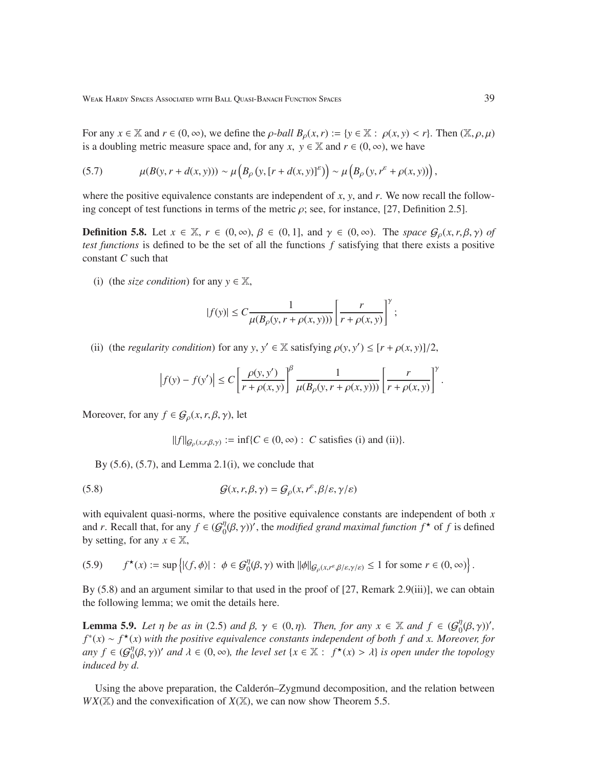For any $x \in \mathbb{X}$ and $r \in (0, \infty)$, we define the *$\rho$-ball* $B_\rho(x, r) := \{y \in \mathbb{X} : \rho(x, y) < r\}$. Then $(\mathbb{X}, \rho, \mu)$ is a doubling metric measure space and, for any $x, y \in \mathbb{X}$ and $r \in (0, \infty)$, we have

$$\mu(B(y, r + d(x, y))) \sim \mu\left(B_\rho\left(y, [r + d(x, y)]^\varepsilon\right)\right) \sim \mu\left(B_\rho\left(y, r^\varepsilon + \rho(x, y)\right)\right), \tag{5.7}$$

where the positive equivalence constants are independent of $x$, $y$, and $r$. We now recall the following concept of test functions in terms of the metric $\rho$; see, for instance, [27, Definition 2.5].

**Definition 5.8.** Let $x \in \mathbb{X}$, $r \in (0, \infty)$, $\beta \in (0, 1]$, and $\gamma \in (0, \infty)$. The *space $\mathcal{G}_\rho(x, r, \beta, \gamma)$ of test functions* is defined to be the set of all the functions $f$ satisfying that there exists a positive constant $C$ such that

(i) (the *size condition*) for any $y \in \mathbb{X}$,

$$|f(y)| \leq C \frac{1}{\mu(B_\rho(y, r + \rho(x, y)))} \left[\frac{r}{r + \rho(x, y)}\right]^\gamma;$$

(ii) (the *regularity condition*) for any $y, y' \in \mathbb{X}$ satisfying $\rho(y, y') \leq [r + \rho(x, y)]/2$,

$$\left|f(y) - f(y')\right| \leq C \left[\frac{\rho(y, y')}{r + \rho(x, y)}\right]^\beta \frac{1}{\mu(B_\rho(y, r + \rho(x, y)))} \left[\frac{r}{r + \rho(x, y)}\right]^\gamma.$$

Moreover, for any $f \in \mathcal{G}_\rho(x, r, \beta, \gamma)$, let

$$\|f\|_{\mathcal{G}_\rho(x,r,\beta,\gamma)} := \inf\{C \in (0, \infty) : C \text{ satisfies (i) and (ii)}\}.$$

By (5.6), (5.7), and Lemma 2.1(i), we conclude that

$$\mathcal{G}(x, r, \beta, \gamma) = \mathcal{G}_\rho(x, r^\varepsilon, \beta/\varepsilon, \gamma/\varepsilon) \tag{5.8}$$

with equivalent quasi-norms, where the positive equivalence constants are independent of both $x$ and $r$. Recall that, for any $f \in (\mathcal{G}_0^\eta(\beta, \gamma))'$, the *modified grand maximal function* $f^\star$ of $f$ is defined by setting, for any $x \in \mathbb{X}$,

$$f^\star(x) := \sup\left\{|\langle f, \phi\rangle| : \phi \in \mathcal{G}_0^\eta(\beta, \gamma) \text{ with } \|\phi\|_{\mathcal{G}_\rho(x,r^\varepsilon,\beta/\varepsilon,\gamma/\varepsilon)} \leq 1 \text{ for some } r \in (0, \infty)\right\}. \tag{5.9}$$

By (5.8) and an argument similar to that used in the proof of [27, Remark 2.9(iii)], we can obtain the following lemma; we omit the details here.

**Lemma 5.9.** *Let $\eta$ be as in* (2.5) *and $\beta, \gamma \in (0, \eta)$. Then, for any $x \in \mathbb{X}$ and $f \in (\mathcal{G}_0^\eta(\beta, \gamma))'$, $f^*(x) \sim f^\star(x)$ with the positive equivalence constants independent of both $f$ and $x$. Moreover, for any $f \in (\mathcal{G}_0^\eta(\beta, \gamma))'$ and $\lambda \in (0, \infty)$, the level set $\{x \in \mathbb{X} : f^\star(x) > \lambda\}$ is open under the topology induced by $d$.*

Using the above preparation, the Calderón–Zygmund decomposition, and the relation between $WX(\mathbb{X})$ and the convexification of $X(\mathbb{X})$, we can now show Theorem 5.5.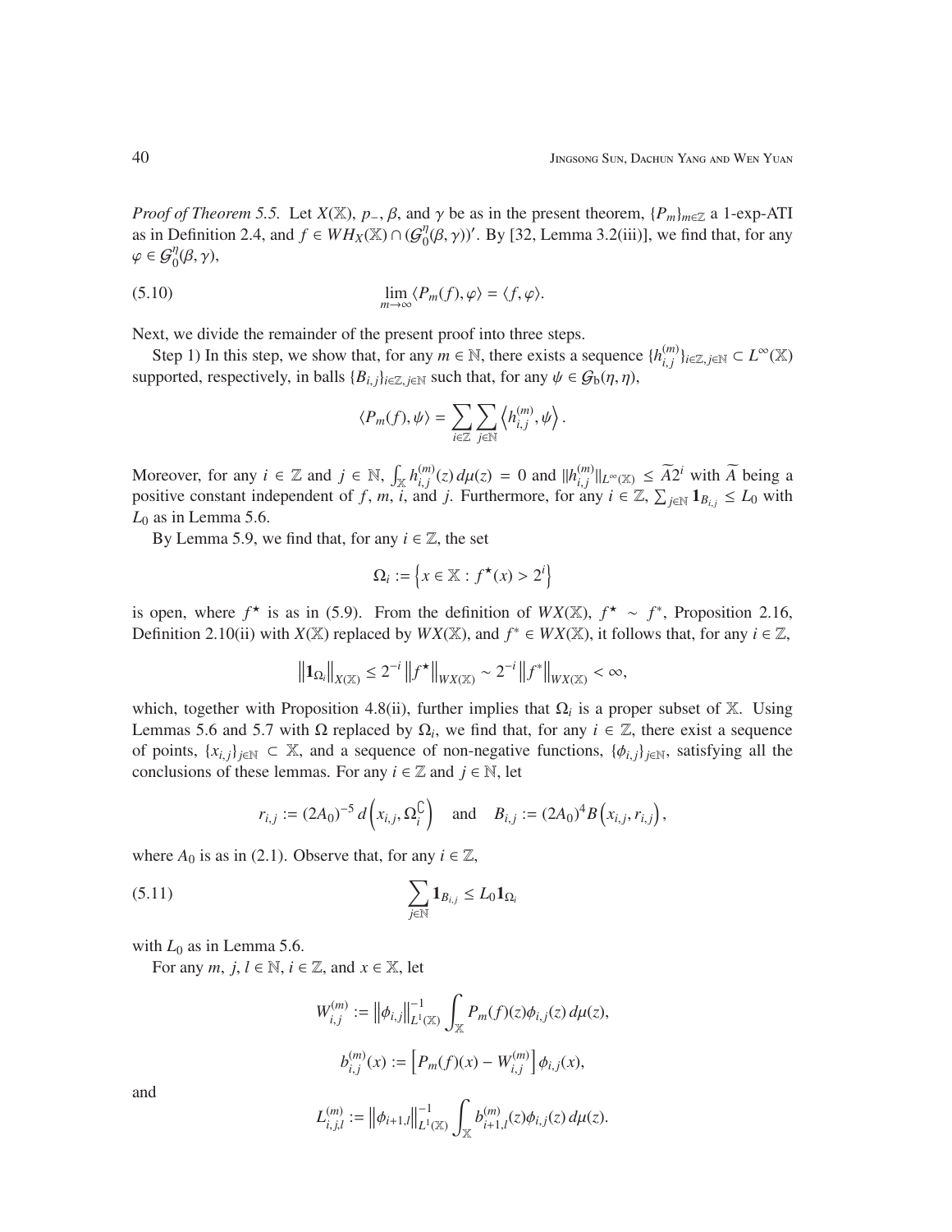*Proof of Theorem 5.5.* Let $X(\mathbb{X})$, $p_-$, $\beta$, and $\gamma$ be as in the present theorem, $\{P_m\}_{m\in\mathbb{Z}}$ a 1-exp-ATI as in Definition 2.4, and $f \in WH_X(\mathbb{X}) \cap (\mathcal{G}_0^\eta(\beta,\gamma))'$. By [32, Lemma 3.2(iii)], we find that, for any $\varphi \in \mathcal{G}_0^\eta(\beta,\gamma)$,

$$
\lim_{m\to\infty} \langle P_m(f), \varphi\rangle = \langle f, \varphi\rangle. \tag{5.10}
$$

Next, we divide the remainder of the present proof into three steps.

Step 1) In this step, we show that, for any $m \in \mathbb{N}$, there exists a sequence $\{h_{i,j}^{(m)}\}_{i\in\mathbb{Z}, j\in\mathbb{N}} \subset L^\infty(\mathbb{X})$ supported, respectively, in balls $\{B_{i,j}\}_{i\in\mathbb{Z}, j\in\mathbb{N}}$ such that, for any $\psi \in \mathcal{G}_b(\eta,\eta)$,

$$
\langle P_m(f), \psi\rangle = \sum_{i\in\mathbb{Z}} \sum_{j\in\mathbb{N}} \left\langle h_{i,j}^{(m)}, \psi \right\rangle.
$$

Moreover, for any $i \in \mathbb{Z}$ and $j \in \mathbb{N}$, $\int_{\mathbb{X}} h_{i,j}^{(m)}(z)\, d\mu(z) = 0$ and $\|h_{i,j}^{(m)}\|_{L^\infty(\mathbb{X})} \le \widetilde{A}2^i$ with $\widetilde{A}$ being a positive constant independent of $f$, $m$, $i$, and $j$. Furthermore, for any $i \in \mathbb{Z}$, $\sum_{j\in\mathbb{N}} \mathbf{1}_{B_{i,j}} \le L_0$ with $L_0$ as in Lemma 5.6.

By Lemma 5.9, we find that, for any $i \in \mathbb{Z}$, the set

$$
\Omega_i := \left\{x \in \mathbb{X} : f^\star(x) > 2^i\right\}
$$

is open, where $f^\star$ is as in (5.9). From the definition of $WX(\mathbb{X})$, $f^\star \sim f^*$, Proposition 2.16, Definition 2.10(ii) with $X(\mathbb{X})$ replaced by $WX(\mathbb{X})$, and $f^* \in WX(\mathbb{X})$, it follows that, for any $i \in \mathbb{Z}$,

$$
\left\|\mathbf{1}_{\Omega_i}\right\|_{X(\mathbb{X})} \le 2^{-i}\left\|f^\star\right\|_{WX(\mathbb{X})} \sim 2^{-i}\left\|f^*\right\|_{WX(\mathbb{X})} < \infty,
$$

which, together with Proposition 4.8(ii), further implies that $\Omega_i$ is a proper subset of $\mathbb{X}$. Using Lemmas 5.6 and 5.7 with $\Omega$ replaced by $\Omega_i$, we find that, for any $i \in \mathbb{Z}$, there exist a sequence of points, $\{x_{i,j}\}_{j\in\mathbb{N}} \subset \mathbb{X}$, and a sequence of non-negative functions, $\{\phi_{i,j}\}_{j\in\mathbb{N}}$, satisfying all the conclusions of these lemmas. For any $i \in \mathbb{Z}$ and $j \in \mathbb{N}$, let

$$
r_{i,j} := (2A_0)^{-5}\, d\left(x_{i,j}, \Omega_i^\complement\right) \quad \text{and} \quad B_{i,j} := (2A_0)^4 B\left(x_{i,j}, r_{i,j}\right),
$$

where $A_0$ is as in (2.1). Observe that, for any $i \in \mathbb{Z}$,

$$
\sum_{j\in\mathbb{N}} \mathbf{1}_{B_{i,j}} \le L_0 \mathbf{1}_{\Omega_i} \tag{5.11}
$$

with $L_0$ as in Lemma 5.6.

For any $m$, $j$, $l \in \mathbb{N}$, $i \in \mathbb{Z}$, and $x \in \mathbb{X}$, let

$$
W_{i,j}^{(m)} := \left\|\phi_{i,j}\right\|_{L^1(\mathbb{X})}^{-1} \int_{\mathbb{X}} P_m(f)(z)\phi_{i,j}(z)\, d\mu(z),
$$

$$
b_{i,j}^{(m)}(x) := \left[P_m(f)(x) - W_{i,j}^{(m)}\right]\phi_{i,j}(x),
$$

and

$$
L_{i,j,l}^{(m)} := \left\|\phi_{i+1,l}\right\|_{L^1(\mathbb{X})}^{-1} \int_{\mathbb{X}} b_{i+1,l}^{(m)}(z)\phi_{i,j}(z)\, d\mu(z).
$$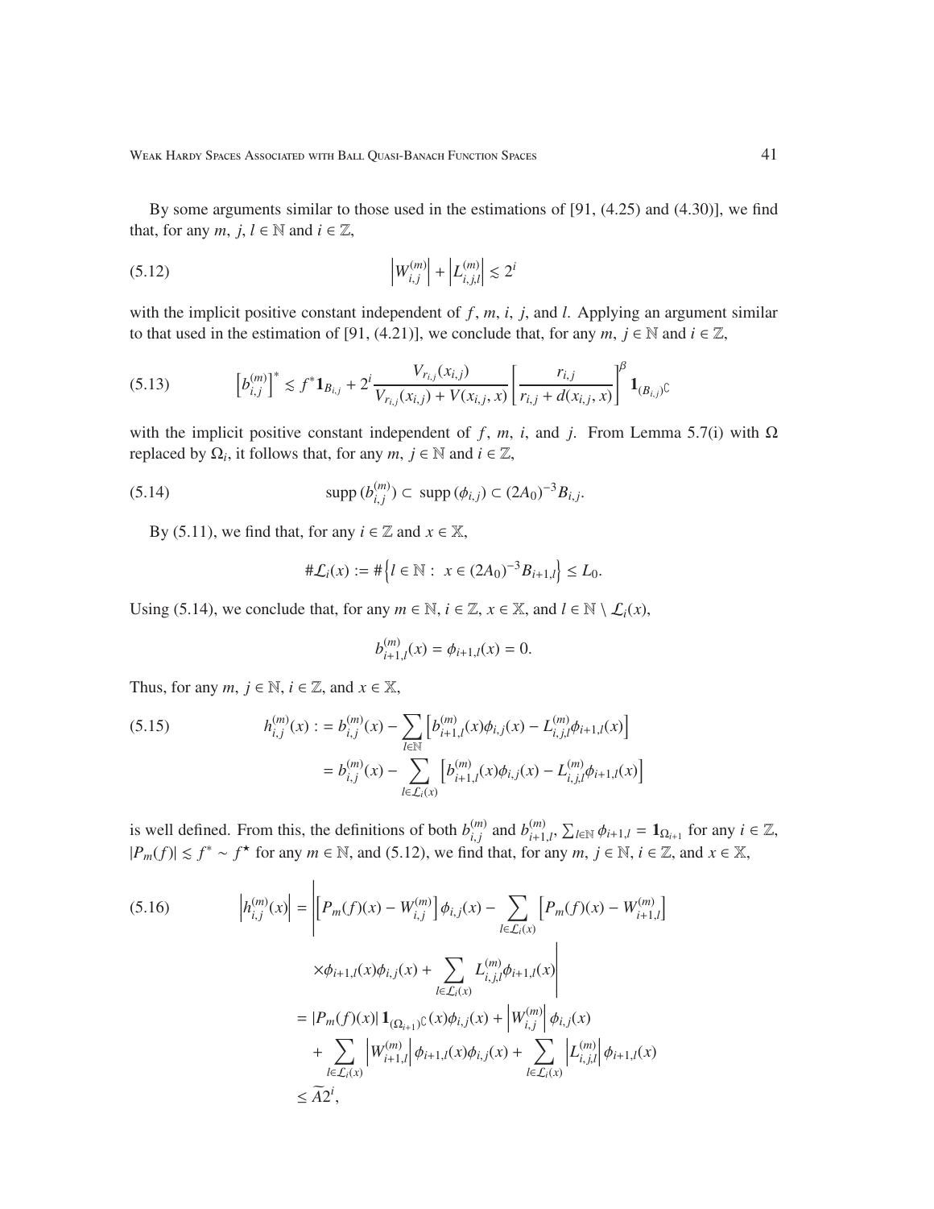By some arguments similar to those used in the estimations of [91, (4.25) and (4.30)], we find that, for any $m,\ j,\ l\in\mathbb{N}$ and $i\in\mathbb{Z}$,

$$\left|W_{i,j}^{(m)}\right|+\left|L_{i,j,l}^{(m)}\right|\lesssim 2^i \tag{5.12}$$

with the implicit positive constant independent of $f$, $m$, $i$, $j$, and $l$. Applying an argument similar to that used in the estimation of [91, (4.21)], we conclude that, for any $m,\ j\in\mathbb{N}$ and $i\in\mathbb{Z}$,

$$\left[b_{i,j}^{(m)}\right]^*\lesssim f^*\mathbf{1}_{B_{i,j}}+2^i\frac{V_{r_{i,j}}(x_{i,j})}{V_{r_{i,j}}(x_{i,j})+V(x_{i,j},x)}\left[\frac{r_{i,j}}{r_{i,j}+d(x_{i,j},x)}\right]^{\beta}\mathbf{1}_{(B_{i,j})^{\complement}} \tag{5.13}$$

with the implicit positive constant independent of $f$, $m$, $i$, and $j$. From Lemma 5.7(i) with $\Omega$ replaced by $\Omega_i$, it follows that, for any $m,\ j\in\mathbb{N}$ and $i\in\mathbb{Z}$,

$$\operatorname{supp}(b_{i,j}^{(m)})\subset\ \operatorname{supp}(\phi_{i,j})\subset(2A_0)^{-3}B_{i,j}. \tag{5.14}$$

By (5.11), we find that, for any $i\in\mathbb{Z}$ and $x\in\mathbb{X}$,

$$\#\mathcal{L}_i(x):=\#\left\{l\in\mathbb{N}:\ x\in(2A_0)^{-3}B_{i+1,l}\right\}\le L_0.$$

Using (5.14), we conclude that, for any $m\in\mathbb{N}$, $i\in\mathbb{Z}$, $x\in\mathbb{X}$, and $l\in\mathbb{N}\setminus\mathcal{L}_i(x)$,

$$b_{i+1,l}^{(m)}(x)=\phi_{i+1,l}(x)=0.$$

Thus, for any $m,\ j\in\mathbb{N}$, $i\in\mathbb{Z}$, and $x\in\mathbb{X}$,

$$\begin{aligned}h_{i,j}^{(m)}(x):&=b_{i,j}^{(m)}(x)-\sum_{l\in\mathbb{N}}\left[b_{i+1,l}^{(m)}(x)\phi_{i,j}(x)-L_{i,j,l}^{(m)}\phi_{i+1,l}(x)\right]\\&=b_{i,j}^{(m)}(x)-\sum_{l\in\mathcal{L}_i(x)}\left[b_{i+1,l}^{(m)}(x)\phi_{i,j}(x)-L_{i,j,l}^{(m)}\phi_{i+1,l}(x)\right]\end{aligned} \tag{5.15}$$

is well defined. From this, the definitions of both $b_{i,j}^{(m)}$ and $b_{i+1,l}^{(m)}$, $\sum_{l\in\mathbb{N}}\phi_{i+1,l}=\mathbf{1}_{\Omega_{i+1}}$ for any $i\in\mathbb{Z}$, $|P_m(f)|\lesssim f^*\sim f^{\star}$ for any $m\in\mathbb{N}$, and (5.12), we find that, for any $m,\ j\in\mathbb{N}$, $i\in\mathbb{Z}$, and $x\in\mathbb{X}$,

$$\begin{aligned}\left|h_{i,j}^{(m)}(x)\right|&=\left|\left[P_m(f)(x)-W_{i,j}^{(m)}\right]\phi_{i,j}(x)-\sum_{l\in\mathcal{L}_i(x)}\left[P_m(f)(x)-W_{i+1,l}^{(m)}\right]\right.\\&\quad\left.\times\phi_{i+1,l}(x)\phi_{i,j}(x)+\sum_{l\in\mathcal{L}_i(x)}L_{i,j,l}^{(m)}\phi_{i+1,l}(x)\right|\\&=|P_m(f)(x)|\,\mathbf{1}_{(\Omega_{i+1})^{\complement}}(x)\phi_{i,j}(x)+\left|W_{i,j}^{(m)}\right|\phi_{i,j}(x)\\&\quad+\sum_{l\in\mathcal{L}_i(x)}\left|W_{i+1,l}^{(m)}\right|\phi_{i+1,l}(x)\phi_{i,j}(x)+\sum_{l\in\mathcal{L}_i(x)}\left|L_{i,j,l}^{(m)}\right|\phi_{i+1,l}(x)\\&\le\widetilde{A}2^i,\end{aligned} \tag{5.16}$$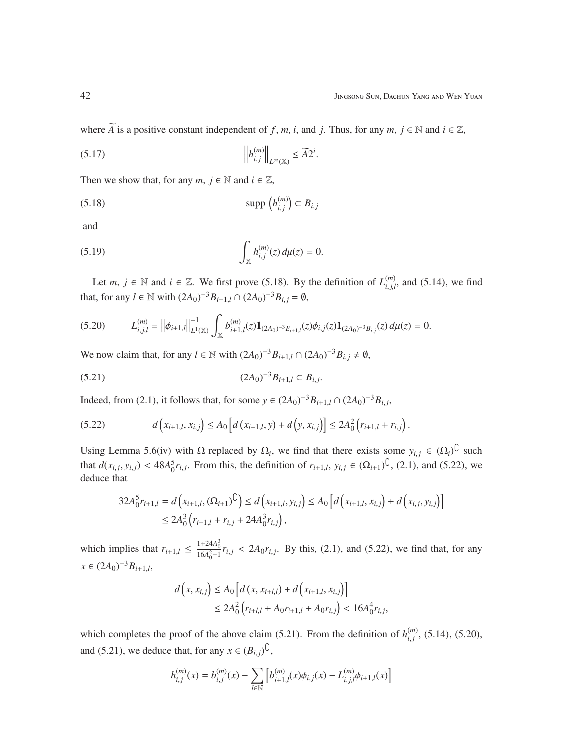where $\widetilde{A}$ is a positive constant independent of $f$, $m$, $i$, and $j$. Thus, for any $m, j \in \mathbb{N}$ and $i \in \mathbb{Z}$,

$$\left\| h_{i,j}^{(m)} \right\|_{L^\infty(\mathbb{X})} \le \widetilde{A} 2^i. \tag{5.17}$$

Then we show that, for any $m, j \in \mathbb{N}$ and $i \in \mathbb{Z}$,

$$\operatorname{supp}\left(h_{i,j}^{(m)}\right) \subset B_{i,j} \tag{5.18}$$

and

$$\int_{\mathbb{X}} h_{i,j}^{(m)}(z)\, d\mu(z) = 0. \tag{5.19}$$

Let $m, j \in \mathbb{N}$ and $i \in \mathbb{Z}$. We first prove (5.18). By the definition of $L_{i,j,l}^{(m)}$, and (5.14), we find that, for any $l \in \mathbb{N}$ with $(2A_0)^{-3}B_{i+1,l} \cap (2A_0)^{-3}B_{i,j} = \emptyset$,

$$L_{i,j,l}^{(m)} = \left\|\phi_{i+1,l}\right\|_{L^1(\mathbb{X})}^{-1} \int_{\mathbb{X}} b_{i+1,l}^{(m)}(z) \mathbf{1}_{(2A_0)^{-3}B_{i+1,l}}(z) \phi_{i,j}(z) \mathbf{1}_{(2A_0)^{-3}B_{i,j}}(z)\, d\mu(z) = 0. \tag{5.20}$$

We now claim that, for any $l \in \mathbb{N}$ with $(2A_0)^{-3}B_{i+1,l} \cap (2A_0)^{-3}B_{i,j} \neq \emptyset$,

$$(2A_0)^{-3}B_{i+1,l} \subset B_{i,j}. \tag{5.21}$$

Indeed, from (2.1), it follows that, for some $y \in (2A_0)^{-3}B_{i+1,l} \cap (2A_0)^{-3}B_{i,j}$,

$$d\left(x_{i+1,l}, x_{i,j}\right) \le A_0 \left[ d\left(x_{i+1,l}, y\right) + d\left(y, x_{i,j}\right) \right] \le 2A_0^2 \left(r_{i+1,l} + r_{i,j}\right). \tag{5.22}$$

Using Lemma 5.6(iv) with $\Omega$ replaced by $\Omega_i$, we find that there exists some $y_{i,j} \in (\Omega_i)^\complement$ such that $d(x_{i,j}, y_{i,j}) < 48A_0^5 r_{i,j}$. From this, the definition of $r_{i+1,l}$, $y_{i,j} \in (\Omega_{i+1})^\complement$, (2.1), and (5.22), we deduce that

$$\begin{aligned}
32A_0^5 r_{i+1,l} &= d\left(x_{i+1,l}, (\Omega_{i+1})^\complement\right) \le d\left(x_{i+1,l}, y_{i,j}\right) \le A_0\left[d\left(x_{i+1,l}, x_{i,j}\right) + d\left(x_{i,j}, y_{i,j}\right)\right] \\
&\le 2A_0^3\left(r_{i+1,l} + r_{i,j} + 24A_0^3 r_{i,j}\right),
\end{aligned}$$

which implies that $r_{i+1,l} \le \frac{1+24A_0^3}{16A_0^2-1} r_{i,j} < 2A_0 r_{i,j}$. By this, (2.1), and (5.22), we find that, for any $x \in (2A_0)^{-3}B_{i+1,l}$,

$$\begin{aligned}
d\left(x, x_{i,j}\right) &\le A_0\left[d\left(x, x_{i+l,l}\right) + d\left(x_{i+1,l}, x_{i,j}\right)\right] \\
&\le 2A_0^2\left(r_{i+l,l} + A_0 r_{i+1,l} + A_0 r_{i,j}\right) < 16A_0^4 r_{i,j},
\end{aligned}$$

which completes the proof of the above claim (5.21). From the definition of $h_{i,j}^{(m)}$, (5.14), (5.20), and (5.21), we deduce that, for any $x \in (B_{i,j})^\complement$,

$$h_{i,j}^{(m)}(x) = b_{i,j}^{(m)}(x) - \sum_{l\in\mathbb{N}} \left[ b_{i+1,l}^{(m)}(x)\phi_{i,j}(x) - L_{i,j,l}^{(m)}\phi_{i+1,l}(x) \right]$$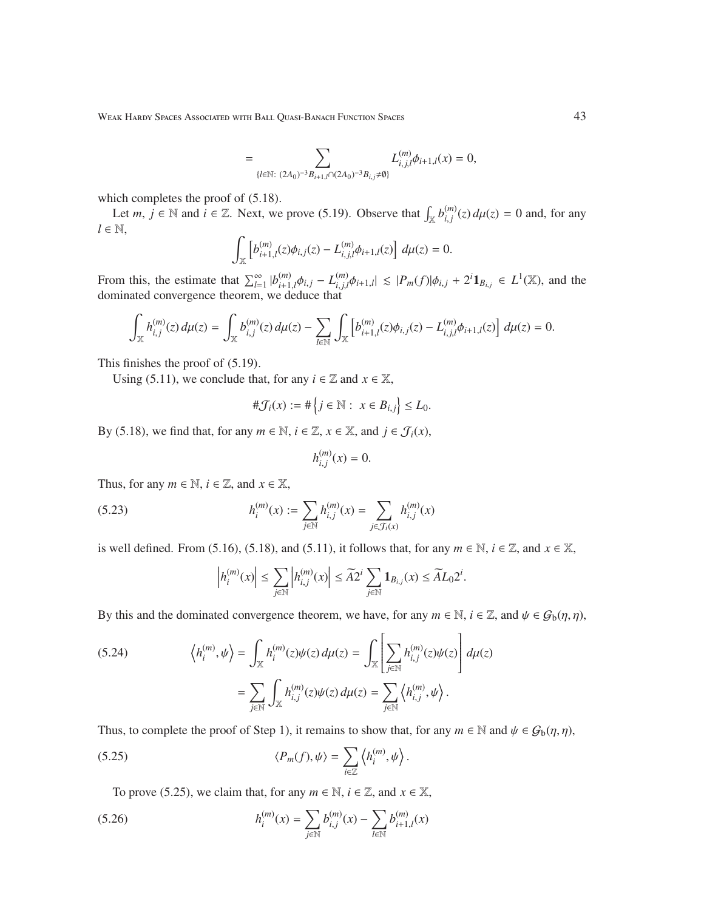$$= \sum_{\{l\in\mathbb{N}:\ (2A_0)^{-3}B_{i+1,l}\cap(2A_0)^{-3}B_{i,j}\neq\emptyset\}} L_{i,j,l}^{(m)}\phi_{i+1,l}(x) = 0,$$

which completes the proof of (5.18).

Let $m,\ j\in\mathbb{N}$ and $i\in\mathbb{Z}$. Next, we prove (5.19). Observe that $\int_{\mathbb{X}} b_{i,j}^{(m)}(z)\,d\mu(z) = 0$ and, for any $l\in\mathbb{N}$,

$$\int_{\mathbb{X}}\left[b_{i+1,l}^{(m)}(z)\phi_{i,j}(z) - L_{i,j,l}^{(m)}\phi_{i+1,l}(z)\right]\,d\mu(z) = 0.$$

From this, the estimate that $\sum_{l=1}^{\infty}|b_{i+1,l}^{(m)}\phi_{i,j} - L_{i,j,l}^{(m)}\phi_{i+1,l}| \lesssim |P_m(f)|\phi_{i,j} + 2^i\mathbf{1}_{B_{i,j}} \in L^1(\mathbb{X})$, and the dominated convergence theorem, we deduce that

$$\int_{\mathbb{X}} h_{i,j}^{(m)}(z)\,d\mu(z) = \int_{\mathbb{X}} b_{i,j}^{(m)}(z)\,d\mu(z) - \sum_{l\in\mathbb{N}}\int_{\mathbb{X}}\left[b_{i+1,l}^{(m)}(z)\phi_{i,j}(z) - L_{i,j,l}^{(m)}\phi_{i+1,l}(z)\right]\,d\mu(z) = 0.$$

This finishes the proof of (5.19).

Using (5.11), we conclude that, for any $i\in\mathbb{Z}$ and $x\in\mathbb{X}$,

$$\#\mathcal{J}_i(x) := \#\left\{j\in\mathbb{N}:\ x\in B_{i,j}\right\} \le L_0.$$

By (5.18), we find that, for any $m\in\mathbb{N}$, $i\in\mathbb{Z}$, $x\in\mathbb{X}$, and $j\in\mathcal{J}_i(x)$,

$$h_{i,j}^{(m)}(x) = 0.$$

Thus, for any $m\in\mathbb{N}$, $i\in\mathbb{Z}$, and $x\in\mathbb{X}$,

$$h_i^{(m)}(x) := \sum_{j\in\mathbb{N}} h_{i,j}^{(m)}(x) = \sum_{j\in\mathcal{J}_i(x)} h_{i,j}^{(m)}(x) \tag{5.23}$$

is well defined. From (5.16), (5.18), and (5.11), it follows that, for any $m\in\mathbb{N}$, $i\in\mathbb{Z}$, and $x\in\mathbb{X}$,

$$\left|h_i^{(m)}(x)\right| \le \sum_{j\in\mathbb{N}}\left|h_{i,j}^{(m)}(x)\right| \le \widetilde{A}2^i\sum_{j\in\mathbb{N}}\mathbf{1}_{B_{i,j}}(x) \le \widetilde{A}L_0 2^i.$$

By this and the dominated convergence theorem, we have, for any $m\in\mathbb{N}$, $i\in\mathbb{Z}$, and $\psi\in\mathcal{G}_{\mathrm{b}}(\eta,\eta)$,

$$\begin{aligned}\left\langle h_i^{(m)},\psi\right\rangle &= \int_{\mathbb{X}} h_i^{(m)}(z)\psi(z)\,d\mu(z) = \int_{\mathbb{X}}\left[\sum_{j\in\mathbb{N}} h_{i,j}^{(m)}(z)\psi(z)\right]\,d\mu(z)\\ &= \sum_{j\in\mathbb{N}}\int_{\mathbb{X}} h_{i,j}^{(m)}(z)\psi(z)\,d\mu(z) = \sum_{j\in\mathbb{N}}\left\langle h_{i,j}^{(m)},\psi\right\rangle.\end{aligned} \tag{5.24}$$

Thus, to complete the proof of Step 1), it remains to show that, for any $m\in\mathbb{N}$ and $\psi\in\mathcal{G}_{\mathrm{b}}(\eta,\eta)$,

$$\langle P_m(f),\psi\rangle = \sum_{i\in\mathbb{Z}}\left\langle h_i^{(m)},\psi\right\rangle. \tag{5.25}$$

To prove (5.25), we claim that, for any $m\in\mathbb{N}$, $i\in\mathbb{Z}$, and $x\in\mathbb{X}$,

$$h_i^{(m)}(x) = \sum_{j\in\mathbb{N}} b_{i,j}^{(m)}(x) - \sum_{l\in\mathbb{N}} b_{i+1,l}^{(m)}(x) \tag{5.26}$$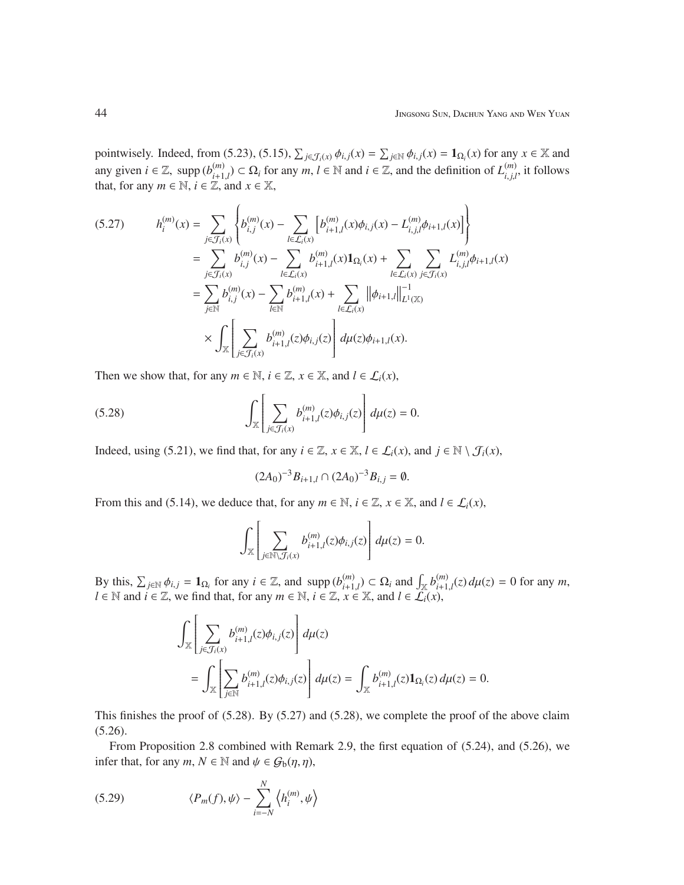pointwisely. Indeed, from (5.23), (5.15), $\sum_{j\in\mathcal{J}_i(x)}\phi_{i,j}(x)=\sum_{j\in\mathbb{N}}\phi_{i,j}(x)=\mathbf{1}_{\Omega_i}(x)$ for any $x\in\mathbb{X}$ and any given $i\in\mathbb{Z}$, $\operatorname{supp}(b^{(m)}_{i+1,l})\subset\Omega_i$ for any $m,l\in\mathbb{N}$ and $i\in\mathbb{Z}$, and the definition of $L^{(m)}_{i,j,l}$, it follows that, for any $m\in\mathbb{N}$, $i\in\mathbb{Z}$, and $x\in\mathbb{X}$,

$$
\begin{aligned}
h_i^{(m)}(x) &= \sum_{j\in\mathcal{J}_i(x)}\left\{b^{(m)}_{i,j}(x)-\sum_{l\in\mathcal{L}_i(x)}\left[b^{(m)}_{i+1,l}(x)\phi_{i,j}(x)-L^{(m)}_{i,j,l}\phi_{i+1,l}(x)\right]\right\}\\
&=\sum_{j\in\mathcal{J}_i(x)}b^{(m)}_{i,j}(x)-\sum_{l\in\mathcal{L}_i(x)}b^{(m)}_{i+1,l}(x)\mathbf{1}_{\Omega_i}(x)+\sum_{l\in\mathcal{L}_i(x)}\sum_{j\in\mathcal{J}_i(x)}L^{(m)}_{i,j,l}\phi_{i+1,l}(x)\\
&=\sum_{j\in\mathbb{N}}b^{(m)}_{i,j}(x)-\sum_{l\in\mathbb{N}}b^{(m)}_{i+1,l}(x)+\sum_{l\in\mathcal{L}_i(x)}\left\|\phi_{i+1,l}\right\|^{-1}_{L^1(\mathbb{X})}\\
&\quad\times\int_{\mathbb{X}}\left[\sum_{j\in\mathcal{J}_i(x)}b^{(m)}_{i+1,l}(z)\phi_{i,j}(z)\right]d\mu(z)\phi_{i+1,l}(x).
\end{aligned}
\tag{5.27}
$$

Then we show that, for any $m\in\mathbb{N}$, $i\in\mathbb{Z}$, $x\in\mathbb{X}$, and $l\in\mathcal{L}_i(x)$,

$$
\int_{\mathbb{X}}\left[\sum_{j\in\mathcal{J}_i(x)}b^{(m)}_{i+1,l}(z)\phi_{i,j}(z)\right]d\mu(z)=0.
\tag{5.28}
$$

Indeed, using (5.21), we find that, for any $i\in\mathbb{Z}$, $x\in\mathbb{X}$, $l\in\mathcal{L}_i(x)$, and $j\in\mathbb{N}\setminus\mathcal{J}_i(x)$,

$$
(2A_0)^{-3}B_{i+1,l}\cap(2A_0)^{-3}B_{i,j}=\emptyset.
$$

From this and (5.14), we deduce that, for any $m\in\mathbb{N}$, $i\in\mathbb{Z}$, $x\in\mathbb{X}$, and $l\in\mathcal{L}_i(x)$,

$$
\int_{\mathbb{X}}\left[\sum_{j\in\mathbb{N}\setminus\mathcal{J}_i(x)}b^{(m)}_{i+1,l}(z)\phi_{i,j}(z)\right]d\mu(z)=0.
$$

By this, $\sum_{j\in\mathbb{N}}\phi_{i,j}=\mathbf{1}_{\Omega_i}$ for any $i\in\mathbb{Z}$, and $\operatorname{supp}(b^{(m)}_{i+1,l})\subset\Omega_i$ and $\int_{\mathbb{X}}b^{(m)}_{i+1,l}(z)\,d\mu(z)=0$ for any $m$, $l\in\mathbb{N}$ and $i\in\mathbb{Z}$, we find that, for any $m\in\mathbb{N}$, $i\in\mathbb{Z}$, $x\in\mathbb{X}$, and $l\in\mathcal{L}_i(x)$,

$$
\begin{aligned}
&\int_{\mathbb{X}}\left[\sum_{j\in\mathcal{J}_i(x)}b^{(m)}_{i+1,l}(z)\phi_{i,j}(z)\right]d\mu(z)\\
&\quad=\int_{\mathbb{X}}\left[\sum_{j\in\mathbb{N}}b^{(m)}_{i+1,l}(z)\phi_{i,j}(z)\right]d\mu(z)=\int_{\mathbb{X}}b^{(m)}_{i+1,l}(z)\mathbf{1}_{\Omega_i}(z)\,d\mu(z)=0.
\end{aligned}
$$

This finishes the proof of (5.28). By (5.27) and (5.28), we complete the proof of the above claim (5.26).

From Proposition 2.8 combined with Remark 2.9, the first equation of (5.24), and (5.26), we infer that, for any $m,N\in\mathbb{N}$ and $\psi\in\mathcal{G}_{\mathrm{b}}(\eta,\eta)$,

$$
\langle P_m(f),\psi\rangle-\sum_{i=-N}^{N}\left\langle h_i^{(m)},\psi\right\rangle
\tag{5.29}
$$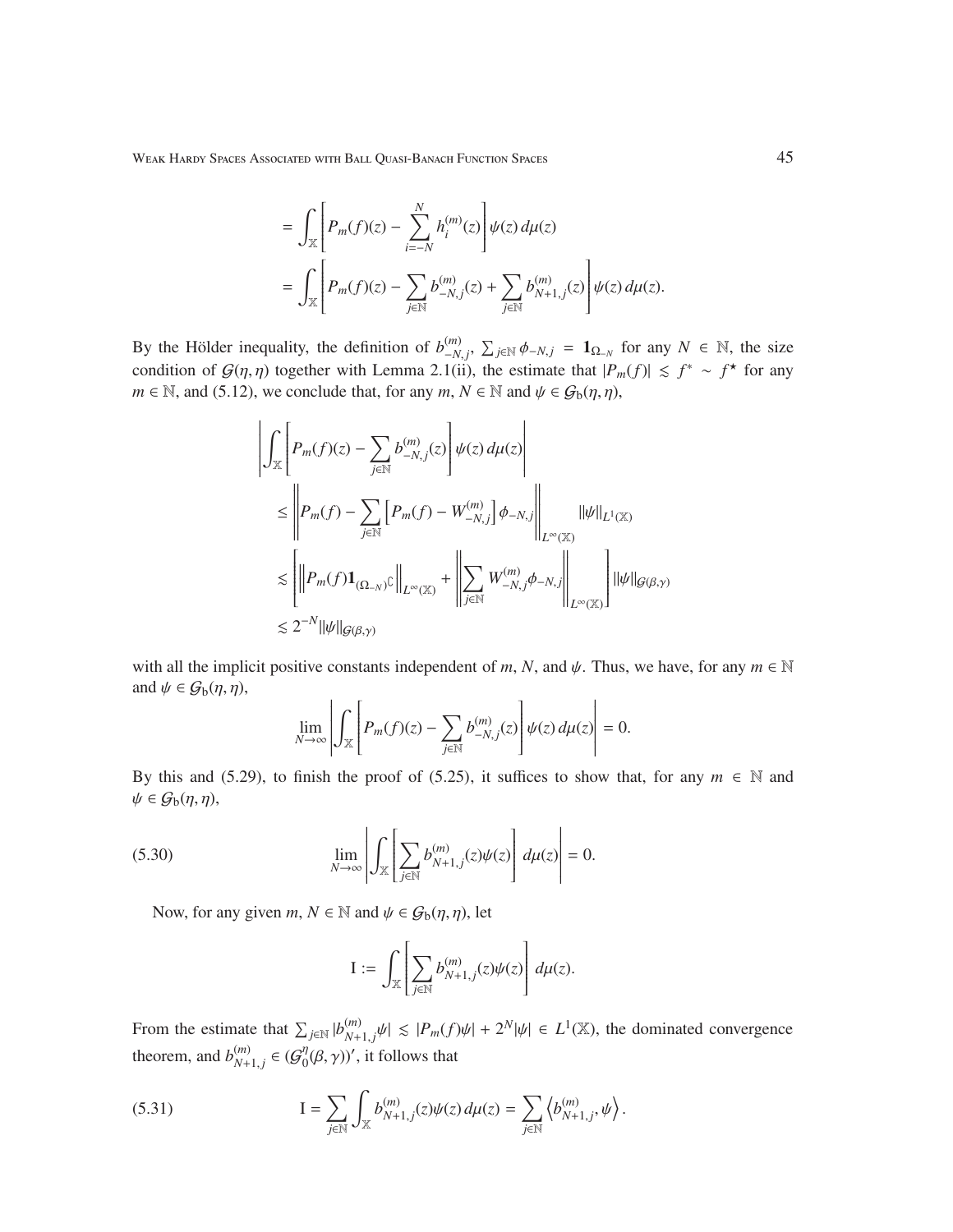$$
\begin{aligned}
&= \int_{\mathbb{X}} \left[ P_m(f)(z) - \sum_{i=-N}^{N} h_i^{(m)}(z) \right] \psi(z)\, d\mu(z) \\
&= \int_{\mathbb{X}} \left[ P_m(f)(z) - \sum_{j\in\mathbb{N}} b_{-N,j}^{(m)}(z) + \sum_{j\in\mathbb{N}} b_{N+1,j}^{(m)}(z) \right] \psi(z)\, d\mu(z).
\end{aligned}
$$

By the Hölder inequality, the definition of $b_{-N,j}^{(m)}$, $\sum_{j\in\mathbb{N}} \phi_{-N,j} = \mathbf{1}_{\Omega_{-N}}$ for any $N \in \mathbb{N}$, the size condition of $\mathcal{G}(\eta,\eta)$ together with Lemma 2.1(ii), the estimate that $|P_m(f)| \lesssim f^* \sim f^\star$ for any $m \in \mathbb{N}$, and (5.12), we conclude that, for any $m, N \in \mathbb{N}$ and $\psi \in \mathcal{G}_{\rm b}(\eta,\eta)$,

$$
\begin{aligned}
&\left| \int_{\mathbb{X}} \left[ P_m(f)(z) - \sum_{j\in\mathbb{N}} b_{-N,j}^{(m)}(z) \right] \psi(z)\, d\mu(z) \right| \\
&\quad \le \left\| P_m(f) - \sum_{j\in\mathbb{N}} \left[ P_m(f) - W_{-N,j}^{(m)} \right] \phi_{-N,j} \right\|_{L^\infty(\mathbb{X})} \|\psi\|_{L^1(\mathbb{X})} \\
&\quad \lesssim \left[ \left\| P_m(f) \mathbf{1}_{(\Omega_{-N})^\complement} \right\|_{L^\infty(\mathbb{X})} + \left\| \sum_{j\in\mathbb{N}} W_{-N,j}^{(m)} \phi_{-N,j} \right\|_{L^\infty(\mathbb{X})} \right] \|\psi\|_{\mathcal{G}(\beta,\gamma)} \\
&\quad \lesssim 2^{-N} \|\psi\|_{\mathcal{G}(\beta,\gamma)}
\end{aligned}
$$

with all the implicit positive constants independent of $m$, $N$, and $\psi$. Thus, we have, for any $m \in \mathbb{N}$ and $\psi \in \mathcal{G}_{\rm b}(\eta,\eta)$,

$$
\lim_{N\to\infty} \left| \int_{\mathbb{X}} \left[ P_m(f)(z) - \sum_{j\in\mathbb{N}} b_{-N,j}^{(m)}(z) \right] \psi(z)\, d\mu(z) \right| = 0.
$$

By this and (5.29), to finish the proof of (5.25), it suffices to show that, for any $m \in \mathbb{N}$ and $\psi \in \mathcal{G}_{\rm b}(\eta,\eta)$,

$$
\lim_{N\to\infty} \left| \int_{\mathbb{X}} \left[ \sum_{j\in\mathbb{N}} b_{N+1,j}^{(m)}(z)\psi(z) \right] d\mu(z) \right| = 0. \tag{5.30}
$$

Now, for any given $m, N \in \mathbb{N}$ and $\psi \in \mathcal{G}_{\rm b}(\eta,\eta)$, let

$$
\mathrm{I} := \int_{\mathbb{X}} \left[ \sum_{j\in\mathbb{N}} b_{N+1,j}^{(m)}(z)\psi(z) \right] d\mu(z).
$$

From the estimate that $\sum_{j\in\mathbb{N}} |b_{N+1,j}^{(m)}\psi| \lesssim |P_m(f)\psi| + 2^N|\psi| \in L^1(\mathbb{X})$, the dominated convergence theorem, and $b_{N+1,j}^{(m)} \in (\mathcal{G}_0^\eta(\beta,\gamma))'$, it follows that

$$
\mathrm{I} = \sum_{j\in\mathbb{N}} \int_{\mathbb{X}} b_{N+1,j}^{(m)}(z)\psi(z)\, d\mu(z) = \sum_{j\in\mathbb{N}} \left\langle b_{N+1,j}^{(m)}, \psi \right\rangle. \tag{5.31}
$$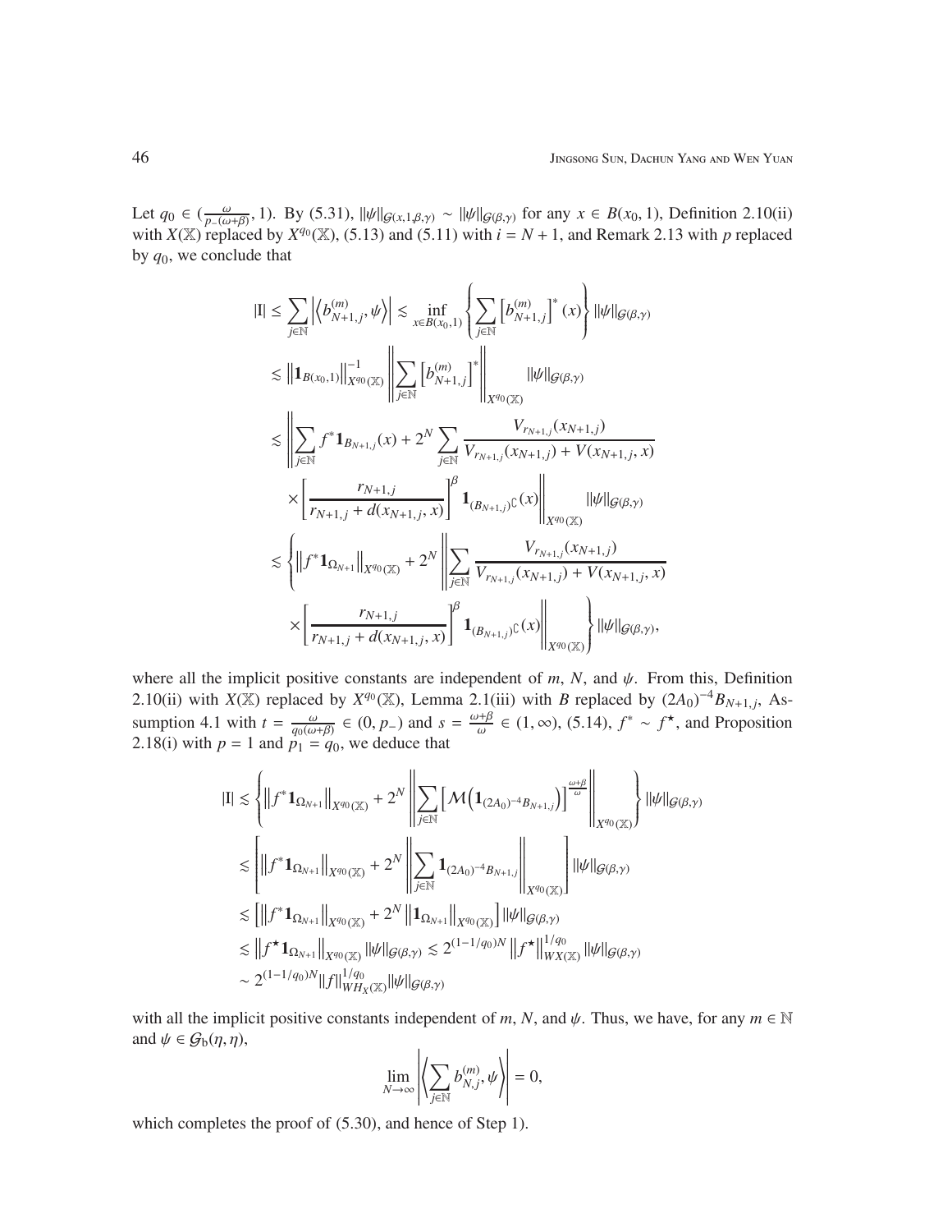Let $q_0 \in (\frac{\omega}{p_-(\omega+\beta)}, 1)$. By (5.31), $\|\psi\|_{\mathcal{G}(x,1,\beta,\gamma)} \sim \|\psi\|_{\mathcal{G}(\beta,\gamma)}$ for any $x \in B(x_0, 1)$, Definition 2.10(ii) with $X(\mathbb{X})$ replaced by $X^{q_0}(\mathbb{X})$, (5.13) and (5.11) with $i = N+1$, and Remark 2.13 with $p$ replaced by $q_0$, we conclude that

$$
\begin{aligned}
|\mathrm{I}| &\le \sum_{j\in\mathbb{N}} \left|\left\langle b_{N+1,j}^{(m)}, \psi \right\rangle\right| \lesssim \inf_{x\in B(x_0,1)} \left\{ \sum_{j\in\mathbb{N}} \left[b_{N+1,j}^{(m)}\right]^*(x) \right\} \|\psi\|_{\mathcal{G}(\beta,\gamma)} \\
&\lesssim \left\|\mathbf{1}_{B(x_0,1)}\right\|_{X^{q_0}(\mathbb{X})}^{-1} \left\| \sum_{j\in\mathbb{N}} \left[b_{N+1,j}^{(m)}\right]^* \right\|_{X^{q_0}(\mathbb{X})} \|\psi\|_{\mathcal{G}(\beta,\gamma)} \\
&\lesssim \left\| \sum_{j\in\mathbb{N}} f^*\mathbf{1}_{B_{N+1,j}}(x) + 2^N \sum_{j\in\mathbb{N}} \frac{V_{r_{N+1,j}}(x_{N+1,j})}{V_{r_{N+1,j}}(x_{N+1,j}) + V(x_{N+1,j}, x)} \right. \\
&\quad \left. \times \left[\frac{r_{N+1,j}}{r_{N+1,j} + d(x_{N+1,j}, x)}\right]^{\beta} \mathbf{1}_{(B_{N+1,j})^\complement}(x) \right\|_{X^{q_0}(\mathbb{X})} \|\psi\|_{\mathcal{G}(\beta,\gamma)} \\
&\lesssim \left\{ \left\|f^*\mathbf{1}_{\Omega_{N+1}}\right\|_{X^{q_0}(\mathbb{X})} + 2^N \left\| \sum_{j\in\mathbb{N}} \frac{V_{r_{N+1,j}}(x_{N+1,j})}{V_{r_{N+1,j}}(x_{N+1,j}) + V(x_{N+1,j}, x)} \right. \right. \\
&\quad \left. \left. \times \left[\frac{r_{N+1,j}}{r_{N+1,j} + d(x_{N+1,j}, x)}\right]^{\beta} \mathbf{1}_{(B_{N+1,j})^\complement}(x) \right\|_{X^{q_0}(\mathbb{X})} \right\} \|\psi\|_{\mathcal{G}(\beta,\gamma)},
\end{aligned}
$$

where all the implicit positive constants are independent of $m$, $N$, and $\psi$. From this, Definition 2.10(ii) with $X(\mathbb{X})$ replaced by $X^{q_0}(\mathbb{X})$, Lemma 2.1(iii) with $B$ replaced by $(2A_0)^{-4}B_{N+1,j}$, Assumption 4.1 with $t = \frac{\omega}{q_0(\omega+\beta)} \in (0, p_-)$ and $s = \frac{\omega+\beta}{\omega} \in (1, \infty)$, (5.14), $f^* \sim f^\star$, and Proposition 2.18(i) with $p = 1$ and $p_1 = q_0$, we deduce that

$$
\begin{aligned}
|\mathrm{I}| &\lesssim \left\{ \left\|f^*\mathbf{1}_{\Omega_{N+1}}\right\|_{X^{q_0}(\mathbb{X})} + 2^N \left\| \sum_{j\in\mathbb{N}} \left[\mathcal{M}\left(\mathbf{1}_{(2A_0)^{-4}B_{N+1,j}}\right)\right]^{\frac{\omega+\beta}{\omega}} \right\|_{X^{q_0}(\mathbb{X})} \right\} \|\psi\|_{\mathcal{G}(\beta,\gamma)} \\
&\lesssim \left[ \left\|f^*\mathbf{1}_{\Omega_{N+1}}\right\|_{X^{q_0}(\mathbb{X})} + 2^N \left\| \sum_{j\in\mathbb{N}} \mathbf{1}_{(2A_0)^{-4}B_{N+1,j}} \right\|_{X^{q_0}(\mathbb{X})} \right] \|\psi\|_{\mathcal{G}(\beta,\gamma)} \\
&\lesssim \left[ \left\|f^*\mathbf{1}_{\Omega_{N+1}}\right\|_{X^{q_0}(\mathbb{X})} + 2^N \left\|\mathbf{1}_{\Omega_{N+1}}\right\|_{X^{q_0}(\mathbb{X})} \right] \|\psi\|_{\mathcal{G}(\beta,\gamma)} \\
&\lesssim \left\|f^\star\mathbf{1}_{\Omega_{N+1}}\right\|_{X^{q_0}(\mathbb{X})} \|\psi\|_{\mathcal{G}(\beta,\gamma)} \lesssim 2^{(1-1/q_0)N} \left\|f^\star\right\|_{WX(\mathbb{X})}^{1/q_0} \|\psi\|_{\mathcal{G}(\beta,\gamma)} \\
&\sim 2^{(1-1/q_0)N} \|f\|_{WH_X(\mathbb{X})}^{1/q_0} \|\psi\|_{\mathcal{G}(\beta,\gamma)}
\end{aligned}
$$

with all the implicit positive constants independent of $m$, $N$, and $\psi$. Thus, we have, for any $m \in \mathbb{N}$ and $\psi \in \mathcal{G}_{\mathrm{b}}(\eta, \eta)$,

$$
\lim_{N\to\infty} \left| \left\langle \sum_{j\in\mathbb{N}} b_{N,j}^{(m)}, \psi \right\rangle \right| = 0,
$$

which completes the proof of (5.30), and hence of Step 1).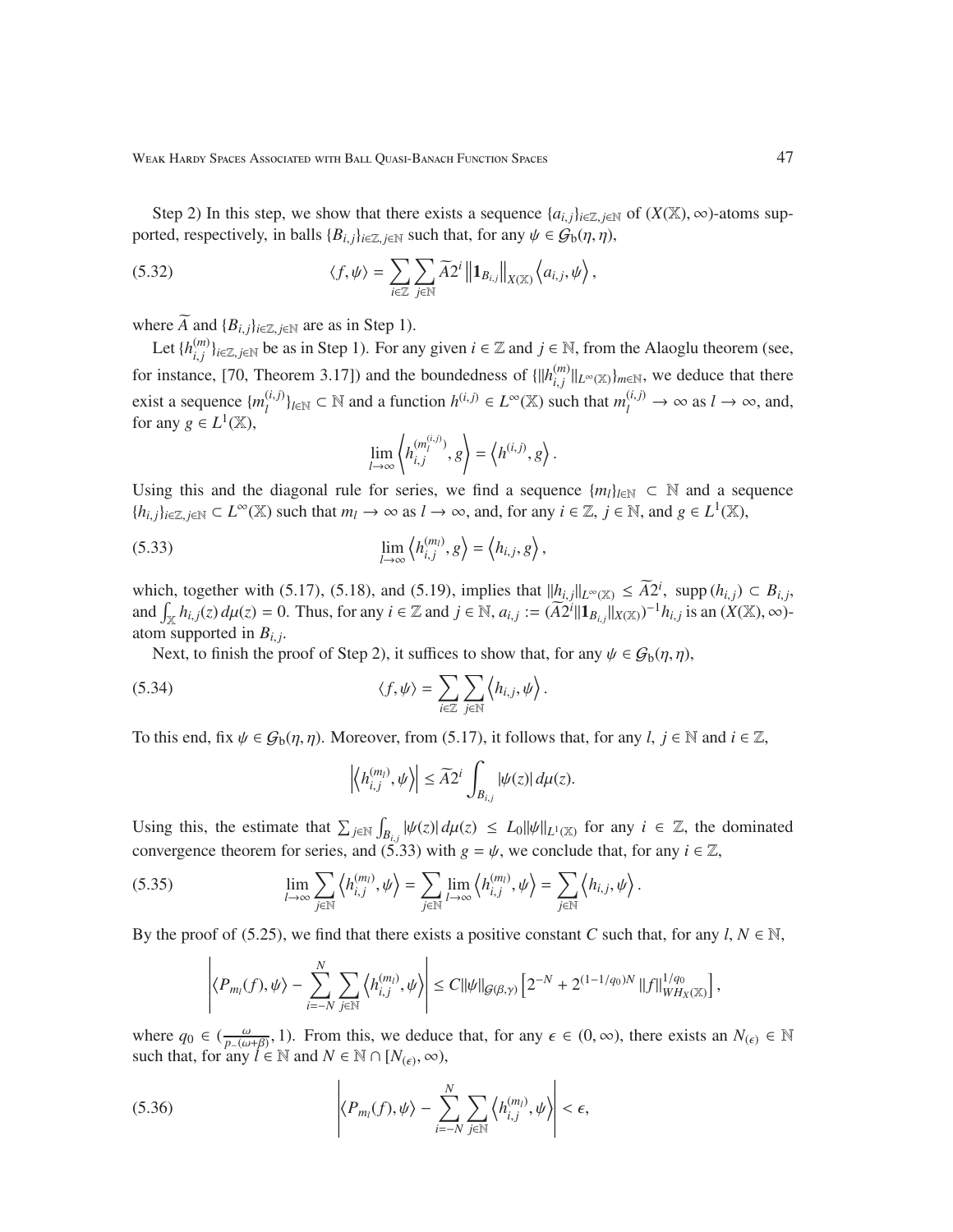Step 2) In this step, we show that there exists a sequence $\{a_{i,j}\}_{i\in\mathbb{Z},j\in\mathbb{N}}$ of $(X(\mathbb{X}),\infty)$-atoms supported, respectively, in balls $\{B_{i,j}\}_{i\in\mathbb{Z},j\in\mathbb{N}}$ such that, for any $\psi\in\mathcal{G}_{\rm b}(\eta,\eta)$,

$$
\langle f,\psi\rangle=\sum_{i\in\mathbb{Z}}\sum_{j\in\mathbb{N}}\widetilde{A}2^i\left\|\mathbf{1}_{B_{i,j}}\right\|_{X(\mathbb{X})}\left\langle a_{i,j},\psi\right\rangle, \tag{5.32}
$$

where $\widetilde{A}$ and $\{B_{i,j}\}_{i\in\mathbb{Z},j\in\mathbb{N}}$ are as in Step 1).

Let $\{h_{i,j}^{(m)}\}_{i\in\mathbb{Z},j\in\mathbb{N}}$ be as in Step 1). For any given $i\in\mathbb{Z}$ and $j\in\mathbb{N}$, from the Alaoglu theorem (see, for instance, [70, Theorem 3.17]) and the boundedness of $\{\|h_{i,j}^{(m)}\|_{L^\infty(\mathbb{X})}\}_{m\in\mathbb{N}}$, we deduce that there exist a sequence $\{m_l^{(i,j)}\}_{l\in\mathbb{N}}\subset\mathbb{N}$ and a function $h^{(i,j)}\in L^\infty(\mathbb{X})$ such that $m_l^{(i,j)}\to\infty$ as $l\to\infty$, and, for any $g\in L^1(\mathbb{X})$,

$$
\lim_{l\to\infty}\left\langle h_{i,j}^{(m_l^{(i,j)})},g\right\rangle=\left\langle h^{(i,j)},g\right\rangle.
$$

Using this and the diagonal rule for series, we find a sequence $\{m_l\}_{l\in\mathbb{N}}\subset\mathbb{N}$ and a sequence $\{h_{i,j}\}_{i\in\mathbb{Z},j\in\mathbb{N}}\subset L^\infty(\mathbb{X})$ such that $m_l\to\infty$ as $l\to\infty$, and, for any $i\in\mathbb{Z}$, $j\in\mathbb{N}$, and $g\in L^1(\mathbb{X})$,

$$
\lim_{l\to\infty}\left\langle h_{i,j}^{(m_l)},g\right\rangle=\left\langle h_{i,j},g\right\rangle, \tag{5.33}
$$

which, together with (5.17), (5.18), and (5.19), implies that $\|h_{i,j}\|_{L^\infty(\mathbb{X})}\le\widetilde{A}2^i$, $\operatorname{supp}(h_{i,j})\subset B_{i,j}$, and $\int_{\mathbb{X}}h_{i,j}(z)\,d\mu(z)=0$. Thus, for any $i\in\mathbb{Z}$ and $j\in\mathbb{N}$, $a_{i,j}:=(\widetilde{A}2^i\|\mathbf{1}_{B_{i,j}}\|_{X(\mathbb{X})})^{-1}h_{i,j}$ is an $(X(\mathbb{X}),\infty)$-atom supported in $B_{i,j}$.

Next, to finish the proof of Step 2), it suffices to show that, for any $\psi\in\mathcal{G}_{\rm b}(\eta,\eta)$,

$$
\langle f,\psi\rangle=\sum_{i\in\mathbb{Z}}\sum_{j\in\mathbb{N}}\left\langle h_{i,j},\psi\right\rangle. \tag{5.34}
$$

To this end, fix $\psi\in\mathcal{G}_{\rm b}(\eta,\eta)$. Moreover, from (5.17), it follows that, for any $l$, $j\in\mathbb{N}$ and $i\in\mathbb{Z}$,

$$
\left|\left\langle h_{i,j}^{(m_l)},\psi\right\rangle\right|\le\widetilde{A}2^i\int_{B_{i,j}}|\psi(z)|\,d\mu(z).
$$

Using this, the estimate that $\sum_{j\in\mathbb{N}}\int_{B_{i,j}}|\psi(z)|\,d\mu(z)\le L_0\|\psi\|_{L^1(\mathbb{X})}$ for any $i\in\mathbb{Z}$, the dominated convergence theorem for series, and (5.33) with $g=\psi$, we conclude that, for any $i\in\mathbb{Z}$,

$$
\lim_{l\to\infty}\sum_{j\in\mathbb{N}}\left\langle h_{i,j}^{(m_l)},\psi\right\rangle=\sum_{j\in\mathbb{N}}\lim_{l\to\infty}\left\langle h_{i,j}^{(m_l)},\psi\right\rangle=\sum_{j\in\mathbb{N}}\left\langle h_{i,j},\psi\right\rangle. \tag{5.35}
$$

By the proof of (5.25), we find that there exists a positive constant $C$ such that, for any $l,N\in\mathbb{N}$,

$$
\left|\left\langle P_{m_l}(f),\psi\right\rangle-\sum_{i=-N}^{N}\sum_{j\in\mathbb{N}}\left\langle h_{i,j}^{(m_l)},\psi\right\rangle\right|\le C\|\psi\|_{\mathcal{G}(\beta,\gamma)}\left[2^{-N}+2^{(1-1/q_0)N}\|f\|_{WH_X(\mathbb{X})}^{1/q_0}\right],
$$

where $q_0\in(\frac{\omega}{p_-(\omega+\beta)},1)$. From this, we deduce that, for any $\epsilon\in(0,\infty)$, there exists an $N_{(\epsilon)}\in\mathbb{N}$ such that, for any $l\in\mathbb{N}$ and $N\in\mathbb{N}\cap[N_{(\epsilon)},\infty)$,

$$
\left|\left\langle P_{m_l}(f),\psi\right\rangle-\sum_{i=-N}^{N}\sum_{j\in\mathbb{N}}\left\langle h_{i,j}^{(m_l)},\psi\right\rangle\right|<\epsilon, \tag{5.36}
$$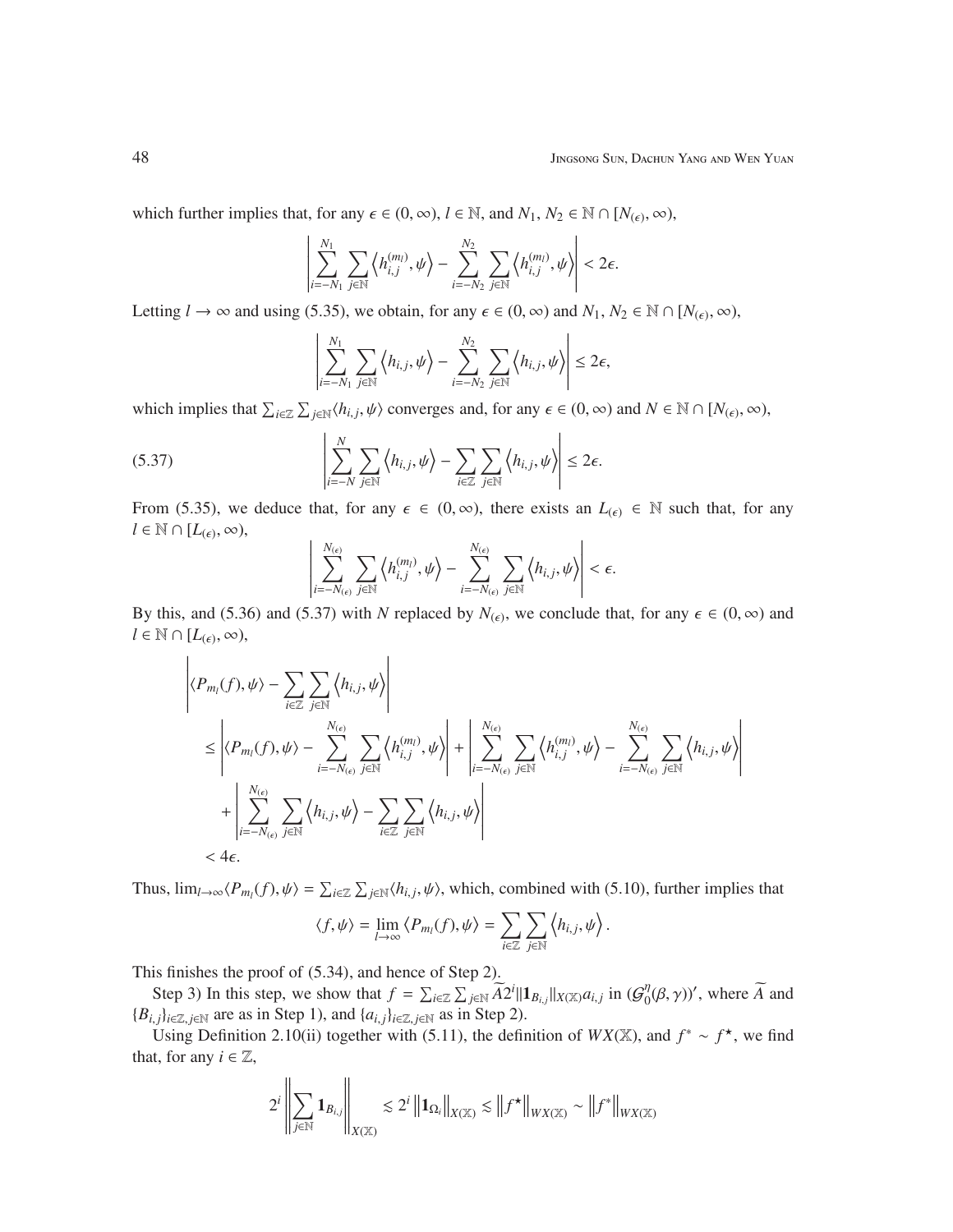which further implies that, for any $\epsilon \in (0,\infty)$, $l \in \mathbb{N}$, and $N_1, N_2 \in \mathbb{N} \cap [N_{(\epsilon)}, \infty)$,

$$\left| \sum_{i=-N_1}^{N_1} \sum_{j\in\mathbb{N}} \left\langle h_{i,j}^{(m_l)}, \psi \right\rangle - \sum_{i=-N_2}^{N_2} \sum_{j\in\mathbb{N}} \left\langle h_{i,j}^{(m_l)}, \psi \right\rangle \right| < 2\epsilon.$$

Letting $l \to \infty$ and using (5.35), we obtain, for any $\epsilon \in (0,\infty)$ and $N_1, N_2 \in \mathbb{N} \cap [N_{(\epsilon)}, \infty)$,

$$\left| \sum_{i=-N_1}^{N_1} \sum_{j\in\mathbb{N}} \left\langle h_{i,j}, \psi \right\rangle - \sum_{i=-N_2}^{N_2} \sum_{j\in\mathbb{N}} \left\langle h_{i,j}, \psi \right\rangle \right| \le 2\epsilon,$$

which implies that $\sum_{i\in\mathbb{Z}} \sum_{j\in\mathbb{N}} \langle h_{i,j}, \psi\rangle$ converges and, for any $\epsilon \in (0,\infty)$ and $N \in \mathbb{N} \cap [N_{(\epsilon)}, \infty)$,

$$\left| \sum_{i=-N}^{N} \sum_{j\in\mathbb{N}} \left\langle h_{i,j}, \psi \right\rangle - \sum_{i\in\mathbb{Z}} \sum_{j\in\mathbb{N}} \left\langle h_{i,j}, \psi \right\rangle \right| \le 2\epsilon. \tag{5.37}$$

From (5.35), we deduce that, for any $\epsilon \in (0,\infty)$, there exists an $L_{(\epsilon)} \in \mathbb{N}$ such that, for any $l \in \mathbb{N} \cap [L_{(\epsilon)}, \infty)$,

$$\left| \sum_{i=-N_{(\epsilon)}}^{N_{(\epsilon)}} \sum_{j\in\mathbb{N}} \left\langle h_{i,j}^{(m_l)}, \psi \right\rangle - \sum_{i=-N_{(\epsilon)}}^{N_{(\epsilon)}} \sum_{j\in\mathbb{N}} \left\langle h_{i,j}, \psi \right\rangle \right| < \epsilon.$$

By this, and (5.36) and (5.37) with $N$ replaced by $N_{(\epsilon)}$, we conclude that, for any $\epsilon \in (0,\infty)$ and $l \in \mathbb{N} \cap [L_{(\epsilon)}, \infty)$,

$$\begin{aligned}
&\left| \langle P_{m_l}(f), \psi \rangle - \sum_{i\in\mathbb{Z}} \sum_{j\in\mathbb{N}} \left\langle h_{i,j}, \psi \right\rangle \right| \\
&\quad \le \left| \langle P_{m_l}(f), \psi \rangle - \sum_{i=-N_{(\epsilon)}}^{N_{(\epsilon)}} \sum_{j\in\mathbb{N}} \left\langle h_{i,j}^{(m_l)}, \psi \right\rangle \right| + \left| \sum_{i=-N_{(\epsilon)}}^{N_{(\epsilon)}} \sum_{j\in\mathbb{N}} \left\langle h_{i,j}^{(m_l)}, \psi \right\rangle - \sum_{i=-N_{(\epsilon)}}^{N_{(\epsilon)}} \sum_{j\in\mathbb{N}} \left\langle h_{i,j}, \psi \right\rangle \right| \\
&\qquad + \left| \sum_{i=-N_{(\epsilon)}}^{N_{(\epsilon)}} \sum_{j\in\mathbb{N}} \left\langle h_{i,j}, \psi \right\rangle - \sum_{i\in\mathbb{Z}} \sum_{j\in\mathbb{N}} \left\langle h_{i,j}, \psi \right\rangle \right| \\
&\quad < 4\epsilon.
\end{aligned}$$

Thus, $\lim_{l\to\infty} \langle P_{m_l}(f), \psi\rangle = \sum_{i\in\mathbb{Z}} \sum_{j\in\mathbb{N}} \langle h_{i,j}, \psi\rangle$, which, combined with (5.10), further implies that

$$\langle f, \psi \rangle = \lim_{l\to\infty} \langle P_{m_l}(f), \psi \rangle = \sum_{i\in\mathbb{Z}} \sum_{j\in\mathbb{N}} \left\langle h_{i,j}, \psi \right\rangle.$$

This finishes the proof of (5.34), and hence of Step 2).

Step 3) In this step, we show that $f = \sum_{i\in\mathbb{Z}} \sum_{j\in\mathbb{N}} \widetilde{A} 2^i \|\mathbf{1}_{B_{i,j}}\|_{X(\mathbb{X})} a_{i,j}$ in $(\mathcal{G}_0^\eta(\beta,\gamma))'$, where $\widetilde{A}$ and $\{B_{i,j}\}_{i\in\mathbb{Z}, j\in\mathbb{N}}$ are as in Step 1), and $\{a_{i,j}\}_{i\in\mathbb{Z}, j\in\mathbb{N}}$ as in Step 2).

Using Definition 2.10(ii) together with (5.11), the definition of $WX(\mathbb{X})$, and $f^* \sim f^\star$, we find that, for any $i \in \mathbb{Z}$,

$$2^i \left\| \sum_{j\in\mathbb{N}} \mathbf{1}_{B_{i,j}} \right\|_{X(\mathbb{X})} \lesssim 2^i \left\| \mathbf{1}_{\Omega_i} \right\|_{X(\mathbb{X})} \lesssim \left\| f^\star \right\|_{WX(\mathbb{X})} \sim \left\| f^* \right\|_{WX(\mathbb{X})}$$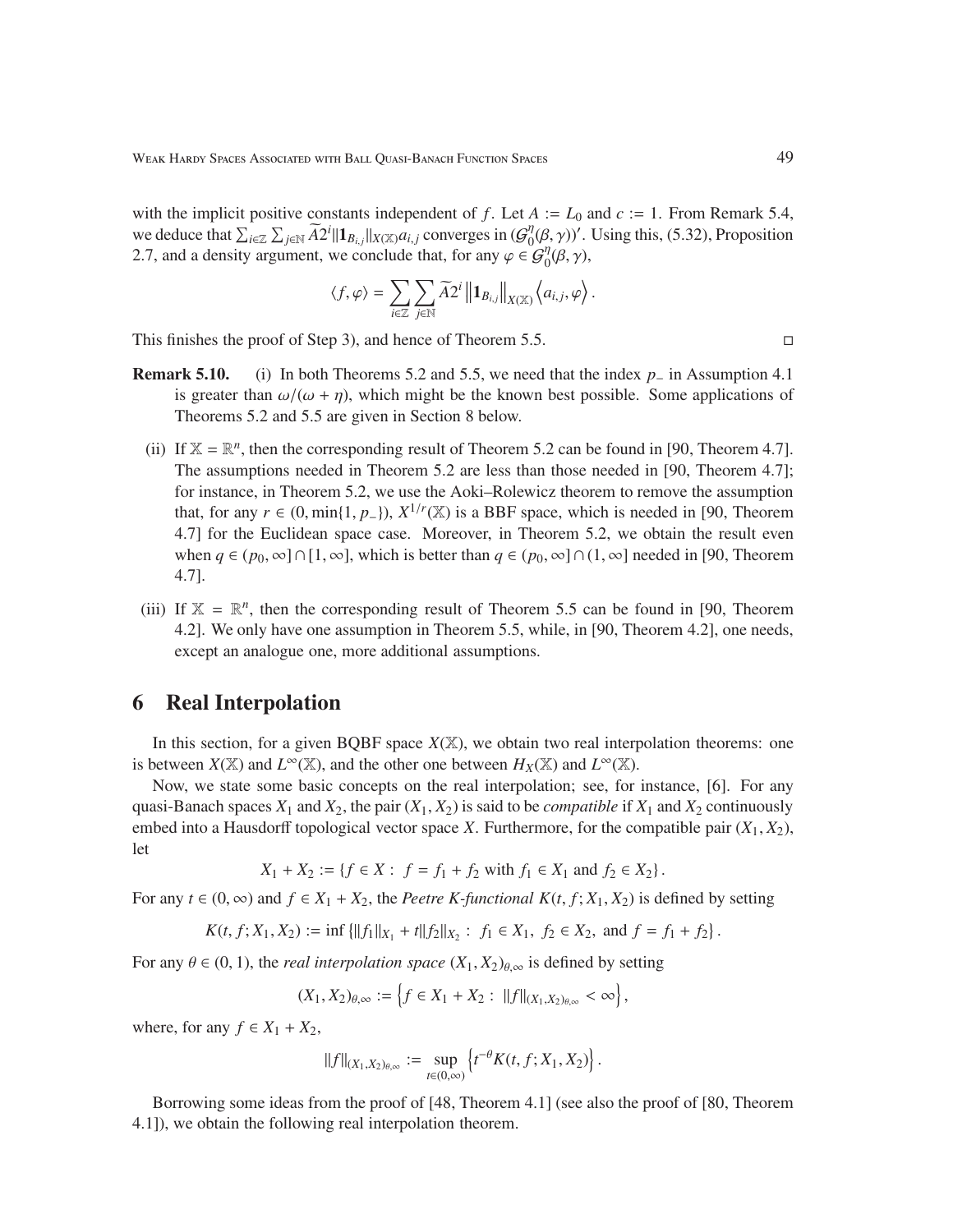with the implicit positive constants independent of $f$. Let $A := L_0$ and $c := 1$. From Remark 5.4, we deduce that $\sum_{i\in\mathbb{Z}}\sum_{j\in\mathbb{N}}\widetilde{A}2^i\|\mathbf{1}_{B_{i,j}}\|_{X(\mathbb{X})}a_{i,j}$ converges in $(\mathcal{G}_0^\eta(\beta,\gamma))'$. Using this, (5.32), Proposition 2.7, and a density argument, we conclude that, for any $\varphi\in\mathcal{G}_0^\eta(\beta,\gamma)$,

$$\langle f,\varphi\rangle=\sum_{i\in\mathbb{Z}}\sum_{j\in\mathbb{N}}\widetilde{A}2^i\left\|\mathbf{1}_{B_{i,j}}\right\|_{X(\mathbb{X})}\left\langle a_{i,j},\varphi\right\rangle.$$

This finishes the proof of Step 3), and hence of Theorem 5.5. $\square$

**Remark 5.10.** (i) In both Theorems 5.2 and 5.5, we need that the index $p_-$ in Assumption 4.1 is greater than $\omega/(\omega+\eta)$, which might be the known best possible. Some applications of Theorems 5.2 and 5.5 are given in Section 8 below.

(ii) If $\mathbb{X}=\mathbb{R}^n$, then the corresponding result of Theorem 5.2 can be found in [90, Theorem 4.7]. The assumptions needed in Theorem 5.2 are less than those needed in [90, Theorem 4.7]; for instance, in Theorem 5.2, we use the Aoki–Rolewicz theorem to remove the assumption that, for any $r\in(0,\min\{1,p_-\})$, $X^{1/r}(\mathbb{X})$ is a BBF space, which is needed in [90, Theorem 4.7] for the Euclidean space case. Moreover, in Theorem 5.2, we obtain the result even when $q\in(p_0,\infty]\cap[1,\infty]$, which is better than $q\in(p_0,\infty]\cap(1,\infty]$ needed in [90, Theorem 4.7].

(iii) If $\mathbb{X}=\mathbb{R}^n$, then the corresponding result of Theorem 5.5 can be found in [90, Theorem 4.2]. We only have one assumption in Theorem 5.5, while, in [90, Theorem 4.2], one needs, except an analogue one, more additional assumptions.

# 6 Real Interpolation

In this section, for a given BQBF space $X(\mathbb{X})$, we obtain two real interpolation theorems: one is between $X(\mathbb{X})$ and $L^\infty(\mathbb{X})$, and the other one between $H_X(\mathbb{X})$ and $L^\infty(\mathbb{X})$.

Now, we state some basic concepts on the real interpolation; see, for instance, [6]. For any quasi-Banach spaces $X_1$ and $X_2$, the pair $(X_1,X_2)$ is said to be *compatible* if $X_1$ and $X_2$ continuously embed into a Hausdorff topological vector space $X$. Furthermore, for the compatible pair $(X_1,X_2)$, let

$$X_1+X_2:=\{f\in X:\ f=f_1+f_2 \text{ with } f_1\in X_1 \text{ and } f_2\in X_2\}.$$

For any $t\in(0,\infty)$ and $f\in X_1+X_2$, the *Peetre K-functional* $K(t,f;X_1,X_2)$ is defined by setting

$$K(t,f;X_1,X_2):=\inf\left\{\|f_1\|_{X_1}+t\|f_2\|_{X_2}:\ f_1\in X_1,\ f_2\in X_2,\text{ and } f=f_1+f_2\right\}.$$

For any $\theta\in(0,1)$, the *real interpolation space* $(X_1,X_2)_{\theta,\infty}$ is defined by setting

$$(X_1,X_2)_{\theta,\infty}:=\left\{f\in X_1+X_2:\ \|f\|_{(X_1,X_2)_{\theta,\infty}}<\infty\right\},$$

where, for any $f\in X_1+X_2$,

$$\|f\|_{(X_1,X_2)_{\theta,\infty}}:=\sup_{t\in(0,\infty)}\left\{t^{-\theta}K(t,f;X_1,X_2)\right\}.$$

Borrowing some ideas from the proof of [48, Theorem 4.1] (see also the proof of [80, Theorem 4.1]), we obtain the following real interpolation theorem.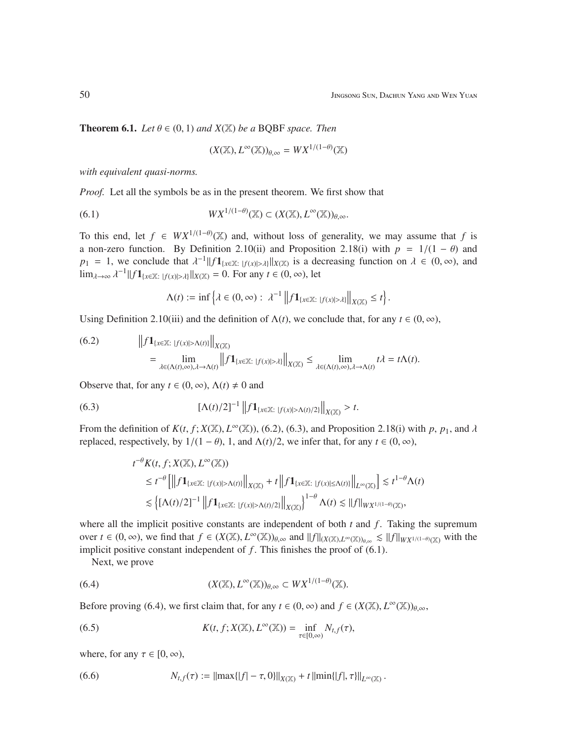**Theorem 6.1.** *Let $\theta \in (0,1)$ and $X(\mathbb{X})$ be a* BQBF *space. Then*

$$(X(\mathbb{X}), L^\infty(\mathbb{X}))_{\theta,\infty} = WX^{1/(1-\theta)}(\mathbb{X})$$

*with equivalent quasi-norms.*

*Proof.* Let all the symbols be as in the present theorem. We first show that

$$WX^{1/(1-\theta)}(\mathbb{X}) \subset (X(\mathbb{X}), L^\infty(\mathbb{X}))_{\theta,\infty}. \tag{6.1}$$

To this end, let $f \in WX^{1/(1-\theta)}(\mathbb{X})$ and, without loss of generality, we may assume that $f$ is a non-zero function. By Definition 2.10(ii) and Proposition 2.18(i) with $p = 1/(1-\theta)$ and $p_1 = 1$, we conclude that $\lambda^{-1}\|f\mathbf{1}_{\{x\in\mathbb{X}:\ |f(x)|>\lambda\}}\|_{X(\mathbb{X})}$ is a decreasing function on $\lambda \in (0,\infty)$, and $\lim_{\lambda\to\infty}\lambda^{-1}\|f\mathbf{1}_{\{x\in\mathbb{X}:\ |f(x)|>\lambda\}}\|_{X(\mathbb{X})} = 0$. For any $t \in (0,\infty)$, let

$$\Lambda(t) := \inf\left\{\lambda \in (0,\infty):\ \lambda^{-1}\left\|f\mathbf{1}_{\{x\in\mathbb{X}:\ |f(x)|>\lambda\}}\right\|_{X(\mathbb{X})} \le t\right\}.$$

Using Definition 2.10(iii) and the definition of $\Lambda(t)$, we conclude that, for any $t \in (0,\infty)$,

$$\begin{aligned}
&\left\|f\mathbf{1}_{\{x\in\mathbb{X}:\ |f(x)|>\Lambda(t)\}}\right\|_{X(\mathbb{X})} \\
&\quad = \lim_{\lambda\in(\Lambda(t),\infty),\lambda\to\Lambda(t)}\left\|f\mathbf{1}_{\{x\in\mathbb{X}:\ |f(x)|>\lambda\}}\right\|_{X(\mathbb{X})} \le \lim_{\lambda\in(\Lambda(t),\infty),\lambda\to\Lambda(t)} t\lambda = t\Lambda(t).
\end{aligned} \tag{6.2}$$

Observe that, for any $t \in (0,\infty)$, $\Lambda(t) \neq 0$ and

$$[\Lambda(t)/2]^{-1}\left\|f\mathbf{1}_{\{x\in\mathbb{X}:\ |f(x)|>\Lambda(t)/2\}}\right\|_{X(\mathbb{X})} > t. \tag{6.3}$$

From the definition of $K(t, f; X(\mathbb{X}), L^\infty(\mathbb{X}))$, (6.2), (6.3), and Proposition 2.18(i) with $p$, $p_1$, and $\lambda$ replaced, respectively, by $1/(1-\theta)$, 1, and $\Lambda(t)/2$, we infer that, for any $t \in (0,\infty)$,

$$\begin{aligned}
&t^{-\theta}K(t, f; X(\mathbb{X}), L^\infty(\mathbb{X})) \\
&\quad \le t^{-\theta}\left[\left\|f\mathbf{1}_{\{x\in\mathbb{X}:\ |f(x)|>\Lambda(t)\}}\right\|_{X(\mathbb{X})} + t\left\|f\mathbf{1}_{\{x\in\mathbb{X}:\ |f(x)|\le\Lambda(t)\}}\right\|_{L^\infty(\mathbb{X})}\right] \lesssim t^{1-\theta}\Lambda(t) \\
&\quad \lesssim \left\{[\Lambda(t)/2]^{-1}\left\|f\mathbf{1}_{\{x\in\mathbb{X}:\ |f(x)|>\Lambda(t)/2\}}\right\|_{X(\mathbb{X})}\right\}^{1-\theta}\Lambda(t) \lesssim \|f\|_{WX^{1/(1-\theta)}(\mathbb{X})},
\end{aligned}$$

where all the implicit positive constants are independent of both $t$ and $f$. Taking the supremum over $t \in (0,\infty)$, we find that $f \in (X(\mathbb{X}), L^\infty(\mathbb{X}))_{\theta,\infty}$ and $\|f\|_{(X(\mathbb{X}),L^\infty(\mathbb{X}))_{\theta,\infty}} \lesssim \|f\|_{WX^{1/(1-\theta)}(\mathbb{X})}$ with the implicit positive constant independent of $f$. This finishes the proof of (6.1).

Next, we prove

$$(X(\mathbb{X}), L^\infty(\mathbb{X}))_{\theta,\infty} \subset WX^{1/(1-\theta)}(\mathbb{X}). \tag{6.4}$$

Before proving (6.4), we first claim that, for any $t \in (0,\infty)$ and $f \in (X(\mathbb{X}), L^\infty(\mathbb{X}))_{\theta,\infty}$,

$$K(t, f; X(\mathbb{X}), L^\infty(\mathbb{X})) = \inf_{\tau\in[0,\infty)} N_{t,f}(\tau), \tag{6.5}$$

where, for any $\tau \in [0,\infty)$,

$$N_{t,f}(\tau) := \|\max\{|f| - \tau, 0\}\|_{X(\mathbb{X})} + t\,\|\min\{|f|, \tau\}\|_{L^\infty(\mathbb{X})}. \tag{6.6}$$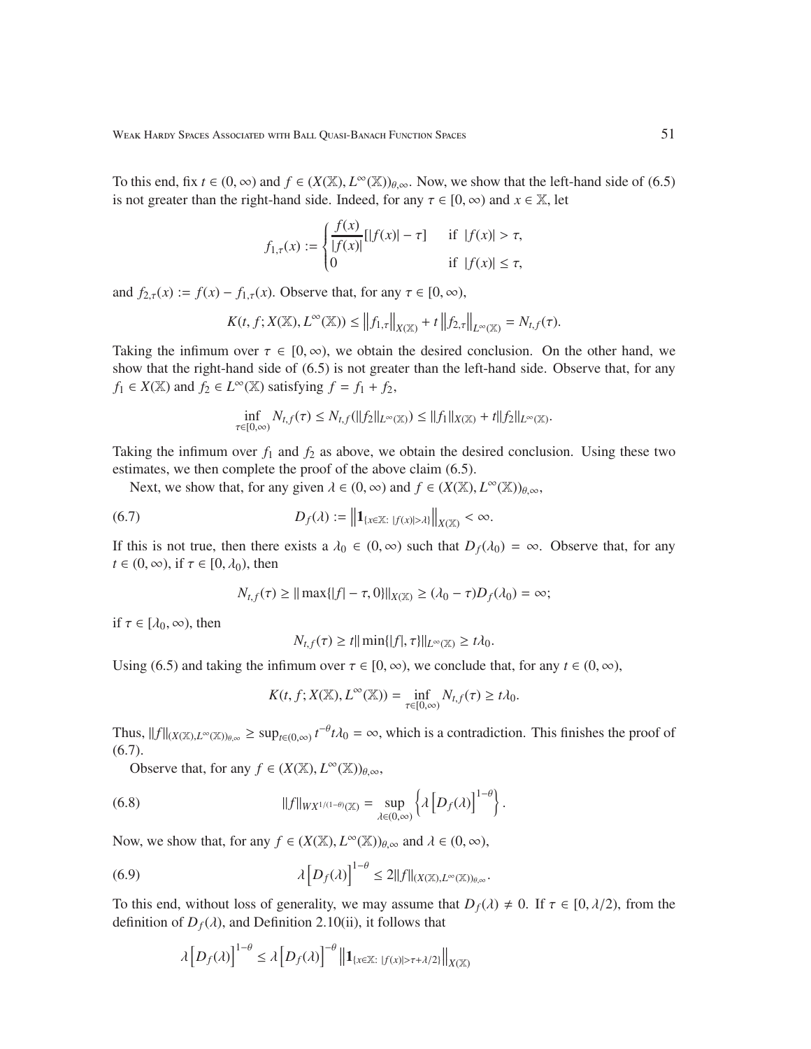To this end, fix $t \in (0, \infty)$ and $f \in (X(\mathbb{X}), L^\infty(\mathbb{X}))_{\theta,\infty}$. Now, we show that the left-hand side of (6.5) is not greater than the right-hand side. Indeed, for any $\tau \in [0, \infty)$ and $x \in \mathbb{X}$, let

$$
f_{1,\tau}(x) := \begin{cases} \dfrac{f(x)}{|f(x)|}[|f(x)| - \tau] & \text{if } |f(x)| > \tau, \\ 0 & \text{if } |f(x)| \le \tau, \end{cases}
$$

and $f_{2,\tau}(x) := f(x) - f_{1,\tau}(x)$. Observe that, for any $\tau \in [0, \infty)$,

$$
K(t, f; X(\mathbb{X}), L^\infty(\mathbb{X})) \le \left\|f_{1,\tau}\right\|_{X(\mathbb{X})} + t\left\|f_{2,\tau}\right\|_{L^\infty(\mathbb{X})} = N_{t,f}(\tau).
$$

Taking the infimum over $\tau \in [0, \infty)$, we obtain the desired conclusion. On the other hand, we show that the right-hand side of (6.5) is not greater than the left-hand side. Observe that, for any $f_1 \in X(\mathbb{X})$ and $f_2 \in L^\infty(\mathbb{X})$ satisfying $f = f_1 + f_2$,

$$
\inf_{\tau \in [0,\infty)} N_{t,f}(\tau) \le N_{t,f}(\|f_2\|_{L^\infty(\mathbb{X})}) \le \|f_1\|_{X(\mathbb{X})} + t\|f_2\|_{L^\infty(\mathbb{X})}.
$$

Taking the infimum over $f_1$ and $f_2$ as above, we obtain the desired conclusion. Using these two estimates, we then complete the proof of the above claim (6.5).

Next, we show that, for any given $\lambda \in (0, \infty)$ and $f \in (X(\mathbb{X}), L^\infty(\mathbb{X}))_{\theta,\infty}$,

$$
D_f(\lambda) := \left\|\mathbf{1}_{\{x\in\mathbb{X}:\ |f(x)|>\lambda\}}\right\|_{X(\mathbb{X})} < \infty. \tag{6.7}
$$

If this is not true, then there exists a $\lambda_0 \in (0, \infty)$ such that $D_f(\lambda_0) = \infty$. Observe that, for any $t \in (0, \infty)$, if $\tau \in [0, \lambda_0)$, then

$$
N_{t,f}(\tau) \ge \|\max\{|f| - \tau, 0\}\|_{X(\mathbb{X})} \ge (\lambda_0 - \tau)D_f(\lambda_0) = \infty;
$$

if $\tau \in [\lambda_0, \infty)$, then

$$
N_{t,f}(\tau) \ge t\|\min\{|f|, \tau\}\|_{L^\infty(\mathbb{X})} \ge t\lambda_0.
$$

Using (6.5) and taking the infimum over $\tau \in [0, \infty)$, we conclude that, for any $t \in (0, \infty)$,

$$
K(t, f; X(\mathbb{X}), L^\infty(\mathbb{X})) = \inf_{\tau\in[0,\infty)} N_{t,f}(\tau) \ge t\lambda_0.
$$

Thus, $\|f\|_{(X(\mathbb{X}),L^\infty(\mathbb{X}))_{\theta,\infty}} \ge \sup_{t\in(0,\infty)} t^{-\theta} t\lambda_0 = \infty$, which is a contradiction. This finishes the proof of (6.7).

Observe that, for any $f \in (X(\mathbb{X}), L^\infty(\mathbb{X}))_{\theta,\infty}$,

$$
\|f\|_{WX^{1/(1-\theta)}(\mathbb{X})} = \sup_{\lambda\in(0,\infty)} \left\{\lambda\left[D_f(\lambda)\right]^{1-\theta}\right\}. \tag{6.8}
$$

Now, we show that, for any $f \in (X(\mathbb{X}), L^\infty(\mathbb{X}))_{\theta,\infty}$ and $\lambda \in (0, \infty)$,

$$
\lambda\left[D_f(\lambda)\right]^{1-\theta} \le 2\|f\|_{(X(\mathbb{X}),L^\infty(\mathbb{X}))_{\theta,\infty}}. \tag{6.9}
$$

To this end, without loss of generality, we may assume that $D_f(\lambda) \neq 0$. If $\tau \in [0, \lambda/2)$, from the definition of $D_f(\lambda)$, and Definition 2.10(ii), it follows that

$$
\lambda\left[D_f(\lambda)\right]^{1-\theta} \le \lambda\left[D_f(\lambda)\right]^{-\theta}\left\|\mathbf{1}_{\{x\in\mathbb{X}:\ |f(x)|>\tau+\lambda/2\}}\right\|_{X(\mathbb{X})}
$$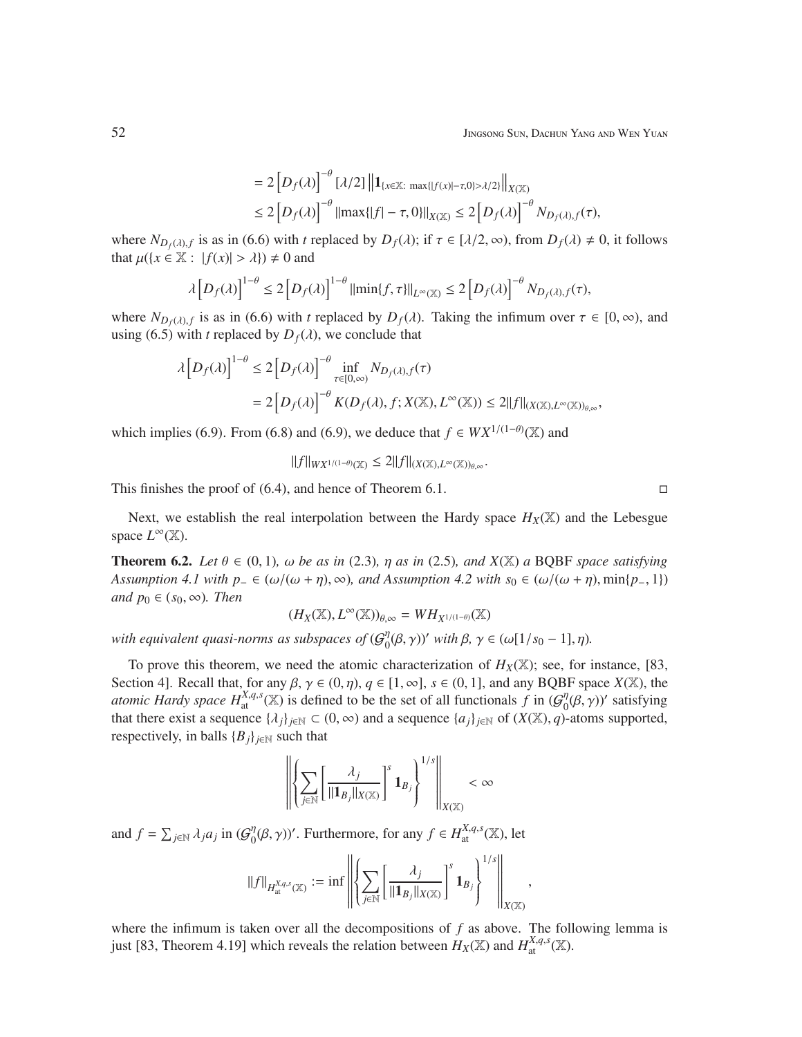$$
\begin{aligned}
&= 2\left[D_f(\lambda)\right]^{-\theta}[\lambda/2]\left\|\mathbf{1}_{\{x\in\mathbb{X}:\ \max\{|f(x)|-\tau,0\}>\lambda/2\}}\right\|_{X(\mathbb{X})}\\
&\le 2\left[D_f(\lambda)\right]^{-\theta}\|\max\{|f|-\tau,0\}\|_{X(\mathbb{X})} \le 2\left[D_f(\lambda)\right]^{-\theta}N_{D_f(\lambda),f}(\tau),
\end{aligned}
$$

where $N_{D_f(\lambda),f}$ is as in (6.6) with $t$ replaced by $D_f(\lambda)$; if $\tau \in [\lambda/2,\infty)$, from $D_f(\lambda)\neq 0$, it follows that $\mu(\{x\in\mathbb{X}:\ |f(x)|>\lambda\})\neq 0$ and

$$
\lambda\left[D_f(\lambda)\right]^{1-\theta} \le 2\left[D_f(\lambda)\right]^{1-\theta}\|\min\{f,\tau\}\|_{L^\infty(\mathbb{X})} \le 2\left[D_f(\lambda)\right]^{-\theta}N_{D_f(\lambda),f}(\tau),
$$

where $N_{D_f(\lambda),f}$ is as in (6.6) with $t$ replaced by $D_f(\lambda)$. Taking the infimum over $\tau\in[0,\infty)$, and using (6.5) with $t$ replaced by $D_f(\lambda)$, we conclude that

$$
\begin{aligned}
\lambda\left[D_f(\lambda)\right]^{1-\theta} &\le 2\left[D_f(\lambda)\right]^{-\theta}\inf_{\tau\in[0,\infty)}N_{D_f(\lambda),f}(\tau)\\
&= 2\left[D_f(\lambda)\right]^{-\theta}K(D_f(\lambda),f;X(\mathbb{X}),L^\infty(\mathbb{X})) \le 2\|f\|_{(X(\mathbb{X}),L^\infty(\mathbb{X}))_{\theta,\infty}},
\end{aligned}
$$

which implies (6.9). From (6.8) and (6.9), we deduce that $f\in WX^{1/(1-\theta)}(\mathbb{X})$ and

$$
\|f\|_{WX^{1/(1-\theta)}(\mathbb{X})} \le 2\|f\|_{(X(\mathbb{X}),L^\infty(\mathbb{X}))_{\theta,\infty}}.
$$

This finishes the proof of (6.4), and hence of Theorem 6.1. □

Next, we establish the real interpolation between the Hardy space $H_X(\mathbb{X})$ and the Lebesgue space $L^\infty(\mathbb{X})$.

**Theorem 6.2.** *Let $\theta\in(0,1)$, $\omega$ be as in (2.3), $\eta$ as in (2.5), and $X(\mathbb{X})$ a* BQBF *space satisfying Assumption 4.1 with $p_-\in(\omega/(\omega+\eta),\infty)$, and Assumption 4.2 with $s_0\in(\omega/(\omega+\eta),\min\{p_-,1\})$ and $p_0\in(s_0,\infty)$. Then*

$$
(H_X(\mathbb{X}),L^\infty(\mathbb{X}))_{\theta,\infty} = WH_{X^{1/(1-\theta)}}(\mathbb{X})
$$

*with equivalent quasi-norms as subspaces of $(\mathcal{G}_0^\eta(\beta,\gamma))'$ with $\beta,\gamma\in(\omega[1/s_0-1],\eta)$.*

To prove this theorem, we need the atomic characterization of $H_X(\mathbb{X})$; see, for instance, [83, Section 4]. Recall that, for any $\beta,\gamma\in(0,\eta)$, $q\in[1,\infty]$, $s\in(0,1]$, and any BQBF space $X(\mathbb{X})$, the *atomic Hardy space* $H_{\rm at}^{X,q,s}(\mathbb{X})$ is defined to be the set of all functionals $f$ in $(\mathcal{G}_0^\eta(\beta,\gamma))'$ satisfying that there exist a sequence $\{\lambda_j\}_{j\in\mathbb{N}}\subset(0,\infty)$ and a sequence $\{a_j\}_{j\in\mathbb{N}}$ of $(X(\mathbb{X}),q)$-atoms supported, respectively, in balls $\{B_j\}_{j\in\mathbb{N}}$ such that

$$
\left\|\left\{\sum_{j\in\mathbb{N}}\left[\frac{\lambda_j}{\|\mathbf{1}_{B_j}\|_{X(\mathbb{X})}}\right]^s\mathbf{1}_{B_j}\right\}^{1/s}\right\|_{X(\mathbb{X})}<\infty
$$

and $f=\sum_{j\in\mathbb{N}}\lambda_ja_j$ in $(\mathcal{G}_0^\eta(\beta,\gamma))'$. Furthermore, for any $f\in H_{\rm at}^{X,q,s}(\mathbb{X})$, let

$$
\|f\|_{H_{\rm at}^{X,q,s}(\mathbb{X})} := \inf\left\|\left\{\sum_{j\in\mathbb{N}}\left[\frac{\lambda_j}{\|\mathbf{1}_{B_j}\|_{X(\mathbb{X})}}\right]^s\mathbf{1}_{B_j}\right\}^{1/s}\right\|_{X(\mathbb{X})},
$$

where the infimum is taken over all the decompositions of $f$ as above. The following lemma is just [83, Theorem 4.19] which reveals the relation between $H_X(\mathbb{X})$ and $H_{\rm at}^{X,q,s}(\mathbb{X})$.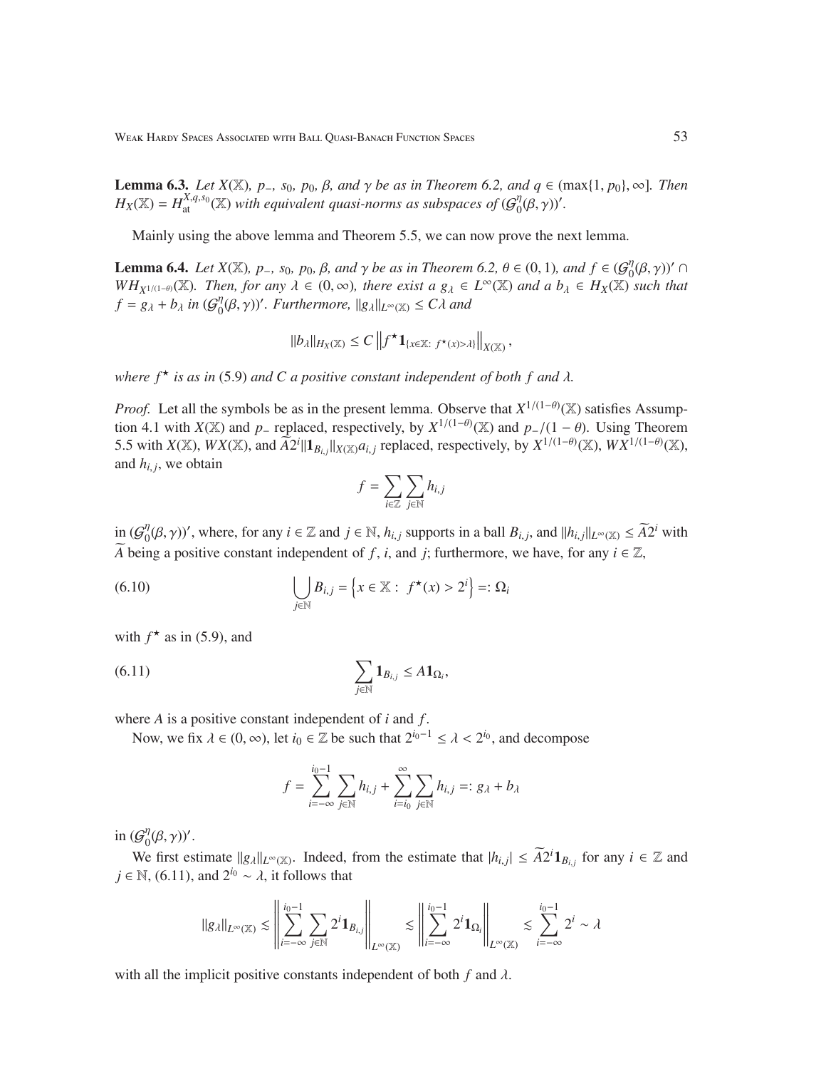**Lemma 6.3.** *Let $X(\mathbb{X})$, $p_-$, $s_0$, $p_0$, $\beta$, and $\gamma$ be as in Theorem 6.2, and $q \in (\max\{1, p_0\}, \infty]$. Then $H_X(\mathbb{X}) = H_{\mathrm{at}}^{X,q,s_0}(\mathbb{X})$ with equivalent quasi-norms as subspaces of $(\mathcal{G}_0^\eta(\beta,\gamma))'$.*

Mainly using the above lemma and Theorem 5.5, we can now prove the next lemma.

**Lemma 6.4.** *Let $X(\mathbb{X})$, $p_-$, $s_0$, $p_0$, $\beta$, and $\gamma$ be as in Theorem 6.2, $\theta \in (0,1)$, and $f \in (\mathcal{G}_0^\eta(\beta,\gamma))' \cap WH_{X^{1/(1-\theta)}}(\mathbb{X})$. Then, for any $\lambda \in (0,\infty)$, there exist a $g_\lambda \in L^\infty(\mathbb{X})$ and a $b_\lambda \in H_X(\mathbb{X})$ such that $f = g_\lambda + b_\lambda$ in $(\mathcal{G}_0^\eta(\beta,\gamma))'$. Furthermore, $\|g_\lambda\|_{L^\infty(\mathbb{X})} \le C\lambda$ and*

$$\|b_\lambda\|_{H_X(\mathbb{X})} \le C \left\| f^\star \mathbf{1}_{\{x\in\mathbb{X}:\ f^\star(x)>\lambda\}} \right\|_{X(\mathbb{X})},$$

*where $f^\star$ is as in (5.9) and $C$ a positive constant independent of both $f$ and $\lambda$.*

*Proof.* Let all the symbols be as in the present lemma. Observe that $X^{1/(1-\theta)}(\mathbb{X})$ satisfies Assumption 4.1 with $X(\mathbb{X})$ and $p_-$ replaced, respectively, by $X^{1/(1-\theta)}(\mathbb{X})$ and $p_-/(1-\theta)$. Using Theorem 5.5 with $X(\mathbb{X})$, $WX(\mathbb{X})$, and $\widetilde{A}2^i\|\mathbf{1}_{B_{i,j}}\|_{X(\mathbb{X})}a_{i,j}$ replaced, respectively, by $X^{1/(1-\theta)}(\mathbb{X})$, $WX^{1/(1-\theta)}(\mathbb{X})$, and $h_{i,j}$, we obtain

$$f = \sum_{i\in\mathbb{Z}} \sum_{j\in\mathbb{N}} h_{i,j}$$

in $(\mathcal{G}_0^\eta(\beta,\gamma))'$, where, for any $i \in \mathbb{Z}$ and $j \in \mathbb{N}$, $h_{i,j}$ supports in a ball $B_{i,j}$, and $\|h_{i,j}\|_{L^\infty(\mathbb{X})} \le \widetilde{A}2^i$ with $\widetilde{A}$ being a positive constant independent of $f$, $i$, and $j$; furthermore, we have, for any $i \in \mathbb{Z}$,

$$\bigcup_{j\in\mathbb{N}} B_{i,j} = \left\{x \in \mathbb{X}:\ f^\star(x) > 2^i\right\} =: \Omega_i \tag{6.10}$$

with $f^\star$ as in (5.9), and

$$\sum_{j\in\mathbb{N}} \mathbf{1}_{B_{i,j}} \le A\mathbf{1}_{\Omega_i}, \tag{6.11}$$

where $A$ is a positive constant independent of $i$ and $f$.

Now, we fix $\lambda \in (0,\infty)$, let $i_0 \in \mathbb{Z}$ be such that $2^{i_0-1} \le \lambda < 2^{i_0}$, and decompose

$$f = \sum_{i=-\infty}^{i_0-1} \sum_{j\in\mathbb{N}} h_{i,j} + \sum_{i=i_0}^{\infty} \sum_{j\in\mathbb{N}} h_{i,j} =: g_\lambda + b_\lambda$$

in $(\mathcal{G}_0^\eta(\beta,\gamma))'$.

We first estimate $\|g_\lambda\|_{L^\infty(\mathbb{X})}$. Indeed, from the estimate that $|h_{i,j}| \le \widetilde{A}2^i\mathbf{1}_{B_{i,j}}$ for any $i \in \mathbb{Z}$ and $j \in \mathbb{N}$, (6.11), and $2^{i_0} \sim \lambda$, it follows that

$$\|g_\lambda\|_{L^\infty(\mathbb{X})} \lesssim \left\| \sum_{i=-\infty}^{i_0-1} \sum_{j\in\mathbb{N}} 2^i \mathbf{1}_{B_{i,j}} \right\|_{L^\infty(\mathbb{X})} \lesssim \left\| \sum_{i=-\infty}^{i_0-1} 2^i \mathbf{1}_{\Omega_i} \right\|_{L^\infty(\mathbb{X})} \lesssim \sum_{i=-\infty}^{i_0-1} 2^i \sim \lambda$$

with all the implicit positive constants independent of both $f$ and $\lambda$.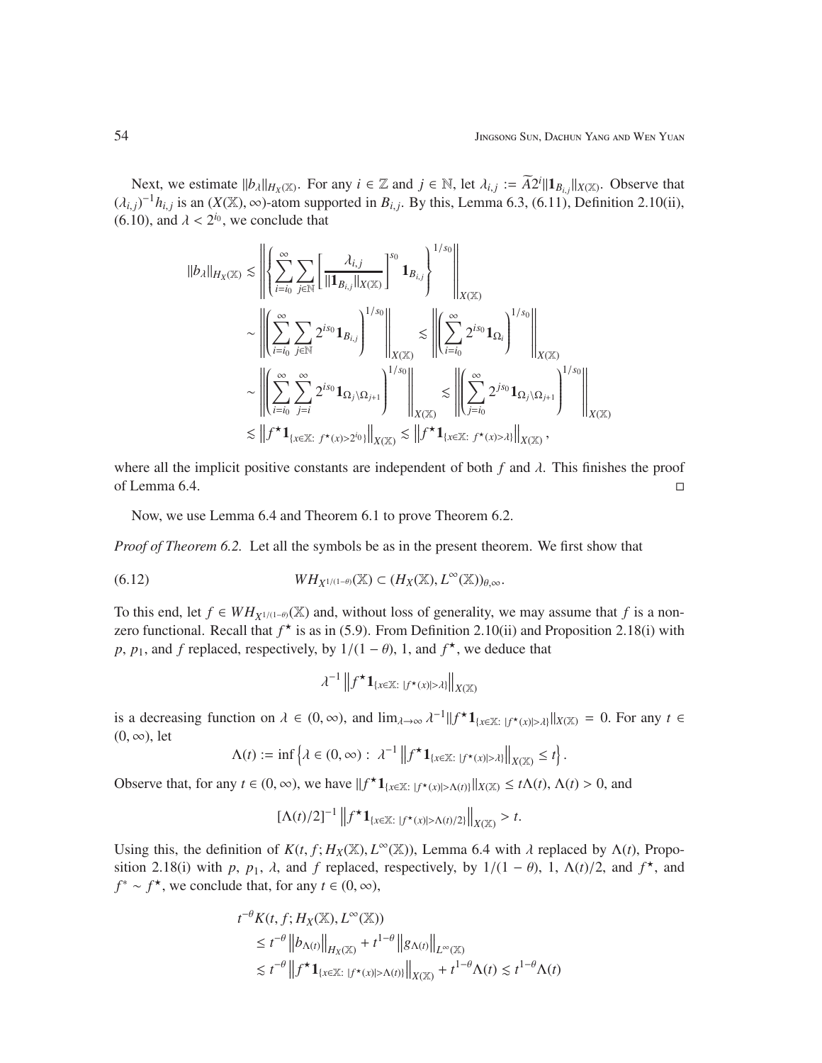Next, we estimate $\|b_\lambda\|_{H_X(\mathbb{X})}$. For any $i \in \mathbb{Z}$ and $j \in \mathbb{N}$, let $\lambda_{i,j} := \widetilde{A}2^i \|\mathbf{1}_{B_{i,j}}\|_{X(\mathbb{X})}$. Observe that $(\lambda_{i,j})^{-1} h_{i,j}$ is an $(X(\mathbb{X}), \infty)$-atom supported in $B_{i,j}$. By this, Lemma 6.3, (6.11), Definition 2.10(ii), (6.10), and $\lambda < 2^{i_0}$, we conclude that

$$
\begin{aligned}
\|b_\lambda\|_{H_X(\mathbb{X})} &\lesssim \left\| \left\{ \sum_{i=i_0}^{\infty} \sum_{j\in\mathbb{N}} \left[ \frac{\lambda_{i,j}}{\|\mathbf{1}_{B_{i,j}}\|_{X(\mathbb{X})}} \right]^{s_0} \mathbf{1}_{B_{i,j}} \right\}^{1/s_0} \right\|_{X(\mathbb{X})} \\
&\sim \left\| \left( \sum_{i=i_0}^{\infty} \sum_{j\in\mathbb{N}} 2^{is_0} \mathbf{1}_{B_{i,j}} \right)^{1/s_0} \right\|_{X(\mathbb{X})} \lesssim \left\| \left( \sum_{i=i_0}^{\infty} 2^{is_0} \mathbf{1}_{\Omega_i} \right)^{1/s_0} \right\|_{X(\mathbb{X})} \\
&\sim \left\| \left( \sum_{i=i_0}^{\infty} \sum_{j=i}^{\infty} 2^{is_0} \mathbf{1}_{\Omega_j \setminus \Omega_{j+1}} \right)^{1/s_0} \right\|_{X(\mathbb{X})} \lesssim \left\| \left( \sum_{j=i_0}^{\infty} 2^{js_0} \mathbf{1}_{\Omega_j \setminus \Omega_{j+1}} \right)^{1/s_0} \right\|_{X(\mathbb{X})} \\
&\lesssim \left\| f^\star \mathbf{1}_{\{x\in\mathbb{X}:\ f^\star(x) > 2^{i_0}\}} \right\|_{X(\mathbb{X})} \lesssim \left\| f^\star \mathbf{1}_{\{x\in\mathbb{X}:\ f^\star(x) > \lambda\}} \right\|_{X(\mathbb{X})},
\end{aligned}
$$

where all the implicit positive constants are independent of both $f$ and $\lambda$. This finishes the proof of Lemma 6.4. $\square$

Now, we use Lemma 6.4 and Theorem 6.1 to prove Theorem 6.2.

*Proof of Theorem 6.2.* Let all the symbols be as in the present theorem. We first show that

$$
WH_{X^{1/(1-\theta)}}(\mathbb{X}) \subset (H_X(\mathbb{X}), L^\infty(\mathbb{X}))_{\theta,\infty}. \tag{6.12}
$$

To this end, let $f \in WH_{X^{1/(1-\theta)}}(\mathbb{X})$ and, without loss of generality, we may assume that $f$ is a nonzero functional. Recall that $f^\star$ is as in (5.9). From Definition 2.10(ii) and Proposition 2.18(i) with $p$, $p_1$, and $f$ replaced, respectively, by $1/(1-\theta)$, 1, and $f^\star$, we deduce that

$$
\lambda^{-1} \left\| f^\star \mathbf{1}_{\{x\in\mathbb{X}:\ |f^\star(x)| > \lambda\}} \right\|_{X(\mathbb{X})}
$$

is a decreasing function on $\lambda \in (0, \infty)$, and $\lim_{\lambda\to\infty} \lambda^{-1} \|f^\star \mathbf{1}_{\{x\in\mathbb{X}:\ |f^\star(x)|>\lambda\}}\|_{X(\mathbb{X})} = 0$. For any $t \in (0, \infty)$, let

$$
\Lambda(t) := \inf \left\{ \lambda \in (0, \infty) :\ \lambda^{-1} \left\| f^\star \mathbf{1}_{\{x\in\mathbb{X}:\ |f^\star(x)| > \lambda\}} \right\|_{X(\mathbb{X})} \le t \right\}.
$$

Observe that, for any $t \in (0, \infty)$, we have $\|f^\star \mathbf{1}_{\{x\in\mathbb{X}:\ |f^\star(x)|>\Lambda(t)\}}\|_{X(\mathbb{X})} \le t\Lambda(t)$, $\Lambda(t) > 0$, and

$$
[\Lambda(t)/2]^{-1} \left\| f^\star \mathbf{1}_{\{x\in\mathbb{X}:\ |f^\star(x)| > \Lambda(t)/2\}} \right\|_{X(\mathbb{X})} > t.
$$

Using this, the definition of $K(t, f; H_X(\mathbb{X}), L^\infty(\mathbb{X}))$, Lemma 6.4 with $\lambda$ replaced by $\Lambda(t)$, Proposition 2.18(i) with $p$, $p_1$, $\lambda$, and $f$ replaced, respectively, by $1/(1-\theta)$, 1, $\Lambda(t)/2$, and $f^\star$, and $f^* \sim f^\star$, we conclude that, for any $t \in (0, \infty)$,

$$
\begin{aligned}
&t^{-\theta} K(t, f; H_X(\mathbb{X}), L^\infty(\mathbb{X})) \\
&\quad \le t^{-\theta} \left\| b_{\Lambda(t)} \right\|_{H_X(\mathbb{X})} + t^{1-\theta} \left\| g_{\Lambda(t)} \right\|_{L^\infty(\mathbb{X})} \\
&\quad \lesssim t^{-\theta} \left\| f^\star \mathbf{1}_{\{x\in\mathbb{X}:\ |f^\star(x)| > \Lambda(t)\}} \right\|_{X(\mathbb{X})} + t^{1-\theta} \Lambda(t) \lesssim t^{1-\theta} \Lambda(t)
\end{aligned}
$$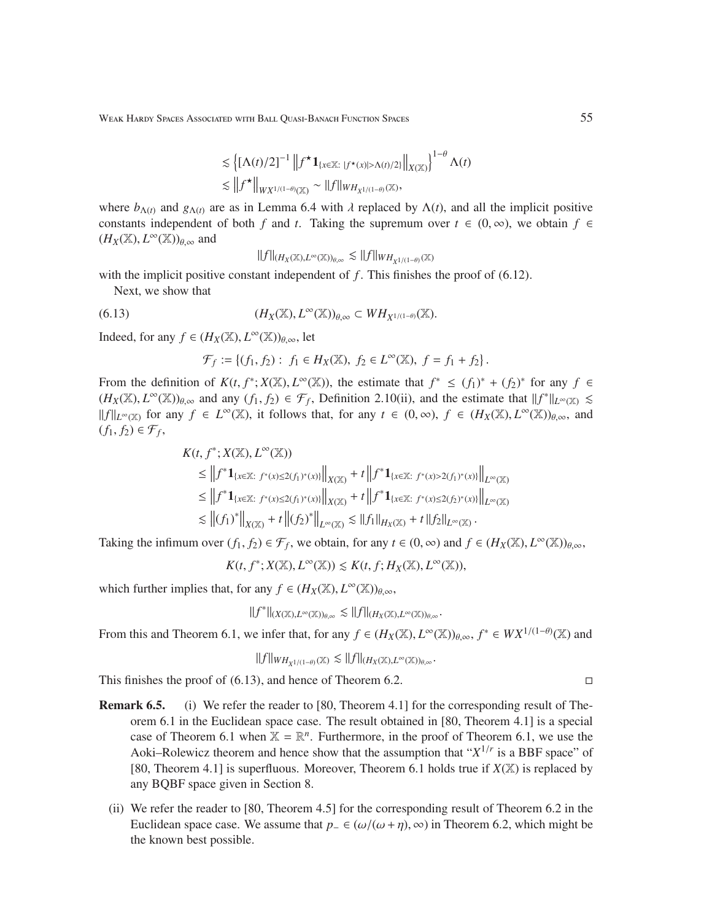$$
\begin{aligned}
&\lesssim \left\{[\Lambda(t)/2]^{-1}\left\|f^{\star}\mathbf{1}_{\{x\in\mathbb{X}:\ |f^{\star}(x)|>\Lambda(t)/2\}}\right\|_{X(\mathbb{X})}\right\}^{1-\theta}\Lambda(t)\\
&\lesssim \left\|f^{\star}\right\|_{WX^{1/(1-\theta)}(\mathbb{X})} \sim \|f\|_{WH_{X^{1/(1-\theta)}}(\mathbb{X})},
\end{aligned}
$$

where $b_{\Lambda(t)}$ and $g_{\Lambda(t)}$ are as in Lemma 6.4 with $\lambda$ replaced by $\Lambda(t)$, and all the implicit positive constants independent of both $f$ and $t$. Taking the supremum over $t\in(0,\infty)$, we obtain $f\in (H_X(\mathbb{X}), L^\infty(\mathbb{X}))_{\theta,\infty}$ and

$$
\|f\|_{(H_X(\mathbb{X}),L^\infty(\mathbb{X}))_{\theta,\infty}} \lesssim \|f\|_{WH_{X^{1/(1-\theta)}}(\mathbb{X})}
$$

with the implicit positive constant independent of $f$. This finishes the proof of (6.12).

Next, we show that

$$
(H_X(\mathbb{X}), L^\infty(\mathbb{X}))_{\theta,\infty} \subset WH_{X^{1/(1-\theta)}}(\mathbb{X}). \tag{6.13}
$$

Indeed, for any $f\in (H_X(\mathbb{X}), L^\infty(\mathbb{X}))_{\theta,\infty}$, let

$$
\mathcal{F}_f := \{(f_1,f_2):\ f_1\in H_X(\mathbb{X}),\ f_2\in L^\infty(\mathbb{X}),\ f=f_1+f_2\}.
$$

From the definition of $K(t,f^*;X(\mathbb{X}),L^\infty(\mathbb{X}))$, the estimate that $f^*\le (f_1)^*+(f_2)^*$ for any $f\in (H_X(\mathbb{X}), L^\infty(\mathbb{X}))_{\theta,\infty}$ and any $(f_1,f_2)\in\mathcal{F}_f$, Definition 2.10(ii), and the estimate that $\|f^*\|_{L^\infty(\mathbb{X})}\lesssim \|f\|_{L^\infty(\mathbb{X})}$ for any $f\in L^\infty(\mathbb{X})$, it follows that, for any $t\in(0,\infty)$, $f\in (H_X(\mathbb{X}), L^\infty(\mathbb{X}))_{\theta,\infty}$, and $(f_1,f_2)\in\mathcal{F}_f$,

$$
\begin{aligned}
&K(t,f^*;X(\mathbb{X}),L^\infty(\mathbb{X}))\\
&\quad\le \left\|f^*\mathbf{1}_{\{x\in\mathbb{X}:\ f^*(x)\le 2(f_1)^*(x)\}}\right\|_{X(\mathbb{X})} + t\left\|f^*\mathbf{1}_{\{x\in\mathbb{X}:\ f^*(x)>2(f_1)^*(x)\}}\right\|_{L^\infty(\mathbb{X})}\\
&\quad\le \left\|f^*\mathbf{1}_{\{x\in\mathbb{X}:\ f^*(x)\le 2(f_1)^*(x)\}}\right\|_{X(\mathbb{X})} + t\left\|f^*\mathbf{1}_{\{x\in\mathbb{X}:\ f^*(x)\le 2(f_2)^*(x)\}}\right\|_{L^\infty(\mathbb{X})}\\
&\quad\lesssim \left\|(f_1)^*\right\|_{X(\mathbb{X})} + t\left\|(f_2)^*\right\|_{L^\infty(\mathbb{X})} \lesssim \|f_1\|_{H_X(\mathbb{X})} + t\|f_2\|_{L^\infty(\mathbb{X})}.
\end{aligned}
$$

Taking the infimum over $(f_1,f_2)\in\mathcal{F}_f$, we obtain, for any $t\in(0,\infty)$ and $f\in (H_X(\mathbb{X}), L^\infty(\mathbb{X}))_{\theta,\infty}$,

$$
K(t,f^*;X(\mathbb{X}),L^\infty(\mathbb{X})) \lesssim K(t,f;H_X(\mathbb{X}),L^\infty(\mathbb{X})),
$$

which further implies that, for any $f\in (H_X(\mathbb{X}), L^\infty(\mathbb{X}))_{\theta,\infty}$,

$$
\|f^*\|_{(X(\mathbb{X}),L^\infty(\mathbb{X}))_{\theta,\infty}} \lesssim \|f\|_{(H_X(\mathbb{X}),L^\infty(\mathbb{X}))_{\theta,\infty}}.
$$

From this and Theorem 6.1, we infer that, for any $f\in (H_X(\mathbb{X}), L^\infty(\mathbb{X}))_{\theta,\infty}$, $f^*\in WX^{1/(1-\theta)}(\mathbb{X})$ and

$$
\|f\|_{WH_{X^{1/(1-\theta)}}(\mathbb{X})} \lesssim \|f\|_{(H_X(\mathbb{X}),L^\infty(\mathbb{X}))_{\theta,\infty}}.
$$

This finishes the proof of (6.13), and hence of Theorem 6.2. $\square$

**Remark 6.5.** (i) We refer the reader to [80, Theorem 4.1] for the corresponding result of Theorem 6.1 in the Euclidean space case. The result obtained in [80, Theorem 4.1] is a special case of Theorem 6.1 when $\mathbb{X}=\mathbb{R}^n$. Furthermore, in the proof of Theorem 6.1, we use the Aoki–Rolewicz theorem and hence show that the assumption that "$X^{1/r}$ is a BBF space" of [80, Theorem 4.1] is superfluous. Moreover, Theorem 6.1 holds true if $X(\mathbb{X})$ is replaced by any BQBF space given in Section 8.

(ii) We refer the reader to [80, Theorem 4.5] for the corresponding result of Theorem 6.2 in the Euclidean space case. We assume that $p_-\in(\omega/(\omega+\eta),\infty)$ in Theorem 6.2, which might be the known best possible.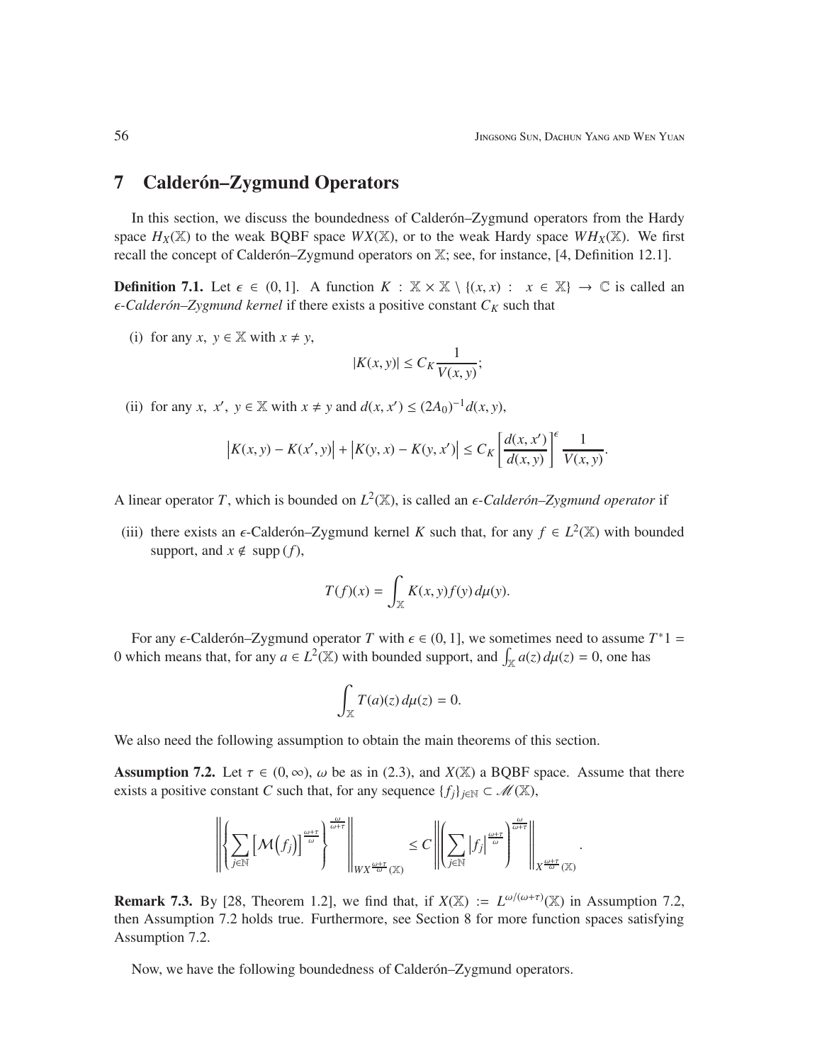## 7 Calderón–Zygmund Operators

In this section, we discuss the boundedness of Calderón–Zygmund operators from the Hardy space $H_X(\mathbb{X})$ to the weak BQBF space $WX(\mathbb{X})$, or to the weak Hardy space $WH_X(\mathbb{X})$. We first recall the concept of Calderón–Zygmund operators on $\mathbb{X}$; see, for instance, [4, Definition 12.1].

**Definition 7.1.** Let $\epsilon \in (0,1]$. A function $K : \mathbb{X} \times \mathbb{X} \setminus \{(x,x) : x \in \mathbb{X}\} \to \mathbb{C}$ is called an *$\epsilon$-Calderón–Zygmund kernel* if there exists a positive constant $C_K$ such that

(i) for any $x, y \in \mathbb{X}$ with $x \neq y$,

$$|K(x,y)| \leq C_K \frac{1}{V(x,y)};$$

(ii) for any $x, x', y \in \mathbb{X}$ with $x \neq y$ and $d(x,x') \leq (2A_0)^{-1} d(x,y)$,

$$\left|K(x,y) - K(x',y)\right| + \left|K(y,x) - K(y,x')\right| \leq C_K \left[\frac{d(x,x')}{d(x,y)}\right]^{\epsilon} \frac{1}{V(x,y)}.$$

A linear operator $T$, which is bounded on $L^2(\mathbb{X})$, is called an *$\epsilon$-Calderón–Zygmund operator* if

(iii) there exists an $\epsilon$-Calderón–Zygmund kernel $K$ such that, for any $f \in L^2(\mathbb{X})$ with bounded support, and $x \notin \operatorname{supp}(f)$,

$$T(f)(x) = \int_{\mathbb{X}} K(x,y) f(y)\, d\mu(y).$$

For any $\epsilon$-Calderón–Zygmund operator $T$ with $\epsilon \in (0,1]$, we sometimes need to assume $T^*1 = 0$ which means that, for any $a \in L^2(\mathbb{X})$ with bounded support, and $\int_{\mathbb{X}} a(z)\, d\mu(z) = 0$, one has

$$\int_{\mathbb{X}} T(a)(z)\, d\mu(z) = 0.$$

We also need the following assumption to obtain the main theorems of this section.

**Assumption 7.2.** Let $\tau \in (0,\infty)$, $\omega$ be as in (2.3), and $X(\mathbb{X})$ a BQBF space. Assume that there exists a positive constant $C$ such that, for any sequence $\{f_j\}_{j\in\mathbb{N}} \subset \mathscr{M}(\mathbb{X})$,

$$\left\| \left\{ \sum_{j\in\mathbb{N}} \left[\mathcal{M}\left(f_j\right)\right]^{\frac{\omega+\tau}{\omega}} \right\}^{\frac{\omega}{\omega+\tau}} \right\|_{WX^{\frac{\omega+\tau}{\omega}}(\mathbb{X})} \leq C \left\| \left( \sum_{j\in\mathbb{N}} \left|f_j\right|^{\frac{\omega+\tau}{\omega}} \right)^{\frac{\omega}{\omega+\tau}} \right\|_{X^{\frac{\omega+\tau}{\omega}}(\mathbb{X})}.$$

**Remark 7.3.** By [28, Theorem 1.2], we find that, if $X(\mathbb{X}) := L^{\omega/(\omega+\tau)}(\mathbb{X})$ in Assumption 7.2, then Assumption 7.2 holds true. Furthermore, see Section 8 for more function spaces satisfying Assumption 7.2.

Now, we have the following boundedness of Calderón–Zygmund operators.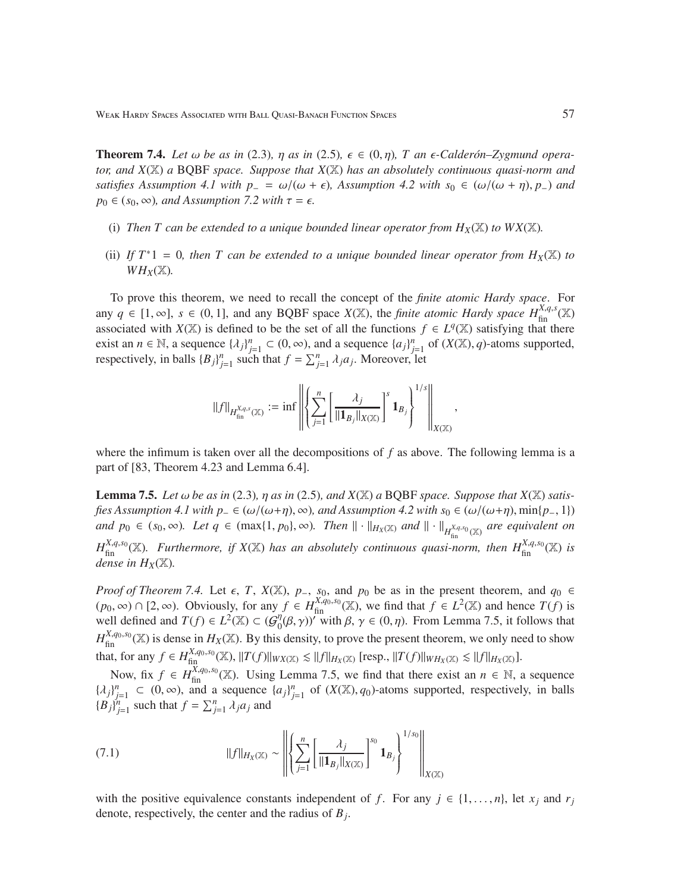**Theorem 7.4.** *Let $\omega$ be as in* (2.3)*, $\eta$ as in* (2.5)*, $\epsilon \in (0, \eta)$, $T$ an $\epsilon$-Calderón–Zygmund operator, and $X(\mathbb{X})$ a* BQBF *space. Suppose that $X(\mathbb{X})$ has an absolutely continuous quasi-norm and satisfies Assumption 4.1 with $p_- = \omega/(\omega + \epsilon)$, Assumption 4.2 with $s_0 \in (\omega/(\omega + \eta), p_-)$ and $p_0 \in (s_0, \infty)$, and Assumption 7.2 with $\tau = \epsilon$.*

(i) *Then $T$ can be extended to a unique bounded linear operator from $H_X(\mathbb{X})$ to $WX(\mathbb{X})$.*

(ii) *If $T^*1 = 0$, then $T$ can be extended to a unique bounded linear operator from $H_X(\mathbb{X})$ to $WH_X(\mathbb{X})$.*

To prove this theorem, we need to recall the concept of the *finite atomic Hardy space*. For any $q \in [1, \infty]$, $s \in (0, 1]$, and any BQBF space $X(\mathbb{X})$, the *finite atomic Hardy space* $H_{\rm fin}^{X,q,s}(\mathbb{X})$ associated with $X(\mathbb{X})$ is defined to be the set of all the functions $f \in L^q(\mathbb{X})$ satisfying that there exist an $n \in \mathbb{N}$, a sequence $\{\lambda_j\}_{j=1}^n \subset (0, \infty)$, and a sequence $\{a_j\}_{j=1}^n$ of $(X(\mathbb{X}), q)$-atoms supported, respectively, in balls $\{B_j\}_{j=1}^n$ such that $f = \sum_{j=1}^n \lambda_j a_j$. Moreover, let

$$\|f\|_{H_{\rm fin}^{X,q,s}(\mathbb{X})} := \inf \left\| \left\{ \sum_{j=1}^n \left[ \frac{\lambda_j}{\|\mathbf{1}_{B_j}\|_{X(\mathbb{X})}} \right]^s \mathbf{1}_{B_j} \right\}^{1/s} \right\|_{X(\mathbb{X})},$$

where the infimum is taken over all the decompositions of $f$ as above. The following lemma is a part of [83, Theorem 4.23 and Lemma 6.4].

**Lemma 7.5.** *Let $\omega$ be as in* (2.3)*, $\eta$ as in* (2.5)*, and $X(\mathbb{X})$ a* BQBF *space. Suppose that $X(\mathbb{X})$ satisfies Assumption 4.1 with $p_- \in (\omega/(\omega+\eta), \infty)$, and Assumption 4.2 with $s_0 \in (\omega/(\omega+\eta), \min\{p_-, 1\})$ and $p_0 \in (s_0, \infty)$. Let $q \in (\max\{1, p_0\}, \infty)$. Then $\|\cdot\|_{H_X(\mathbb{X})}$ and $\|\cdot\|_{H_{\rm fin}^{X,q,s_0}(\mathbb{X})}$ are equivalent on $H_{\rm fin}^{X,q,s_0}(\mathbb{X})$. Furthermore, if $X(\mathbb{X})$ has an absolutely continuous quasi-norm, then $H_{\rm fin}^{X,q,s_0}(\mathbb{X})$ is dense in $H_X(\mathbb{X})$.*

*Proof of Theorem 7.4.* Let $\epsilon$, $T$, $X(\mathbb{X})$, $p_-$, $s_0$, and $p_0$ be as in the present theorem, and $q_0 \in (p_0, \infty) \cap [2, \infty)$. Obviously, for any $f \in H_{\rm fin}^{X,q_0,s_0}(\mathbb{X})$, we find that $f \in L^2(\mathbb{X})$ and hence $T(f)$ is well defined and $T(f) \in L^2(\mathbb{X}) \subset (\mathcal{G}_0^\eta(\beta, \gamma))'$ with $\beta, \gamma \in (0, \eta)$. From Lemma 7.5, it follows that $H_{\rm fin}^{X,q_0,s_0}(\mathbb{X})$ is dense in $H_X(\mathbb{X})$. By this density, to prove the present theorem, we only need to show that, for any $f \in H_{\rm fin}^{X,q_0,s_0}(\mathbb{X})$, $\|T(f)\|_{WX(\mathbb{X})} \lesssim \|f\|_{H_X(\mathbb{X})}$ [resp., $\|T(f)\|_{WH_X(\mathbb{X})} \lesssim \|f\|_{H_X(\mathbb{X})}$].

Now, fix $f \in H_{\rm fin}^{X,q_0,s_0}(\mathbb{X})$. Using Lemma 7.5, we find that there exist an $n \in \mathbb{N}$, a sequence $\{\lambda_j\}_{j=1}^n \subset (0, \infty)$, and a sequence $\{a_j\}_{j=1}^n$ of $(X(\mathbb{X}), q_0)$-atoms supported, respectively, in balls $\{B_j\}_{j=1}^n$ such that $f = \sum_{j=1}^n \lambda_j a_j$ and

$$\|f\|_{H_X(\mathbb{X})} \sim \left\| \left\{ \sum_{j=1}^n \left[ \frac{\lambda_j}{\|\mathbf{1}_{B_j}\|_{X(\mathbb{X})}} \right]^{s_0} \mathbf{1}_{B_j} \right\}^{1/s_0} \right\|_{X(\mathbb{X})} \tag{7.1}$$

with the positive equivalence constants independent of $f$. For any $j \in \{1, \ldots, n\}$, let $x_j$ and $r_j$ denote, respectively, the center and the radius of $B_j$.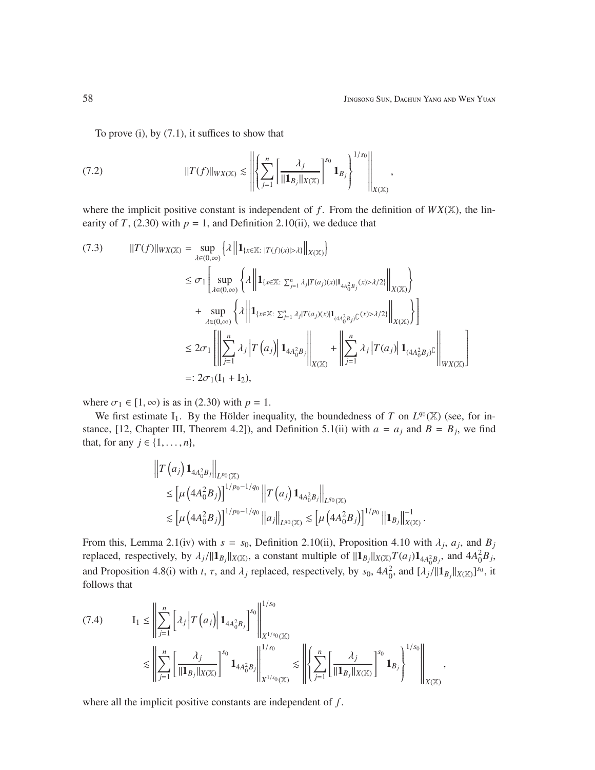To prove (i), by (7.1), it suffices to show that

$$
\|T(f)\|_{WX(\mathbb{X})} \lesssim \left\| \left\{ \sum_{j=1}^{n} \left[ \frac{\lambda_j}{\|\mathbf{1}_{B_j}\|_{X(\mathbb{X})}} \right]^{s_0} \mathbf{1}_{B_j} \right\}^{1/s_0} \right\|_{X(\mathbb{X})}, \tag{7.2}
$$

where the implicit positive constant is independent of $f$. From the definition of $WX(\mathbb{X})$, the linearity of $T$, (2.30) with $p = 1$, and Definition 2.10(ii), we deduce that

$$
\begin{aligned}
\|T(f)\|_{WX(\mathbb{X})} &= \sup_{\lambda \in (0,\infty)} \left\{ \lambda \left\| \mathbf{1}_{\{x \in \mathbb{X}:\ |T(f)(x)| > \lambda\}} \right\|_{X(\mathbb{X})} \right\} \\
&\le \sigma_1 \left[ \sup_{\lambda \in (0,\infty)} \left\{ \lambda \left\| \mathbf{1}_{\{x \in \mathbb{X}:\ \sum_{j=1}^{n} \lambda_j |T(a_j)(x) \mathbf{1}_{4A_0^2 B_j}(x) > \lambda/2\}} \right\|_{X(\mathbb{X})} \right\} \right. \\
&\quad \left. + \sup_{\lambda \in (0,\infty)} \left\{ \lambda \left\| \mathbf{1}_{\{x \in \mathbb{X}:\ \sum_{j=1}^{n} \lambda_j |T(a_j)(x) \mathbf{1}_{(4A_0^2 B_j)^\complement}(x) > \lambda/2\}} \right\|_{X(\mathbb{X})} \right\} \right] \\
&\le 2\sigma_1 \left[ \left\| \sum_{j=1}^{n} \lambda_j \left| T\left(a_j\right) \right| \mathbf{1}_{4A_0^2 B_j} \right\|_{X(\mathbb{X})} + \left\| \sum_{j=1}^{n} \lambda_j \left| T(a_j) \right| \mathbf{1}_{(4A_0^2 B_j)^\complement} \right\|_{WX(\mathbb{X})} \right] \\
&=: 2\sigma_1 (\mathrm{I}_1 + \mathrm{I}_2),
\end{aligned} \tag{7.3}
$$

where $\sigma_1 \in [1, \infty)$ is as in (2.30) with $p = 1$.

We first estimate $\mathrm{I}_1$. By the Hölder inequality, the boundedness of $T$ on $L^{q_0}(\mathbb{X})$ (see, for instance, [12, Chapter III, Theorem 4.2]), and Definition 5.1(ii) with $a = a_j$ and $B = B_j$, we find that, for any $j \in \{1, \ldots, n\}$,

$$
\begin{aligned}
&\left\| T\left(a_j\right) \mathbf{1}_{4A_0^2 B_j} \right\|_{L^{p_0}(\mathbb{X})} \\
&\quad \le \left[ \mu\left(4A_0^2 B_j\right) \right]^{1/p_0 - 1/q_0} \left\| T\left(a_j\right) \mathbf{1}_{4A_0^2 B_j} \right\|_{L^{q_0}(\mathbb{X})} \\
&\quad \lesssim \left[ \mu\left(4A_0^2 B_j\right) \right]^{1/p_0 - 1/q_0} \left\| a_j \right\|_{L^{q_0}(\mathbb{X})} \lesssim \left[ \mu\left(4A_0^2 B_j\right) \right]^{1/p_0} \left\| \mathbf{1}_{B_j} \right\|_{X(\mathbb{X})}^{-1}.
\end{aligned}
$$

From this, Lemma 2.1(iv) with $s = s_0$, Definition 2.10(ii), Proposition 4.10 with $\lambda_j$, $a_j$, and $B_j$ replaced, respectively, by $\lambda_j / \|\mathbf{1}_{B_j}\|_{X(\mathbb{X})}$, a constant multiple of $\|\mathbf{1}_{B_j}\|_{X(\mathbb{X})} T(a_j) \mathbf{1}_{4A_0^2 B_j}$, and $4A_0^2 B_j$, and Proposition 4.8(i) with $t$, $\tau$, and $\lambda_j$ replaced, respectively, by $s_0$, $4A_0^2$, and $[\lambda_j / \|\mathbf{1}_{B_j}\|_{X(\mathbb{X})}]^{s_0}$, it follows that

$$
\begin{aligned}
\mathrm{I}_1 &\le \left\| \sum_{j=1}^{n} \left[ \lambda_j \left| T\left(a_j\right) \right| \mathbf{1}_{4A_0^2 B_j} \right]^{s_0} \right\|_{X^{1/s_0}(\mathbb{X})}^{1/s_0} \\
&\lesssim \left\| \sum_{j=1}^{n} \left[ \frac{\lambda_j}{\|\mathbf{1}_{B_j}\|_{X(\mathbb{X})}} \right]^{s_0} \mathbf{1}_{4A_0^2 B_j} \right\|_{X^{1/s_0}(\mathbb{X})}^{1/s_0} \lesssim \left\| \left\{ \sum_{j=1}^{n} \left[ \frac{\lambda_j}{\|\mathbf{1}_{B_j}\|_{X(\mathbb{X})}} \right]^{s_0} \mathbf{1}_{B_j} \right\}^{1/s_0} \right\|_{X(\mathbb{X})},
\end{aligned} \tag{7.4}
$$

where all the implicit positive constants are independent of $f$.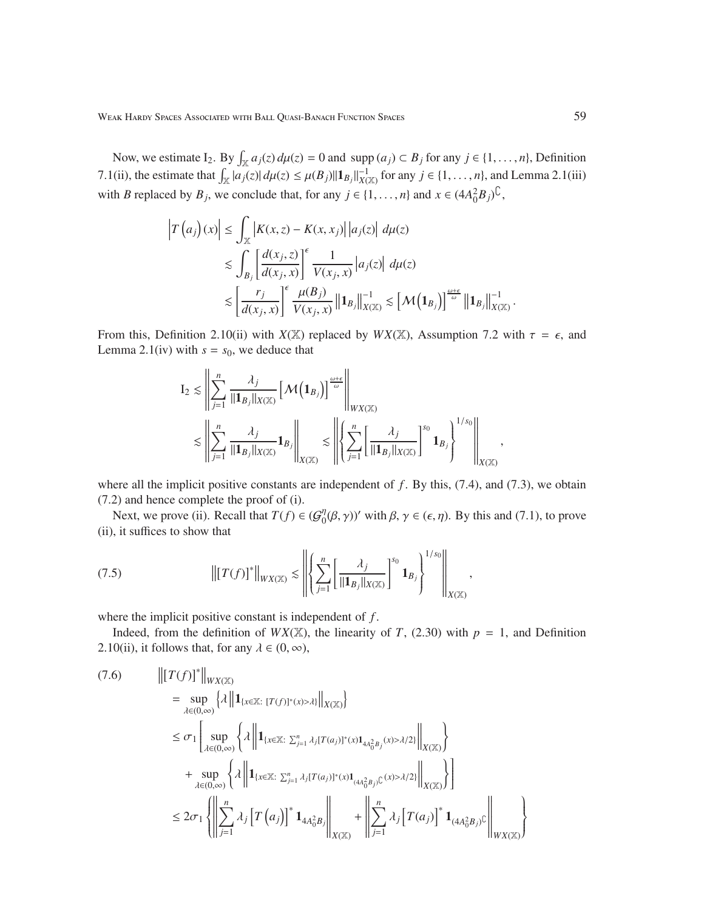Now, we estimate $\mathrm{I}_2$. By $\int_{\mathbb{X}} a_j(z)\,d\mu(z) = 0$ and $\operatorname{supp}(a_j) \subset B_j$ for any $j \in \{1, \ldots, n\}$, Definition 7.1(ii), the estimate that $\int_{\mathbb{X}} |a_j(z)|\,d\mu(z) \le \mu(B_j)\|\mathbf{1}_{B_j}\|_{X(\mathbb{X})}^{-1}$ for any $j \in \{1, \ldots, n\}$, and Lemma 2.1(iii) with $B$ replaced by $B_j$, we conclude that, for any $j \in \{1, \ldots, n\}$ and $x \in (4A_0^2 B_j)^{\complement}$,

$$
\begin{aligned}
\left|T\left(a_j\right)(x)\right| &\le \int_{\mathbb{X}} \left|K(x,z) - K(x,x_j)\right| \left|a_j(z)\right|\,d\mu(z) \\
&\lesssim \int_{B_j} \left[\frac{d(x_j,z)}{d(x_j,x)}\right]^{\epsilon} \frac{1}{V(x_j,x)} \left|a_j(z)\right|\,d\mu(z) \\
&\lesssim \left[\frac{r_j}{d(x_j,x)}\right]^{\epsilon} \frac{\mu(B_j)}{V(x_j,x)} \left\|\mathbf{1}_{B_j}\right\|_{X(\mathbb{X})}^{-1} \lesssim \left[\mathcal{M}\left(\mathbf{1}_{B_j}\right)\right]^{\frac{\omega+\epsilon}{\omega}} \left\|\mathbf{1}_{B_j}\right\|_{X(\mathbb{X})}^{-1}.
\end{aligned}
$$

From this, Definition 2.10(ii) with $X(\mathbb{X})$ replaced by $WX(\mathbb{X})$, Assumption 7.2 with $\tau = \epsilon$, and Lemma 2.1(iv) with $s = s_0$, we deduce that

$$
\begin{aligned}
\mathrm{I}_2 &\lesssim \left\| \sum_{j=1}^{n} \frac{\lambda_j}{\|\mathbf{1}_{B_j}\|_{X(\mathbb{X})}} \left[\mathcal{M}\left(\mathbf{1}_{B_j}\right)\right]^{\frac{\omega+\epsilon}{\omega}} \right\|_{WX(\mathbb{X})} \\
&\lesssim \left\| \sum_{j=1}^{n} \frac{\lambda_j}{\|\mathbf{1}_{B_j}\|_{X(\mathbb{X})}} \mathbf{1}_{B_j} \right\|_{X(\mathbb{X})} \lesssim \left\| \left\{ \sum_{j=1}^{n} \left[\frac{\lambda_j}{\|\mathbf{1}_{B_j}\|_{X(\mathbb{X})}}\right]^{s_0} \mathbf{1}_{B_j} \right\}^{1/s_0} \right\|_{X(\mathbb{X})},
\end{aligned}
$$

where all the implicit positive constants are independent of $f$. By this, (7.4), and (7.3), we obtain (7.2) and hence complete the proof of (i).

Next, we prove (ii). Recall that $T(f) \in (\mathcal{G}_0^{\eta}(\beta,\gamma))'$ with $\beta, \gamma \in (\epsilon, \eta)$. By this and (7.1), to prove (ii), it suffices to show that

$$
\left\|[T(f)]^*\right\|_{WX(\mathbb{X})} \lesssim \left\| \left\{ \sum_{j=1}^{n} \left[\frac{\lambda_j}{\|\mathbf{1}_{B_j}\|_{X(\mathbb{X})}}\right]^{s_0} \mathbf{1}_{B_j} \right\}^{1/s_0} \right\|_{X(\mathbb{X})}, \tag{7.5}
$$

where the implicit positive constant is independent of $f$.

Indeed, from the definition of $WX(\mathbb{X})$, the linearity of $T$, (2.30) with $p = 1$, and Definition 2.10(ii), it follows that, for any $\lambda \in (0, \infty)$,

$$
\begin{aligned}
&\left\|[T(f)]^*\right\|_{WX(\mathbb{X})} \\
&\quad = \sup_{\lambda \in (0,\infty)} \left\{ \lambda \left\| \mathbf{1}_{\{x \in \mathbb{X}:\ [T(f)]^*(x) > \lambda\}} \right\|_{X(\mathbb{X})} \right\} \\
&\quad \le \sigma_1 \left[ \sup_{\lambda \in (0,\infty)} \left\{ \lambda \left\| \mathbf{1}_{\{x \in \mathbb{X}:\ \sum_{j=1}^{n} \lambda_j [T(a_j)]^*(x) \mathbf{1}_{4A_0^2 B_j}(x) > \lambda/2\}} \right\|_{X(\mathbb{X})} \right\} \right. \\
&\qquad \left. + \sup_{\lambda \in (0,\infty)} \left\{ \lambda \left\| \mathbf{1}_{\{x \in \mathbb{X}:\ \sum_{j=1}^{n} \lambda_j [T(a_j)]^*(x) \mathbf{1}_{(4A_0^2 B_j)^{\complement}}(x) > \lambda/2\}} \right\|_{X(\mathbb{X})} \right\} \right] \\
&\quad \le 2\sigma_1 \left\{ \left\| \sum_{j=1}^{n} \lambda_j \left[T\left(a_j\right)\right]^* \mathbf{1}_{4A_0^2 B_j} \right\|_{X(\mathbb{X})} + \left\| \sum_{j=1}^{n} \lambda_j \left[T(a_j)\right]^* \mathbf{1}_{(4A_0^2 B_j)^{\complement}} \right\|_{WX(\mathbb{X})} \right\}
\end{aligned} \tag{7.6}
$$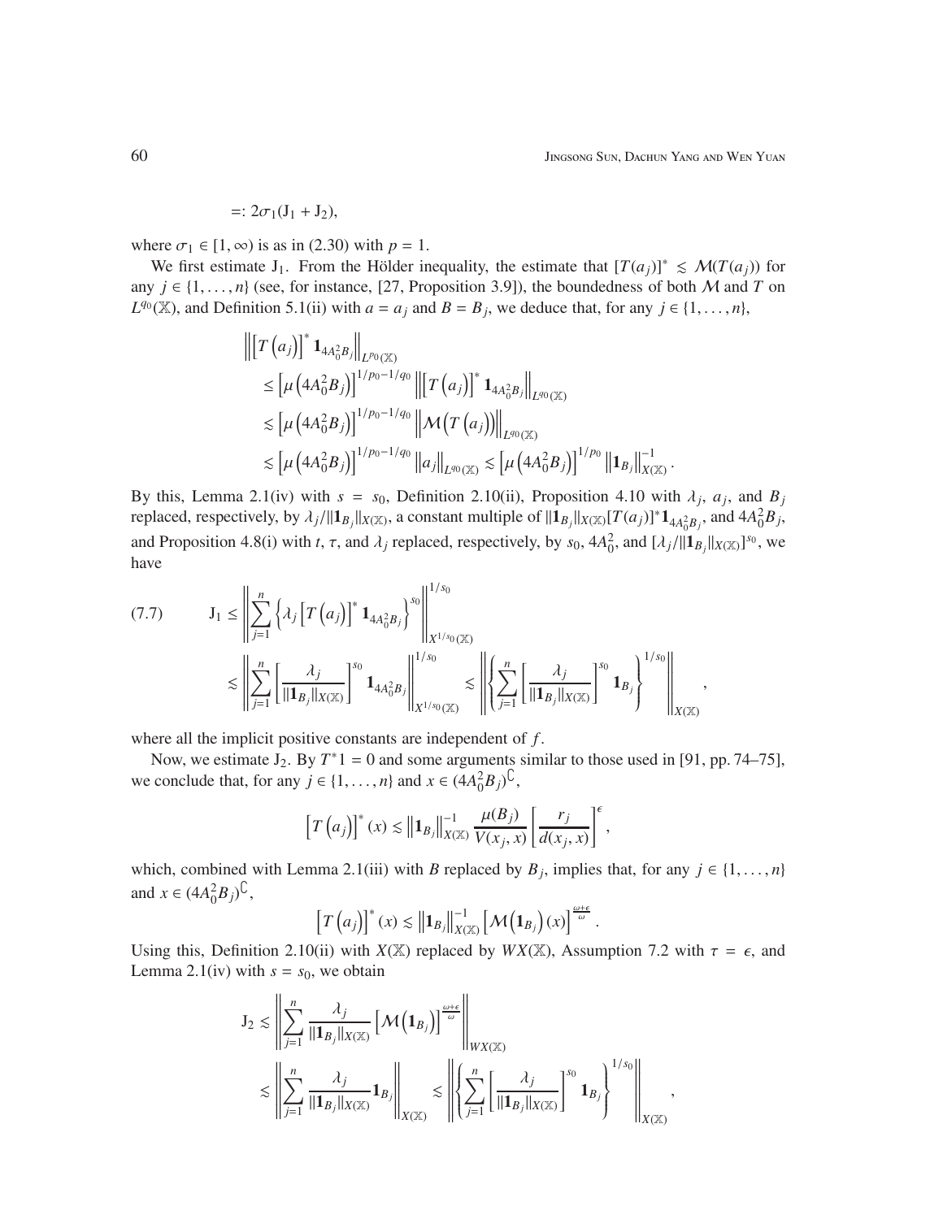$$=: 2\sigma_1(\mathrm{J}_1 + \mathrm{J}_2),$$

where $\sigma_1 \in [1, \infty)$ is as in (2.30) with $p = 1$.

We first estimate $\mathrm{J}_1$. From the Hölder inequality, the estimate that $[T(a_j)]^* \lesssim \mathcal{M}(T(a_j))$ for any $j \in \{1, \ldots, n\}$ (see, for instance, [27, Proposition 3.9]), the boundedness of both $\mathcal{M}$ and $T$ on $L^{q_0}(\mathbb{X})$, and Definition 5.1(ii) with $a = a_j$ and $B = B_j$, we deduce that, for any $j \in \{1, \ldots, n\}$,

$$\begin{aligned}
&\left\| \left[T\left(a_j\right)\right]^* \mathbf{1}_{4A_0^2 B_j} \right\|_{L^{p_0}(\mathbb{X})} \\
&\quad \leq \left[\mu\left(4A_0^2 B_j\right)\right]^{1/p_0 - 1/q_0} \left\| \left[T\left(a_j\right)\right]^* \mathbf{1}_{4A_0^2 B_j} \right\|_{L^{q_0}(\mathbb{X})} \\
&\quad \lesssim \left[\mu\left(4A_0^2 B_j\right)\right]^{1/p_0 - 1/q_0} \left\| \mathcal{M}\left(T\left(a_j\right)\right) \right\|_{L^{q_0}(\mathbb{X})} \\
&\quad \lesssim \left[\mu\left(4A_0^2 B_j\right)\right]^{1/p_0 - 1/q_0} \left\| a_j \right\|_{L^{q_0}(\mathbb{X})} \lesssim \left[\mu\left(4A_0^2 B_j\right)\right]^{1/p_0} \left\| \mathbf{1}_{B_j} \right\|_{X(\mathbb{X})}^{-1}.
\end{aligned}$$

By this, Lemma 2.1(iv) with $s = s_0$, Definition 2.10(ii), Proposition 4.10 with $\lambda_j$, $a_j$, and $B_j$ replaced, respectively, by $\lambda_j / \|\mathbf{1}_{B_j}\|_{X(\mathbb{X})}$, a constant multiple of $\|\mathbf{1}_{B_j}\|_{X(\mathbb{X})}[T(a_j)]^* \mathbf{1}_{4A_0^2 B_j}$, and $4A_0^2 B_j$, and Proposition 4.8(i) with $t$, $\tau$, and $\lambda_j$ replaced, respectively, by $s_0$, $4A_0^2$, and $[\lambda_j / \|\mathbf{1}_{B_j}\|_{X(\mathbb{X})}]^{s_0}$, we have

$$\begin{aligned}
\mathrm{J}_1 &\leq \left\| \sum_{j=1}^n \left\{ \lambda_j \left[T\left(a_j\right)\right]^* \mathbf{1}_{4A_0^2 B_j} \right\}^{s_0} \right\|_{X^{1/s_0}(\mathbb{X})}^{1/s_0} \\
&\lesssim \left\| \sum_{j=1}^n \left[ \frac{\lambda_j}{\|\mathbf{1}_{B_j}\|_{X(\mathbb{X})}} \right]^{s_0} \mathbf{1}_{4A_0^2 B_j} \right\|_{X^{1/s_0}(\mathbb{X})}^{1/s_0} \lesssim \left\| \left\{ \sum_{j=1}^n \left[ \frac{\lambda_j}{\|\mathbf{1}_{B_j}\|_{X(\mathbb{X})}} \right]^{s_0} \mathbf{1}_{B_j} \right\}^{1/s_0} \right\|_{X(\mathbb{X})},
\end{aligned} \tag{7.7}$$

where all the implicit positive constants are independent of $f$.

Now, we estimate $\mathrm{J}_2$. By $T^* 1 = 0$ and some arguments similar to those used in [91, pp. 74–75], we conclude that, for any $j \in \{1, \ldots, n\}$ and $x \in (4A_0^2 B_j)^{\complement}$,

$$\left[T\left(a_j\right)\right]^*(x) \lesssim \left\| \mathbf{1}_{B_j} \right\|_{X(\mathbb{X})}^{-1} \frac{\mu(B_j)}{V(x_j, x)} \left[ \frac{r_j}{d(x_j, x)} \right]^{\epsilon},$$

which, combined with Lemma 2.1(iii) with $B$ replaced by $B_j$, implies that, for any $j \in \{1, \ldots, n\}$ and $x \in (4A_0^2 B_j)^{\complement}$,

$$\left[T\left(a_j\right)\right]^*(x) \lesssim \left\| \mathbf{1}_{B_j} \right\|_{X(\mathbb{X})}^{-1} \left[\mathcal{M}\left(\mathbf{1}_{B_j}\right)(x)\right]^{\frac{\omega+\epsilon}{\omega}}.$$

Using this, Definition 2.10(ii) with $X(\mathbb{X})$ replaced by $WX(\mathbb{X})$, Assumption 7.2 with $\tau = \epsilon$, and Lemma 2.1(iv) with $s = s_0$, we obtain

$$\begin{aligned}
\mathrm{J}_2 &\lesssim \left\| \sum_{j=1}^n \frac{\lambda_j}{\|\mathbf{1}_{B_j}\|_{X(\mathbb{X})}} \left[\mathcal{M}\left(\mathbf{1}_{B_j}\right)\right]^{\frac{\omega+\epsilon}{\omega}} \right\|_{WX(\mathbb{X})} \\
&\lesssim \left\| \sum_{j=1}^n \frac{\lambda_j}{\|\mathbf{1}_{B_j}\|_{X(\mathbb{X})}} \mathbf{1}_{B_j} \right\|_{X(\mathbb{X})} \lesssim \left\| \left\{ \sum_{j=1}^n \left[ \frac{\lambda_j}{\|\mathbf{1}_{B_j}\|_{X(\mathbb{X})}} \right]^{s_0} \mathbf{1}_{B_j} \right\}^{1/s_0} \right\|_{X(\mathbb{X})},
\end{aligned}$$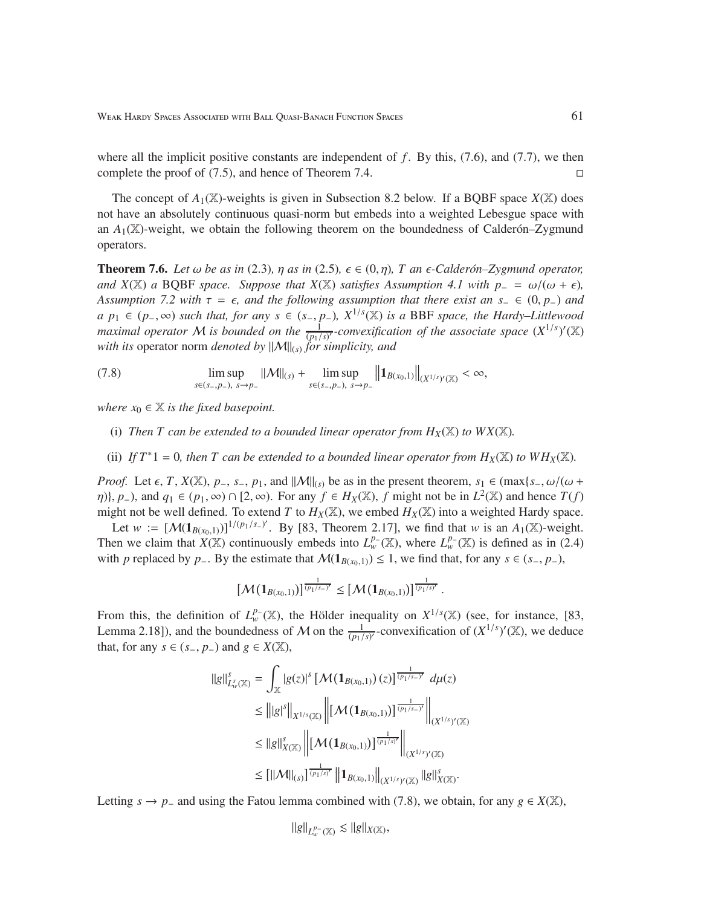where all the implicit positive constants are independent of $f$. By this, (7.6), and (7.7), we then complete the proof of (7.5), and hence of Theorem 7.4. $\square$

The concept of $A_1(\mathbb{X})$-weights is given in Subsection 8.2 below. If a BQBF space $X(\mathbb{X})$ does not have an absolutely continuous quasi-norm but embeds into a weighted Lebesgue space with an $A_1(\mathbb{X})$-weight, we obtain the following theorem on the boundedness of Calderón–Zygmund operators.

**Theorem 7.6.** *Let $\omega$ be as in (2.3), $\eta$ as in (2.5), $\epsilon \in (0, \eta)$, $T$ an $\epsilon$-Calderón–Zygmund operator, and $X(\mathbb{X})$ a* BQBF *space. Suppose that $X(\mathbb{X})$ satisfies Assumption 4.1 with $p_- = \omega/(\omega + \epsilon)$, Assumption 7.2 with $\tau = \epsilon$, and the following assumption that there exist an $s_- \in (0, p_-)$ and a $p_1 \in (p_-, \infty)$ such that, for any $s \in (s_-, p_-)$, $X^{1/s}(\mathbb{X})$ is a* BBF *space, the Hardy–Littlewood maximal operator $\mathcal{M}$ is bounded on the $\frac{1}{(p_1/s)'}$-convexification of the associate space $(X^{1/s})'(\mathbb{X})$ with its* operator norm *denoted by $\|\mathcal{M}\|_{(s)}$ for simplicity, and*

$$\limsup_{s\in(s_-,p_-),\ s\to p_-} \|\mathcal{M}\|_{(s)} + \limsup_{s\in(s_-,p_-),\ s\to p_-} \left\|\mathbf{1}_{B(x_0,1)}\right\|_{(X^{1/s})'(\mathbb{X})} < \infty, \tag{7.8}$$

*where $x_0 \in \mathbb{X}$ is the fixed basepoint.*

(i) *Then $T$ can be extended to a bounded linear operator from $H_X(\mathbb{X})$ to $WX(\mathbb{X})$.*

(ii) *If $T^*1 = 0$, then $T$ can be extended to a bounded linear operator from $H_X(\mathbb{X})$ to $WH_X(\mathbb{X})$.*

*Proof.* Let $\epsilon$, $T$, $X(\mathbb{X})$, $p_-$, $s_-$, $p_1$, and $\|\mathcal{M}\|_{(s)}$ be as in the present theorem, $s_1 \in (\max\{s_-, \omega/(\omega + \eta)\}, p_-)$, and $q_1 \in (p_1, \infty) \cap [2, \infty)$. For any $f \in H_X(\mathbb{X})$, $f$ might not be in $L^2(\mathbb{X})$ and hence $T(f)$ might not be well defined. To extend $T$ to $H_X(\mathbb{X})$, we embed $H_X(\mathbb{X})$ into a weighted Hardy space.

Let $w := [\mathcal{M}(\mathbf{1}_{B(x_0,1)})]^{1/(p_1/s_-)'}$. By [83, Theorem 2.17], we find that $w$ is an $A_1(\mathbb{X})$-weight. Then we claim that $X(\mathbb{X})$ continuously embeds into $L^{p_-}_w(\mathbb{X})$, where $L^{p_-}_w(\mathbb{X})$ is defined as in (2.4) with $p$ replaced by $p_-$. By the estimate that $\mathcal{M}(\mathbf{1}_{B(x_0,1)}) \le 1$, we find that, for any $s \in (s_-, p_-)$,

$$[\mathcal{M}(\mathbf{1}_{B(x_0,1)})]^{\frac{1}{(p_1/s_-)'}} \le [\mathcal{M}(\mathbf{1}_{B(x_0,1)})]^{\frac{1}{(p_1/s)'}}.$$

From this, the definition of $L^{p_-}_w(\mathbb{X})$, the Hölder inequality on $X^{1/s}(\mathbb{X})$ (see, for instance, [83, Lemma 2.18]), and the boundedness of $\mathcal{M}$ on the $\frac{1}{(p_1/s)'}$-convexification of $(X^{1/s})'(\mathbb{X})$, we deduce that, for any $s \in (s_-, p_-)$ and $g \in X(\mathbb{X})$,

$$\begin{aligned}
\|g\|^s_{L^s_w(\mathbb{X})} &= \int_{\mathbb{X}} |g(z)|^s \left[\mathcal{M}(\mathbf{1}_{B(x_0,1)})(z)\right]^{\frac{1}{(p_1/s_-)'}} \, d\mu(z) \\
&\le \left\||g|^s\right\|_{X^{1/s}(\mathbb{X})} \left\|\left[\mathcal{M}(\mathbf{1}_{B(x_0,1)})\right]^{\frac{1}{(p_1/s_-)'}}\right\|_{(X^{1/s})'(\mathbb{X})} \\
&\le \|g\|^s_{X(\mathbb{X})} \left\|\left[\mathcal{M}(\mathbf{1}_{B(x_0,1)})\right]^{\frac{1}{(p_1/s)'}}\right\|_{(X^{1/s})'(\mathbb{X})} \\
&\le \left[\|\mathcal{M}\|_{(s)}\right]^{\frac{1}{(p_1/s)'}} \left\|\mathbf{1}_{B(x_0,1)}\right\|_{(X^{1/s})'(\mathbb{X})} \|g\|^s_{X(\mathbb{X})}.
\end{aligned}$$

Letting $s \to p_-$ and using the Fatou lemma combined with (7.8), we obtain, for any $g \in X(\mathbb{X})$,

$$\|g\|_{L^{p_-}_w(\mathbb{X})} \lesssim \|g\|_{X(\mathbb{X})},$$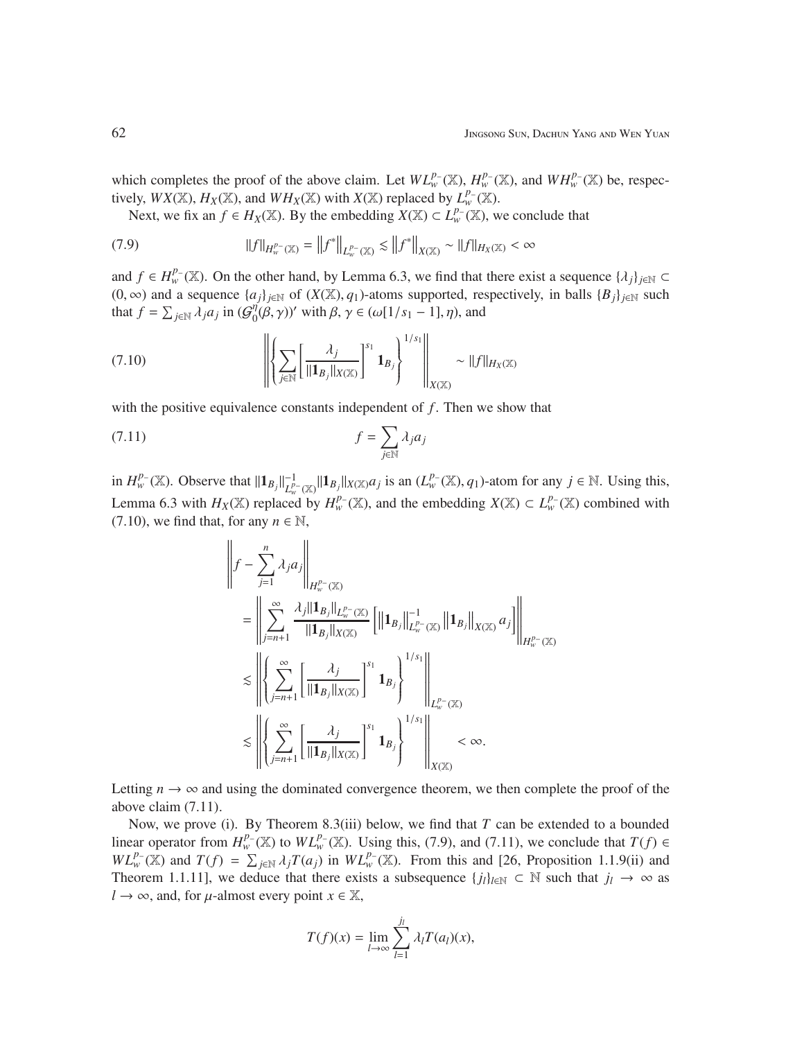which completes the proof of the above claim. Let $WL_w^{p_-}(\mathbb{X})$, $H_w^{p_-}(\mathbb{X})$, and $WH_w^{p_-}(\mathbb{X})$ be, respectively, $WX(\mathbb{X})$, $H_X(\mathbb{X})$, and $WH_X(\mathbb{X})$ with $X(\mathbb{X})$ replaced by $L_w^{p_-}(\mathbb{X})$.

Next, we fix an $f \in H_X(\mathbb{X})$. By the embedding $X(\mathbb{X}) \subset L_w^{p_-}(\mathbb{X})$, we conclude that

$$\|f\|_{H_w^{p_-}(\mathbb{X})} = \left\|f^*\right\|_{L_w^{p_-}(\mathbb{X})} \lesssim \left\|f^*\right\|_{X(\mathbb{X})} \sim \|f\|_{H_X(\mathbb{X})} < \infty \tag{7.9}$$

and $f \in H_w^{p_-}(\mathbb{X})$. On the other hand, by Lemma 6.3, we find that there exist a sequence $\{\lambda_j\}_{j\in\mathbb{N}} \subset (0, \infty)$ and a sequence $\{a_j\}_{j\in\mathbb{N}}$ of $(X(\mathbb{X}), q_1)$-atoms supported, respectively, in balls $\{B_j\}_{j\in\mathbb{N}}$ such that $f = \sum_{j\in\mathbb{N}} \lambda_j a_j$ in $(\mathcal{G}_0^\eta(\beta, \gamma))'$ with $\beta, \gamma \in (\omega[1/s_1 - 1], \eta)$, and

$$\left\| \left\{ \sum_{j\in\mathbb{N}} \left[ \frac{\lambda_j}{\|\mathbf{1}_{B_j}\|_{X(\mathbb{X})}} \right]^{s_1} \mathbf{1}_{B_j} \right\}^{1/s_1} \right\|_{X(\mathbb{X})} \sim \|f\|_{H_X(\mathbb{X})} \tag{7.10}$$

with the positive equivalence constants independent of $f$. Then we show that

$$f = \sum_{j\in\mathbb{N}} \lambda_j a_j \tag{7.11}$$

in $H_w^{p_-}(\mathbb{X})$. Observe that $\|\mathbf{1}_{B_j}\|_{L_w^{p_-}(\mathbb{X})}^{-1} \|\mathbf{1}_{B_j}\|_{X(\mathbb{X})} a_j$ is an $(L_w^{p_-}(\mathbb{X}), q_1)$-atom for any $j \in \mathbb{N}$. Using this, Lemma 6.3 with $H_X(\mathbb{X})$ replaced by $H_w^{p_-}(\mathbb{X})$, and the embedding $X(\mathbb{X}) \subset L_w^{p_-}(\mathbb{X})$ combined with (7.10), we find that, for any $n \in \mathbb{N}$,

$$\begin{aligned}
&\left\| f - \sum_{j=1}^{n} \lambda_j a_j \right\|_{H_w^{p_-}(\mathbb{X})} \\
&\quad = \left\| \sum_{j=n+1}^{\infty} \frac{\lambda_j \|\mathbf{1}_{B_j}\|_{L_w^{p_-}(\mathbb{X})}}{\|\mathbf{1}_{B_j}\|_{X(\mathbb{X})}} \left[ \left\|\mathbf{1}_{B_j}\right\|_{L_w^{p_-}(\mathbb{X})}^{-1} \left\|\mathbf{1}_{B_j}\right\|_{X(\mathbb{X})} a_j \right] \right\|_{H_w^{p_-}(\mathbb{X})} \\
&\quad \lesssim \left\| \left\{ \sum_{j=n+1}^{\infty} \left[ \frac{\lambda_j}{\|\mathbf{1}_{B_j}\|_{X(\mathbb{X})}} \right]^{s_1} \mathbf{1}_{B_j} \right\}^{1/s_1} \right\|_{L_w^{p_-}(\mathbb{X})} \\
&\quad \lesssim \left\| \left\{ \sum_{j=n+1}^{\infty} \left[ \frac{\lambda_j}{\|\mathbf{1}_{B_j}\|_{X(\mathbb{X})}} \right]^{s_1} \mathbf{1}_{B_j} \right\}^{1/s_1} \right\|_{X(\mathbb{X})} < \infty.
\end{aligned}$$

Letting $n \to \infty$ and using the dominated convergence theorem, we then complete the proof of the above claim (7.11).

Now, we prove (i). By Theorem 8.3(iii) below, we find that $T$ can be extended to a bounded linear operator from $H_w^{p_-}(\mathbb{X})$ to $WL_w^{p_-}(\mathbb{X})$. Using this, (7.9), and (7.11), we conclude that $T(f) \in WL_w^{p_-}(\mathbb{X})$ and $T(f) = \sum_{j\in\mathbb{N}} \lambda_j T(a_j)$ in $WL_w^{p_-}(\mathbb{X})$. From this and [26, Proposition 1.1.9(ii) and Theorem 1.1.11], we deduce that there exists a subsequence $\{j_l\}_{l\in\mathbb{N}} \subset \mathbb{N}$ such that $j_l \to \infty$ as $l \to \infty$, and, for $\mu$-almost every point $x \in \mathbb{X}$,

$$T(f)(x) = \lim_{l\to\infty} \sum_{l=1}^{j_l} \lambda_l T(a_l)(x),$$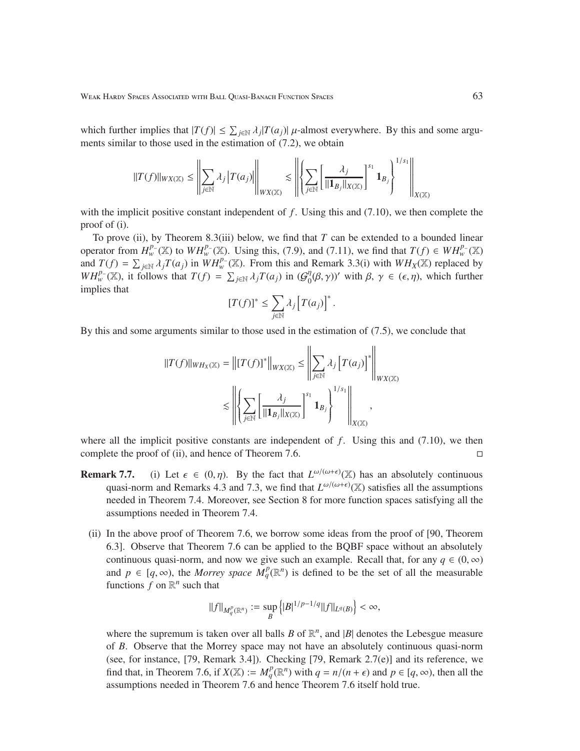which further implies that $|T(f)| \leq \sum_{j\in\mathbb{N}} \lambda_j |T(a_j)|$ $\mu$-almost everywhere. By this and some arguments similar to those used in the estimation of (7.2), we obtain

$$\|T(f)\|_{WX(\mathbb{X})} \leq \left\| \sum_{j\in\mathbb{N}} \lambda_j \left|T(a_j)\right| \right\|_{WX(\mathbb{X})} \lesssim \left\| \left\{ \sum_{j\in\mathbb{N}} \left[ \frac{\lambda_j}{\|\mathbf{1}_{B_j}\|_{X(\mathbb{X})}} \right]^{s_1} \mathbf{1}_{B_j} \right\}^{1/s_1} \right\|_{X(\mathbb{X})}$$

with the implicit positive constant independent of $f$. Using this and (7.10), we then complete the proof of (i).

To prove (ii), by Theorem 8.3(iii) below, we find that $T$ can be extended to a bounded linear operator from $H_w^{p_-}(\mathbb{X})$ to $WH_w^{p_-}(\mathbb{X})$. Using this, (7.9), and (7.11), we find that $T(f) \in WH_w^{p_-}(\mathbb{X})$ and $T(f) = \sum_{j\in\mathbb{N}} \lambda_j T(a_j)$ in $WH_w^{p_-}(\mathbb{X})$. From this and Remark 3.3(i) with $WH_X(\mathbb{X})$ replaced by $WH_w^{p_-}(\mathbb{X})$, it follows that $T(f) = \sum_{j\in\mathbb{N}} \lambda_j T(a_j)$ in $(\mathcal{G}_0^\eta(\beta,\gamma))'$ with $\beta, \gamma \in (\epsilon, \eta)$, which further implies that

$$[T(f)]^* \leq \sum_{j\in\mathbb{N}} \lambda_j \left[T(a_j)\right]^*.$$

By this and some arguments similar to those used in the estimation of (7.5), we conclude that

$$\begin{aligned}
\|T(f)\|_{WH_X(\mathbb{X})} = \left\|[T(f)]^*\right\|_{WX(\mathbb{X})} &\leq \left\| \sum_{j\in\mathbb{N}} \lambda_j \left[T(a_j)\right]^* \right\|_{WX(\mathbb{X})} \\
&\lesssim \left\| \left\{ \sum_{j\in\mathbb{N}} \left[ \frac{\lambda_j}{\|\mathbf{1}_{B_j}\|_{X(\mathbb{X})}} \right]^{s_1} \mathbf{1}_{B_j} \right\}^{1/s_1} \right\|_{X(\mathbb{X})},
\end{aligned}$$

where all the implicit positive constants are independent of $f$. Using this and (7.10), we then complete the proof of (ii), and hence of Theorem 7.6. ◻

**Remark 7.7.** (i) Let $\epsilon \in (0, \eta)$. By the fact that $L^{\omega/(\omega+\epsilon)}(\mathbb{X})$ has an absolutely continuous quasi-norm and Remarks 4.3 and 7.3, we find that $L^{\omega/(\omega+\epsilon)}(\mathbb{X})$ satisfies all the assumptions needed in Theorem 7.4. Moreover, see Section 8 for more function spaces satisfying all the assumptions needed in Theorem 7.4.

(ii) In the above proof of Theorem 7.6, we borrow some ideas from the proof of [90, Theorem 6.3]. Observe that Theorem 7.6 can be applied to the BQBF space without an absolutely continuous quasi-norm, and now we give such an example. Recall that, for any $q \in (0, \infty)$ and $p \in [q, \infty)$, the *Morrey space* $M_q^p(\mathbb{R}^n)$ is defined to be the set of all the measurable functions $f$ on $\mathbb{R}^n$ such that

$$\|f\|_{M_q^p(\mathbb{R}^n)} := \sup_B \left\{ |B|^{1/p-1/q} \|f\|_{L^q(B)} \right\} < \infty,$$

where the supremum is taken over all balls $B$ of $\mathbb{R}^n$, and $|B|$ denotes the Lebesgue measure of $B$. Observe that the Morrey space may not have an absolutely continuous quasi-norm (see, for instance, [79, Remark 3.4]). Checking [79, Remark 2.7(e)] and its reference, we find that, in Theorem 7.6, if $X(\mathbb{X}) := M_q^p(\mathbb{R}^n)$ with $q = n/(n+\epsilon)$ and $p \in [q, \infty)$, then all the assumptions needed in Theorem 7.6 and hence Theorem 7.6 itself hold true.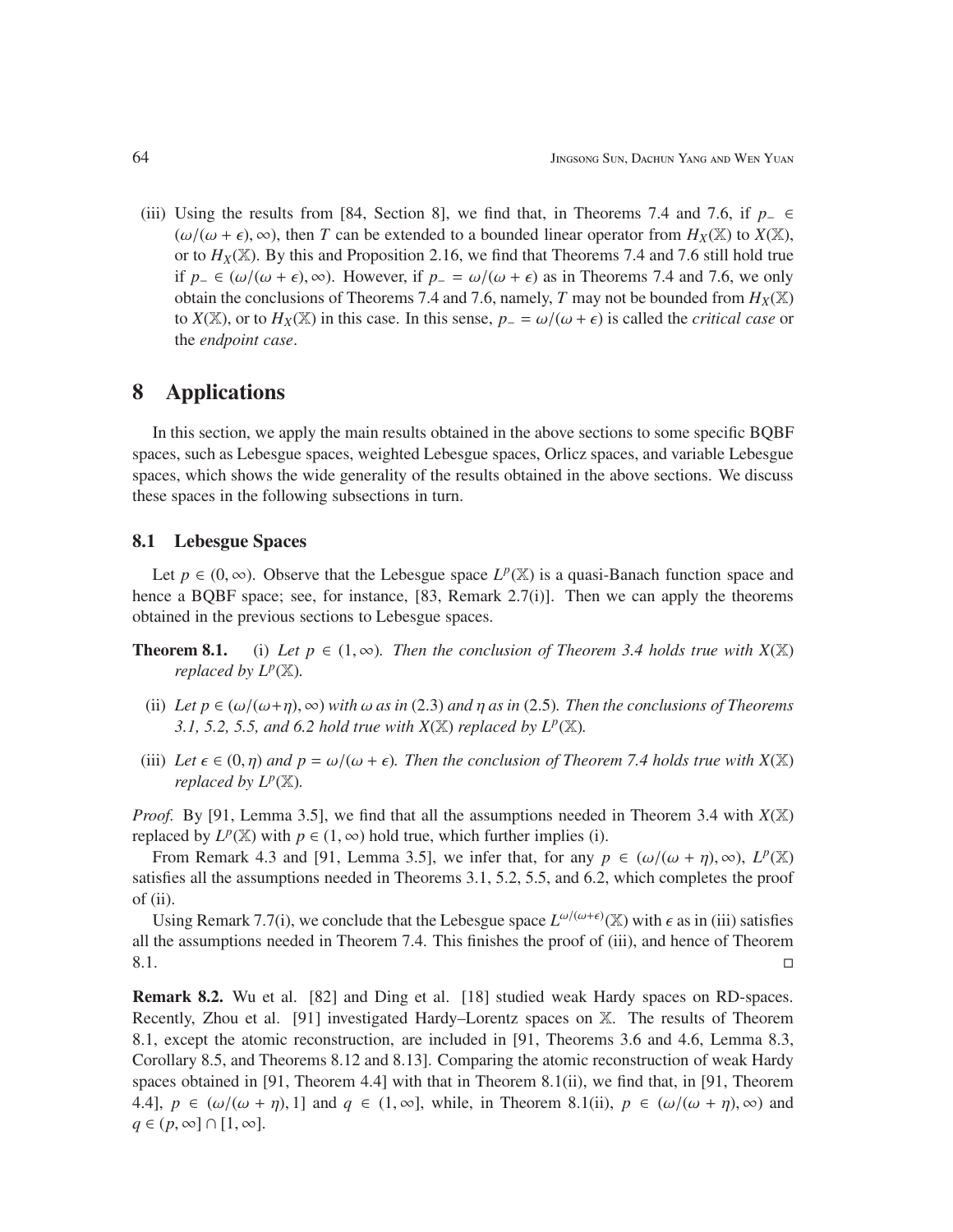(iii) Using the results from [84, Section 8], we find that, in Theorems 7.4 and 7.6, if $p_- \in (\omega/(\omega+\epsilon), \infty)$, then $T$ can be extended to a bounded linear operator from $H_X(\mathbb{X})$ to $X(\mathbb{X})$, or to $H_X(\mathbb{X})$. By this and Proposition 2.16, we find that Theorems 7.4 and 7.6 still hold true if $p_- \in (\omega/(\omega+\epsilon), \infty)$. However, if $p_- = \omega/(\omega+\epsilon)$ as in Theorems 7.4 and 7.6, we only obtain the conclusions of Theorems 7.4 and 7.6, namely, $T$ may not be bounded from $H_X(\mathbb{X})$ to $X(\mathbb{X})$, or to $H_X(\mathbb{X})$ in this case. In this sense, $p_- = \omega/(\omega+\epsilon)$ is called the *critical case* or the *endpoint case*.

# 8 Applications

In this section, we apply the main results obtained in the above sections to some specific BQBF spaces, such as Lebesgue spaces, weighted Lebesgue spaces, Orlicz spaces, and variable Lebesgue spaces, which shows the wide generality of the results obtained in the above sections. We discuss these spaces in the following subsections in turn.

## 8.1 Lebesgue Spaces

Let $p \in (0, \infty)$. Observe that the Lebesgue space $L^p(\mathbb{X})$ is a quasi-Banach function space and hence a BQBF space; see, for instance, [83, Remark 2.7(i)]. Then we can apply the theorems obtained in the previous sections to Lebesgue spaces.

**Theorem 8.1.** (i) *Let $p \in (1, \infty)$. Then the conclusion of Theorem 3.4 holds true with $X(\mathbb{X})$ replaced by $L^p(\mathbb{X})$.*

(ii) *Let $p \in (\omega/(\omega+\eta), \infty)$ with $\omega$ as in* (2.3) *and $\eta$ as in* (2.5)*. Then the conclusions of Theorems 3.1, 5.2, 5.5, and 6.2 hold true with $X(\mathbb{X})$ replaced by $L^p(\mathbb{X})$.*

(iii) *Let $\epsilon \in (0, \eta)$ and $p = \omega/(\omega+\epsilon)$. Then the conclusion of Theorem 7.4 holds true with $X(\mathbb{X})$ replaced by $L^p(\mathbb{X})$.*

*Proof.* By [91, Lemma 3.5], we find that all the assumptions needed in Theorem 3.4 with $X(\mathbb{X})$ replaced by $L^p(\mathbb{X})$ with $p \in (1, \infty)$ hold true, which further implies (i).

From Remark 4.3 and [91, Lemma 3.5], we infer that, for any $p \in (\omega/(\omega+\eta), \infty)$, $L^p(\mathbb{X})$ satisfies all the assumptions needed in Theorems 3.1, 5.2, 5.5, and 6.2, which completes the proof of (ii).

Using Remark 7.7(i), we conclude that the Lebesgue space $L^{\omega/(\omega+\epsilon)}(\mathbb{X})$ with $\epsilon$ as in (iii) satisfies all the assumptions needed in Theorem 7.4. This finishes the proof of (iii), and hence of Theorem 8.1. □

**Remark 8.2.** Wu et al. [82] and Ding et al. [18] studied weak Hardy spaces on RD-spaces. Recently, Zhou et al. [91] investigated Hardy–Lorentz spaces on $\mathbb{X}$. The results of Theorem 8.1, except the atomic reconstruction, are included in [91, Theorems 3.6 and 4.6, Lemma 8.3, Corollary 8.5, and Theorems 8.12 and 8.13]. Comparing the atomic reconstruction of weak Hardy spaces obtained in [91, Theorem 4.4] with that in Theorem 8.1(ii), we find that, in [91, Theorem 4.4], $p \in (\omega/(\omega+\eta), 1]$ and $q \in (1, \infty]$, while, in Theorem 8.1(ii), $p \in (\omega/(\omega+\eta), \infty)$ and $q \in (p, \infty] \cap [1, \infty]$.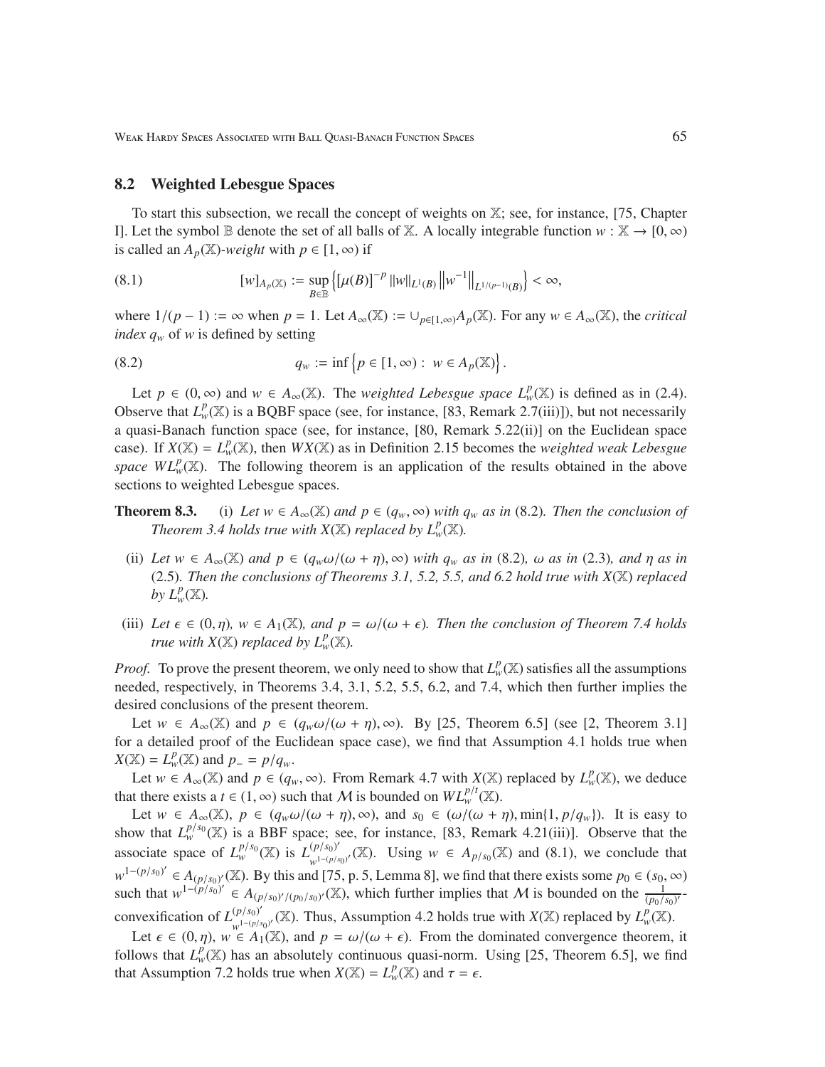## 8.2 Weighted Lebesgue Spaces

To start this subsection, we recall the concept of weights on $\mathbb{X}$; see, for instance, [75, Chapter I]. Let the symbol $\mathbb{B}$ denote the set of all balls of $\mathbb{X}$. A locally integrable function $w : \mathbb{X} \to [0, \infty)$ is called an $A_p(\mathbb{X})$-*weight* with $p \in [1, \infty)$ if

$$[w]_{A_p(\mathbb{X})} := \sup_{B \in \mathbb{B}} \left\{ [\mu(B)]^{-p} \|w\|_{L^1(B)} \left\| w^{-1} \right\|_{L^{1/(p-1)}(B)} \right\} < \infty, \tag{8.1}$$

where $1/(p-1) := \infty$ when $p = 1$. Let $A_\infty(\mathbb{X}) := \cup_{p \in [1,\infty)} A_p(\mathbb{X})$. For any $w \in A_\infty(\mathbb{X})$, the *critical index* $q_w$ of $w$ is defined by setting

$$q_w := \inf \left\{ p \in [1, \infty) : \ w \in A_p(\mathbb{X}) \right\}. \tag{8.2}$$

Let $p \in (0, \infty)$ and $w \in A_\infty(\mathbb{X})$. The *weighted Lebesgue space* $L^p_w(\mathbb{X})$ is defined as in (2.4). Observe that $L^p_w(\mathbb{X})$ is a BQBF space (see, for instance, [83, Remark 2.7(iii)]), but not necessarily a quasi-Banach function space (see, for instance, [80, Remark 5.22(ii)] on the Euclidean space case). If $X(\mathbb{X}) = L^p_w(\mathbb{X})$, then $WX(\mathbb{X})$ as in Definition 2.15 becomes the *weighted weak Lebesgue space* $WL^p_w(\mathbb{X})$. The following theorem is an application of the results obtained in the above sections to weighted Lebesgue spaces.

**Theorem 8.3.** (i) *Let $w \in A_\infty(\mathbb{X})$ and $p \in (q_w, \infty)$ with $q_w$ as in* (8.2)*. Then the conclusion of Theorem 3.4 holds true with $X(\mathbb{X})$ replaced by $L^p_w(\mathbb{X})$.*

(ii) *Let $w \in A_\infty(\mathbb{X})$ and $p \in (q_w\omega/(\omega + \eta), \infty)$ with $q_w$ as in* (8.2)*, $\omega$ as in* (2.3)*, and $\eta$ as in* (2.5)*. Then the conclusions of Theorems 3.1, 5.2, 5.5, and 6.2 hold true with $X(\mathbb{X})$ replaced by $L^p_w(\mathbb{X})$.*

(iii) *Let $\epsilon \in (0, \eta)$, $w \in A_1(\mathbb{X})$, and $p = \omega/(\omega + \epsilon)$. Then the conclusion of Theorem 7.4 holds true with $X(\mathbb{X})$ replaced by $L^p_w(\mathbb{X})$.*

*Proof.* To prove the present theorem, we only need to show that $L^p_w(\mathbb{X})$ satisfies all the assumptions needed, respectively, in Theorems 3.4, 3.1, 5.2, 5.5, 6.2, and 7.4, which then further implies the desired conclusions of the present theorem.

Let $w \in A_\infty(\mathbb{X})$ and $p \in (q_w\omega/(\omega + \eta), \infty)$. By [25, Theorem 6.5] (see [2, Theorem 3.1] for a detailed proof of the Euclidean space case), we find that Assumption 4.1 holds true when $X(\mathbb{X}) = L^p_w(\mathbb{X})$ and $p_- = p/q_w$.

Let $w \in A_\infty(\mathbb{X})$ and $p \in (q_w, \infty)$. From Remark 4.7 with $X(\mathbb{X})$ replaced by $L^p_w(\mathbb{X})$, we deduce that there exists a $t \in (1, \infty)$ such that $\mathcal{M}$ is bounded on $WL^{p/t}_w(\mathbb{X})$.

Let $w \in A_\infty(\mathbb{X})$, $p \in (q_w\omega/(\omega + \eta), \infty)$, and $s_0 \in (\omega/(\omega + \eta), \min\{1, p/q_w\})$. It is easy to show that $L^{p/s_0}_w(\mathbb{X})$ is a BBF space; see, for instance, [83, Remark 4.21(iii)]. Observe that the associate space of $L^{p/s_0}_w(\mathbb{X})$ is $L^{(p/s_0)'}_{w^{1-(p/s_0)'}}(\mathbb{X})$. Using $w \in A_{p/s_0}(\mathbb{X})$ and (8.1), we conclude that $w^{1-(p/s_0)'} \in A_{(p/s_0)'}(\mathbb{X})$. By this and [75, p. 5, Lemma 8], we find that there exists some $p_0 \in (s_0, \infty)$ such that $w^{1-(p/s_0)'} \in A_{(p/s_0)'/(p_0/s_0)'}(\mathbb{X})$, which further implies that $\mathcal{M}$ is bounded on the $\frac{1}{(p_0/s_0)'}$-convexification of $L^{(p/s_0)'}_{w^{1-(p/s_0)'}}(\mathbb{X})$. Thus, Assumption 4.2 holds true with $X(\mathbb{X})$ replaced by $L^p_w(\mathbb{X})$.

Let $\epsilon \in (0, \eta)$, $w \in A_1(\mathbb{X})$, and $p = \omega/(\omega + \epsilon)$. From the dominated convergence theorem, it follows that $L^p_w(\mathbb{X})$ has an absolutely continuous quasi-norm. Using [25, Theorem 6.5], we find that Assumption 7.2 holds true when $X(\mathbb{X}) = L^p_w(\mathbb{X})$ and $\tau = \epsilon$.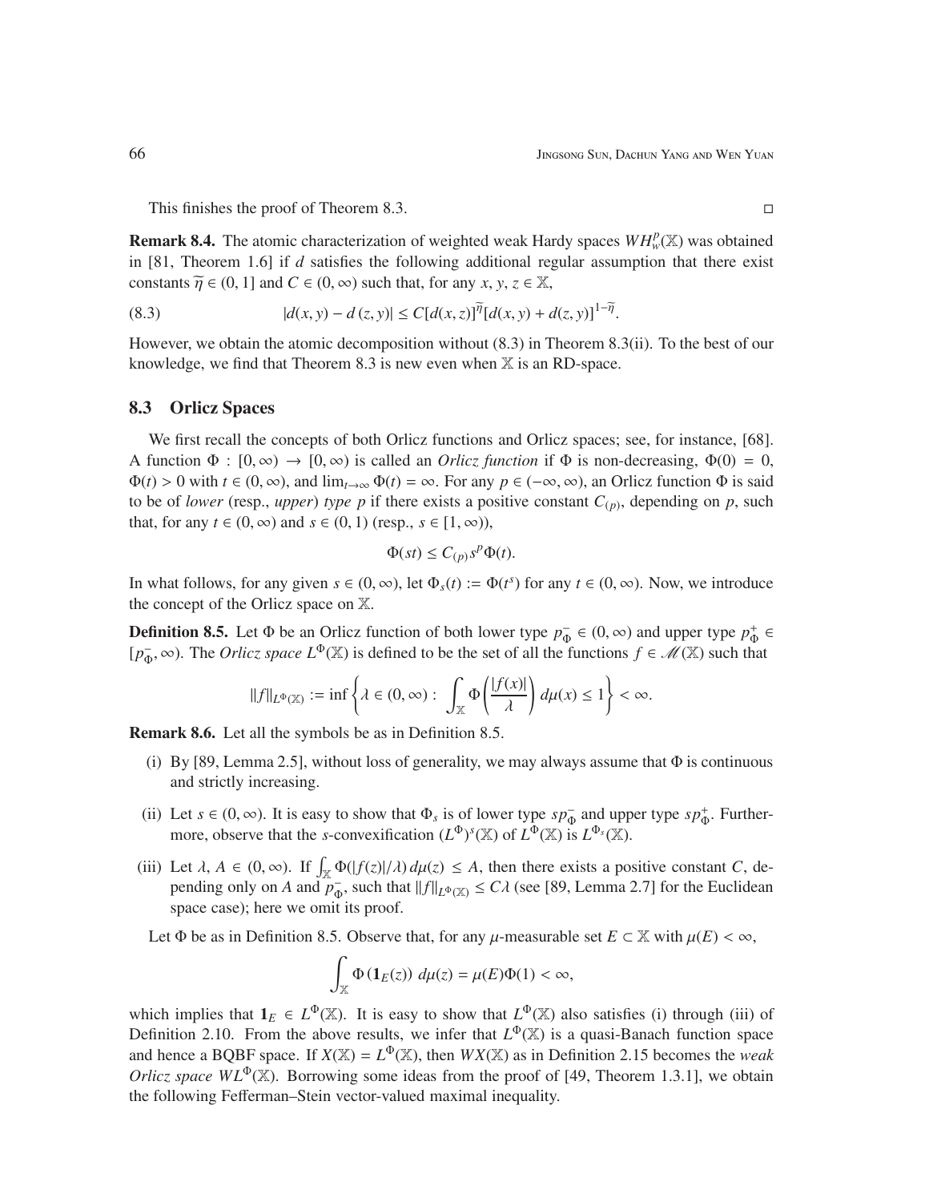This finishes the proof of Theorem 8.3. □

**Remark 8.4.** The atomic characterization of weighted weak Hardy spaces $WH^p_w(\mathbb{X})$ was obtained in [81, Theorem 1.6] if $d$ satisfies the following additional regular assumption that there exist constants $\widetilde{\eta} \in (0, 1]$ and $C \in (0, \infty)$ such that, for any $x, y, z \in \mathbb{X}$,

$$
|d(x, y) - d(z, y)| \leq C[d(x, z)]^{\widetilde{\eta}}[d(x, y) + d(z, y)]^{1-\widetilde{\eta}}. \tag{8.3}
$$

However, we obtain the atomic decomposition without (8.3) in Theorem 8.3(ii). To the best of our knowledge, we find that Theorem 8.3 is new even when $\mathbb{X}$ is an RD-space.

### 8.3 Orlicz Spaces

We first recall the concepts of both Orlicz functions and Orlicz spaces; see, for instance, [68]. A function $\Phi : [0, \infty) \to [0, \infty)$ is called an *Orlicz function* if $\Phi$ is non-decreasing, $\Phi(0) = 0$, $\Phi(t) > 0$ with $t \in (0, \infty)$, and $\lim_{t\to\infty} \Phi(t) = \infty$. For any $p \in (-\infty, \infty)$, an Orlicz function $\Phi$ is said to be of *lower* (resp., *upper*) *type* $p$ if there exists a positive constant $C_{(p)}$, depending on $p$, such that, for any $t \in (0, \infty)$ and $s \in (0, 1)$ (resp., $s \in [1, \infty)$),

$$
\Phi(st) \leq C_{(p)} s^p \Phi(t).
$$

In what follows, for any given $s \in (0, \infty)$, let $\Phi_s(t) := \Phi(t^s)$ for any $t \in (0, \infty)$. Now, we introduce the concept of the Orlicz space on $\mathbb{X}$.

**Definition 8.5.** Let $\Phi$ be an Orlicz function of both lower type $p^-_\Phi \in (0, \infty)$ and upper type $p^+_\Phi \in [p^-_\Phi, \infty)$. The *Orlicz space* $L^\Phi(\mathbb{X})$ is defined to be the set of all the functions $f \in \mathscr{M}(\mathbb{X})$ such that

$$
\|f\|_{L^\Phi(\mathbb{X})} := \inf\left\{\lambda \in (0, \infty) : \int_{\mathbb{X}} \Phi\left(\frac{|f(x)|}{\lambda}\right) d\mu(x) \leq 1\right\} < \infty.
$$

**Remark 8.6.** Let all the symbols be as in Definition 8.5.

(i) By [89, Lemma 2.5], without loss of generality, we may always assume that $\Phi$ is continuous and strictly increasing.

(ii) Let $s \in (0, \infty)$. It is easy to show that $\Phi_s$ is of lower type $sp^-_\Phi$ and upper type $sp^+_\Phi$. Furthermore, observe that the $s$-convexification $(L^\Phi)^s(\mathbb{X})$ of $L^\Phi(\mathbb{X})$ is $L^{\Phi_s}(\mathbb{X})$.

(iii) Let $\lambda, A \in (0, \infty)$. If $\int_{\mathbb{X}} \Phi(|f(z)|/\lambda)\, d\mu(z) \leq A$, then there exists a positive constant $C$, depending only on $A$ and $p^-_\Phi$, such that $\|f\|_{L^\Phi(\mathbb{X})} \leq C\lambda$ (see [89, Lemma 2.7] for the Euclidean space case); here we omit its proof.

Let $\Phi$ be as in Definition 8.5. Observe that, for any $\mu$-measurable set $E \subset \mathbb{X}$ with $\mu(E) < \infty$,

$$
\int_{\mathbb{X}} \Phi(\mathbf{1}_E(z))\, d\mu(z) = \mu(E)\Phi(1) < \infty,
$$

which implies that $\mathbf{1}_E \in L^\Phi(\mathbb{X})$. It is easy to show that $L^\Phi(\mathbb{X})$ also satisfies (i) through (iii) of Definition 2.10. From the above results, we infer that $L^\Phi(\mathbb{X})$ is a quasi-Banach function space and hence a BQBF space. If $X(\mathbb{X}) = L^\Phi(\mathbb{X})$, then $WX(\mathbb{X})$ as in Definition 2.15 becomes the *weak Orlicz space* $WL^\Phi(\mathbb{X})$. Borrowing some ideas from the proof of [49, Theorem 1.3.1], we obtain the following Fefferman–Stein vector-valued maximal inequality.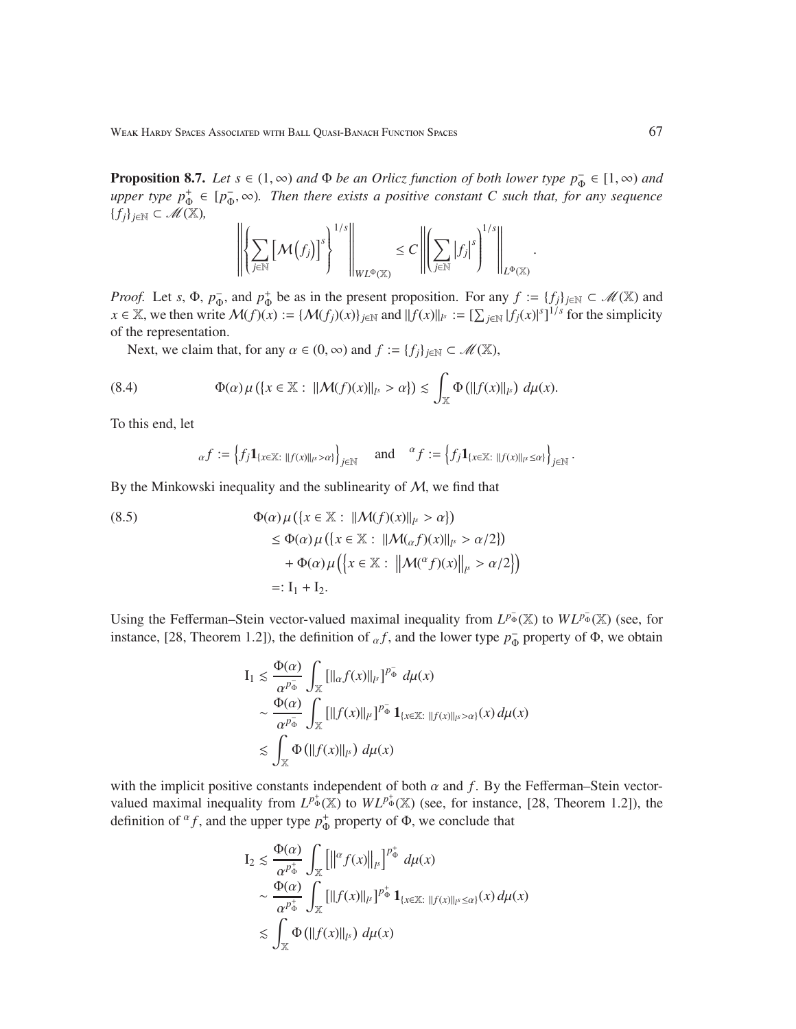**Proposition 8.7.** *Let $s \in (1, \infty)$ and $\Phi$ be an Orlicz function of both lower type $p_\Phi^- \in [1, \infty)$ and upper type $p_\Phi^+ \in [p_\Phi^-, \infty)$. Then there exists a positive constant $C$ such that, for any sequence $\{f_j\}_{j\in\mathbb{N}} \subset \mathscr{M}(\mathbb{X})$,*

$$\left\| \left\{ \sum_{j\in\mathbb{N}} \left[ \mathcal{M}\left(f_j\right) \right]^s \right\}^{1/s} \right\|_{WL^\Phi(\mathbb{X})} \leq C \left\| \left( \sum_{j\in\mathbb{N}} \left| f_j \right|^s \right)^{1/s} \right\|_{L^\Phi(\mathbb{X})}.$$

*Proof.* Let $s$, $\Phi$, $p_\Phi^-$, and $p_\Phi^+$ be as in the present proposition. For any $f := \{f_j\}_{j\in\mathbb{N}} \subset \mathscr{M}(\mathbb{X})$ and $x \in \mathbb{X}$, we then write $\mathcal{M}(f)(x) := \{\mathcal{M}(f_j)(x)\}_{j\in\mathbb{N}}$ and $\|f(x)\|_{l^s} := [\sum_{j\in\mathbb{N}} |f_j(x)|^s]^{1/s}$ for the simplicity of the representation.

Next, we claim that, for any $\alpha \in (0, \infty)$ and $f := \{f_j\}_{j\in\mathbb{N}} \subset \mathscr{M}(\mathbb{X})$,

$$\Phi(\alpha)\,\mu\left(\{x \in \mathbb{X} : \|\mathcal{M}(f)(x)\|_{l^s} > \alpha\}\right) \lesssim \int_{\mathbb{X}} \Phi\left(\|f(x)\|_{l^s}\right)\, d\mu(x). \tag{8.4}$$

To this end, let

$${}_\alpha f := \left\{ f_j \mathbf{1}_{\{x\in\mathbb{X}:\ \|f(x)\|_{l^s} > \alpha\}} \right\}_{j\in\mathbb{N}} \quad \text{and} \quad {}^\alpha f := \left\{ f_j \mathbf{1}_{\{x\in\mathbb{X}:\ \|f(x)\|_{l^s} \leq \alpha\}} \right\}_{j\in\mathbb{N}}.$$

By the Minkowski inequality and the sublinearity of $\mathcal{M}$, we find that

$$\begin{aligned}
&\Phi(\alpha)\,\mu\left(\{x \in \mathbb{X} : \|\mathcal{M}(f)(x)\|_{l^s} > \alpha\}\right) \\
&\quad \leq \Phi(\alpha)\,\mu\left(\{x \in \mathbb{X} : \|\mathcal{M}({}_\alpha f)(x)\|_{l^s} > \alpha/2\}\right) \\
&\qquad + \Phi(\alpha)\,\mu\left(\left\{x \in \mathbb{X} : \left\|\mathcal{M}({}^\alpha f)(x)\right\|_{l^s} > \alpha/2\right\}\right) \\
&\quad =: \mathrm{I}_1 + \mathrm{I}_2.
\end{aligned} \tag{8.5}$$

Using the Fefferman–Stein vector-valued maximal inequality from $L^{p_\Phi^-}(\mathbb{X})$ to $WL^{p_\Phi^-}(\mathbb{X})$ (see, for instance, [28, Theorem 1.2]), the definition of ${}_\alpha f$, and the lower type $p_\Phi^-$ property of $\Phi$, we obtain

$$\begin{aligned}
\mathrm{I}_1 &\lesssim \frac{\Phi(\alpha)}{\alpha^{p_\Phi^-}} \int_{\mathbb{X}} \left[\|{}_\alpha f(x)\|_{l^s}\right]^{p_\Phi^-}\, d\mu(x) \\
&\sim \frac{\Phi(\alpha)}{\alpha^{p_\Phi^-}} \int_{\mathbb{X}} \left[\|f(x)\|_{l^s}\right]^{p_\Phi^-} \mathbf{1}_{\{x\in\mathbb{X}:\ \|f(x)\|_{l^s} > \alpha\}}(x)\, d\mu(x) \\
&\lesssim \int_{\mathbb{X}} \Phi\left(\|f(x)\|_{l^s}\right)\, d\mu(x)
\end{aligned}$$

with the implicit positive constants independent of both $\alpha$ and $f$. By the Fefferman–Stein vector-valued maximal inequality from $L^{p_\Phi^+}(\mathbb{X})$ to $WL^{p_\Phi^+}(\mathbb{X})$ (see, for instance, [28, Theorem 1.2]), the definition of ${}^\alpha f$, and the upper type $p_\Phi^+$ property of $\Phi$, we conclude that

$$\begin{aligned}
\mathrm{I}_2 &\lesssim \frac{\Phi(\alpha)}{\alpha^{p_\Phi^+}} \int_{\mathbb{X}} \left[\left\|{}^\alpha f(x)\right\|_{l^s}\right]^{p_\Phi^+}\, d\mu(x) \\
&\sim \frac{\Phi(\alpha)}{\alpha^{p_\Phi^+}} \int_{\mathbb{X}} \left[\|f(x)\|_{l^s}\right]^{p_\Phi^+} \mathbf{1}_{\{x\in\mathbb{X}:\ \|f(x)\|_{l^s} \leq \alpha\}}(x)\, d\mu(x) \\
&\lesssim \int_{\mathbb{X}} \Phi\left(\|f(x)\|_{l^s}\right)\, d\mu(x)
\end{aligned}$$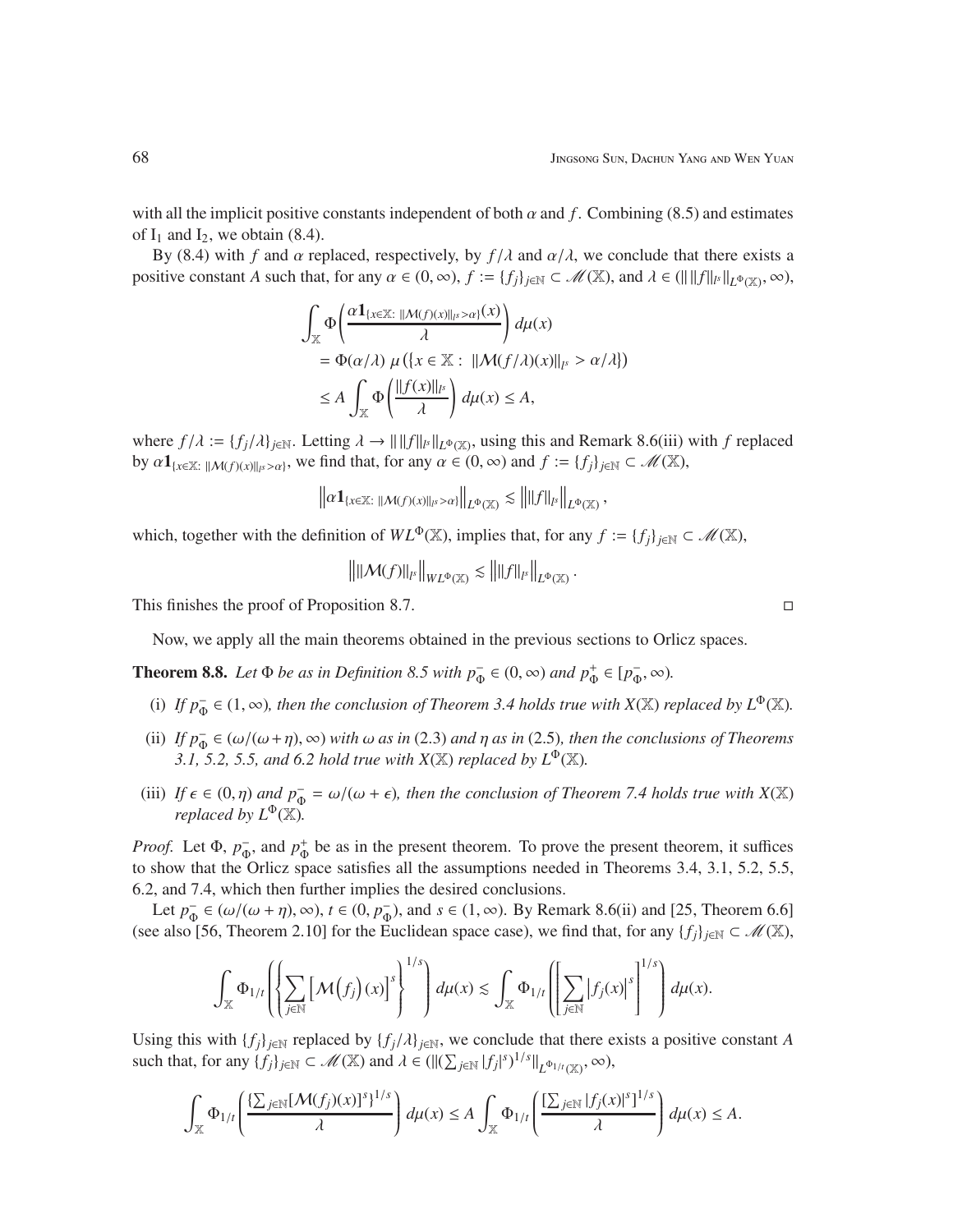with all the implicit positive constants independent of both $\alpha$ and $f$. Combining (8.5) and estimates of $\mathrm{I}_1$ and $\mathrm{I}_2$, we obtain (8.4).

By (8.4) with $f$ and $\alpha$ replaced, respectively, by $f/\lambda$ and $\alpha/\lambda$, we conclude that there exists a positive constant $A$ such that, for any $\alpha \in (0,\infty)$, $f := \{f_j\}_{j\in\mathbb{N}} \subset \mathscr{M}(\mathbb{X})$, and $\lambda \in (\|\|f\|_{l^s}\|_{L^\Phi(\mathbb{X})}, \infty)$,

$$
\begin{aligned}
\int_{\mathbb{X}} \Phi\left(\frac{\alpha \mathbf{1}_{\{x\in\mathbb{X}:\ \|\mathcal{M}(f)(x)\|_{l^s}>\alpha\}}(x)}{\lambda}\right) d\mu(x)
&= \Phi(\alpha/\lambda)\, \mu\left(\{x\in\mathbb{X}:\ \|\mathcal{M}(f/\lambda)(x)\|_{l^s} > \alpha/\lambda\}\right)\\
&\le A\int_{\mathbb{X}} \Phi\left(\frac{\|f(x)\|_{l^s}}{\lambda}\right) d\mu(x) \le A,
\end{aligned}
$$

where $f/\lambda := \{f_j/\lambda\}_{j\in\mathbb{N}}$. Letting $\lambda \to \|\|f\|_{l^s}\|_{L^\Phi(\mathbb{X})}$, using this and Remark 8.6(iii) with $f$ replaced by $\alpha\mathbf{1}_{\{x\in\mathbb{X}:\ \|\mathcal{M}(f)(x)\|_{l^s}>\alpha\}}$, we find that, for any $\alpha\in(0,\infty)$ and $f := \{f_j\}_{j\in\mathbb{N}} \subset \mathscr{M}(\mathbb{X})$,

$$
\left\|\alpha\mathbf{1}_{\{x\in\mathbb{X}:\ \|\mathcal{M}(f)(x)\|_{l^s}>\alpha\}}\right\|_{L^\Phi(\mathbb{X})} \lesssim \left\|\|f\|_{l^s}\right\|_{L^\Phi(\mathbb{X})},
$$

which, together with the definition of $WL^\Phi(\mathbb{X})$, implies that, for any $f := \{f_j\}_{j\in\mathbb{N}} \subset \mathscr{M}(\mathbb{X})$,

$$
\left\|\|\mathcal{M}(f)\|_{l^s}\right\|_{WL^\Phi(\mathbb{X})} \lesssim \left\|\|f\|_{l^s}\right\|_{L^\Phi(\mathbb{X})}.
$$

This finishes the proof of Proposition 8.7. □

Now, we apply all the main theorems obtained in the previous sections to Orlicz spaces.

**Theorem 8.8.** *Let $\Phi$ be as in Definition 8.5 with $p_\Phi^- \in (0,\infty)$ and $p_\Phi^+ \in [p_\Phi^-,\infty)$.*

- (i) *If $p_\Phi^- \in (1,\infty)$, then the conclusion of Theorem 3.4 holds true with $X(\mathbb{X})$ replaced by $L^\Phi(\mathbb{X})$.*
- (ii) *If $p_\Phi^- \in (\omega/(\omega+\eta),\infty)$ with $\omega$ as in (2.3) and $\eta$ as in (2.5), then the conclusions of Theorems 3.1, 5.2, 5.5, and 6.2 hold true with $X(\mathbb{X})$ replaced by $L^\Phi(\mathbb{X})$.*
- (iii) *If $\epsilon \in (0,\eta)$ and $p_\Phi^- = \omega/(\omega+\epsilon)$, then the conclusion of Theorem 7.4 holds true with $X(\mathbb{X})$ replaced by $L^\Phi(\mathbb{X})$.*

*Proof.* Let $\Phi$, $p_\Phi^-$, and $p_\Phi^+$ be as in the present theorem. To prove the present theorem, it suffices to show that the Orlicz space satisfies all the assumptions needed in Theorems 3.4, 3.1, 5.2, 5.5, 6.2, and 7.4, which then further implies the desired conclusions.

Let $p_\Phi^- \in (\omega/(\omega+\eta),\infty)$, $t\in(0,p_\Phi^-)$, and $s\in(1,\infty)$. By Remark 8.6(ii) and [25, Theorem 6.6] (see also [56, Theorem 2.10] for the Euclidean space case), we find that, for any $\{f_j\}_{j\in\mathbb{N}} \subset \mathscr{M}(\mathbb{X})$,

$$
\int_{\mathbb{X}} \Phi_{1/t}\left(\left\{\sum_{j\in\mathbb{N}}\left[\mathcal{M}\left(f_j\right)(x)\right]^s\right\}^{1/s}\right) d\mu(x) \lesssim \int_{\mathbb{X}} \Phi_{1/t}\left(\left[\sum_{j\in\mathbb{N}}\left|f_j(x)\right|^s\right]^{1/s}\right) d\mu(x).
$$

Using this with $\{f_j\}_{j\in\mathbb{N}}$ replaced by $\{f_j/\lambda\}_{j\in\mathbb{N}}$, we conclude that there exists a positive constant $A$ such that, for any $\{f_j\}_{j\in\mathbb{N}} \subset \mathscr{M}(\mathbb{X})$ and $\lambda \in (\|(\sum_{j\in\mathbb{N}}|f_j|^s)^{1/s}\|_{L^{\Phi_{1/t}}(\mathbb{X})}, \infty)$,

$$
\int_{\mathbb{X}} \Phi_{1/t}\left(\frac{\{\sum_{j\in\mathbb{N}}[\mathcal{M}(f_j)(x)]^s\}^{1/s}}{\lambda}\right) d\mu(x) \le A\int_{\mathbb{X}} \Phi_{1/t}\left(\frac{[\sum_{j\in\mathbb{N}}|f_j(x)|^s]^{1/s}}{\lambda}\right) d\mu(x) \le A.
$$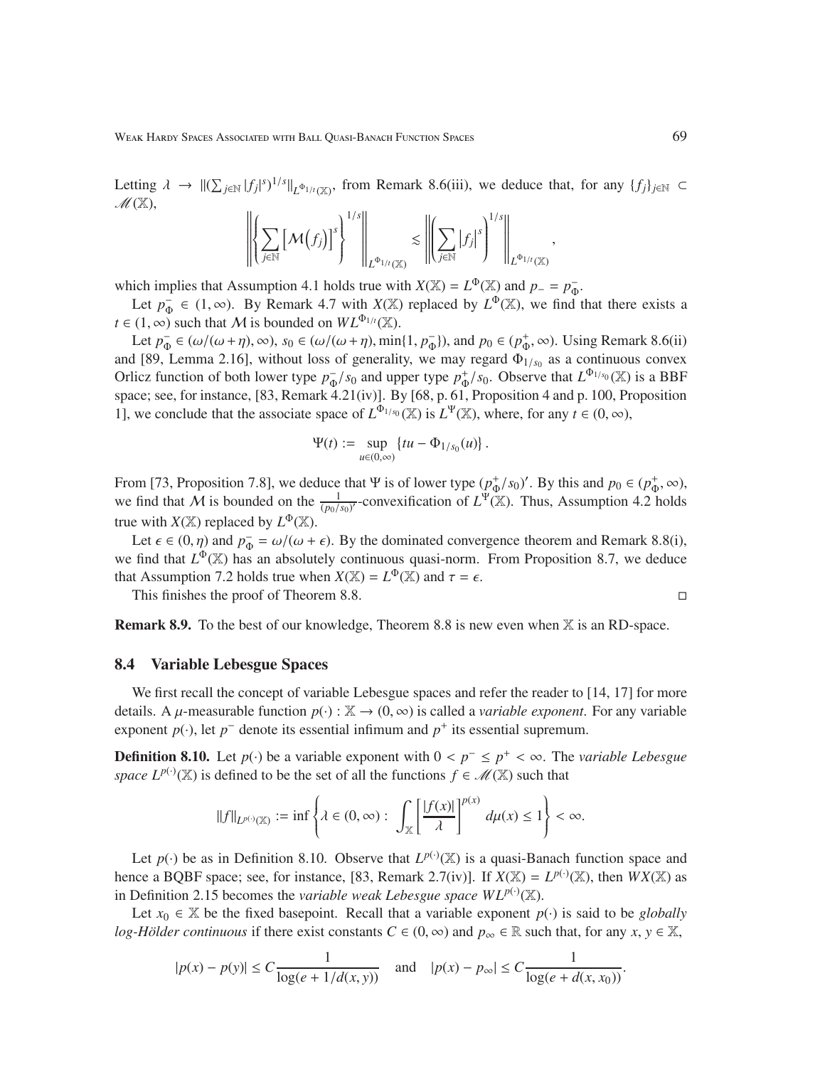Letting $\lambda \to \|(\sum_{j\in\mathbb{N}} |f_j|^s)^{1/s}\|_{L^{\Phi_{1/t}}(\mathbb{X})}$, from Remark 8.6(iii), we deduce that, for any $\{f_j\}_{j\in\mathbb{N}} \subset \mathscr{M}(\mathbb{X})$,

$$\left\| \left\{ \sum_{j\in\mathbb{N}} \left[\mathcal{M}(f_j)\right]^s \right\}^{1/s} \right\|_{L^{\Phi_{1/t}}(\mathbb{X})} \lesssim \left\| \left( \sum_{j\in\mathbb{N}} |f_j|^s \right)^{1/s} \right\|_{L^{\Phi_{1/t}}(\mathbb{X})},$$

which implies that Assumption 4.1 holds true with $X(\mathbb{X}) = L^{\Phi}(\mathbb{X})$ and $p_- = p_\Phi^-$.

Let $p_\Phi^- \in (1,\infty)$. By Remark 4.7 with $X(\mathbb{X})$ replaced by $L^\Phi(\mathbb{X})$, we find that there exists a $t \in (1,\infty)$ such that $\mathcal{M}$ is bounded on $WL^{\Phi_{1/t}}(\mathbb{X})$.

Let $p_\Phi^- \in (\omega/(\omega+\eta),\infty)$, $s_0 \in (\omega/(\omega+\eta), \min\{1, p_\Phi^-\})$, and $p_0 \in (p_\Phi^+,\infty)$. Using Remark 8.6(ii) and [89, Lemma 2.16], without loss of generality, we may regard $\Phi_{1/s_0}$ as a continuous convex Orlicz function of both lower type $p_\Phi^-/s_0$ and upper type $p_\Phi^+/s_0$. Observe that $L^{\Phi_{1/s_0}}(\mathbb{X})$ is a BBF space; see, for instance, [83, Remark 4.21(iv)]. By [68, p. 61, Proposition 4 and p. 100, Proposition 1], we conclude that the associate space of $L^{\Phi_{1/s_0}}(\mathbb{X})$ is $L^\Psi(\mathbb{X})$, where, for any $t \in (0,\infty)$,

$$\Psi(t) := \sup_{u\in(0,\infty)} \left\{ tu - \Phi_{1/s_0}(u) \right\}.$$

From [73, Proposition 7.8], we deduce that $\Psi$ is of lower type $(p_\Phi^+/s_0)'$. By this and $p_0 \in (p_\Phi^+,\infty)$, we find that $\mathcal{M}$ is bounded on the $\frac{1}{(p_0/s_0)'}$-convexification of $L^\Psi(\mathbb{X})$. Thus, Assumption 4.2 holds true with $X(\mathbb{X})$ replaced by $L^\Phi(\mathbb{X})$.

Let $\epsilon \in (0,\eta)$ and $p_\Phi^- = \omega/(\omega+\epsilon)$. By the dominated convergence theorem and Remark 8.8(i), we find that $L^\Phi(\mathbb{X})$ has an absolutely continuous quasi-norm. From Proposition 8.7, we deduce that Assumption 7.2 holds true when $X(\mathbb{X}) = L^\Phi(\mathbb{X})$ and $\tau = \epsilon$.

This finishes the proof of Theorem 8.8. □

**Remark 8.9.** To the best of our knowledge, Theorem 8.8 is new even when $\mathbb{X}$ is an RD-space.

## 8.4 Variable Lebesgue Spaces

We first recall the concept of variable Lebesgue spaces and refer the reader to [14, 17] for more details. A $\mu$-measurable function $p(\cdot) : \mathbb{X} \to (0,\infty)$ is called a *variable exponent*. For any variable exponent $p(\cdot)$, let $p^-$ denote its essential infimum and $p^+$ its essential supremum.

**Definition 8.10.** Let $p(\cdot)$ be a variable exponent with $0 < p^- \le p^+ < \infty$. The *variable Lebesgue space* $L^{p(\cdot)}(\mathbb{X})$ is defined to be the set of all the functions $f \in \mathscr{M}(\mathbb{X})$ such that

$$\|f\|_{L^{p(\cdot)}(\mathbb{X})} := \inf\left\{ \lambda \in (0,\infty) : \int_{\mathbb{X}} \left[\frac{|f(x)|}{\lambda}\right]^{p(x)} d\mu(x) \le 1 \right\} < \infty.$$

Let $p(\cdot)$ be as in Definition 8.10. Observe that $L^{p(\cdot)}(\mathbb{X})$ is a quasi-Banach function space and hence a BQBF space; see, for instance, [83, Remark 2.7(iv)]. If $X(\mathbb{X}) = L^{p(\cdot)}(\mathbb{X})$, then $WX(\mathbb{X})$ as in Definition 2.15 becomes the *variable weak Lebesgue space* $WL^{p(\cdot)}(\mathbb{X})$.

Let $x_0 \in \mathbb{X}$ be the fixed basepoint. Recall that a variable exponent $p(\cdot)$ is said to be *globally log-Hölder continuous* if there exist constants $C \in (0,\infty)$ and $p_\infty \in \mathbb{R}$ such that, for any $x, y \in \mathbb{X}$,

$$|p(x) - p(y)| \le C\frac{1}{\log(e + 1/d(x,y))} \quad \text{and} \quad |p(x) - p_\infty| \le C\frac{1}{\log(e + d(x,x_0))}.$$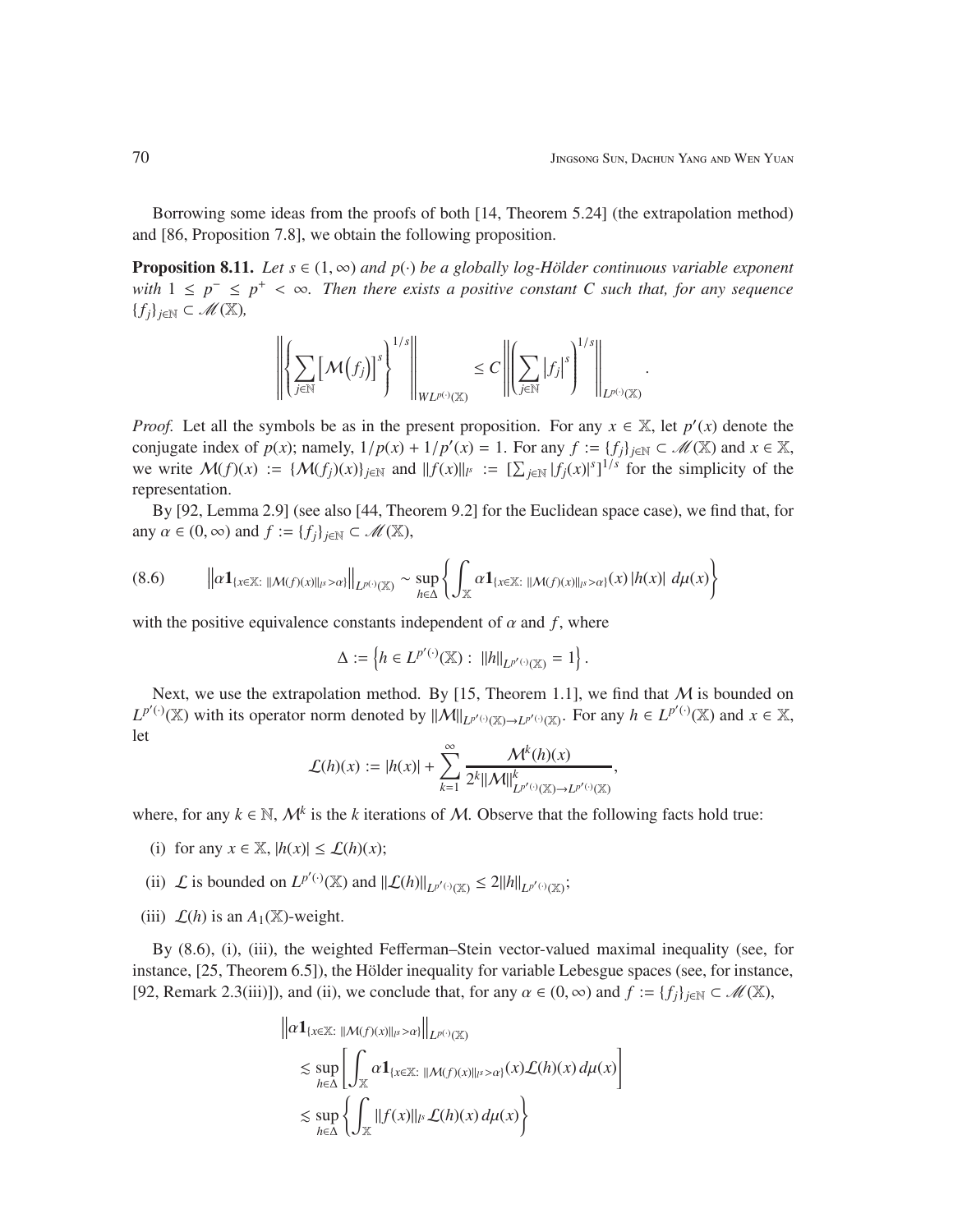Borrowing some ideas from the proofs of both [14, Theorem 5.24] (the extrapolation method) and [86, Proposition 7.8], we obtain the following proposition.

**Proposition 8.11.** *Let $s \in (1, \infty)$ and $p(\cdot)$ be a globally log-Hölder continuous variable exponent with $1 \le p^- \le p^+ < \infty$. Then there exists a positive constant $C$ such that, for any sequence $\{f_j\}_{j\in\mathbb{N}} \subset \mathscr{M}(\mathbb{X})$,*

$$\left\| \left\{ \sum_{j\in\mathbb{N}} \left[ \mathcal{M}\left(f_j\right) \right]^s \right\}^{1/s} \right\|_{WL^{p(\cdot)}(\mathbb{X})} \le C \left\| \left( \sum_{j\in\mathbb{N}} \left|f_j\right|^s \right)^{1/s} \right\|_{L^{p(\cdot)}(\mathbb{X})}.$$

*Proof.* Let all the symbols be as in the present proposition. For any $x \in \mathbb{X}$, let $p'(x)$ denote the conjugate index of $p(x)$; namely, $1/p(x) + 1/p'(x) = 1$. For any $f := \{f_j\}_{j\in\mathbb{N}} \subset \mathscr{M}(\mathbb{X})$ and $x \in \mathbb{X}$, we write $\mathcal{M}(f)(x) := \{\mathcal{M}(f_j)(x)\}_{j\in\mathbb{N}}$ and $\|f(x)\|_{l^s} := [\sum_{j\in\mathbb{N}} |f_j(x)|^s]^{1/s}$ for the simplicity of the representation.

By [92, Lemma 2.9] (see also [44, Theorem 9.2] for the Euclidean space case), we find that, for any $\alpha \in (0, \infty)$ and $f := \{f_j\}_{j\in\mathbb{N}} \subset \mathscr{M}(\mathbb{X})$,

$$\left\| \alpha \mathbf{1}_{\{x\in\mathbb{X}:\ \|\mathcal{M}(f)(x)\|_{l^s} > \alpha\}} \right\|_{L^{p(\cdot)}(\mathbb{X})} \sim \sup_{h\in\Delta} \left\{ \int_{\mathbb{X}} \alpha \mathbf{1}_{\{x\in\mathbb{X}:\ \|\mathcal{M}(f)(x)\|_{l^s} > \alpha\}}(x) \, |h(x)| \, d\mu(x) \right\} \tag{8.6}$$

with the positive equivalence constants independent of $\alpha$ and $f$, where

$$\Delta := \left\{ h \in L^{p'(\cdot)}(\mathbb{X}) : \ \|h\|_{L^{p'(\cdot)}(\mathbb{X})} = 1 \right\}.$$

Next, we use the extrapolation method. By [15, Theorem 1.1], we find that $\mathcal{M}$ is bounded on $L^{p'(\cdot)}(\mathbb{X})$ with its operator norm denoted by $\|\mathcal{M}\|_{L^{p'(\cdot)}(\mathbb{X}) \to L^{p'(\cdot)}(\mathbb{X})}$. For any $h \in L^{p'(\cdot)}(\mathbb{X})$ and $x \in \mathbb{X}$, let

$$\mathcal{L}(h)(x) := |h(x)| + \sum_{k=1}^{\infty} \frac{\mathcal{M}^k(h)(x)}{2^k \|\mathcal{M}\|^k_{L^{p'(\cdot)}(\mathbb{X}) \to L^{p'(\cdot)}(\mathbb{X})}},$$

where, for any $k \in \mathbb{N}$, $\mathcal{M}^k$ is the $k$ iterations of $\mathcal{M}$. Observe that the following facts hold true:

(i) for any $x \in \mathbb{X}$, $|h(x)| \le \mathcal{L}(h)(x)$;

(ii) $\mathcal{L}$ is bounded on $L^{p'(\cdot)}(\mathbb{X})$ and $\|\mathcal{L}(h)\|_{L^{p'(\cdot)}(\mathbb{X})} \le 2\|h\|_{L^{p'(\cdot)}(\mathbb{X})}$;

(iii) $\mathcal{L}(h)$ is an $A_1(\mathbb{X})$-weight.

By (8.6), (i), (iii), the weighted Fefferman–Stein vector-valued maximal inequality (see, for instance, [25, Theorem 6.5]), the Hölder inequality for variable Lebesgue spaces (see, for instance, [92, Remark 2.3(iii)]), and (ii), we conclude that, for any $\alpha \in (0, \infty)$ and $f := \{f_j\}_{j\in\mathbb{N}} \subset \mathscr{M}(\mathbb{X})$,

$$\begin{aligned}
&\left\| \alpha \mathbf{1}_{\{x\in\mathbb{X}:\ \|\mathcal{M}(f)(x)\|_{l^s} > \alpha\}} \right\|_{L^{p(\cdot)}(\mathbb{X})} \\
&\quad \lesssim \sup_{h\in\Delta} \left[ \int_{\mathbb{X}} \alpha \mathbf{1}_{\{x\in\mathbb{X}:\ \|\mathcal{M}(f)(x)\|_{l^s} > \alpha\}}(x) \mathcal{L}(h)(x) \, d\mu(x) \right] \\
&\quad \lesssim \sup_{h\in\Delta} \left\{ \int_{\mathbb{X}} \|f(x)\|_{l^s} \, \mathcal{L}(h)(x) \, d\mu(x) \right\}
\end{aligned}$$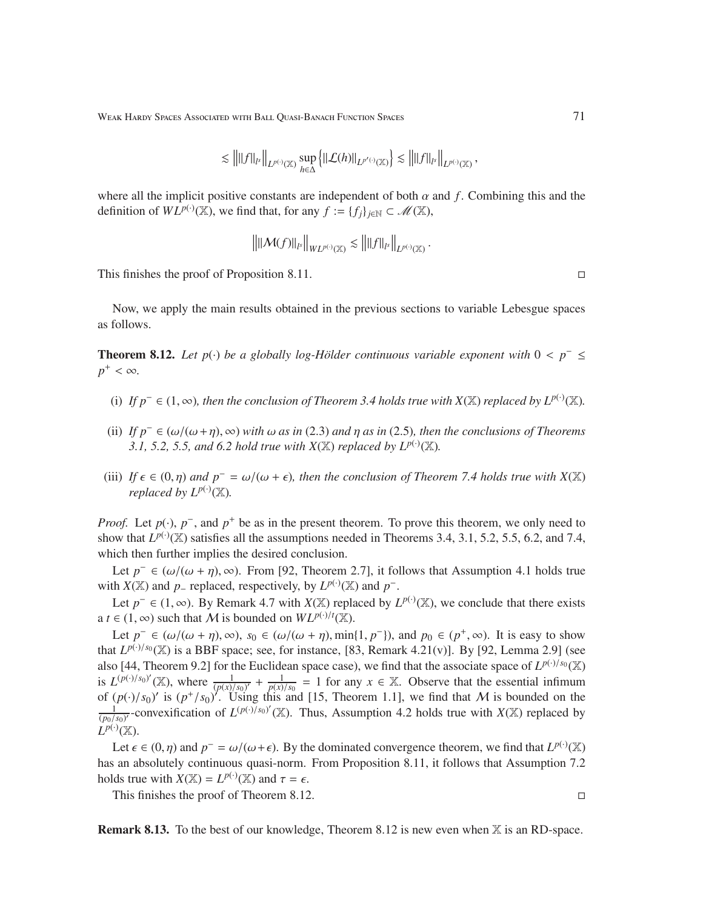$$\lesssim \left\| \|f\|_{l^s} \right\|_{L^{p(\cdot)}(\mathbb{X})} \sup_{h\in\Delta} \left\{ \|\mathcal{L}(h)\|_{L^{p'(\cdot)}(\mathbb{X})} \right\} \lesssim \left\| \|f\|_{l^s} \right\|_{L^{p(\cdot)}(\mathbb{X})},$$

where all the implicit positive constants are independent of both $\alpha$ and $f$. Combining this and the definition of $WL^{p(\cdot)}(\mathbb{X})$, we find that, for any $f := \{f_j\}_{j\in\mathbb{N}} \subset \mathscr{M}(\mathbb{X})$,

$$\left\| \|\mathcal{M}(f)\|_{l^s} \right\|_{WL^{p(\cdot)}(\mathbb{X})} \lesssim \left\| \|f\|_{l^s} \right\|_{L^{p(\cdot)}(\mathbb{X})}.$$

This finishes the proof of Proposition 8.11. □

Now, we apply the main results obtained in the previous sections to variable Lebesgue spaces as follows.

**Theorem 8.12.** *Let $p(\cdot)$ be a globally log-Hölder continuous variable exponent with $0 < p^- \leq p^+ < \infty$.*

(i) *If $p^- \in (1, \infty)$, then the conclusion of Theorem 3.4 holds true with $X(\mathbb{X})$ replaced by $L^{p(\cdot)}(\mathbb{X})$.*

(ii) *If $p^- \in (\omega/(\omega + \eta), \infty)$ with $\omega$ as in (2.3) and $\eta$ as in (2.5), then the conclusions of Theorems 3.1, 5.2, 5.5, and 6.2 hold true with $X(\mathbb{X})$ replaced by $L^{p(\cdot)}(\mathbb{X})$.*

(iii) *If $\epsilon \in (0, \eta)$ and $p^- = \omega/(\omega + \epsilon)$, then the conclusion of Theorem 7.4 holds true with $X(\mathbb{X})$ replaced by $L^{p(\cdot)}(\mathbb{X})$.*

*Proof.* Let $p(\cdot)$, $p^-$, and $p^+$ be as in the present theorem. To prove this theorem, we only need to show that $L^{p(\cdot)}(\mathbb{X})$ satisfies all the assumptions needed in Theorems 3.4, 3.1, 5.2, 5.5, 6.2, and 7.4, which then further implies the desired conclusion.

Let $p^- \in (\omega/(\omega + \eta), \infty)$. From [92, Theorem 2.7], it follows that Assumption 4.1 holds true with $X(\mathbb{X})$ and $p_-$ replaced, respectively, by $L^{p(\cdot)}(\mathbb{X})$ and $p^-$.

Let $p^- \in (1, \infty)$. By Remark 4.7 with $X(\mathbb{X})$ replaced by $L^{p(\cdot)}(\mathbb{X})$, we conclude that there exists a $t \in (1, \infty)$ such that $\mathcal{M}$ is bounded on $WL^{p(\cdot)/t}(\mathbb{X})$.

Let $p^- \in (\omega/(\omega + \eta), \infty)$, $s_0 \in (\omega/(\omega + \eta), \min\{1, p^-\})$, and $p_0 \in (p^+, \infty)$. It is easy to show that $L^{p(\cdot)/s_0}(\mathbb{X})$ is a BBF space; see, for instance, [83, Remark 4.21(v)]. By [92, Lemma 2.9] (see also [44, Theorem 9.2] for the Euclidean space case), we find that the associate space of $L^{p(\cdot)/s_0}(\mathbb{X})$ is $L^{(p(\cdot)/s_0)'}(\mathbb{X})$, where $\frac{1}{(p(x)/s_0)'} + \frac{1}{p(x)/s_0} = 1$ for any $x \in \mathbb{X}$. Observe that the essential infimum of $(p(\cdot)/s_0)'$ is $(p^+/s_0)'$. Using this and [15, Theorem 1.1], we find that $\mathcal{M}$ is bounded on the $\frac{1}{(p_0/s_0)'}$-convexification of $L^{(p(\cdot)/s_0)'}(\mathbb{X})$. Thus, Assumption 4.2 holds true with $X(\mathbb{X})$ replaced by $L^{p(\cdot)}(\mathbb{X})$.

Let $\epsilon \in (0, \eta)$ and $p^- = \omega/(\omega+\epsilon)$. By the dominated convergence theorem, we find that $L^{p(\cdot)}(\mathbb{X})$ has an absolutely continuous quasi-norm. From Proposition 8.11, it follows that Assumption 7.2 holds true with $X(\mathbb{X}) = L^{p(\cdot)}(\mathbb{X})$ and $\tau = \epsilon$.

This finishes the proof of Theorem 8.12. □

**Remark 8.13.** To the best of our knowledge, Theorem 8.12 is new even when $\mathbb{X}$ is an RD-space.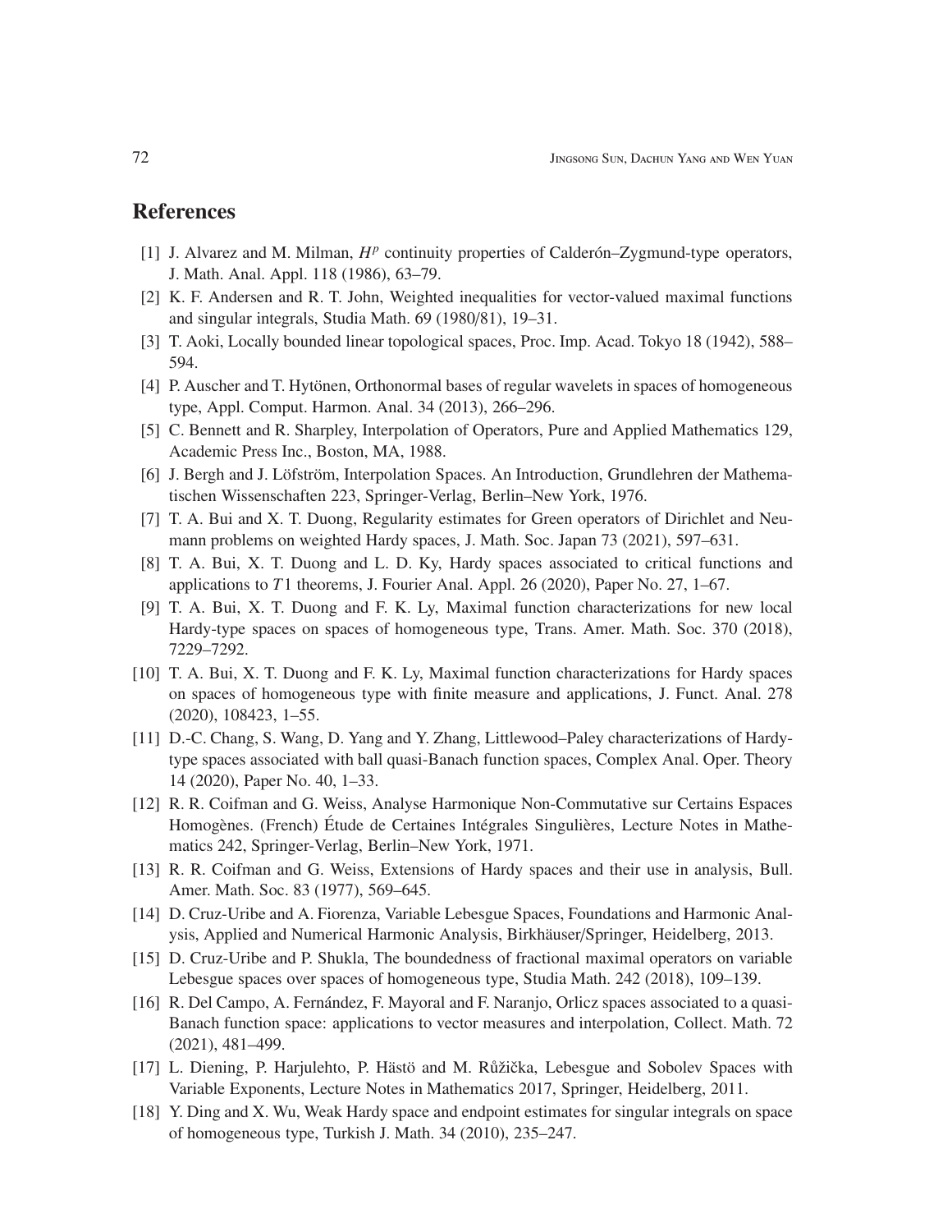## References

[1] J. Alvarez and M. Milman, $H^p$ continuity properties of Calderón–Zygmund-type operators, J. Math. Anal. Appl. 118 (1986), 63–79.

[2] K. F. Andersen and R. T. John, Weighted inequalities for vector-valued maximal functions and singular integrals, Studia Math. 69 (1980/81), 19–31.

[3] T. Aoki, Locally bounded linear topological spaces, Proc. Imp. Acad. Tokyo 18 (1942), 588–594.

[4] P. Auscher and T. Hytönen, Orthonormal bases of regular wavelets in spaces of homogeneous type, Appl. Comput. Harmon. Anal. 34 (2013), 266–296.

[5] C. Bennett and R. Sharpley, Interpolation of Operators, Pure and Applied Mathematics 129, Academic Press Inc., Boston, MA, 1988.

[6] J. Bergh and J. Löfström, Interpolation Spaces. An Introduction, Grundlehren der Mathematischen Wissenschaften 223, Springer-Verlag, Berlin–New York, 1976.

[7] T. A. Bui and X. T. Duong, Regularity estimates for Green operators of Dirichlet and Neumann problems on weighted Hardy spaces, J. Math. Soc. Japan 73 (2021), 597–631.

[8] T. A. Bui, X. T. Duong and L. D. Ky, Hardy spaces associated to critical functions and applications to $T1$ theorems, J. Fourier Anal. Appl. 26 (2020), Paper No. 27, 1–67.

[9] T. A. Bui, X. T. Duong and F. K. Ly, Maximal function characterizations for new local Hardy-type spaces on spaces of homogeneous type, Trans. Amer. Math. Soc. 370 (2018), 7229–7292.

[10] T. A. Bui, X. T. Duong and F. K. Ly, Maximal function characterizations for Hardy spaces on spaces of homogeneous type with finite measure and applications, J. Funct. Anal. 278 (2020), 108423, 1–55.

[11] D.-C. Chang, S. Wang, D. Yang and Y. Zhang, Littlewood–Paley characterizations of Hardy-type spaces associated with ball quasi-Banach function spaces, Complex Anal. Oper. Theory 14 (2020), Paper No. 40, 1–33.

[12] R. R. Coifman and G. Weiss, Analyse Harmonique Non-Commutative sur Certains Espaces Homogènes. (French) Étude de Certaines Intégrales Singulières, Lecture Notes in Mathematics 242, Springer-Verlag, Berlin–New York, 1971.

[13] R. R. Coifman and G. Weiss, Extensions of Hardy spaces and their use in analysis, Bull. Amer. Math. Soc. 83 (1977), 569–645.

[14] D. Cruz-Uribe and A. Fiorenza, Variable Lebesgue Spaces, Foundations and Harmonic Analysis, Applied and Numerical Harmonic Analysis, Birkhäuser/Springer, Heidelberg, 2013.

[15] D. Cruz-Uribe and P. Shukla, The boundedness of fractional maximal operators on variable Lebesgue spaces over spaces of homogeneous type, Studia Math. 242 (2018), 109–139.

[16] R. Del Campo, A. Fernández, F. Mayoral and F. Naranjo, Orlicz spaces associated to a quasi-Banach function space: applications to vector measures and interpolation, Collect. Math. 72 (2021), 481–499.

[17] L. Diening, P. Harjulehto, P. Hästö and M. Růžička, Lebesgue and Sobolev Spaces with Variable Exponents, Lecture Notes in Mathematics 2017, Springer, Heidelberg, 2011.

[18] Y. Ding and X. Wu, Weak Hardy space and endpoint estimates for singular integrals on space of homogeneous type, Turkish J. Math. 34 (2010), 235–247.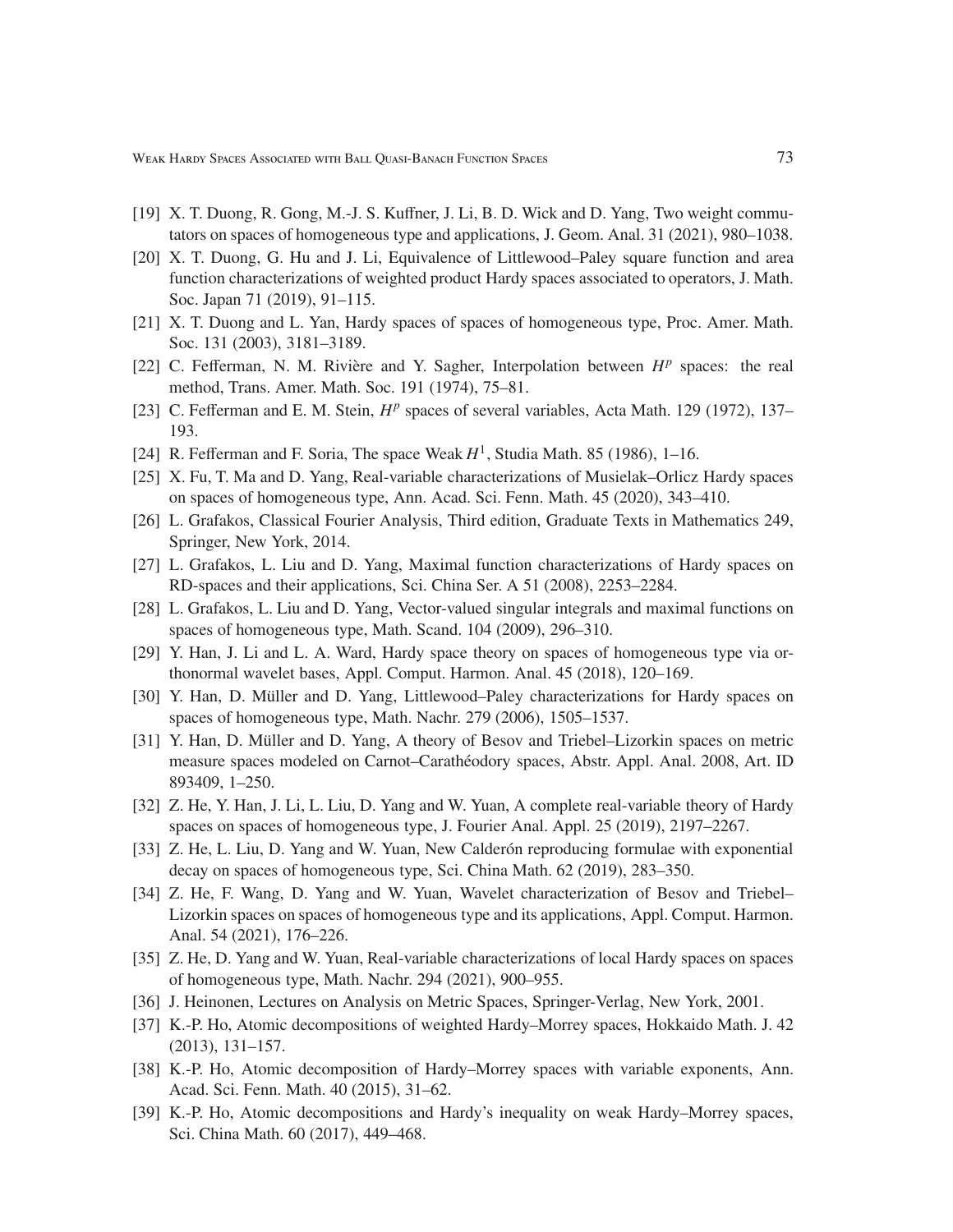[19] X. T. Duong, R. Gong, M.-J. S. Kuffner, J. Li, B. D. Wick and D. Yang, Two weight commutators on spaces of homogeneous type and applications, J. Geom. Anal. 31 (2021), 980–1038.

[20] X. T. Duong, G. Hu and J. Li, Equivalence of Littlewood–Paley square function and area function characterizations of weighted product Hardy spaces associated to operators, J. Math. Soc. Japan 71 (2019), 91–115.

[21] X. T. Duong and L. Yan, Hardy spaces of spaces of homogeneous type, Proc. Amer. Math. Soc. 131 (2003), 3181–3189.

[22] C. Fefferman, N. M. Rivière and Y. Sagher, Interpolation between $H^p$ spaces: the real method, Trans. Amer. Math. Soc. 191 (1974), 75–81.

[23] C. Fefferman and E. M. Stein, $H^p$ spaces of several variables, Acta Math. 129 (1972), 137–193.

[24] R. Fefferman and F. Soria, The space Weak $H^1$, Studia Math. 85 (1986), 1–16.

[25] X. Fu, T. Ma and D. Yang, Real-variable characterizations of Musielak–Orlicz Hardy spaces on spaces of homogeneous type, Ann. Acad. Sci. Fenn. Math. 45 (2020), 343–410.

[26] L. Grafakos, Classical Fourier Analysis, Third edition, Graduate Texts in Mathematics 249, Springer, New York, 2014.

[27] L. Grafakos, L. Liu and D. Yang, Maximal function characterizations of Hardy spaces on RD-spaces and their applications, Sci. China Ser. A 51 (2008), 2253–2284.

[28] L. Grafakos, L. Liu and D. Yang, Vector-valued singular integrals and maximal functions on spaces of homogeneous type, Math. Scand. 104 (2009), 296–310.

[29] Y. Han, J. Li and L. A. Ward, Hardy space theory on spaces of homogeneous type via orthonormal wavelet bases, Appl. Comput. Harmon. Anal. 45 (2018), 120–169.

[30] Y. Han, D. Müller and D. Yang, Littlewood–Paley characterizations for Hardy spaces on spaces of homogeneous type, Math. Nachr. 279 (2006), 1505–1537.

[31] Y. Han, D. Müller and D. Yang, A theory of Besov and Triebel–Lizorkin spaces on metric measure spaces modeled on Carnot–Carathéodory spaces, Abstr. Appl. Anal. 2008, Art. ID 893409, 1–250.

[32] Z. He, Y. Han, J. Li, L. Liu, D. Yang and W. Yuan, A complete real-variable theory of Hardy spaces on spaces of homogeneous type, J. Fourier Anal. Appl. 25 (2019), 2197–2267.

[33] Z. He, L. Liu, D. Yang and W. Yuan, New Calderón reproducing formulae with exponential decay on spaces of homogeneous type, Sci. China Math. 62 (2019), 283–350.

[34] Z. He, F. Wang, D. Yang and W. Yuan, Wavelet characterization of Besov and Triebel–Lizorkin spaces on spaces of homogeneous type and its applications, Appl. Comput. Harmon. Anal. 54 (2021), 176–226.

[35] Z. He, D. Yang and W. Yuan, Real-variable characterizations of local Hardy spaces on spaces of homogeneous type, Math. Nachr. 294 (2021), 900–955.

[36] J. Heinonen, Lectures on Analysis on Metric Spaces, Springer-Verlag, New York, 2001.

[37] K.-P. Ho, Atomic decompositions of weighted Hardy–Morrey spaces, Hokkaido Math. J. 42 (2013), 131–157.

[38] K.-P. Ho, Atomic decomposition of Hardy–Morrey spaces with variable exponents, Ann. Acad. Sci. Fenn. Math. 40 (2015), 31–62.

[39] K.-P. Ho, Atomic decompositions and Hardy's inequality on weak Hardy–Morrey spaces, Sci. China Math. 60 (2017), 449–468.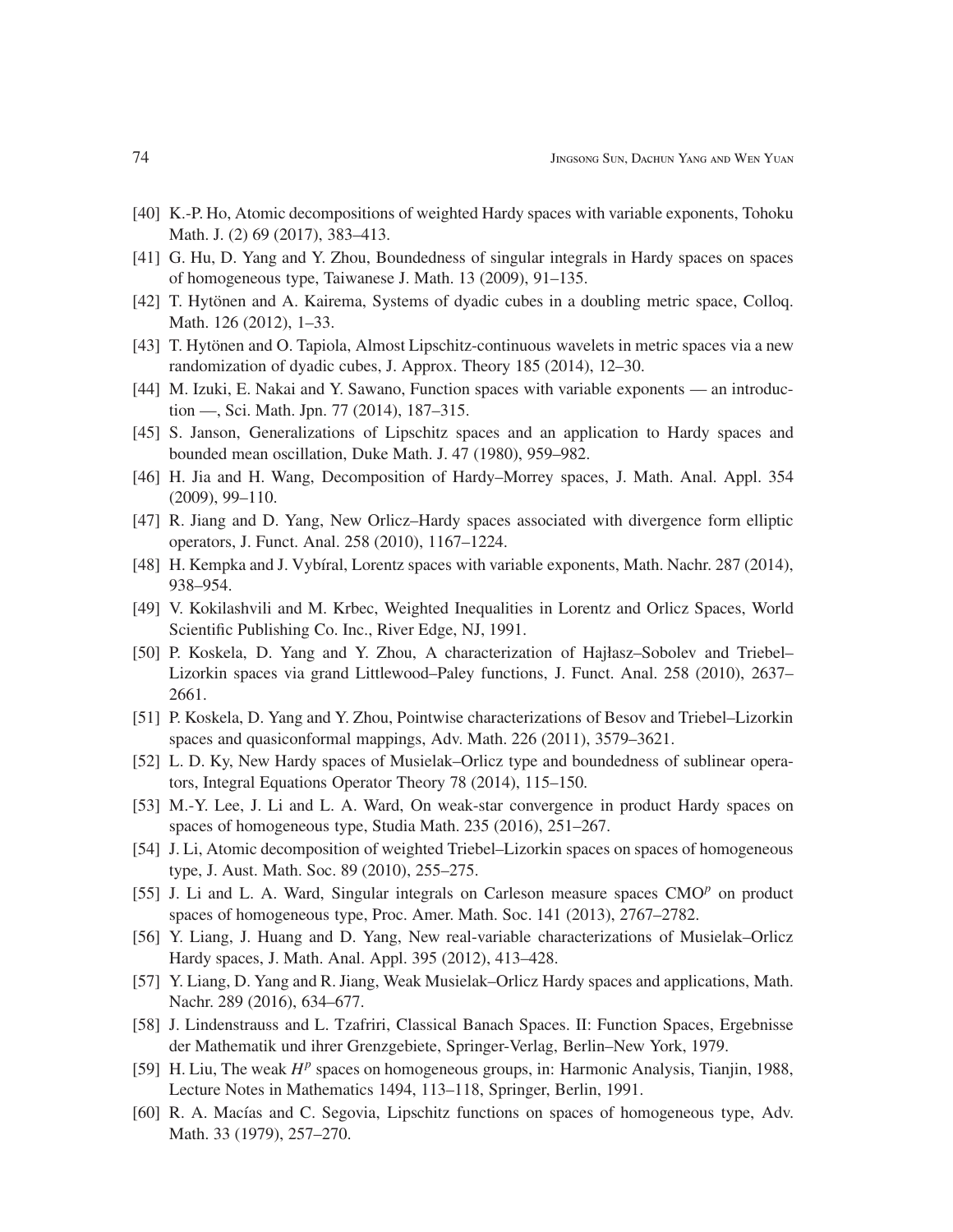[40] K.-P. Ho, Atomic decompositions of weighted Hardy spaces with variable exponents, Tohoku Math. J. (2) 69 (2017), 383–413.

[41] G. Hu, D. Yang and Y. Zhou, Boundedness of singular integrals in Hardy spaces on spaces of homogeneous type, Taiwanese J. Math. 13 (2009), 91–135.

[42] T. Hytönen and A. Kairema, Systems of dyadic cubes in a doubling metric space, Colloq. Math. 126 (2012), 1–33.

[43] T. Hytönen and O. Tapiola, Almost Lipschitz-continuous wavelets in metric spaces via a new randomization of dyadic cubes, J. Approx. Theory 185 (2014), 12–30.

[44] M. Izuki, E. Nakai and Y. Sawano, Function spaces with variable exponents — an introduction —, Sci. Math. Jpn. 77 (2014), 187–315.

[45] S. Janson, Generalizations of Lipschitz spaces and an application to Hardy spaces and bounded mean oscillation, Duke Math. J. 47 (1980), 959–982.

[46] H. Jia and H. Wang, Decomposition of Hardy–Morrey spaces, J. Math. Anal. Appl. 354 (2009), 99–110.

[47] R. Jiang and D. Yang, New Orlicz–Hardy spaces associated with divergence form elliptic operators, J. Funct. Anal. 258 (2010), 1167–1224.

[48] H. Kempka and J. Vybíral, Lorentz spaces with variable exponents, Math. Nachr. 287 (2014), 938–954.

[49] V. Kokilashvili and M. Krbec, Weighted Inequalities in Lorentz and Orlicz Spaces, World Scientific Publishing Co. Inc., River Edge, NJ, 1991.

[50] P. Koskela, D. Yang and Y. Zhou, A characterization of Hajłasz–Sobolev and Triebel–Lizorkin spaces via grand Littlewood–Paley functions, J. Funct. Anal. 258 (2010), 2637–2661.

[51] P. Koskela, D. Yang and Y. Zhou, Pointwise characterizations of Besov and Triebel–Lizorkin spaces and quasiconformal mappings, Adv. Math. 226 (2011), 3579–3621.

[52] L. D. Ky, New Hardy spaces of Musielak–Orlicz type and boundedness of sublinear operators, Integral Equations Operator Theory 78 (2014), 115–150.

[53] M.-Y. Lee, J. Li and L. A. Ward, On weak-star convergence in product Hardy spaces on spaces of homogeneous type, Studia Math. 235 (2016), 251–267.

[54] J. Li, Atomic decomposition of weighted Triebel–Lizorkin spaces on spaces of homogeneous type, J. Aust. Math. Soc. 89 (2010), 255–275.

[55] J. Li and L. A. Ward, Singular integrals on Carleson measure spaces $\mathrm{CMO}^p$ on product spaces of homogeneous type, Proc. Amer. Math. Soc. 141 (2013), 2767–2782.

[56] Y. Liang, J. Huang and D. Yang, New real-variable characterizations of Musielak–Orlicz Hardy spaces, J. Math. Anal. Appl. 395 (2012), 413–428.

[57] Y. Liang, D. Yang and R. Jiang, Weak Musielak–Orlicz Hardy spaces and applications, Math. Nachr. 289 (2016), 634–677.

[58] J. Lindenstrauss and L. Tzafriri, Classical Banach Spaces. II: Function Spaces, Ergebnisse der Mathematik und ihrer Grenzgebiete, Springer-Verlag, Berlin–New York, 1979.

[59] H. Liu, The weak $H^p$ spaces on homogeneous groups, in: Harmonic Analysis, Tianjin, 1988, Lecture Notes in Mathematics 1494, 113–118, Springer, Berlin, 1991.

[60] R. A. Macías and C. Segovia, Lipschitz functions on spaces of homogeneous type, Adv. Math. 33 (1979), 257–270.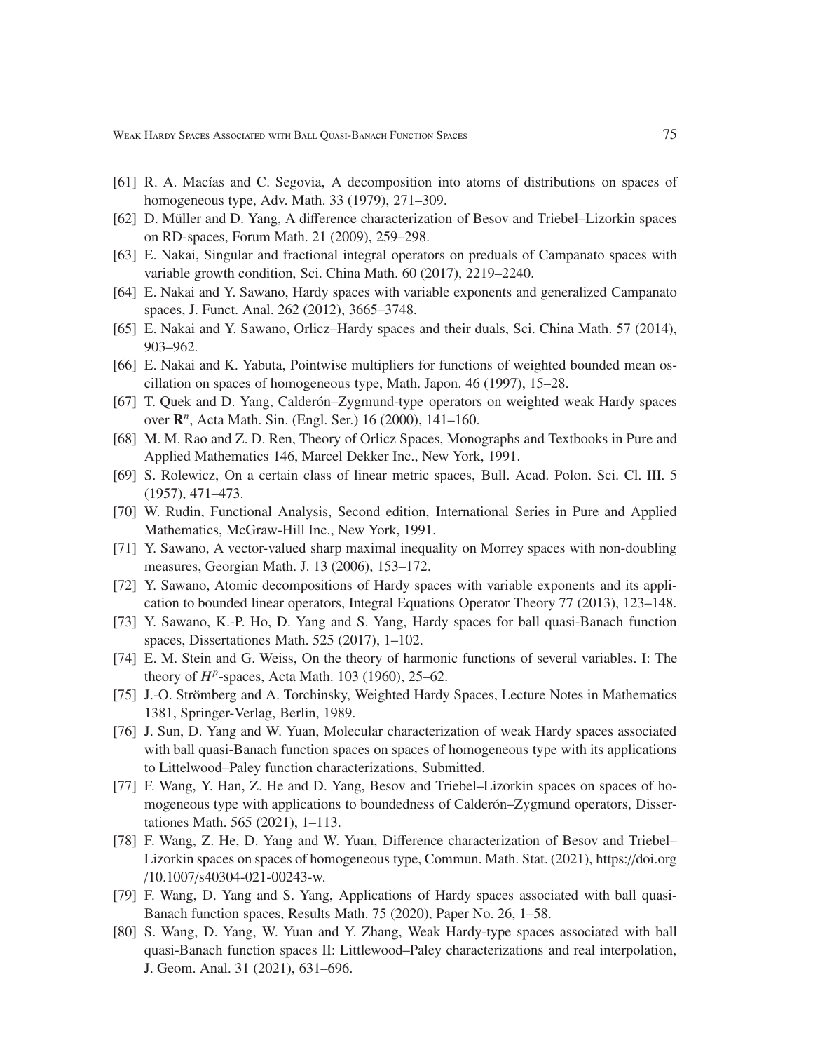- [61] R. A. Macías and C. Segovia, A decomposition into atoms of distributions on spaces of homogeneous type, Adv. Math. 33 (1979), 271–309.
- [62] D. Müller and D. Yang, A difference characterization of Besov and Triebel–Lizorkin spaces on RD-spaces, Forum Math. 21 (2009), 259–298.
- [63] E. Nakai, Singular and fractional integral operators on preduals of Campanato spaces with variable growth condition, Sci. China Math. 60 (2017), 2219–2240.
- [64] E. Nakai and Y. Sawano, Hardy spaces with variable exponents and generalized Campanato spaces, J. Funct. Anal. 262 (2012), 3665–3748.
- [65] E. Nakai and Y. Sawano, Orlicz–Hardy spaces and their duals, Sci. China Math. 57 (2014), 903–962.
- [66] E. Nakai and K. Yabuta, Pointwise multipliers for functions of weighted bounded mean oscillation on spaces of homogeneous type, Math. Japon. 46 (1997), 15–28.
- [67] T. Quek and D. Yang, Calderón–Zygmund-type operators on weighted weak Hardy spaces over $\mathbf{R}^n$, Acta Math. Sin. (Engl. Ser.) 16 (2000), 141–160.
- [68] M. M. Rao and Z. D. Ren, Theory of Orlicz Spaces, Monographs and Textbooks in Pure and Applied Mathematics 146, Marcel Dekker Inc., New York, 1991.
- [69] S. Rolewicz, On a certain class of linear metric spaces, Bull. Acad. Polon. Sci. Cl. III. 5 (1957), 471–473.
- [70] W. Rudin, Functional Analysis, Second edition, International Series in Pure and Applied Mathematics, McGraw-Hill Inc., New York, 1991.
- [71] Y. Sawano, A vector-valued sharp maximal inequality on Morrey spaces with non-doubling measures, Georgian Math. J. 13 (2006), 153–172.
- [72] Y. Sawano, Atomic decompositions of Hardy spaces with variable exponents and its application to bounded linear operators, Integral Equations Operator Theory 77 (2013), 123–148.
- [73] Y. Sawano, K.-P. Ho, D. Yang and S. Yang, Hardy spaces for ball quasi-Banach function spaces, Dissertationes Math. 525 (2017), 1–102.
- [74] E. M. Stein and G. Weiss, On the theory of harmonic functions of several variables. I: The theory of $H^p$-spaces, Acta Math. 103 (1960), 25–62.
- [75] J.-O. Strömberg and A. Torchinsky, Weighted Hardy Spaces, Lecture Notes in Mathematics 1381, Springer-Verlag, Berlin, 1989.
- [76] J. Sun, D. Yang and W. Yuan, Molecular characterization of weak Hardy spaces associated with ball quasi-Banach function spaces on spaces of homogeneous type with its applications to Littelwood–Paley function characterizations, Submitted.
- [77] F. Wang, Y. Han, Z. He and D. Yang, Besov and Triebel–Lizorkin spaces on spaces of homogeneous type with applications to boundedness of Calderón–Zygmund operators, Dissertationes Math. 565 (2021), 1–113.
- [78] F. Wang, Z. He, D. Yang and W. Yuan, Difference characterization of Besov and Triebel–Lizorkin spaces on spaces of homogeneous type, Commun. Math. Stat. (2021), https://doi.org/10.1007/s40304-021-00243-w.
- [79] F. Wang, D. Yang and S. Yang, Applications of Hardy spaces associated with ball quasi-Banach function spaces, Results Math. 75 (2020), Paper No. 26, 1–58.
- [80] S. Wang, D. Yang, W. Yuan and Y. Zhang, Weak Hardy-type spaces associated with ball quasi-Banach function spaces II: Littlewood–Paley characterizations and real interpolation, J. Geom. Anal. 31 (2021), 631–696.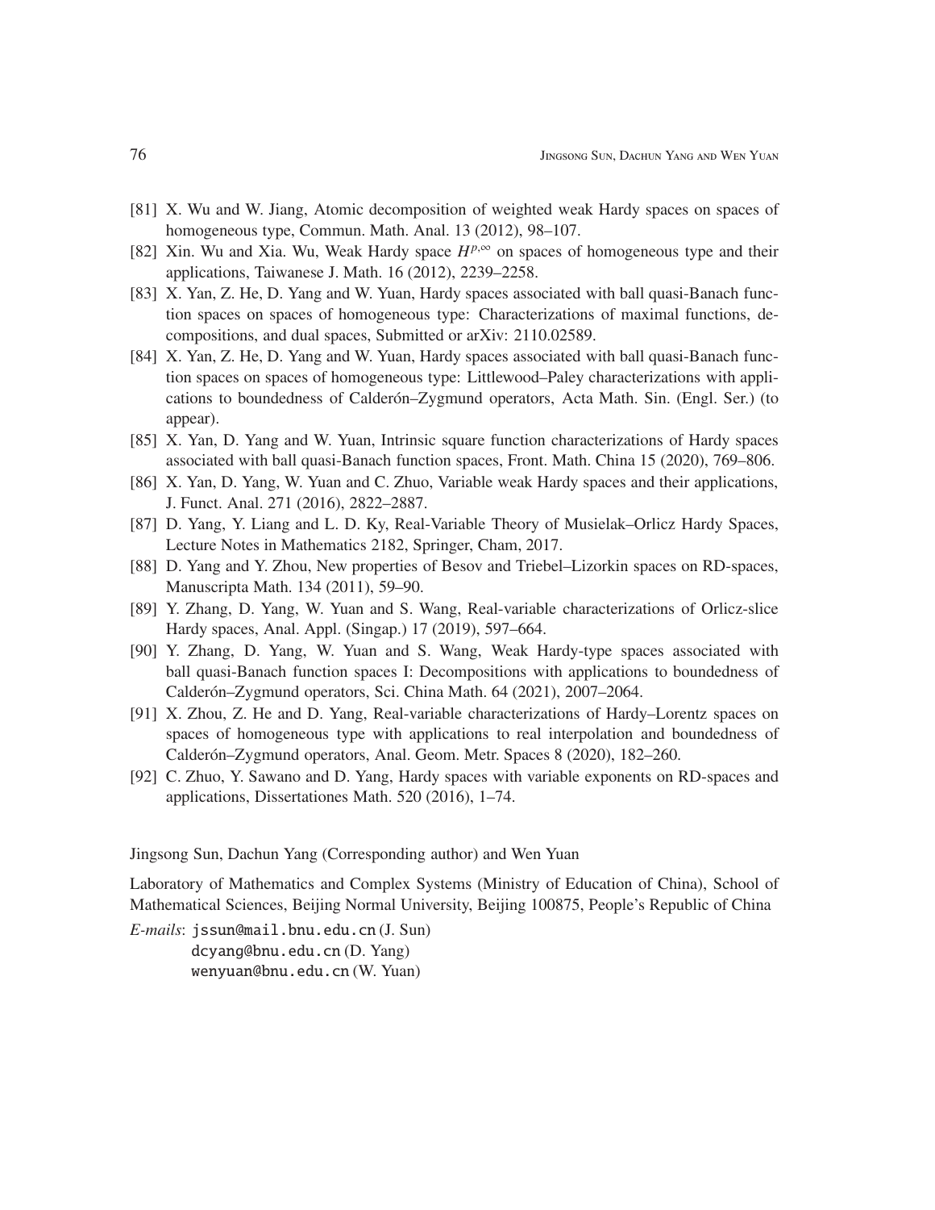[81] X. Wu and W. Jiang, Atomic decomposition of weighted weak Hardy spaces on spaces of homogeneous type, Commun. Math. Anal. 13 (2012), 98–107.

[82] Xin. Wu and Xia. Wu, Weak Hardy space $H^{p,\infty}$ on spaces of homogeneous type and their applications, Taiwanese J. Math. 16 (2012), 2239–2258.

[83] X. Yan, Z. He, D. Yang and W. Yuan, Hardy spaces associated with ball quasi-Banach function spaces on spaces of homogeneous type: Characterizations of maximal functions, decompositions, and dual spaces, Submitted or arXiv: 2110.02589.

[84] X. Yan, Z. He, D. Yang and W. Yuan, Hardy spaces associated with ball quasi-Banach function spaces on spaces of homogeneous type: Littlewood–Paley characterizations with applications to boundedness of Calderón–Zygmund operators, Acta Math. Sin. (Engl. Ser.) (to appear).

[85] X. Yan, D. Yang and W. Yuan, Intrinsic square function characterizations of Hardy spaces associated with ball quasi-Banach function spaces, Front. Math. China 15 (2020), 769–806.

[86] X. Yan, D. Yang, W. Yuan and C. Zhuo, Variable weak Hardy spaces and their applications, J. Funct. Anal. 271 (2016), 2822–2887.

[87] D. Yang, Y. Liang and L. D. Ky, Real-Variable Theory of Musielak–Orlicz Hardy Spaces, Lecture Notes in Mathematics 2182, Springer, Cham, 2017.

[88] D. Yang and Y. Zhou, New properties of Besov and Triebel–Lizorkin spaces on RD-spaces, Manuscripta Math. 134 (2011), 59–90.

[89] Y. Zhang, D. Yang, W. Yuan and S. Wang, Real-variable characterizations of Orlicz-slice Hardy spaces, Anal. Appl. (Singap.) 17 (2019), 597–664.

[90] Y. Zhang, D. Yang, W. Yuan and S. Wang, Weak Hardy-type spaces associated with ball quasi-Banach function spaces I: Decompositions with applications to boundedness of Calderón–Zygmund operators, Sci. China Math. 64 (2021), 2007–2064.

[91] X. Zhou, Z. He and D. Yang, Real-variable characterizations of Hardy–Lorentz spaces on spaces of homogeneous type with applications to real interpolation and boundedness of Calderón–Zygmund operators, Anal. Geom. Metr. Spaces 8 (2020), 182–260.

[92] C. Zhuo, Y. Sawano and D. Yang, Hardy spaces with variable exponents on RD-spaces and applications, Dissertationes Math. 520 (2016), 1–74.

Jingsong Sun, Dachun Yang (Corresponding author) and Wen Yuan

Laboratory of Mathematics and Complex Systems (Ministry of Education of China), School of Mathematical Sciences, Beijing Normal University, Beijing 100875, People's Republic of China

*E-mails*: jssun@mail.bnu.edu.cn (J. Sun)
dcyang@bnu.edu.cn (D. Yang)
wenyuan@bnu.edu.cn (W. Yuan)